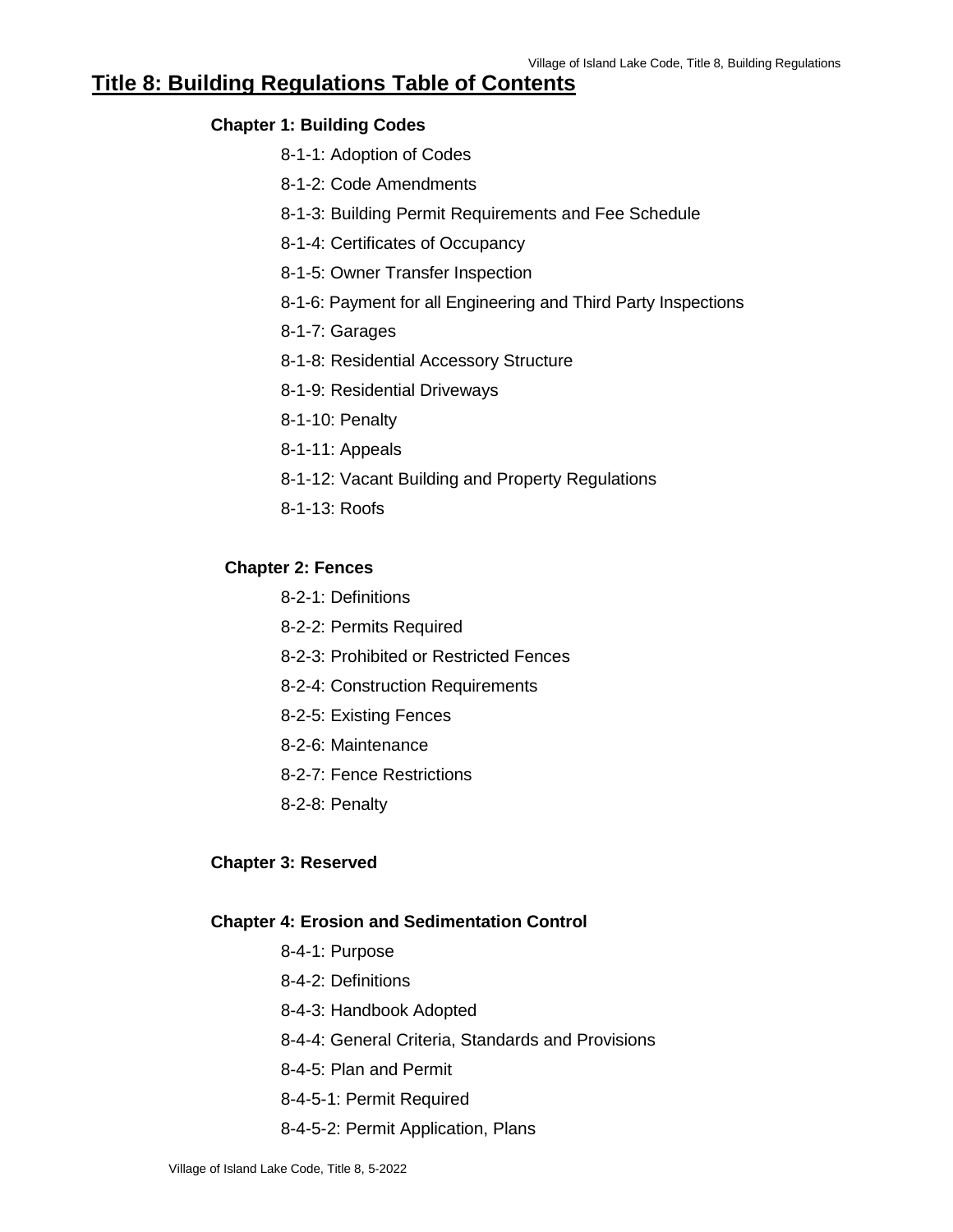# Title 8: Building Regulations Table of Contents

**Chapter 1: Building Codes**

- 8-1-1: Adoption of Codes
- 8-1-2: Code Amendments
- 8-1-3: Building Permit Requirements and Fee Schedule
- 8-1-4: Certificates of Occupancy
- 8-1-5: Owner Transfer Inspection
- 8-1-6: Payment for all Engineering and Third Party Inspections
- 8-1-7: Garages
- 8-1-8: Residential Accessory Structure
- 8-1-9: Residential Driveways
- 8-1-10: Penalty
- 8-1-11: Appeals
- 8-1-12: Vacant Building and Property Regulations
- 8-1-13: Roofs

**Chapter 2: Fences**

- 8-2-1: Definitions
- 8-2-2: Permits Required
- 8-2-3: Prohibited or Restricted Fences
- 8-2-4: Construction Requirements
- 8-2-5: Existing Fences
- 8-2-6: Maintenance
- 8-2-7: Fence Restrictions
- 8-2-8: Penalty

**Chapter 3: Reserved**

**Chapter 4: Erosion and Sedimentation Control**

- 8-4-1: Purpose
- 8-4-2: Definitions
- 8-4-3: Handbook Adopted
- 8-4-4: General Criteria, Standards and Provisions
- 8-4-5: Plan and Permit
- 8-4-5-1: Permit Required
- 8-4-5-2: Permit Application, Plans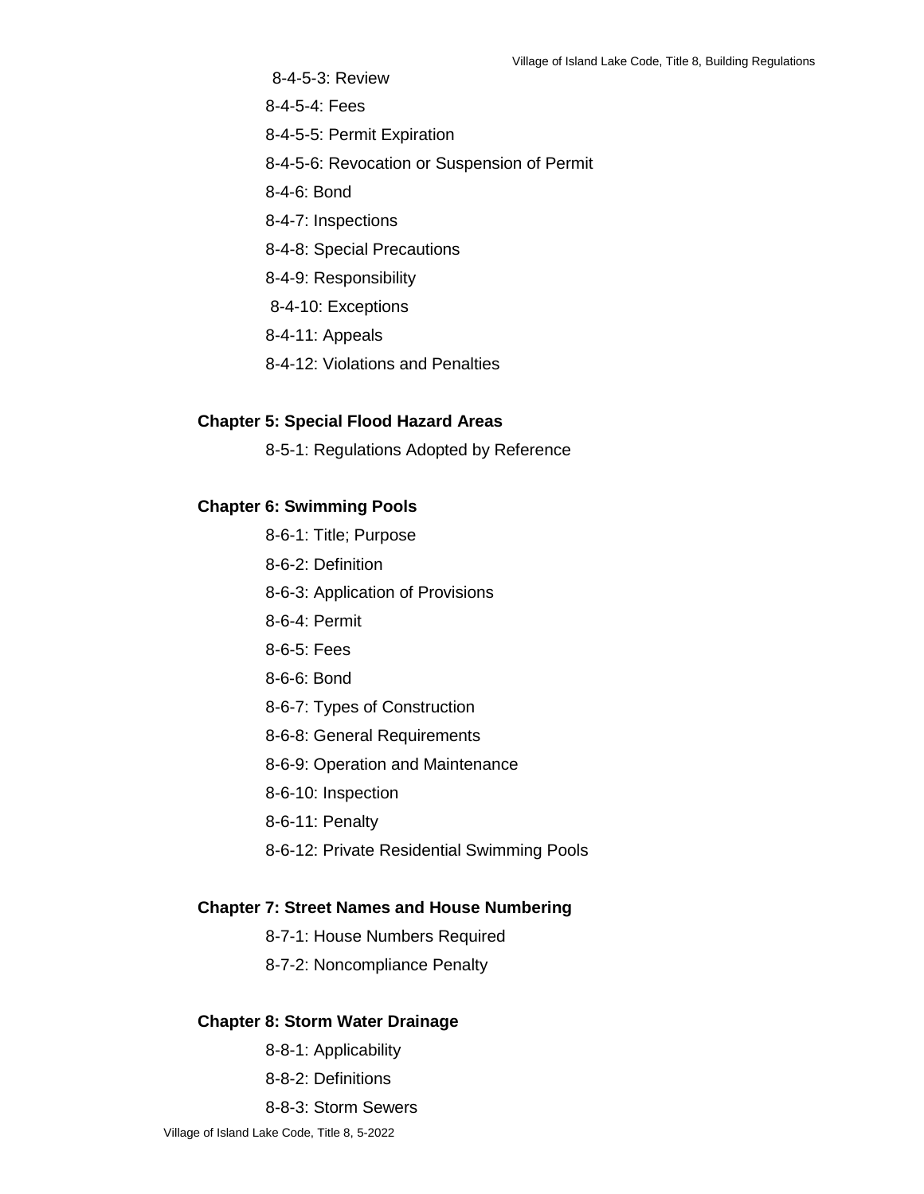8-4-5-3: Review

8-4-5-4: Fees

8-4-5-5: Permit Expiration

8-4-5-6: Revocation or Suspension of Permit

8-4-6: Bond

8-4-7: Inspections

8-4-8: Special Precautions

8-4-9: Responsibility

8-4-10: Exceptions

8-4-11: Appeals

8-4-12: Violations and Penalties

**Chapter 5: Special Flood Hazard Areas**

8-5-1: Regulations Adopted by Reference

**Chapter 6: Swimming Pools**

8-6-1: Title; Purpose

8-6-2: Definition

8-6-3: Application of Provisions

8-6-4: Permit

8-6-5: Fees

8-6-6: Bond

8-6-7: Types of Construction

8-6-8: General Requirements

8-6-9: Operation and Maintenance

8-6-10: Inspection

8-6-11: Penalty

8-6-12: Private Residential Swimming Pools

**Chapter 7: Street Names and House Numbering**

8-7-1: House Numbers Required

8-7-2: Noncompliance Penalty

**Chapter 8: Storm Water Drainage**

8-8-1: Applicability

8-8-2: Definitions

8-8-3: Storm Sewers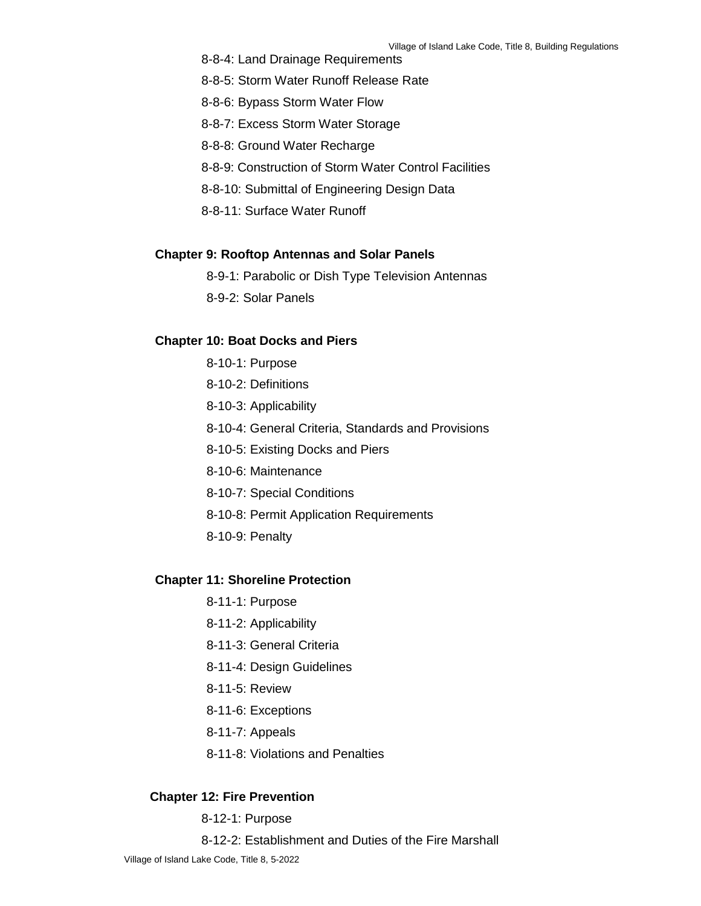8-8-4: Land Drainage Requirements

8-8-5: Storm Water Runoff Release Rate

8-8-6: Bypass Storm Water Flow

8-8-7: Excess Storm Water Storage

8-8-8: Ground Water Recharge

8-8-9: Construction of Storm Water Control Facilities

8-8-10: Submittal of Engineering Design Data

8-8-11: Surface Water Runoff

**Chapter 9: Rooftop Antennas and Solar Panels**

8-9-1: Parabolic or Dish Type Television Antennas

8-9-2: Solar Panels

**Chapter 10: Boat Docks and Piers**

8-10-1: Purpose

8-10-2: Definitions

8-10-3: Applicability

8-10-4: General Criteria, Standards and Provisions

8-10-5: Existing Docks and Piers

8-10-6: Maintenance

8-10-7: Special Conditions

8-10-8: Permit Application Requirements

8-10-9: Penalty

**Chapter 11: Shoreline Protection**

8-11-1: Purpose

8-11-2: Applicability

8-11-3: General Criteria

8-11-4: Design Guidelines

8-11-5: Review

8-11-6: Exceptions

8-11-7: Appeals

8-11-8: Violations and Penalties

**Chapter 12: Fire Prevention**

8-12-1: Purpose

8-12-2: Establishment and Duties of the Fire Marshall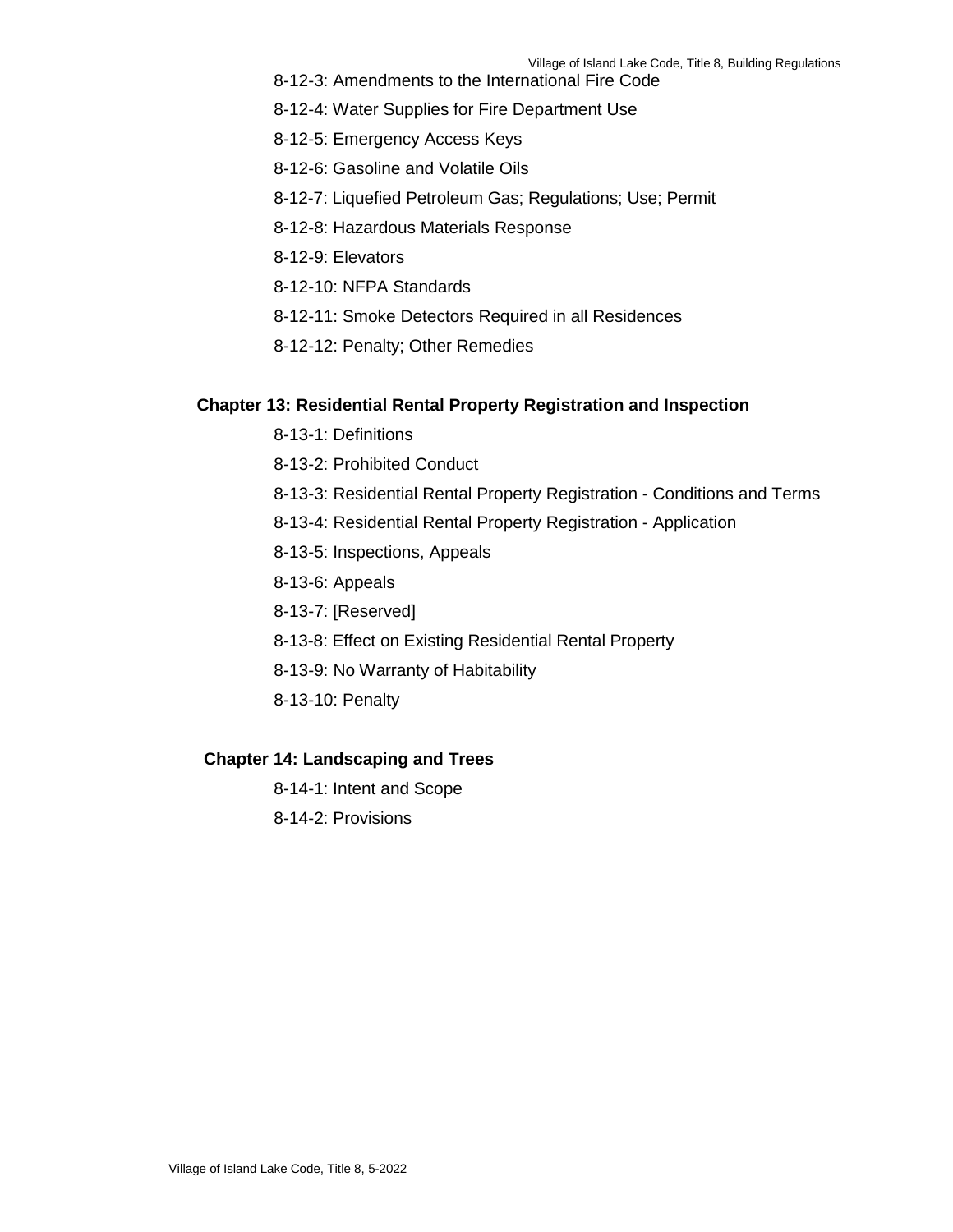8-12-3: Amendments to the International Fire Code

8-12-4: Water Supplies for Fire Department Use

8-12-5: Emergency Access Keys

8-12-6: Gasoline and Volatile Oils

8-12-7: Liquefied Petroleum Gas; Regulations; Use; Permit

8-12-8: Hazardous Materials Response

8-12-9: Elevators

8-12-10: NFPA Standards

8-12-11: Smoke Detectors Required in all Residences

8-12-12: Penalty; Other Remedies

**Chapter 13: Residential Rental Property Registration and Inspection**

8-13-1: Definitions

8-13-2: Prohibited Conduct

8-13-3: Residential Rental Property Registration - Conditions and Terms

8-13-4: Residential Rental Property Registration - Application

8-13-5: Inspections, Appeals

8-13-6: Appeals

8-13-7: [Reserved]

8-13-8: Effect on Existing Residential Rental Property

8-13-9: No Warranty of Habitability

8-13-10: Penalty

**Chapter 14: Landscaping and Trees**

8-14-1: Intent and Scope

8-14-2: Provisions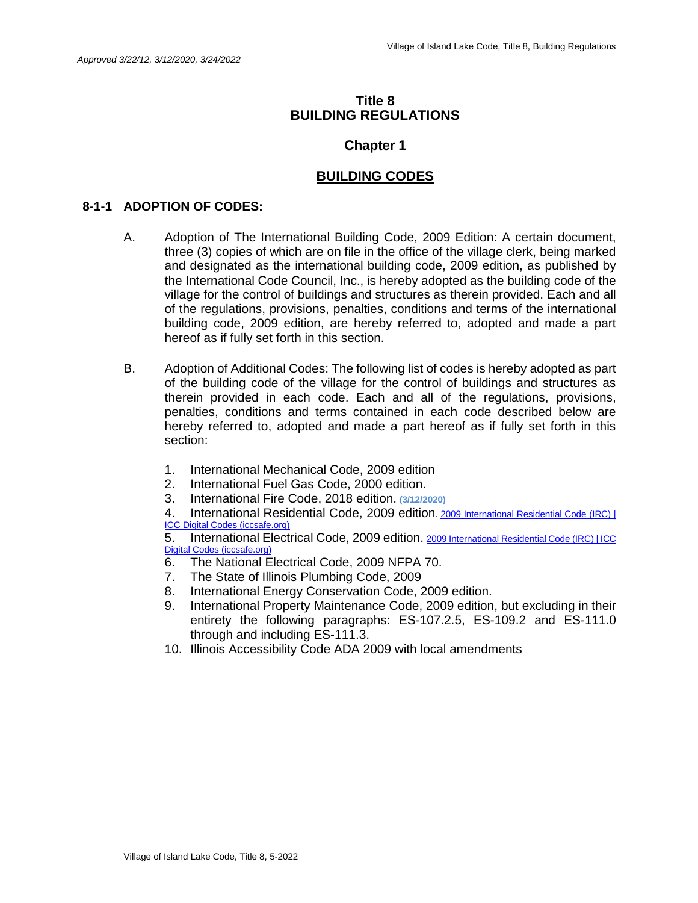*Approved 3/22/12, 3/12/2020, 3/24/2022*

# Title 8
# BUILDING REGULATIONS

## Chapter 1

## BUILDING CODES

### 8-1-1 ADOPTION OF CODES:

A. Adoption of The International Building Code, 2009 Edition: A certain document, three (3) copies of which are on file in the office of the village clerk, being marked and designated as the international building code, 2009 edition, as published by the International Code Council, Inc., is hereby adopted as the building code of the village for the control of buildings and structures as therein provided. Each and all of the regulations, provisions, penalties, conditions and terms of the international building code, 2009 edition, are hereby referred to, adopted and made a part hereof as if fully set forth in this section.

B. Adoption of Additional Codes: The following list of codes is hereby adopted as part of the building code of the village for the control of buildings and structures as therein provided in each code. Each and all of the regulations, provisions, penalties, conditions and terms contained in each code described below are hereby referred to, adopted and made a part hereof as if fully set forth in this section:

1. International Mechanical Code, 2009 edition
2. International Fuel Gas Code, 2000 edition.
3. International Fire Code, 2018 edition. **(3/12/2020)**
4. International Residential Code, 2009 edition. [2009 International Residential Code (IRC) | ICC Digital Codes (iccsafe.org)]
5. International Electrical Code, 2009 edition. [2009 International Residential Code (IRC) | ICC Digital Codes (iccsafe.org)]
6. The National Electrical Code, 2009 NFPA 70.
7. The State of Illinois Plumbing Code, 2009
8. International Energy Conservation Code, 2009 edition.
9. International Property Maintenance Code, 2009 edition, but excluding in their entirety the following paragraphs: ES-107.2.5, ES-109.2 and ES-111.0 through and including ES-111.3.
10. Illinois Accessibility Code ADA 2009 with local amendments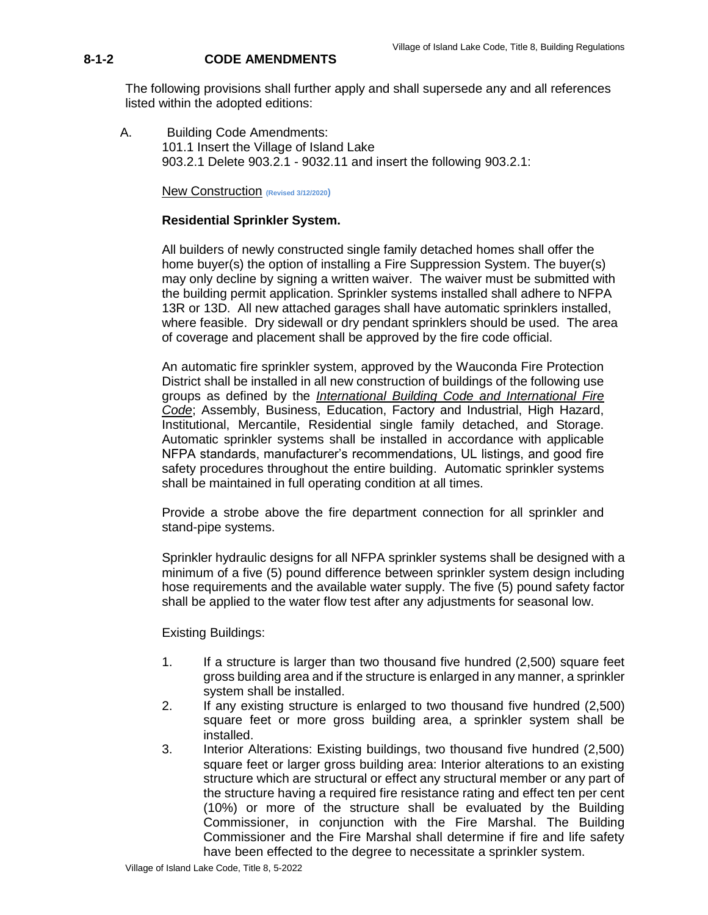## 8-1-2 CODE AMENDMENTS

The following provisions shall further apply and shall supersede any and all references listed within the adopted editions:

A. Building Code Amendments:
101.1 Insert the Village of Island Lake
903.2.1 Delete 903.2.1 - 9032.11 and insert the following 903.2.1:

New Construction (Revised 3/12/2020)

**Residential Sprinkler System.**

All builders of newly constructed single family detached homes shall offer the home buyer(s) the option of installing a Fire Suppression System. The buyer(s) may only decline by signing a written waiver. The waiver must be submitted with the building permit application. Sprinkler systems installed shall adhere to NFPA 13R or 13D. All new attached garages shall have automatic sprinklers installed, where feasible. Dry sidewall or dry pendant sprinklers should be used. The area of coverage and placement shall be approved by the fire code official.

An automatic fire sprinkler system, approved by the Wauconda Fire Protection District shall be installed in all new construction of buildings of the following use groups as defined by the *International Building Code and International Fire Code*; Assembly, Business, Education, Factory and Industrial, High Hazard, Institutional, Mercantile, Residential single family detached, and Storage. Automatic sprinkler systems shall be installed in accordance with applicable NFPA standards, manufacturer's recommendations, UL listings, and good fire safety procedures throughout the entire building. Automatic sprinkler systems shall be maintained in full operating condition at all times.

Provide a strobe above the fire department connection for all sprinkler and stand-pipe systems.

Sprinkler hydraulic designs for all NFPA sprinkler systems shall be designed with a minimum of a five (5) pound difference between sprinkler system design including hose requirements and the available water supply. The five (5) pound safety factor shall be applied to the water flow test after any adjustments for seasonal low.

Existing Buildings:

1. If a structure is larger than two thousand five hundred (2,500) square feet gross building area and if the structure is enlarged in any manner, a sprinkler system shall be installed.
2. If any existing structure is enlarged to two thousand five hundred (2,500) square feet or more gross building area, a sprinkler system shall be installed.
3. Interior Alterations: Existing buildings, two thousand five hundred (2,500) square feet or larger gross building area: Interior alterations to an existing structure which are structural or effect any structural member or any part of the structure having a required fire resistance rating and effect ten per cent (10%) or more of the structure shall be evaluated by the Building Commissioner, in conjunction with the Fire Marshal. The Building Commissioner and the Fire Marshal shall determine if fire and life safety have been effected to the degree to necessitate a sprinkler system.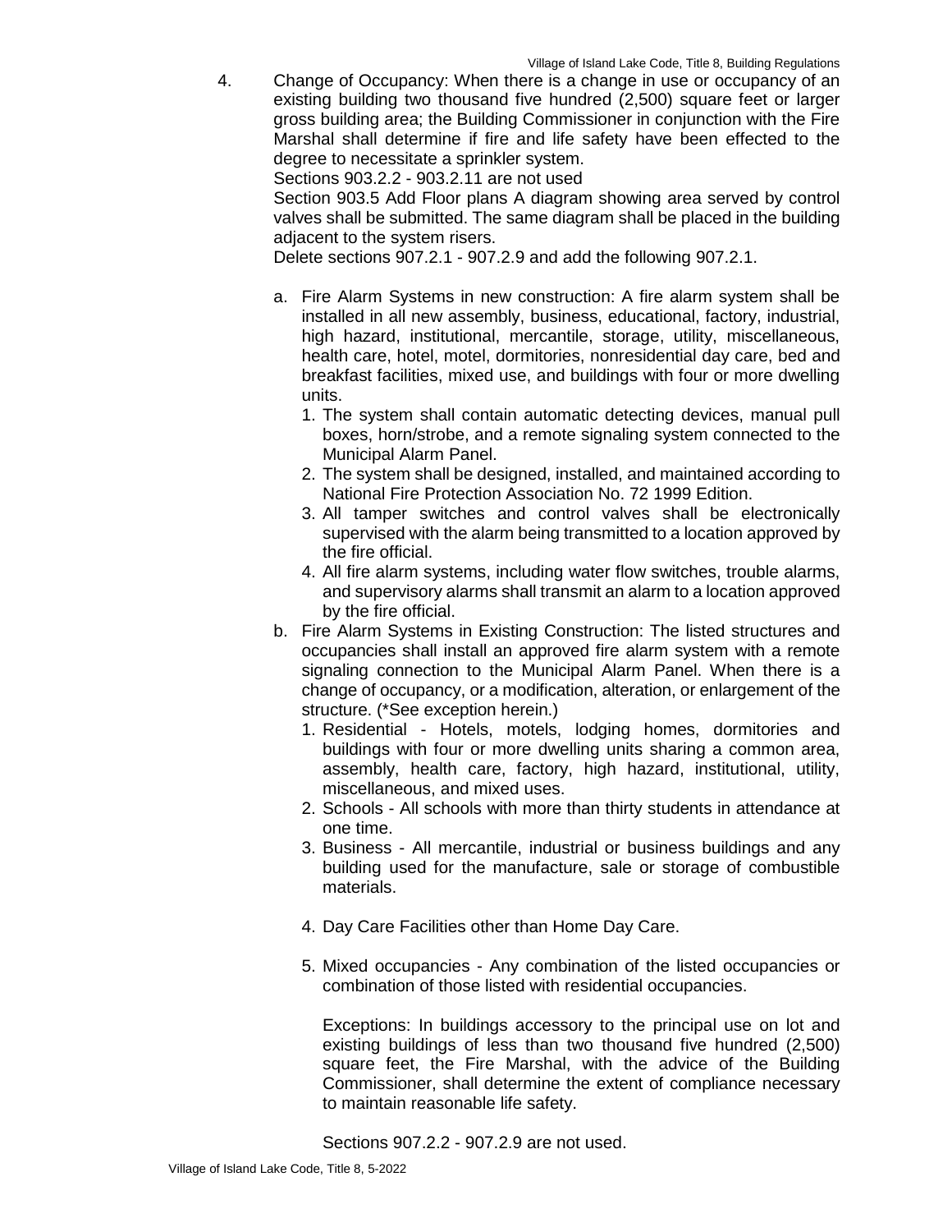4. Change of Occupancy: When there is a change in use or occupancy of an existing building two thousand five hundred (2,500) square feet or larger gross building area; the Building Commissioner in conjunction with the Fire Marshal shall determine if fire and life safety have been effected to the degree to necessitate a sprinkler system.

   Sections 903.2.2 - 903.2.11 are not used

   Section 903.5 Add Floor plans A diagram showing area served by control valves shall be submitted. The same diagram shall be placed in the building adjacent to the system risers.

   Delete sections 907.2.1 - 907.2.9 and add the following 907.2.1.

   a. Fire Alarm Systems in new construction: A fire alarm system shall be installed in all new assembly, business, educational, factory, industrial, high hazard, institutional, mercantile, storage, utility, miscellaneous, health care, hotel, motel, dormitories, nonresidential day care, bed and breakfast facilities, mixed use, and buildings with four or more dwelling units.
      1. The system shall contain automatic detecting devices, manual pull boxes, horn/strobe, and a remote signaling system connected to the Municipal Alarm Panel.
      2. The system shall be designed, installed, and maintained according to National Fire Protection Association No. 72 1999 Edition.
      3. All tamper switches and control valves shall be electronically supervised with the alarm being transmitted to a location approved by the fire official.
      4. All fire alarm systems, including water flow switches, trouble alarms, and supervisory alarms shall transmit an alarm to a location approved by the fire official.
   b. Fire Alarm Systems in Existing Construction: The listed structures and occupancies shall install an approved fire alarm system with a remote signaling connection to the Municipal Alarm Panel. When there is a change of occupancy, or a modification, alteration, or enlargement of the structure. (*See exception herein.)
      1. Residential - Hotels, motels, lodging homes, dormitories and buildings with four or more dwelling units sharing a common area, assembly, health care, factory, high hazard, institutional, utility, miscellaneous, and mixed uses.
      2. Schools - All schools with more than thirty students in attendance at one time.
      3. Business - All mercantile, industrial or business buildings and any building used for the manufacture, sale or storage of combustible materials.
      4. Day Care Facilities other than Home Day Care.
      5. Mixed occupancies - Any combination of the listed occupancies or combination of those listed with residential occupancies.

      Exceptions: In buildings accessory to the principal use on lot and existing buildings of less than two thousand five hundred (2,500) square feet, the Fire Marshal, with the advice of the Building Commissioner, shall determine the extent of compliance necessary to maintain reasonable life safety.

      Sections 907.2.2 - 907.2.9 are not used.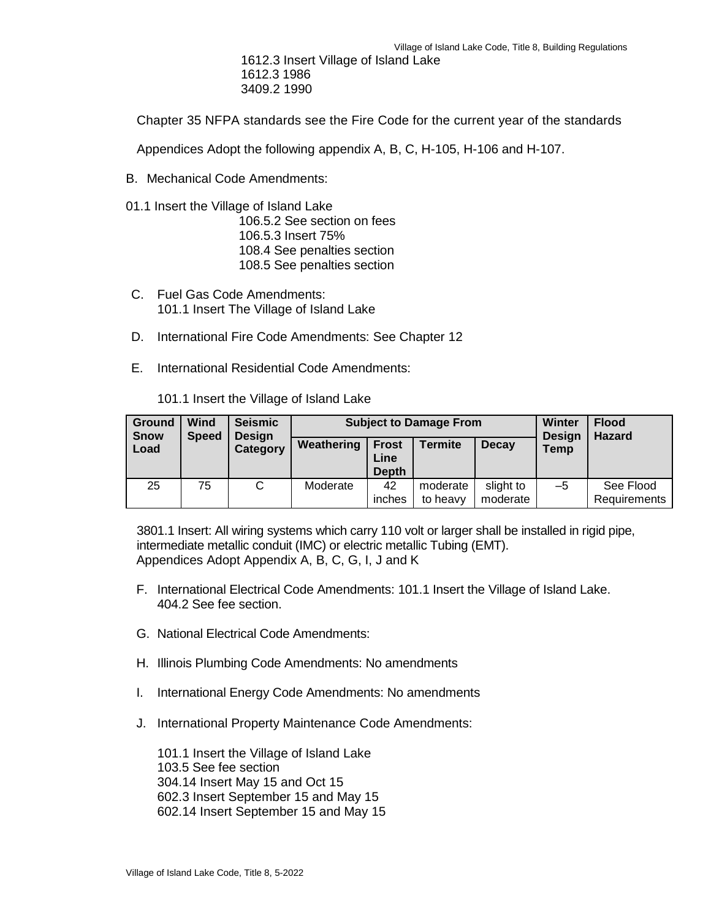1612.3 Insert Village of Island Lake
1612.3 1986
3409.2 1990

Chapter 35 NFPA standards see the Fire Code for the current year of the standards

Appendices Adopt the following appendix A, B, C, H-105, H-106 and H-107.

B. Mechanical Code Amendments:

01.1 Insert the Village of Island Lake
106.5.2 See section on fees
106.5.3 Insert 75%
108.4 See penalties section
108.5 See penalties section

C. Fuel Gas Code Amendments:
101.1 Insert The Village of Island Lake

D. International Fire Code Amendments: See Chapter 12

E. International Residential Code Amendments:

101.1 Insert the Village of Island Lake

| Ground Snow Load | Wind Speed | Seismic Design Category | Subject to Damage From | | | | Winter Design Temp | Flood Hazard |
|---|---|---|---|---|---|---|---|---|
| | | | Weathering | Frost Line Depth | Termite | Decay | | |
| 25 | 75 | C | Moderate | 42 inches | moderate to heavy | slight to moderate | –5 | See Flood Requirements |

3801.1 Insert: All wiring systems which carry 110 volt or larger shall be installed in rigid pipe, intermediate metallic conduit (IMC) or electric metallic Tubing (EMT).
Appendices Adopt Appendix A, B, C, G, I, J and K

F. International Electrical Code Amendments: 101.1 Insert the Village of Island Lake.
404.2 See fee section.

G. National Electrical Code Amendments:

H. Illinois Plumbing Code Amendments: No amendments

I. International Energy Code Amendments: No amendments

J. International Property Maintenance Code Amendments:

101.1 Insert the Village of Island Lake
103.5 See fee section
304.14 Insert May 15 and Oct 15
602.3 Insert September 15 and May 15
602.14 Insert September 15 and May 15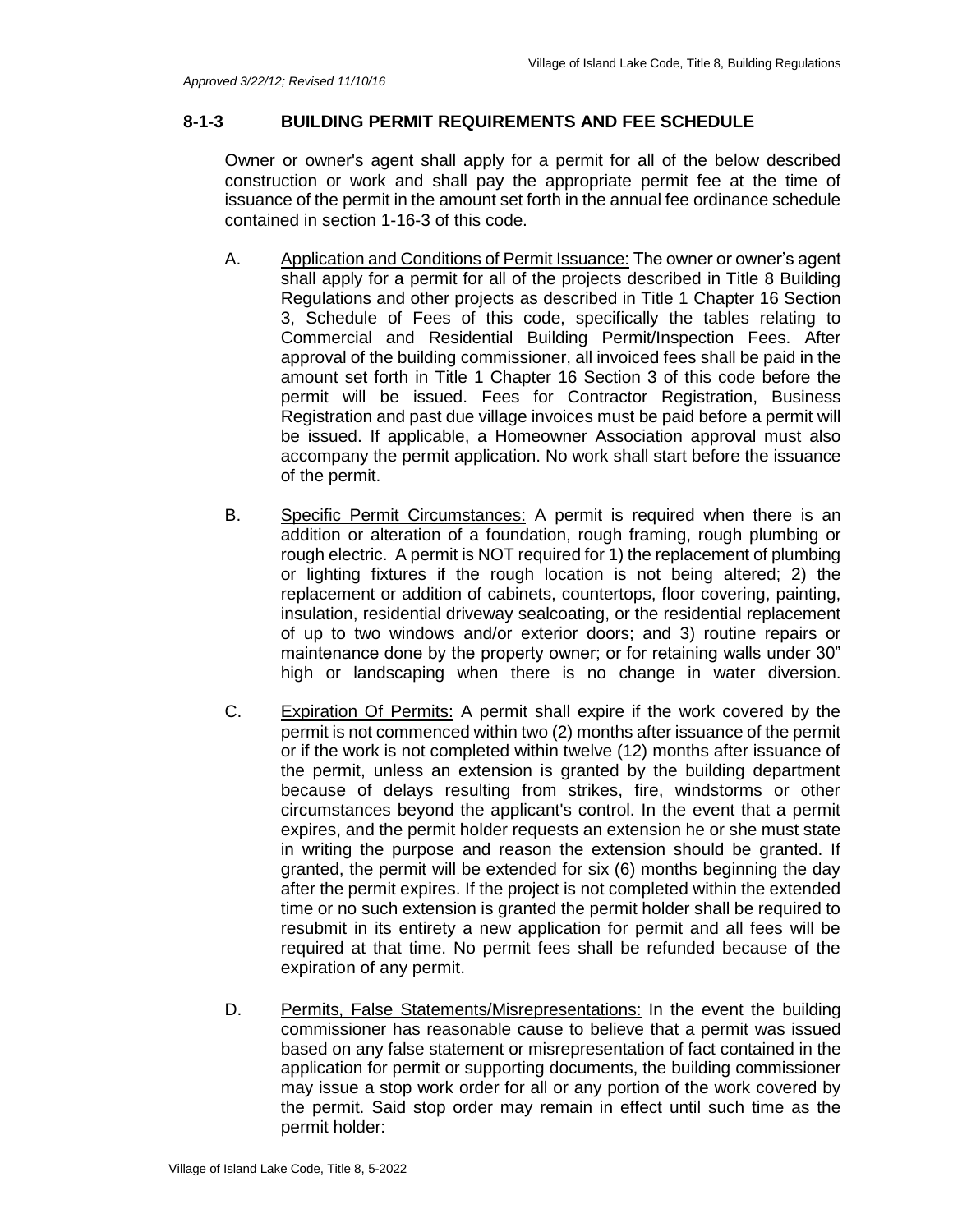*Approved 3/22/12; Revised 11/10/16*

### 8-1-3 BUILDING PERMIT REQUIREMENTS AND FEE SCHEDULE

Owner or owner's agent shall apply for a permit for all of the below described construction or work and shall pay the appropriate permit fee at the time of issuance of the permit in the amount set forth in the annual fee ordinance schedule contained in section 1-16-3 of this code.

A. Application and Conditions of Permit Issuance: The owner or owner's agent shall apply for a permit for all of the projects described in Title 8 Building Regulations and other projects as described in Title 1 Chapter 16 Section 3, Schedule of Fees of this code, specifically the tables relating to Commercial and Residential Building Permit/Inspection Fees. After approval of the building commissioner, all invoiced fees shall be paid in the amount set forth in Title 1 Chapter 16 Section 3 of this code before the permit will be issued. Fees for Contractor Registration, Business Registration and past due village invoices must be paid before a permit will be issued. If applicable, a Homeowner Association approval must also accompany the permit application. No work shall start before the issuance of the permit.

B. Specific Permit Circumstances: A permit is required when there is an addition or alteration of a foundation, rough framing, rough plumbing or rough electric. A permit is NOT required for 1) the replacement of plumbing or lighting fixtures if the rough location is not being altered; 2) the replacement or addition of cabinets, countertops, floor covering, painting, insulation, residential driveway sealcoating, or the residential replacement of up to two windows and/or exterior doors; and 3) routine repairs or maintenance done by the property owner; or for retaining walls under 30" high or landscaping when there is no change in water diversion.

C. Expiration Of Permits: A permit shall expire if the work covered by the permit is not commenced within two (2) months after issuance of the permit or if the work is not completed within twelve (12) months after issuance of the permit, unless an extension is granted by the building department because of delays resulting from strikes, fire, windstorms or other circumstances beyond the applicant's control. In the event that a permit expires, and the permit holder requests an extension he or she must state in writing the purpose and reason the extension should be granted. If granted, the permit will be extended for six (6) months beginning the day after the permit expires. If the project is not completed within the extended time or no such extension is granted the permit holder shall be required to resubmit in its entirety a new application for permit and all fees will be required at that time. No permit fees shall be refunded because of the expiration of any permit.

D. Permits, False Statements/Misrepresentations: In the event the building commissioner has reasonable cause to believe that a permit was issued based on any false statement or misrepresentation of fact contained in the application for permit or supporting documents, the building commissioner may issue a stop work order for all or any portion of the work covered by the permit. Said stop order may remain in effect until such time as the permit holder: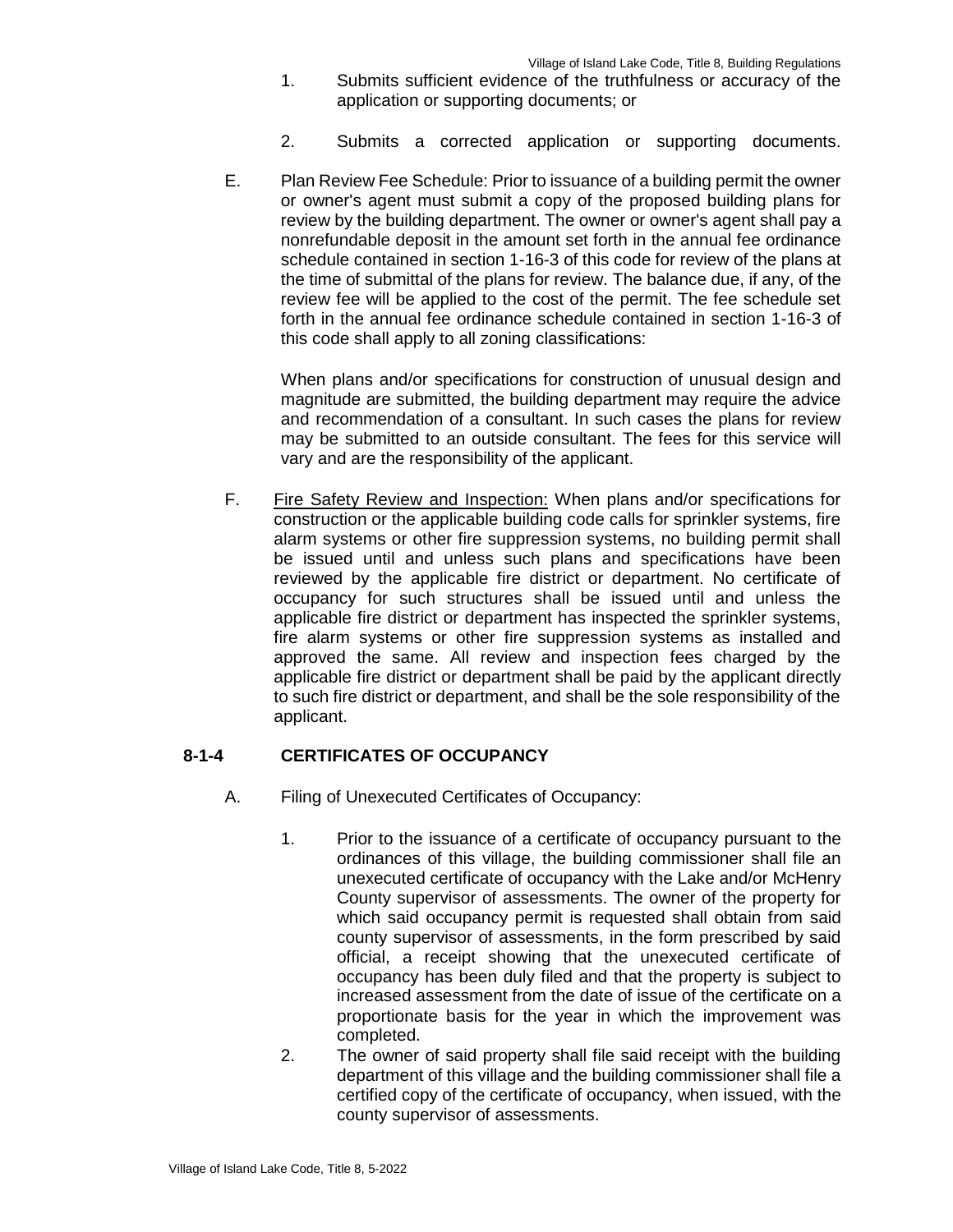1. Submits sufficient evidence of the truthfulness or accuracy of the application or supporting documents; or

2. Submits a corrected application or supporting documents.

E. Plan Review Fee Schedule: Prior to issuance of a building permit the owner or owner's agent must submit a copy of the proposed building plans for review by the building department. The owner or owner's agent shall pay a nonrefundable deposit in the amount set forth in the annual fee ordinance schedule contained in section 1-16-3 of this code for review of the plans at the time of submittal of the plans for review. The balance due, if any, of the review fee will be applied to the cost of the permit. The fee schedule set forth in the annual fee ordinance schedule contained in section 1-16-3 of this code shall apply to all zoning classifications:

When plans and/or specifications for construction of unusual design and magnitude are submitted, the building department may require the advice and recommendation of a consultant. In such cases the plans for review may be submitted to an outside consultant. The fees for this service will vary and are the responsibility of the applicant.

F. Fire Safety Review and Inspection: When plans and/or specifications for construction or the applicable building code calls for sprinkler systems, fire alarm systems or other fire suppression systems, no building permit shall be issued until and unless such plans and specifications have been reviewed by the applicable fire district or department. No certificate of occupancy for such structures shall be issued until and unless the applicable fire district or department has inspected the sprinkler systems, fire alarm systems or other fire suppression systems as installed and approved the same. All review and inspection fees charged by the applicable fire district or department shall be paid by the applicant directly to such fire district or department, and shall be the sole responsibility of the applicant.

## 8-1-4 CERTIFICATES OF OCCUPANCY

A. Filing of Unexecuted Certificates of Occupancy:

1. Prior to the issuance of a certificate of occupancy pursuant to the ordinances of this village, the building commissioner shall file an unexecuted certificate of occupancy with the Lake and/or McHenry County supervisor of assessments. The owner of the property for which said occupancy permit is requested shall obtain from said county supervisor of assessments, in the form prescribed by said official, a receipt showing that the unexecuted certificate of occupancy has been duly filed and that the property is subject to increased assessment from the date of issue of the certificate on a proportionate basis for the year in which the improvement was completed.
2. The owner of said property shall file said receipt with the building department of this village and the building commissioner shall file a certified copy of the certificate of occupancy, when issued, with the county supervisor of assessments.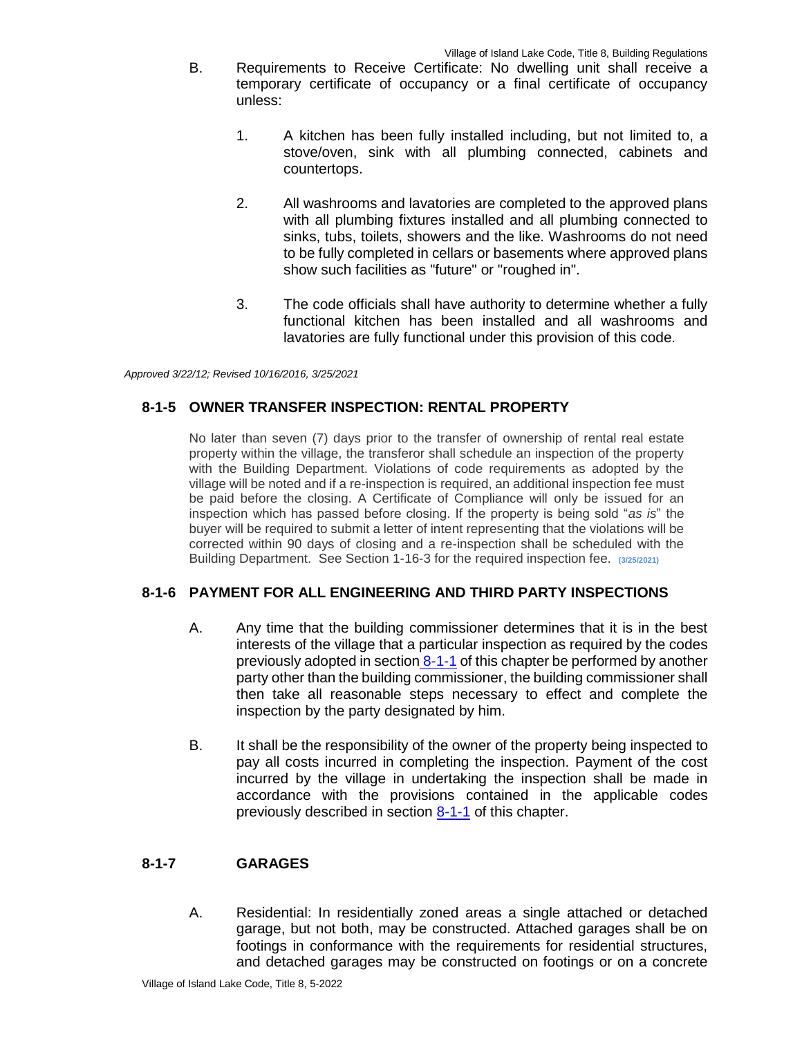B. Requirements to Receive Certificate: No dwelling unit shall receive a temporary certificate of occupancy or a final certificate of occupancy unless:

1. A kitchen has been fully installed including, but not limited to, a stove/oven, sink with all plumbing connected, cabinets and countertops.

2. All washrooms and lavatories are completed to the approved plans with all plumbing fixtures installed and all plumbing connected to sinks, tubs, toilets, showers and the like. Washrooms do not need to be fully completed in cellars or basements where approved plans show such facilities as "future" or "roughed in".

3. The code officials shall have authority to determine whether a fully functional kitchen has been installed and all washrooms and lavatories are fully functional under this provision of this code.

*Approved 3/22/12; Revised 10/16/2016, 3/25/2021*

## 8-1-5 OWNER TRANSFER INSPECTION: RENTAL PROPERTY

No later than seven (7) days prior to the transfer of ownership of rental real estate property within the village, the transferor shall schedule an inspection of the property with the Building Department. Violations of code requirements as adopted by the village will be noted and if a re-inspection is required, an additional inspection fee must be paid before the closing. A Certificate of Compliance will only be issued for an inspection which has passed before closing. If the property is being sold "*as is*" the buyer will be required to submit a letter of intent representing that the violations will be corrected within 90 days of closing and a re-inspection shall be scheduled with the Building Department. See Section 1-16-3 for the required inspection fee. (3/25/2021)

## 8-1-6 PAYMENT FOR ALL ENGINEERING AND THIRD PARTY INSPECTIONS

A. Any time that the building commissioner determines that it is in the best interests of the village that a particular inspection as required by the codes previously adopted in section 8-1-1 of this chapter be performed by another party other than the building commissioner, the building commissioner shall then take all reasonable steps necessary to effect and complete the inspection by the party designated by him.

B. It shall be the responsibility of the owner of the property being inspected to pay all costs incurred in completing the inspection. Payment of the cost incurred by the village in undertaking the inspection shall be made in accordance with the provisions contained in the applicable codes previously described in section 8-1-1 of this chapter.

## 8-1-7 GARAGES

A. Residential: In residentially zoned areas a single attached or detached garage, but not both, may be constructed. Attached garages shall be on footings in conformance with the requirements for residential structures, and detached garages may be constructed on footings or on a concrete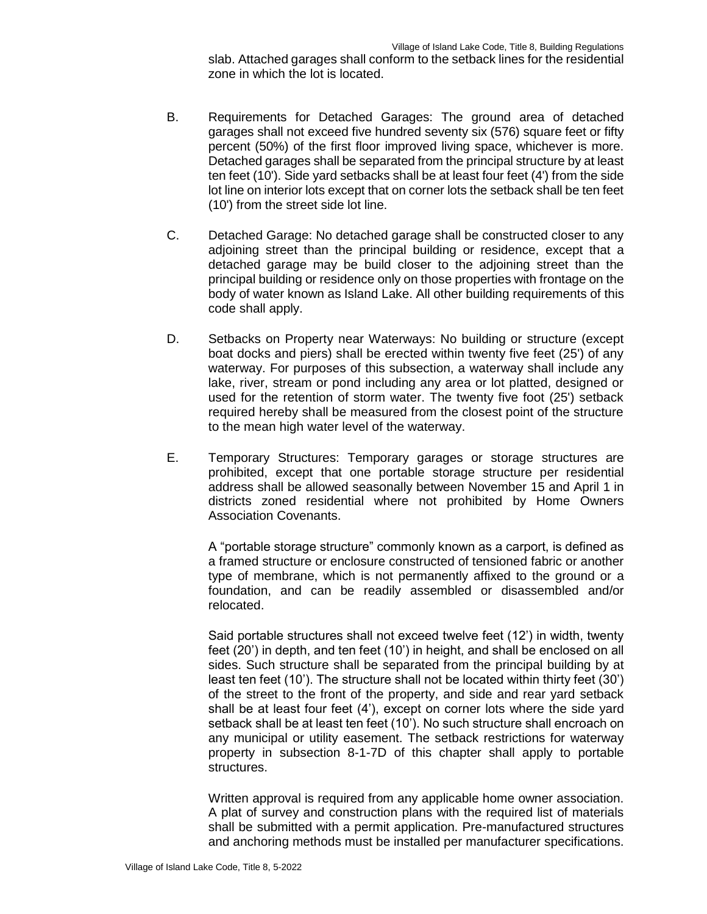slab. Attached garages shall conform to the setback lines for the residential zone in which the lot is located.

B. Requirements for Detached Garages: The ground area of detached garages shall not exceed five hundred seventy six (576) square feet or fifty percent (50%) of the first floor improved living space, whichever is more. Detached garages shall be separated from the principal structure by at least ten feet (10'). Side yard setbacks shall be at least four feet (4') from the side lot line on interior lots except that on corner lots the setback shall be ten feet (10') from the street side lot line.

C. Detached Garage: No detached garage shall be constructed closer to any adjoining street than the principal building or residence, except that a detached garage may be build closer to the adjoining street than the principal building or residence only on those properties with frontage on the body of water known as Island Lake. All other building requirements of this code shall apply.

D. Setbacks on Property near Waterways: No building or structure (except boat docks and piers) shall be erected within twenty five feet (25') of any waterway. For purposes of this subsection, a waterway shall include any lake, river, stream or pond including any area or lot platted, designed or used for the retention of storm water. The twenty five foot (25') setback required hereby shall be measured from the closest point of the structure to the mean high water level of the waterway.

E. Temporary Structures: Temporary garages or storage structures are prohibited, except that one portable storage structure per residential address shall be allowed seasonally between November 15 and April 1 in districts zoned residential where not prohibited by Home Owners Association Covenants.

A "portable storage structure" commonly known as a carport, is defined as a framed structure or enclosure constructed of tensioned fabric or another type of membrane, which is not permanently affixed to the ground or a foundation, and can be readily assembled or disassembled and/or relocated.

Said portable structures shall not exceed twelve feet (12') in width, twenty feet (20') in depth, and ten feet (10') in height, and shall be enclosed on all sides. Such structure shall be separated from the principal building by at least ten feet (10'). The structure shall not be located within thirty feet (30') of the street to the front of the property, and side and rear yard setback shall be at least four feet (4'), except on corner lots where the side yard setback shall be at least ten feet (10'). No such structure shall encroach on any municipal or utility easement. The setback restrictions for waterway property in subsection 8-1-7D of this chapter shall apply to portable structures.

Written approval is required from any applicable home owner association. A plat of survey and construction plans with the required list of materials shall be submitted with a permit application. Pre-manufactured structures and anchoring methods must be installed per manufacturer specifications.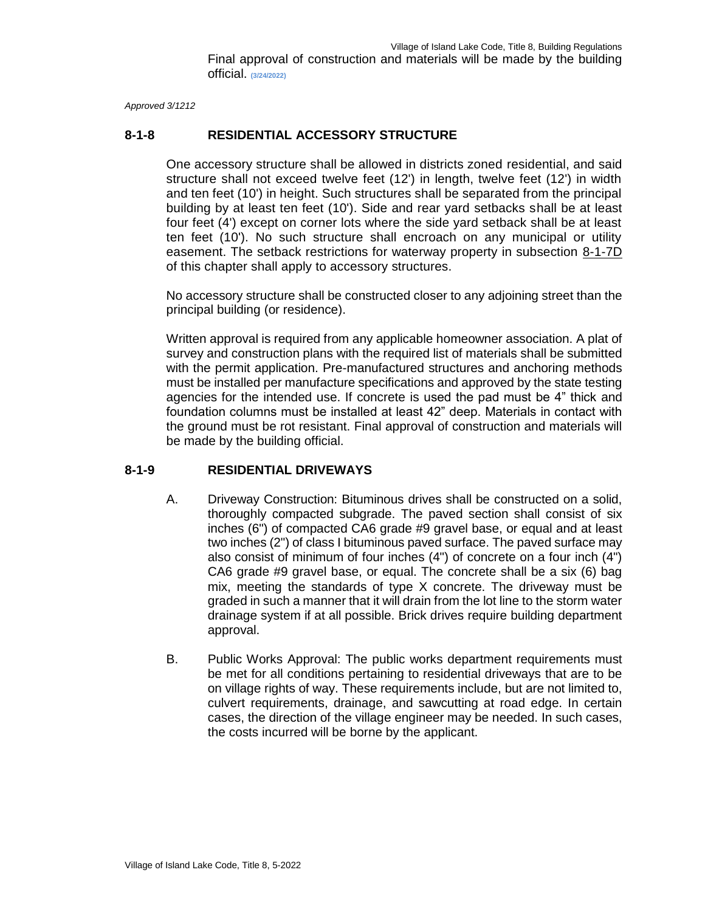Final approval of construction and materials will be made by the building official. (3/24/2022)

*Approved 3/1212*

## 8-1-8 RESIDENTIAL ACCESSORY STRUCTURE

One accessory structure shall be allowed in districts zoned residential, and said structure shall not exceed twelve feet (12') in length, twelve feet (12') in width and ten feet (10') in height. Such structures shall be separated from the principal building by at least ten feet (10'). Side and rear yard setbacks shall be at least four feet (4') except on corner lots where the side yard setback shall be at least ten feet (10'). No such structure shall encroach on any municipal or utility easement. The setback restrictions for waterway property in subsection 8-1-7D of this chapter shall apply to accessory structures.

No accessory structure shall be constructed closer to any adjoining street than the principal building (or residence).

Written approval is required from any applicable homeowner association. A plat of survey and construction plans with the required list of materials shall be submitted with the permit application. Pre-manufactured structures and anchoring methods must be installed per manufacture specifications and approved by the state testing agencies for the intended use. If concrete is used the pad must be 4" thick and foundation columns must be installed at least 42" deep. Materials in contact with the ground must be rot resistant. Final approval of construction and materials will be made by the building official.

## 8-1-9 RESIDENTIAL DRIVEWAYS

A. Driveway Construction: Bituminous drives shall be constructed on a solid, thoroughly compacted subgrade. The paved section shall consist of six inches (6") of compacted CA6 grade #9 gravel base, or equal and at least two inches (2") of class I bituminous paved surface. The paved surface may also consist of minimum of four inches (4") of concrete on a four inch (4") CA6 grade #9 gravel base, or equal. The concrete shall be a six (6) bag mix, meeting the standards of type X concrete. The driveway must be graded in such a manner that it will drain from the lot line to the storm water drainage system if at all possible. Brick drives require building department approval.

B. Public Works Approval: The public works department requirements must be met for all conditions pertaining to residential driveways that are to be on village rights of way. These requirements include, but are not limited to, culvert requirements, drainage, and sawcutting at road edge. In certain cases, the direction of the village engineer may be needed. In such cases, the costs incurred will be borne by the applicant.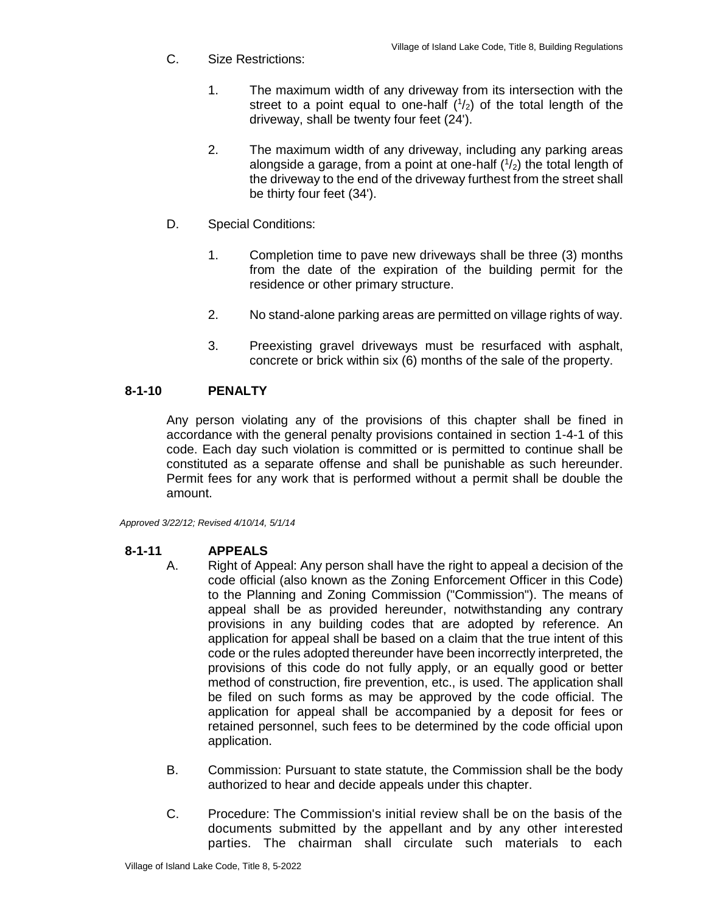C. Size Restrictions:

1. The maximum width of any driveway from its intersection with the street to a point equal to one-half ($^1/_2$) of the total length of the driveway, shall be twenty four feet (24').

2. The maximum width of any driveway, including any parking areas alongside a garage, from a point at one-half ($^1/_2$) the total length of the driveway to the end of the driveway furthest from the street shall be thirty four feet (34').

D. Special Conditions:

1. Completion time to pave new driveways shall be three (3) months from the date of the expiration of the building permit for the residence or other primary structure.

2. No stand-alone parking areas are permitted on village rights of way.

3. Preexisting gravel driveways must be resurfaced with asphalt, concrete or brick within six (6) months of the sale of the property.

## 8-1-10 PENALTY

Any person violating any of the provisions of this chapter shall be fined in accordance with the general penalty provisions contained in section 1-4-1 of this code. Each day such violation is committed or is permitted to continue shall be constituted as a separate offense and shall be punishable as such hereunder. Permit fees for any work that is performed without a permit shall be double the amount.

*Approved 3/22/12; Revised 4/10/14, 5/1/14*

## 8-1-11 APPEALS

A. Right of Appeal: Any person shall have the right to appeal a decision of the code official (also known as the Zoning Enforcement Officer in this Code) to the Planning and Zoning Commission ("Commission"). The means of appeal shall be as provided hereunder, notwithstanding any contrary provisions in any building codes that are adopted by reference. An application for appeal shall be based on a claim that the true intent of this code or the rules adopted thereunder have been incorrectly interpreted, the provisions of this code do not fully apply, or an equally good or better method of construction, fire prevention, etc., is used. The application shall be filed on such forms as may be approved by the code official. The application for appeal shall be accompanied by a deposit for fees or retained personnel, such fees to be determined by the code official upon application.

B. Commission: Pursuant to state statute, the Commission shall be the body authorized to hear and decide appeals under this chapter.

C. Procedure: The Commission's initial review shall be on the basis of the documents submitted by the appellant and by any other interested parties. The chairman shall circulate such materials to each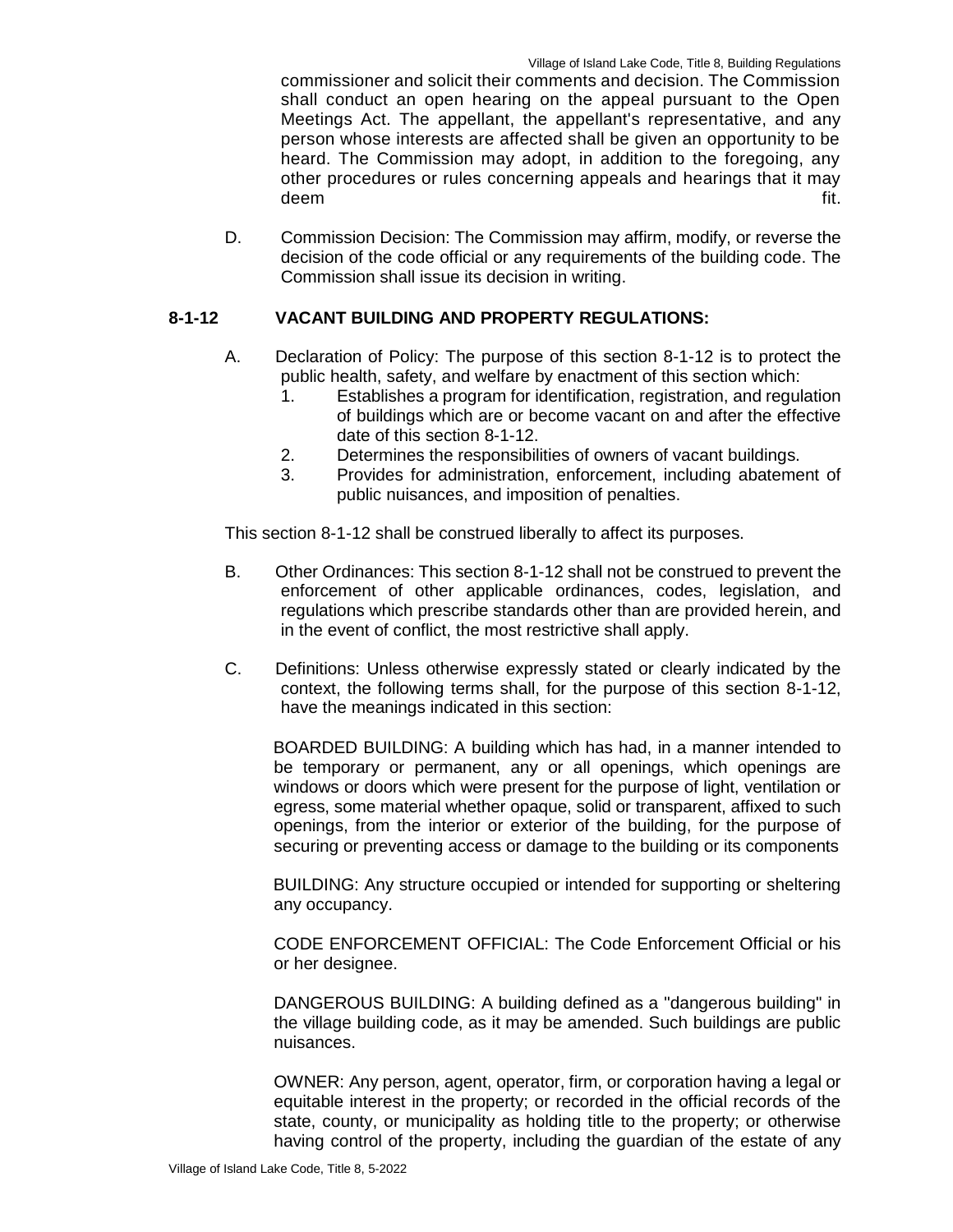commissioner and solicit their comments and decision. The Commission shall conduct an open hearing on the appeal pursuant to the Open Meetings Act. The appellant, the appellant's representative, and any person whose interests are affected shall be given an opportunity to be heard. The Commission may adopt, in addition to the foregoing, any other procedures or rules concerning appeals and hearings that it may deem fit.

D. Commission Decision: The Commission may affirm, modify, or reverse the decision of the code official or any requirements of the building code. The Commission shall issue its decision in writing.

## 8-1-12 VACANT BUILDING AND PROPERTY REGULATIONS:

A. Declaration of Policy: The purpose of this section 8-1-12 is to protect the public health, safety, and welfare by enactment of this section which:

1. Establishes a program for identification, registration, and regulation of buildings which are or become vacant on and after the effective date of this section 8-1-12.
2. Determines the responsibilities of owners of vacant buildings.
3. Provides for administration, enforcement, including abatement of public nuisances, and imposition of penalties.

This section 8-1-12 shall be construed liberally to affect its purposes.

B. Other Ordinances: This section 8-1-12 shall not be construed to prevent the enforcement of other applicable ordinances, codes, legislation, and regulations which prescribe standards other than are provided herein, and in the event of conflict, the most restrictive shall apply.

C. Definitions: Unless otherwise expressly stated or clearly indicated by the context, the following terms shall, for the purpose of this section 8-1-12, have the meanings indicated in this section:

BOARDED BUILDING: A building which has had, in a manner intended to be temporary or permanent, any or all openings, which openings are windows or doors which were present for the purpose of light, ventilation or egress, some material whether opaque, solid or transparent, affixed to such openings, from the interior or exterior of the building, for the purpose of securing or preventing access or damage to the building or its components

BUILDING: Any structure occupied or intended for supporting or sheltering any occupancy.

CODE ENFORCEMENT OFFICIAL: The Code Enforcement Official or his or her designee.

DANGEROUS BUILDING: A building defined as a "dangerous building" in the village building code, as it may be amended. Such buildings are public nuisances.

OWNER: Any person, agent, operator, firm, or corporation having a legal or equitable interest in the property; or recorded in the official records of the state, county, or municipality as holding title to the property; or otherwise having control of the property, including the guardian of the estate of any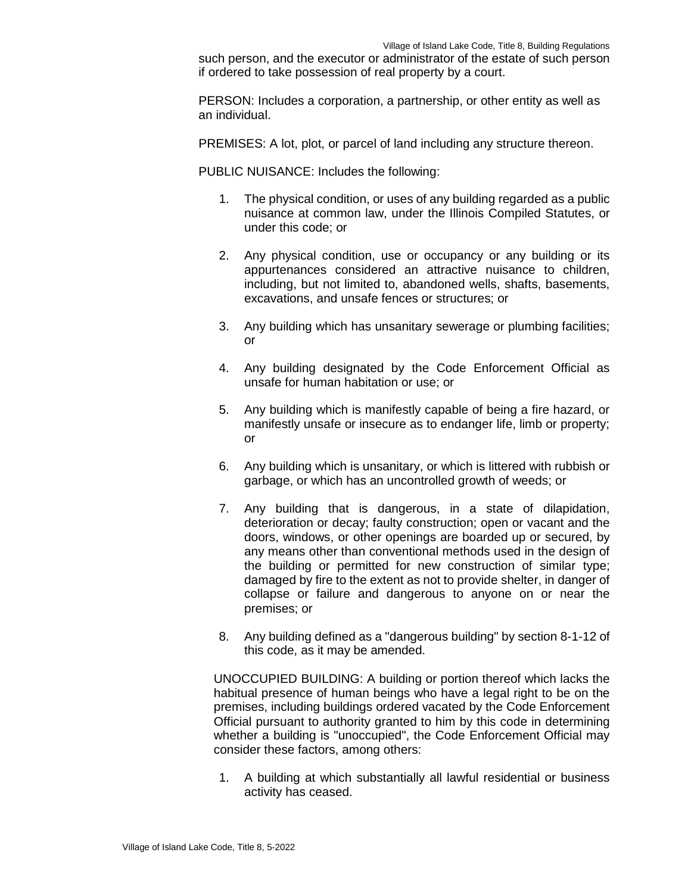such person, and the executor or administrator of the estate of such person if ordered to take possession of real property by a court.

PERSON: Includes a corporation, a partnership, or other entity as well as an individual.

PREMISES: A lot, plot, or parcel of land including any structure thereon.

PUBLIC NUISANCE: Includes the following:

1. The physical condition, or uses of any building regarded as a public nuisance at common law, under the Illinois Compiled Statutes, or under this code; or

2. Any physical condition, use or occupancy or any building or its appurtenances considered an attractive nuisance to children, including, but not limited to, abandoned wells, shafts, basements, excavations, and unsafe fences or structures; or

3. Any building which has unsanitary sewerage or plumbing facilities; or

4. Any building designated by the Code Enforcement Official as unsafe for human habitation or use; or

5. Any building which is manifestly capable of being a fire hazard, or manifestly unsafe or insecure as to endanger life, limb or property; or

6. Any building which is unsanitary, or which is littered with rubbish or garbage, or which has an uncontrolled growth of weeds; or

7. Any building that is dangerous, in a state of dilapidation, deterioration or decay; faulty construction; open or vacant and the doors, windows, or other openings are boarded up or secured, by any means other than conventional methods used in the design of the building or permitted for new construction of similar type; damaged by fire to the extent as not to provide shelter, in danger of collapse or failure and dangerous to anyone on or near the premises; or

8. Any building defined as a "dangerous building" by section 8-1-12 of this code, as it may be amended.

UNOCCUPIED BUILDING: A building or portion thereof which lacks the habitual presence of human beings who have a legal right to be on the premises, including buildings ordered vacated by the Code Enforcement Official pursuant to authority granted to him by this code in determining whether a building is "unoccupied", the Code Enforcement Official may consider these factors, among others:

1. A building at which substantially all lawful residential or business activity has ceased.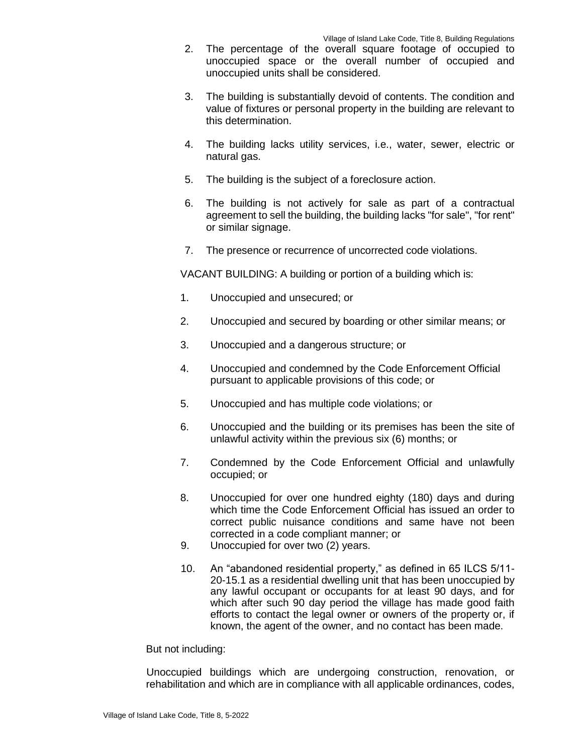2. The percentage of the overall square footage of occupied to unoccupied space or the overall number of occupied and unoccupied units shall be considered.

3. The building is substantially devoid of contents. The condition and value of fixtures or personal property in the building are relevant to this determination.

4. The building lacks utility services, i.e., water, sewer, electric or natural gas.

5. The building is the subject of a foreclosure action.

6. The building is not actively for sale as part of a contractual agreement to sell the building, the building lacks "for sale", "for rent" or similar signage.

7. The presence or recurrence of uncorrected code violations.

VACANT BUILDING: A building or portion of a building which is:

1. Unoccupied and unsecured; or

2. Unoccupied and secured by boarding or other similar means; or

3. Unoccupied and a dangerous structure; or

4. Unoccupied and condemned by the Code Enforcement Official pursuant to applicable provisions of this code; or

5. Unoccupied and has multiple code violations; or

6. Unoccupied and the building or its premises has been the site of unlawful activity within the previous six (6) months; or

7. Condemned by the Code Enforcement Official and unlawfully occupied; or

8. Unoccupied for over one hundred eighty (180) days and during which time the Code Enforcement Official has issued an order to correct public nuisance conditions and same have not been corrected in a code compliant manner; or
9. Unoccupied for over two (2) years.

10. An "abandoned residential property," as defined in 65 ILCS 5/11-20-15.1 as a residential dwelling unit that has been unoccupied by any lawful occupant or occupants for at least 90 days, and for which after such 90 day period the village has made good faith efforts to contact the legal owner or owners of the property or, if known, the agent of the owner, and no contact has been made.

But not including:

Unoccupied buildings which are undergoing construction, renovation, or rehabilitation and which are in compliance with all applicable ordinances, codes,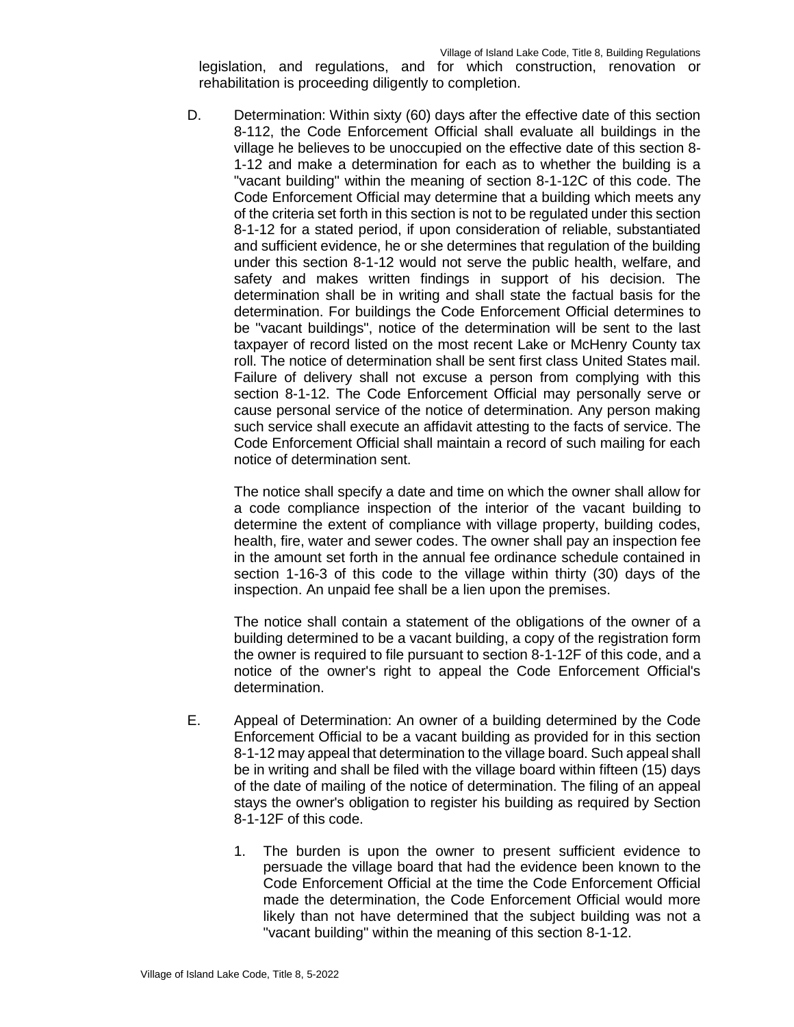legislation, and regulations, and for which construction, renovation or rehabilitation is proceeding diligently to completion.

D. Determination: Within sixty (60) days after the effective date of this section 8-112, the Code Enforcement Official shall evaluate all buildings in the village he believes to be unoccupied on the effective date of this section 8-1-12 and make a determination for each as to whether the building is a "vacant building" within the meaning of section 8-1-12C of this code. The Code Enforcement Official may determine that a building which meets any of the criteria set forth in this section is not to be regulated under this section 8-1-12 for a stated period, if upon consideration of reliable, substantiated and sufficient evidence, he or she determines that regulation of the building under this section 8-1-12 would not serve the public health, welfare, and safety and makes written findings in support of his decision. The determination shall be in writing and shall state the factual basis for the determination. For buildings the Code Enforcement Official determines to be "vacant buildings", notice of the determination will be sent to the last taxpayer of record listed on the most recent Lake or McHenry County tax roll. The notice of determination shall be sent first class United States mail. Failure of delivery shall not excuse a person from complying with this section 8-1-12. The Code Enforcement Official may personally serve or cause personal service of the notice of determination. Any person making such service shall execute an affidavit attesting to the facts of service. The Code Enforcement Official shall maintain a record of such mailing for each notice of determination sent.

   The notice shall specify a date and time on which the owner shall allow for a code compliance inspection of the interior of the vacant building to determine the extent of compliance with village property, building codes, health, fire, water and sewer codes. The owner shall pay an inspection fee in the amount set forth in the annual fee ordinance schedule contained in section 1-16-3 of this code to the village within thirty (30) days of the inspection. An unpaid fee shall be a lien upon the premises.

   The notice shall contain a statement of the obligations of the owner of a building determined to be a vacant building, a copy of the registration form the owner is required to file pursuant to section 8-1-12F of this code, and a notice of the owner's right to appeal the Code Enforcement Official's determination.

E. Appeal of Determination: An owner of a building determined by the Code Enforcement Official to be a vacant building as provided for in this section 8-1-12 may appeal that determination to the village board. Such appeal shall be in writing and shall be filed with the village board within fifteen (15) days of the date of mailing of the notice of determination. The filing of an appeal stays the owner's obligation to register his building as required by Section 8-1-12F of this code.

   1. The burden is upon the owner to present sufficient evidence to persuade the village board that had the evidence been known to the Code Enforcement Official at the time the Code Enforcement Official made the determination, the Code Enforcement Official would more likely than not have determined that the subject building was not a "vacant building" within the meaning of this section 8-1-12.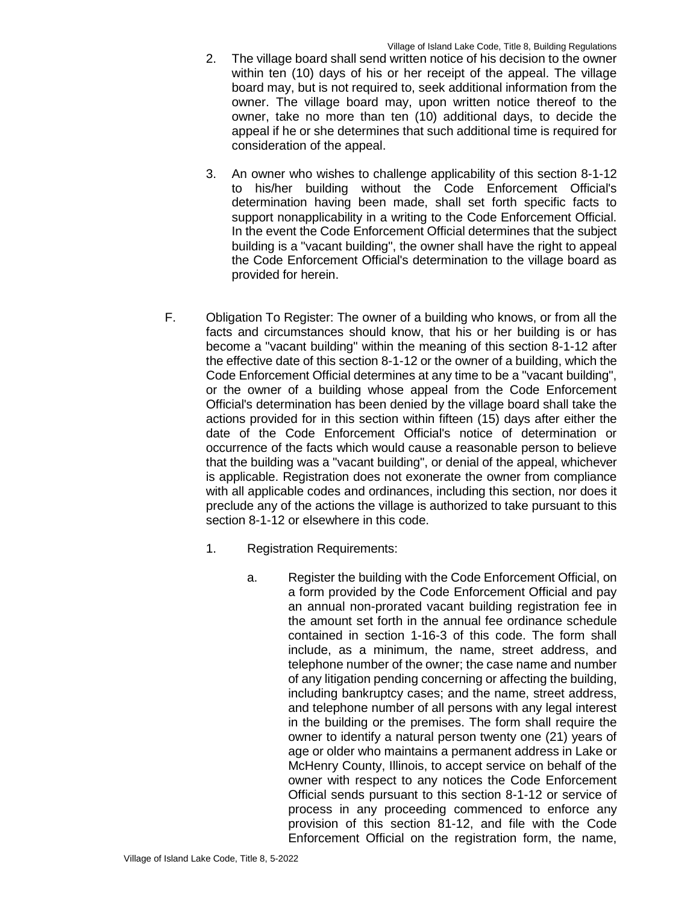2. The village board shall send written notice of his decision to the owner within ten (10) days of his or her receipt of the appeal. The village board may, but is not required to, seek additional information from the owner. The village board may, upon written notice thereof to the owner, take no more than ten (10) additional days, to decide the appeal if he or she determines that such additional time is required for consideration of the appeal.

3. An owner who wishes to challenge applicability of this section 8-1-12 to his/her building without the Code Enforcement Official's determination having been made, shall set forth specific facts to support nonapplicability in a writing to the Code Enforcement Official. In the event the Code Enforcement Official determines that the subject building is a "vacant building", the owner shall have the right to appeal the Code Enforcement Official's determination to the village board as provided for herein.

F. Obligation To Register: The owner of a building who knows, or from all the facts and circumstances should know, that his or her building is or has become a "vacant building" within the meaning of this section 8-1-12 after the effective date of this section 8-1-12 or the owner of a building, which the Code Enforcement Official determines at any time to be a "vacant building", or the owner of a building whose appeal from the Code Enforcement Official's determination has been denied by the village board shall take the actions provided for in this section within fifteen (15) days after either the date of the Code Enforcement Official's notice of determination or occurrence of the facts which would cause a reasonable person to believe that the building was a "vacant building", or denial of the appeal, whichever is applicable. Registration does not exonerate the owner from compliance with all applicable codes and ordinances, including this section, nor does it preclude any of the actions the village is authorized to take pursuant to this section 8-1-12 or elsewhere in this code.

1. Registration Requirements:

   a. Register the building with the Code Enforcement Official, on a form provided by the Code Enforcement Official and pay an annual non-prorated vacant building registration fee in the amount set forth in the annual fee ordinance schedule contained in section 1-16-3 of this code. The form shall include, as a minimum, the name, street address, and telephone number of the owner; the case name and number of any litigation pending concerning or affecting the building, including bankruptcy cases; and the name, street address, and telephone number of all persons with any legal interest in the building or the premises. The form shall require the owner to identify a natural person twenty one (21) years of age or older who maintains a permanent address in Lake or McHenry County, Illinois, to accept service on behalf of the owner with respect to any notices the Code Enforcement Official sends pursuant to this section 8-1-12 or service of process in any proceeding commenced to enforce any provision of this section 81-12, and file with the Code Enforcement Official on the registration form, the name,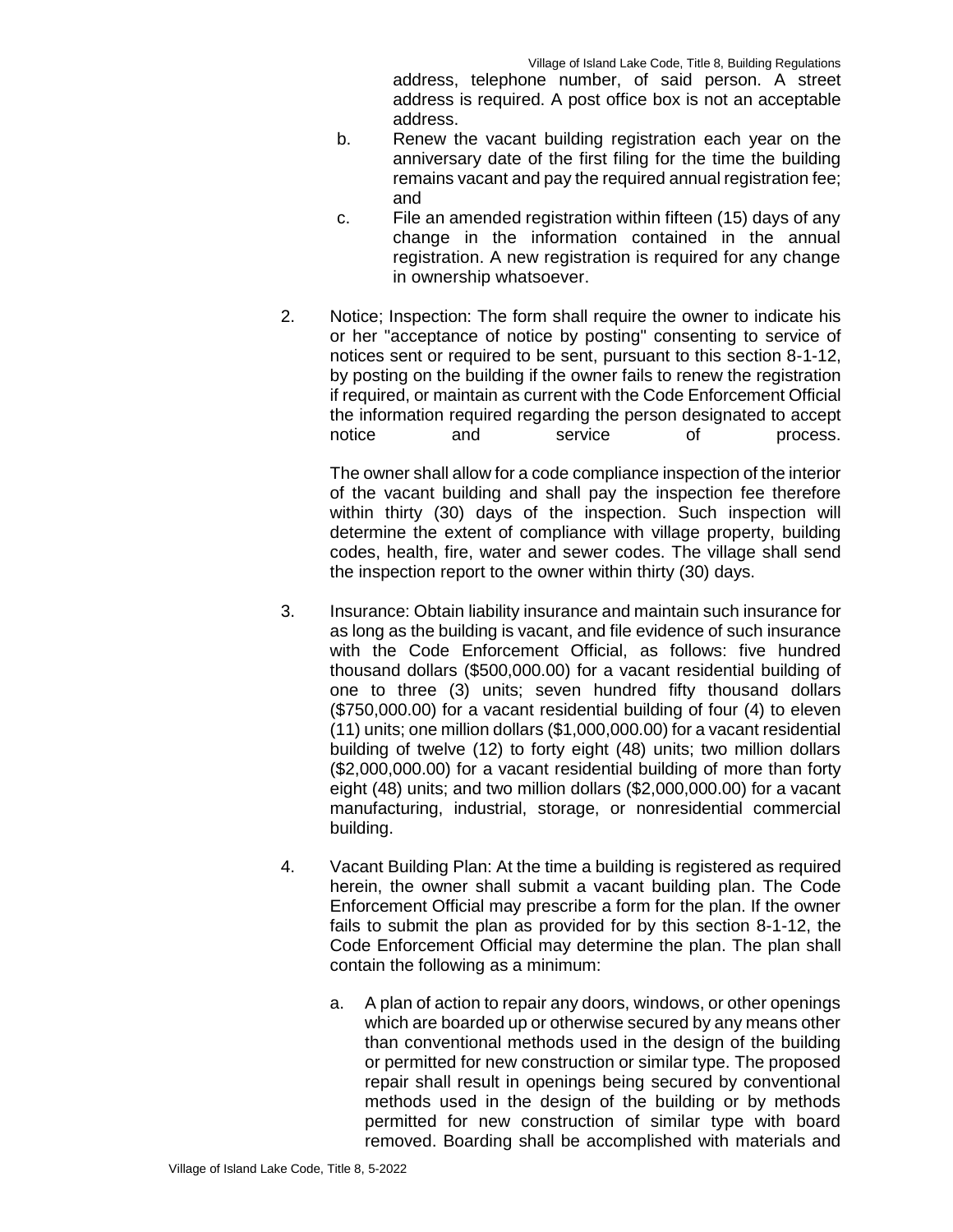address, telephone number, of said person. A street address is required. A post office box is not an acceptable address.

b. Renew the vacant building registration each year on the anniversary date of the first filing for the time the building remains vacant and pay the required annual registration fee; and

c. File an amended registration within fifteen (15) days of any change in the information contained in the annual registration. A new registration is required for any change in ownership whatsoever.

2. Notice; Inspection: The form shall require the owner to indicate his or her "acceptance of notice by posting" consenting to service of notices sent or required to be sent, pursuant to this section 8-1-12, by posting on the building if the owner fails to renew the registration if required, or maintain as current with the Code Enforcement Official the information required regarding the person designated to accept notice and service of process.

   The owner shall allow for a code compliance inspection of the interior of the vacant building and shall pay the inspection fee therefore within thirty (30) days of the inspection. Such inspection will determine the extent of compliance with village property, building codes, health, fire, water and sewer codes. The village shall send the inspection report to the owner within thirty (30) days.

3. Insurance: Obtain liability insurance and maintain such insurance for as long as the building is vacant, and file evidence of such insurance with the Code Enforcement Official, as follows: five hundred thousand dollars ($500,000.00) for a vacant residential building of one to three (3) units; seven hundred fifty thousand dollars ($750,000.00) for a vacant residential building of four (4) to eleven (11) units; one million dollars ($1,000,000.00) for a vacant residential building of twelve (12) to forty eight (48) units; two million dollars ($2,000,000.00) for a vacant residential building of more than forty eight (48) units; and two million dollars ($2,000,000.00) for a vacant manufacturing, industrial, storage, or nonresidential commercial building.

4. Vacant Building Plan: At the time a building is registered as required herein, the owner shall submit a vacant building plan. The Code Enforcement Official may prescribe a form for the plan. If the owner fails to submit the plan as provided for by this section 8-1-12, the Code Enforcement Official may determine the plan. The plan shall contain the following as a minimum:

   a. A plan of action to repair any doors, windows, or other openings which are boarded up or otherwise secured by any means other than conventional methods used in the design of the building or permitted for new construction or similar type. The proposed repair shall result in openings being secured by conventional methods used in the design of the building or by methods permitted for new construction of similar type with board removed. Boarding shall be accomplished with materials and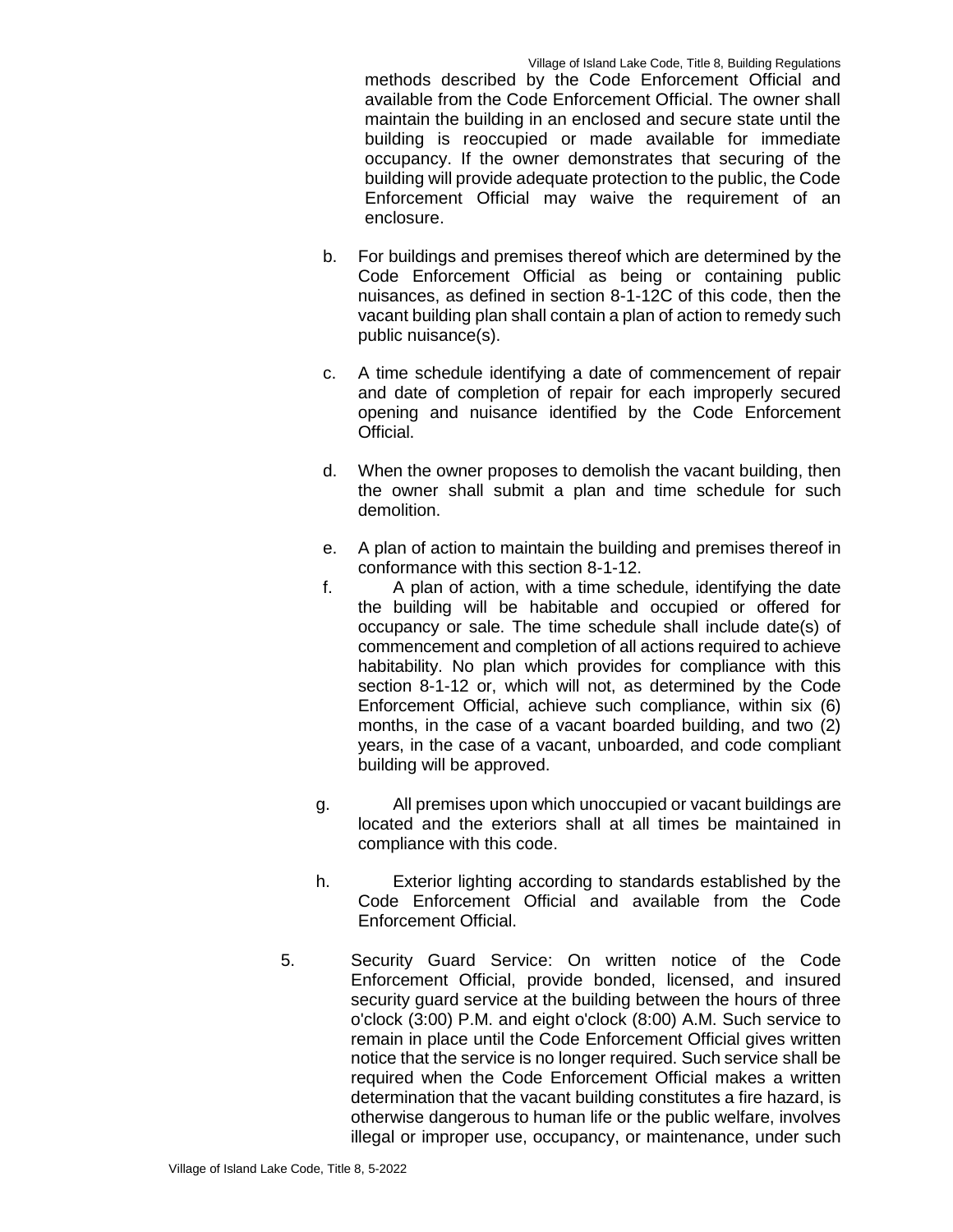methods described by the Code Enforcement Official and available from the Code Enforcement Official. The owner shall maintain the building in an enclosed and secure state until the building is reoccupied or made available for immediate occupancy. If the owner demonstrates that securing of the building will provide adequate protection to the public, the Code Enforcement Official may waive the requirement of an enclosure.

b. For buildings and premises thereof which are determined by the Code Enforcement Official as being or containing public nuisances, as defined in section 8-1-12C of this code, then the vacant building plan shall contain a plan of action to remedy such public nuisance(s).

c. A time schedule identifying a date of commencement of repair and date of completion of repair for each improperly secured opening and nuisance identified by the Code Enforcement Official.

d. When the owner proposes to demolish the vacant building, then the owner shall submit a plan and time schedule for such demolition.

e. A plan of action to maintain the building and premises thereof in conformance with this section 8-1-12.

f. A plan of action, with a time schedule, identifying the date the building will be habitable and occupied or offered for occupancy or sale. The time schedule shall include date(s) of commencement and completion of all actions required to achieve habitability. No plan which provides for compliance with this section 8-1-12 or, which will not, as determined by the Code Enforcement Official, achieve such compliance, within six (6) months, in the case of a vacant boarded building, and two (2) years, in the case of a vacant, unboarded, and code compliant building will be approved.

g. All premises upon which unoccupied or vacant buildings are located and the exteriors shall at all times be maintained in compliance with this code.

h. Exterior lighting according to standards established by the Code Enforcement Official and available from the Code Enforcement Official.

5. Security Guard Service: On written notice of the Code Enforcement Official, provide bonded, licensed, and insured security guard service at the building between the hours of three o'clock (3:00) P.M. and eight o'clock (8:00) A.M. Such service to remain in place until the Code Enforcement Official gives written notice that the service is no longer required. Such service shall be required when the Code Enforcement Official makes a written determination that the vacant building constitutes a fire hazard, is otherwise dangerous to human life or the public welfare, involves illegal or improper use, occupancy, or maintenance, under such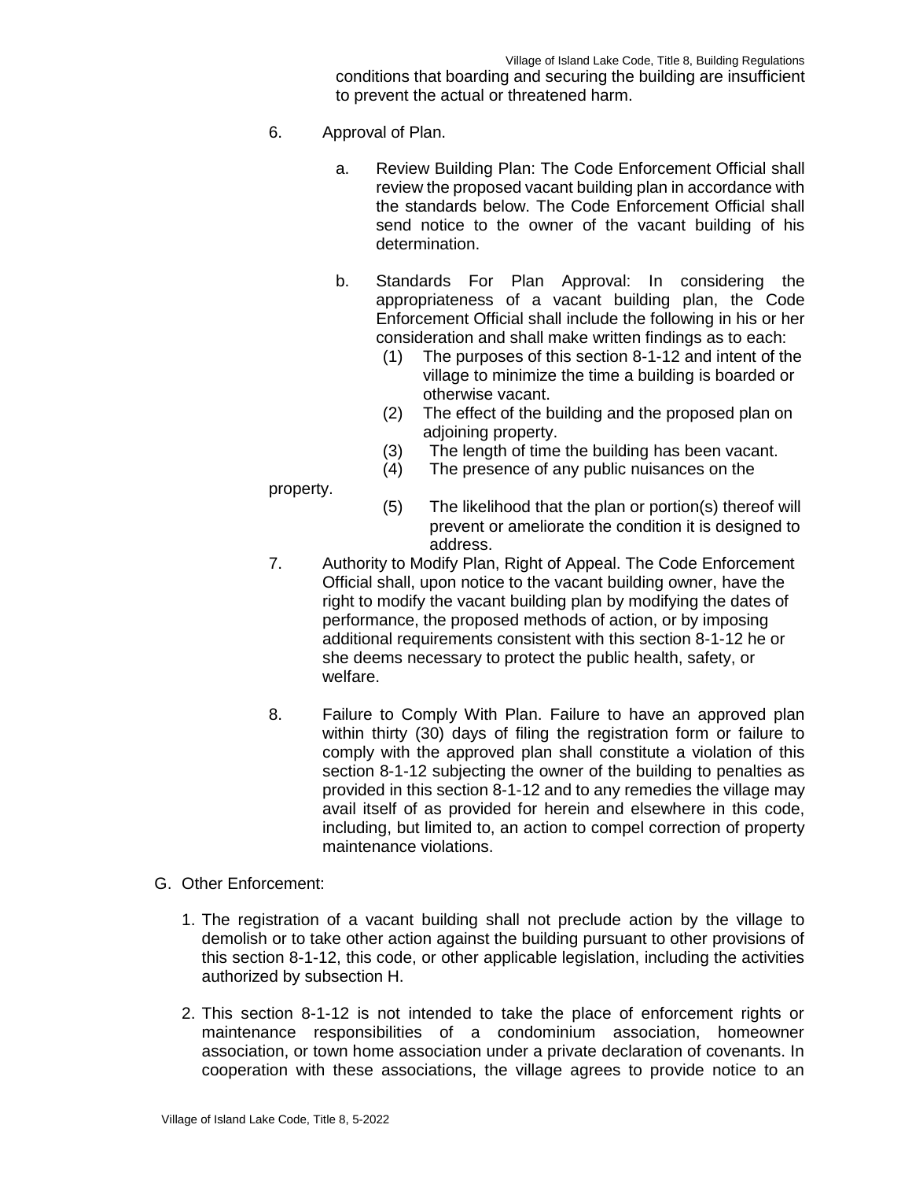conditions that boarding and securing the building are insufficient to prevent the actual or threatened harm.

6. Approval of Plan.

   a. Review Building Plan: The Code Enforcement Official shall review the proposed vacant building plan in accordance with the standards below. The Code Enforcement Official shall send notice to the owner of the vacant building of his determination.

   b. Standards For Plan Approval: In considering the appropriateness of a vacant building plan, the Code Enforcement Official shall include the following in his or her consideration and shall make written findings as to each:

      (1) The purposes of this section 8-1-12 and intent of the village to minimize the time a building is boarded or otherwise vacant.

      (2) The effect of the building and the proposed plan on adjoining property.

      (3) The length of time the building has been vacant.

      (4) The presence of any public nuisances on the property.

      (5) The likelihood that the plan or portion(s) thereof will prevent or ameliorate the condition it is designed to address.

7. Authority to Modify Plan, Right of Appeal. The Code Enforcement Official shall, upon notice to the vacant building owner, have the right to modify the vacant building plan by modifying the dates of performance, the proposed methods of action, or by imposing additional requirements consistent with this section 8-1-12 he or she deems necessary to protect the public health, safety, or welfare.

8. Failure to Comply With Plan. Failure to have an approved plan within thirty (30) days of filing the registration form or failure to comply with the approved plan shall constitute a violation of this section 8-1-12 subjecting the owner of the building to penalties as provided in this section 8-1-12 and to any remedies the village may avail itself of as provided for herein and elsewhere in this code, including, but limited to, an action to compel correction of property maintenance violations.

G. Other Enforcement:

1. The registration of a vacant building shall not preclude action by the village to demolish or to take other action against the building pursuant to other provisions of this section 8-1-12, this code, or other applicable legislation, including the activities authorized by subsection H.

2. This section 8-1-12 is not intended to take the place of enforcement rights or maintenance responsibilities of a condominium association, homeowner association, or town home association under a private declaration of covenants. In cooperation with these associations, the village agrees to provide notice to an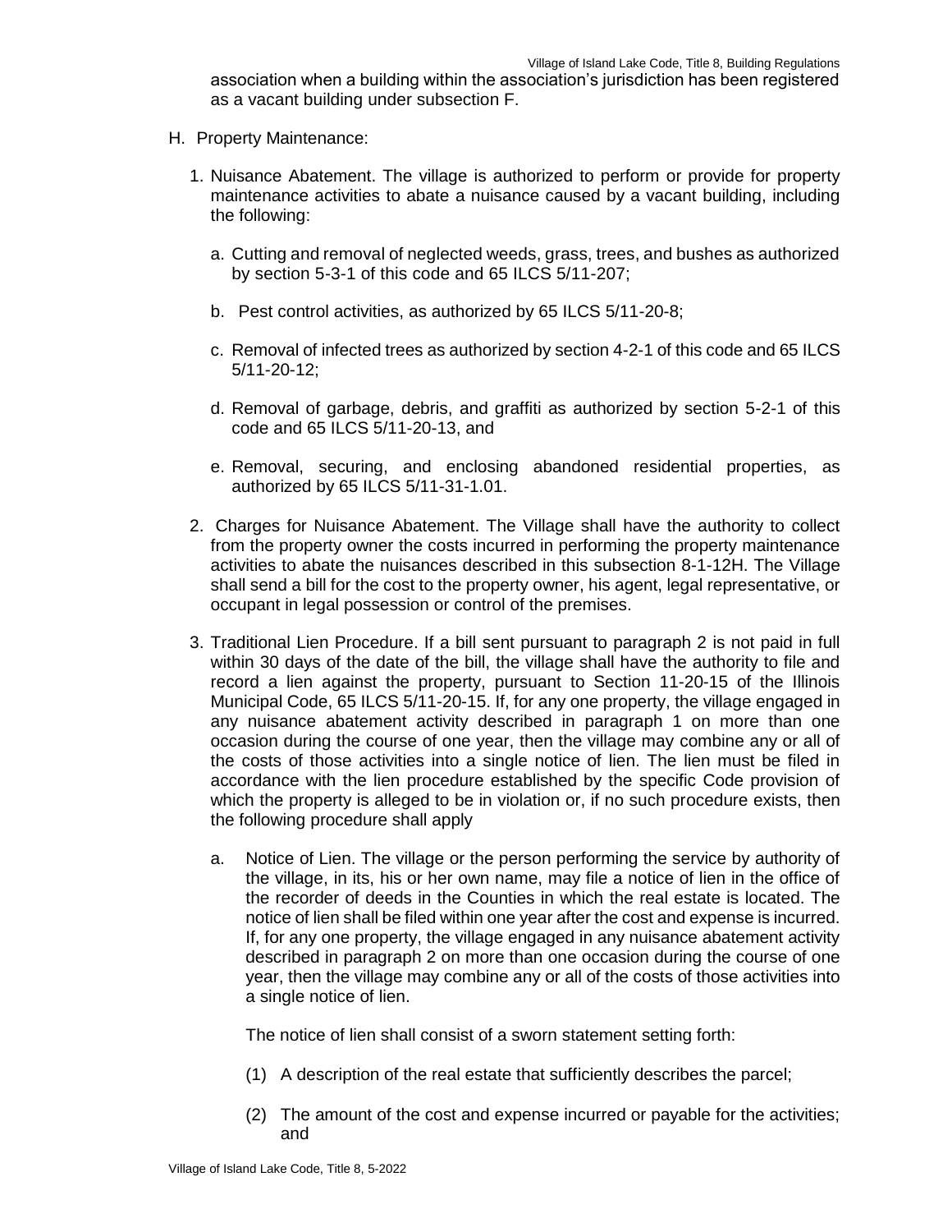association when a building within the association's jurisdiction has been registered as a vacant building under subsection F.

H. Property Maintenance:

1. Nuisance Abatement. The village is authorized to perform or provide for property maintenance activities to abate a nuisance caused by a vacant building, including the following:

   a. Cutting and removal of neglected weeds, grass, trees, and bushes as authorized by section 5-3-1 of this code and 65 ILCS 5/11-207;

   b. Pest control activities, as authorized by 65 ILCS 5/11-20-8;

   c. Removal of infected trees as authorized by section 4-2-1 of this code and 65 ILCS 5/11-20-12;

   d. Removal of garbage, debris, and graffiti as authorized by section 5-2-1 of this code and 65 ILCS 5/11-20-13, and

   e. Removal, securing, and enclosing abandoned residential properties, as authorized by 65 ILCS 5/11-31-1.01.

2. Charges for Nuisance Abatement. The Village shall have the authority to collect from the property owner the costs incurred in performing the property maintenance activities to abate the nuisances described in this subsection 8-1-12H. The Village shall send a bill for the cost to the property owner, his agent, legal representative, or occupant in legal possession or control of the premises.

3. Traditional Lien Procedure. If a bill sent pursuant to paragraph 2 is not paid in full within 30 days of the date of the bill, the village shall have the authority to file and record a lien against the property, pursuant to Section 11-20-15 of the Illinois Municipal Code, 65 ILCS 5/11-20-15. If, for any one property, the village engaged in any nuisance abatement activity described in paragraph 1 on more than one occasion during the course of one year, then the village may combine any or all of the costs of those activities into a single notice of lien. The lien must be filed in accordance with the lien procedure established by the specific Code provision of which the property is alleged to be in violation or, if no such procedure exists, then the following procedure shall apply

   a. Notice of Lien. The village or the person performing the service by authority of the village, in its, his or her own name, may file a notice of lien in the office of the recorder of deeds in the Counties in which the real estate is located. The notice of lien shall be filed within one year after the cost and expense is incurred. If, for any one property, the village engaged in any nuisance abatement activity described in paragraph 2 on more than one occasion during the course of one year, then the village may combine any or all of the costs of those activities into a single notice of lien.

      The notice of lien shall consist of a sworn statement setting forth:

      (1) A description of the real estate that sufficiently describes the parcel;

      (2) The amount of the cost and expense incurred or payable for the activities; and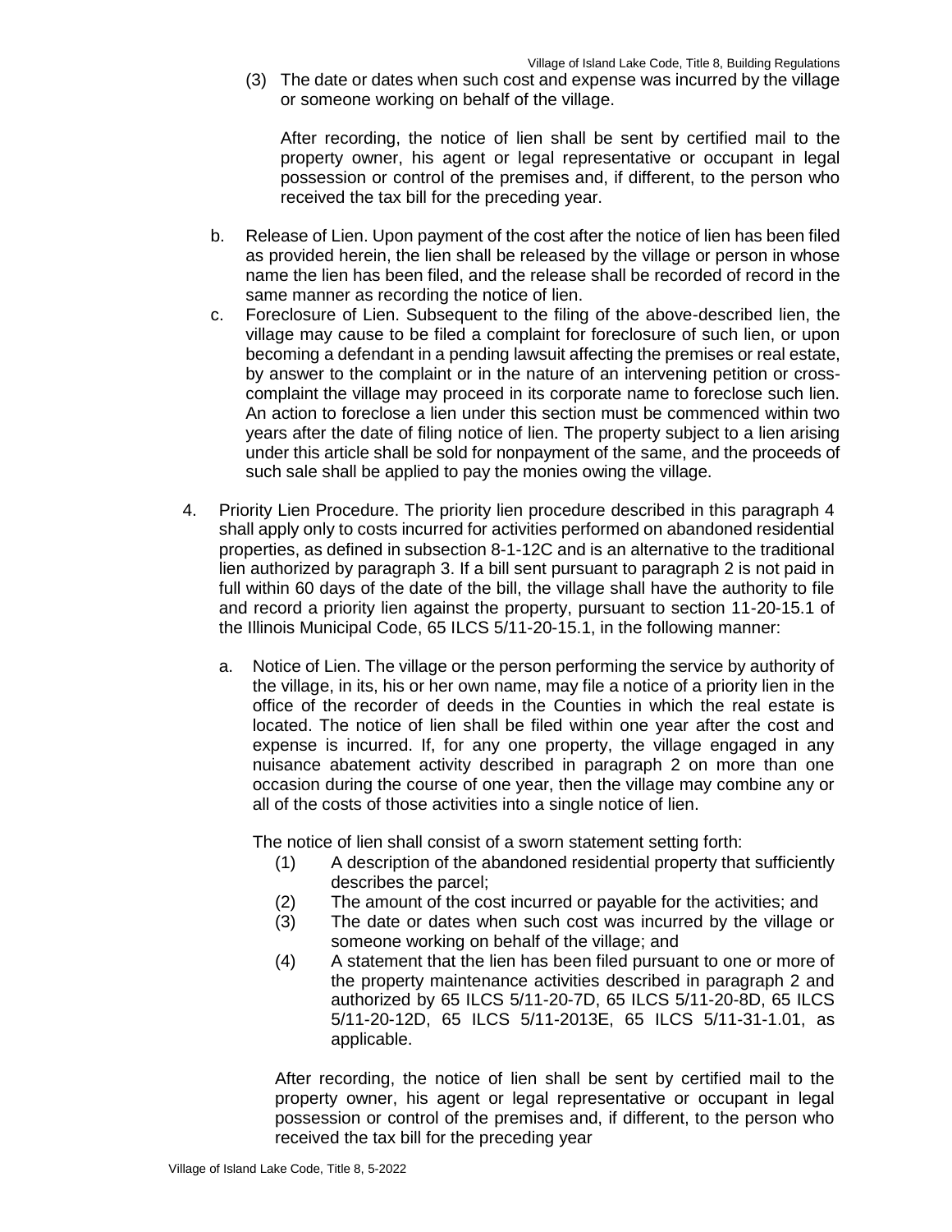(3) The date or dates when such cost and expense was incurred by the village or someone working on behalf of the village.

After recording, the notice of lien shall be sent by certified mail to the property owner, his agent or legal representative or occupant in legal possession or control of the premises and, if different, to the person who received the tax bill for the preceding year.

b. Release of Lien. Upon payment of the cost after the notice of lien has been filed as provided herein, the lien shall be released by the village or person in whose name the lien has been filed, and the release shall be recorded of record in the same manner as recording the notice of lien.

c. Foreclosure of Lien. Subsequent to the filing of the above-described lien, the village may cause to be filed a complaint for foreclosure of such lien, or upon becoming a defendant in a pending lawsuit affecting the premises or real estate, by answer to the complaint or in the nature of an intervening petition or cross-complaint the village may proceed in its corporate name to foreclose such lien. An action to foreclose a lien under this section must be commenced within two years after the date of filing notice of lien. The property subject to a lien arising under this article shall be sold for nonpayment of the same, and the proceeds of such sale shall be applied to pay the monies owing the village.

4. Priority Lien Procedure. The priority lien procedure described in this paragraph 4 shall apply only to costs incurred for activities performed on abandoned residential properties, as defined in subsection 8-1-12C and is an alternative to the traditional lien authorized by paragraph 3. If a bill sent pursuant to paragraph 2 is not paid in full within 60 days of the date of the bill, the village shall have the authority to file and record a priority lien against the property, pursuant to section 11-20-15.1 of the Illinois Municipal Code, 65 ILCS 5/11-20-15.1, in the following manner:

   a. Notice of Lien. The village or the person performing the service by authority of the village, in its, his or her own name, may file a notice of a priority lien in the office of the recorder of deeds in the Counties in which the real estate is located. The notice of lien shall be filed within one year after the cost and expense is incurred. If, for any one property, the village engaged in any nuisance abatement activity described in paragraph 2 on more than one occasion during the course of one year, then the village may combine any or all of the costs of those activities into a single notice of lien.

   The notice of lien shall consist of a sworn statement setting forth:

   (1) A description of the abandoned residential property that sufficiently describes the parcel;
   (2) The amount of the cost incurred or payable for the activities; and
   (3) The date or dates when such cost was incurred by the village or someone working on behalf of the village; and
   (4) A statement that the lien has been filed pursuant to one or more of the property maintenance activities described in paragraph 2 and authorized by 65 ILCS 5/11-20-7D, 65 ILCS 5/11-20-8D, 65 ILCS 5/11-20-12D, 65 ILCS 5/11-2013E, 65 ILCS 5/11-31-1.01, as applicable.

   After recording, the notice of lien shall be sent by certified mail to the property owner, his agent or legal representative or occupant in legal possession or control of the premises and, if different, to the person who received the tax bill for the preceding year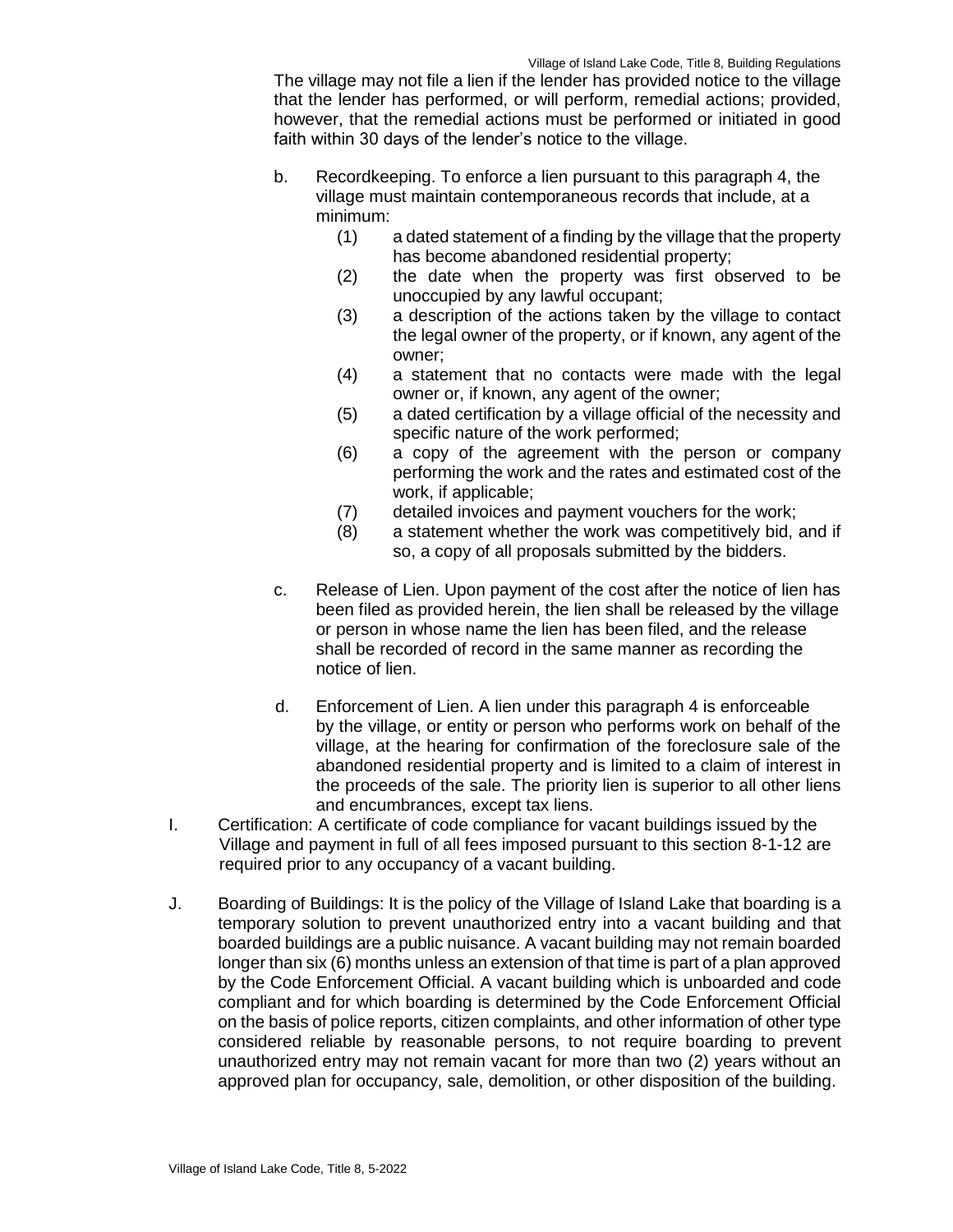The village may not file a lien if the lender has provided notice to the village that the lender has performed, or will perform, remedial actions; provided, however, that the remedial actions must be performed or initiated in good faith within 30 days of the lender's notice to the village.

b. Recordkeeping. To enforce a lien pursuant to this paragraph 4, the village must maintain contemporaneous records that include, at a minimum:
   (1) a dated statement of a finding by the village that the property has become abandoned residential property;
   (2) the date when the property was first observed to be unoccupied by any lawful occupant;
   (3) a description of the actions taken by the village to contact the legal owner of the property, or if known, any agent of the owner;
   (4) a statement that no contacts were made with the legal owner or, if known, any agent of the owner;
   (5) a dated certification by a village official of the necessity and specific nature of the work performed;
   (6) a copy of the agreement with the person or company performing the work and the rates and estimated cost of the work, if applicable;
   (7) detailed invoices and payment vouchers for the work;
   (8) a statement whether the work was competitively bid, and if so, a copy of all proposals submitted by the bidders.

c. Release of Lien. Upon payment of the cost after the notice of lien has been filed as provided herein, the lien shall be released by the village or person in whose name the lien has been filed, and the release shall be recorded of record in the same manner as recording the notice of lien.

d. Enforcement of Lien. A lien under this paragraph 4 is enforceable by the village, or entity or person who performs work on behalf of the village, at the hearing for confirmation of the foreclosure sale of the abandoned residential property and is limited to a claim of interest in the proceeds of the sale. The priority lien is superior to all other liens and encumbrances, except tax liens.

I. Certification: A certificate of code compliance for vacant buildings issued by the Village and payment in full of all fees imposed pursuant to this section 8-1-12 are required prior to any occupancy of a vacant building.

J. Boarding of Buildings: It is the policy of the Village of Island Lake that boarding is a temporary solution to prevent unauthorized entry into a vacant building and that boarded buildings are a public nuisance. A vacant building may not remain boarded longer than six (6) months unless an extension of that time is part of a plan approved by the Code Enforcement Official. A vacant building which is unboarded and code compliant and for which boarding is determined by the Code Enforcement Official on the basis of police reports, citizen complaints, and other information of other type considered reliable by reasonable persons, to not require boarding to prevent unauthorized entry may not remain vacant for more than two (2) years without an approved plan for occupancy, sale, demolition, or other disposition of the building.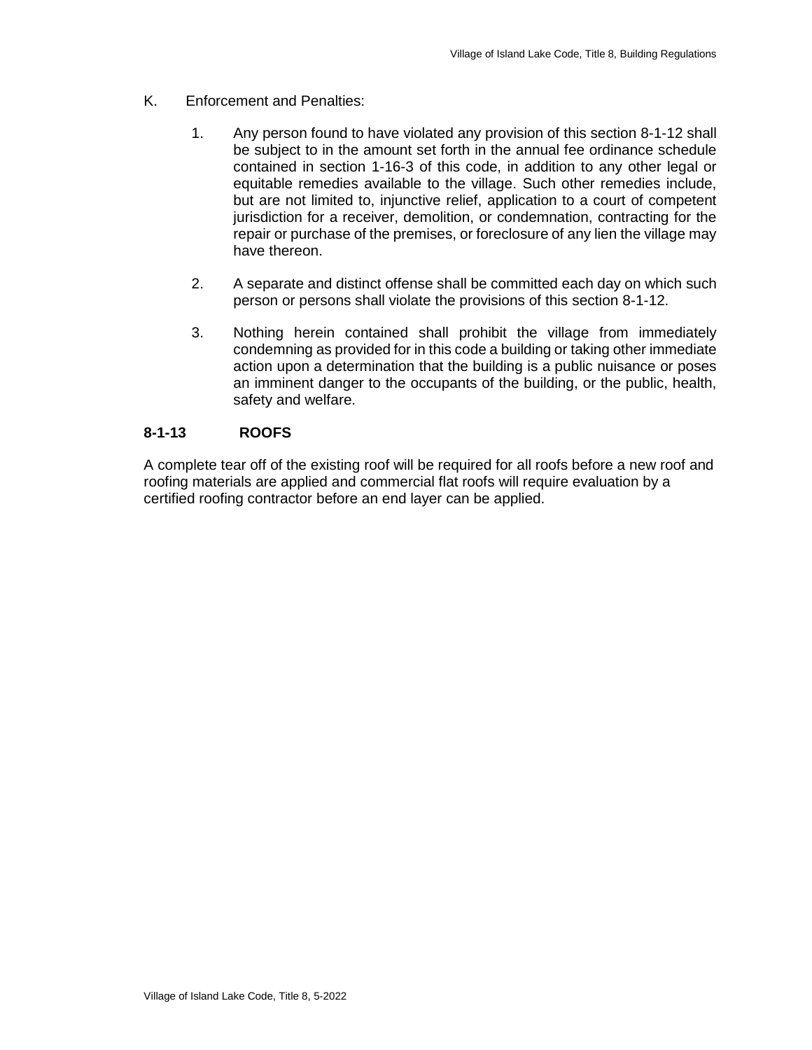K. Enforcement and Penalties:

1. Any person found to have violated any provision of this section 8-1-12 shall be subject to in the amount set forth in the annual fee ordinance schedule contained in section 1-16-3 of this code, in addition to any other legal or equitable remedies available to the village. Such other remedies include, but are not limited to, injunctive relief, application to a court of competent jurisdiction for a receiver, demolition, or condemnation, contracting for the repair or purchase of the premises, or foreclosure of any lien the village may have thereon.

2. A separate and distinct offense shall be committed each day on which such person or persons shall violate the provisions of this section 8-1-12.

3. Nothing herein contained shall prohibit the village from immediately condemning as provided for in this code a building or taking other immediate action upon a determination that the building is a public nuisance or poses an imminent danger to the occupants of the building, or the public, health, safety and welfare.

## 8-1-13 ROOFS

A complete tear off of the existing roof will be required for all roofs before a new roof and roofing materials are applied and commercial flat roofs will require evaluation by a certified roofing contractor before an end layer can be applied.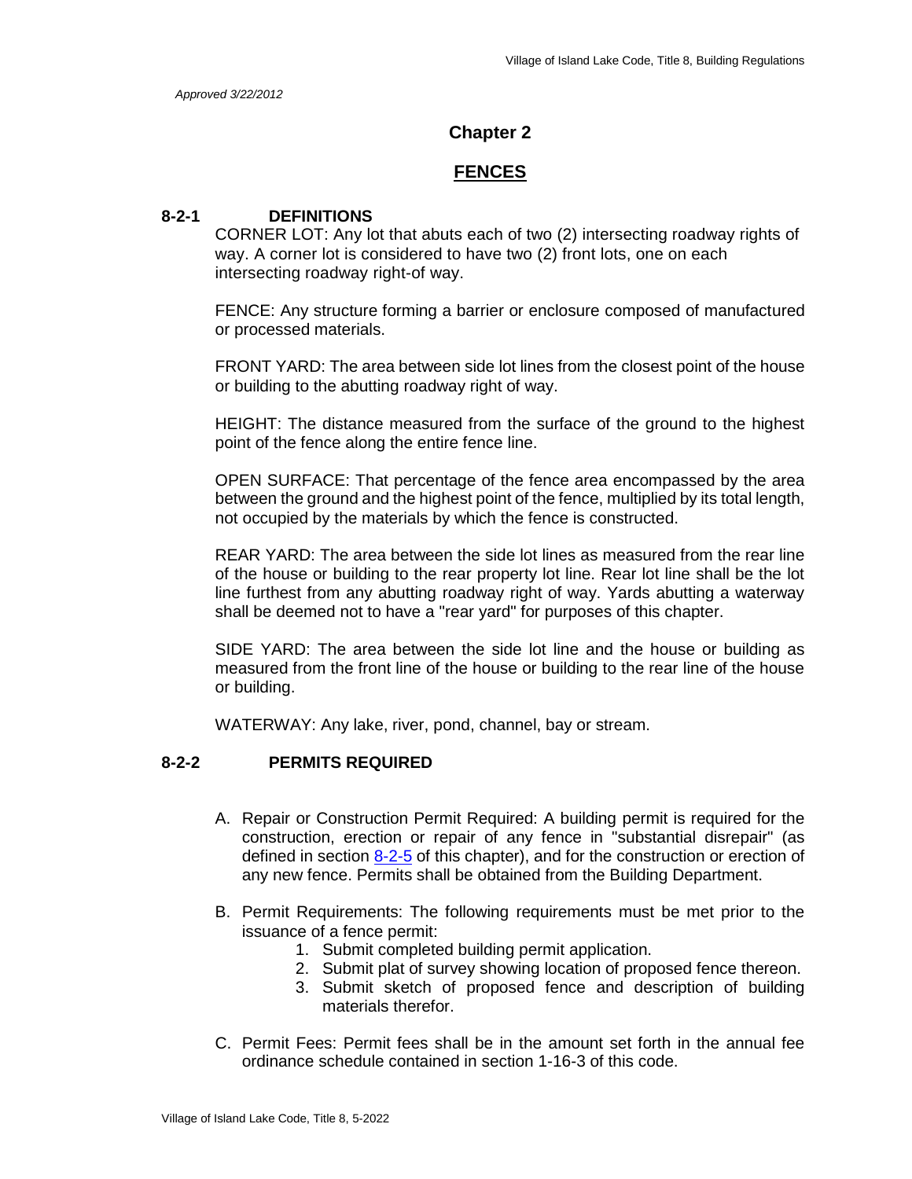*Approved 3/22/2012*

# Chapter 2

## FENCES

### 8-2-1 DEFINITIONS

CORNER LOT: Any lot that abuts each of two (2) intersecting roadway rights of way. A corner lot is considered to have two (2) front lots, one on each intersecting roadway right-of way.

FENCE: Any structure forming a barrier or enclosure composed of manufactured or processed materials.

FRONT YARD: The area between side lot lines from the closest point of the house or building to the abutting roadway right of way.

HEIGHT: The distance measured from the surface of the ground to the highest point of the fence along the entire fence line.

OPEN SURFACE: That percentage of the fence area encompassed by the area between the ground and the highest point of the fence, multiplied by its total length, not occupied by the materials by which the fence is constructed.

REAR YARD: The area between the side lot lines as measured from the rear line of the house or building to the rear property lot line. Rear lot line shall be the lot line furthest from any abutting roadway right of way. Yards abutting a waterway shall be deemed not to have a "rear yard" for purposes of this chapter.

SIDE YARD: The area between the side lot line and the house or building as measured from the front line of the house or building to the rear line of the house or building.

WATERWAY: Any lake, river, pond, channel, bay or stream.

### 8-2-2 PERMITS REQUIRED

A. Repair or Construction Permit Required: A building permit is required for the construction, erection or repair of any fence in "substantial disrepair" (as defined in section 8-2-5 of this chapter), and for the construction or erection of any new fence. Permits shall be obtained from the Building Department.

B. Permit Requirements: The following requirements must be met prior to the issuance of a fence permit:
   1. Submit completed building permit application.
   2. Submit plat of survey showing location of proposed fence thereon.
   3. Submit sketch of proposed fence and description of building materials therefor.

C. Permit Fees: Permit fees shall be in the amount set forth in the annual fee ordinance schedule contained in section 1-16-3 of this code.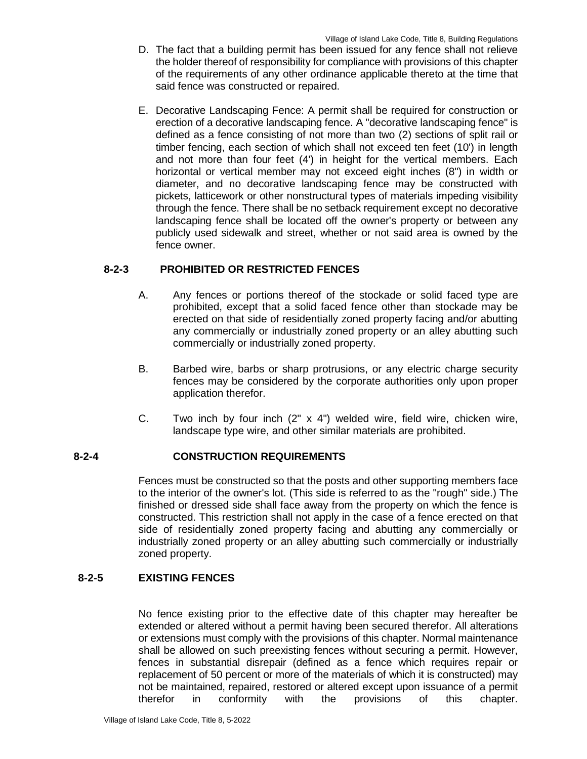D. The fact that a building permit has been issued for any fence shall not relieve the holder thereof of responsibility for compliance with provisions of this chapter of the requirements of any other ordinance applicable thereto at the time that said fence was constructed or repaired.

E. Decorative Landscaping Fence: A permit shall be required for construction or erection of a decorative landscaping fence. A "decorative landscaping fence" is defined as a fence consisting of not more than two (2) sections of split rail or timber fencing, each section of which shall not exceed ten feet (10') in length and not more than four feet (4') in height for the vertical members. Each horizontal or vertical member may not exceed eight inches (8") in width or diameter, and no decorative landscaping fence may be constructed with pickets, latticework or other nonstructural types of materials impeding visibility through the fence. There shall be no setback requirement except no decorative landscaping fence shall be located off the owner's property or between any publicly used sidewalk and street, whether or not said area is owned by the fence owner.

## 8-2-3 PROHIBITED OR RESTRICTED FENCES

A. Any fences or portions thereof of the stockade or solid faced type are prohibited, except that a solid faced fence other than stockade may be erected on that side of residentially zoned property facing and/or abutting any commercially or industrially zoned property or an alley abutting such commercially or industrially zoned property.

B. Barbed wire, barbs or sharp protrusions, or any electric charge security fences may be considered by the corporate authorities only upon proper application therefor.

C. Two inch by four inch (2" x 4") welded wire, field wire, chicken wire, landscape type wire, and other similar materials are prohibited.

## 8-2-4 CONSTRUCTION REQUIREMENTS

Fences must be constructed so that the posts and other supporting members face to the interior of the owner's lot. (This side is referred to as the "rough" side.) The finished or dressed side shall face away from the property on which the fence is constructed. This restriction shall not apply in the case of a fence erected on that side of residentially zoned property facing and abutting any commercially or industrially zoned property or an alley abutting such commercially or industrially zoned property.

## 8-2-5 EXISTING FENCES

No fence existing prior to the effective date of this chapter may hereafter be extended or altered without a permit having been secured therefor. All alterations or extensions must comply with the provisions of this chapter. Normal maintenance shall be allowed on such preexisting fences without securing a permit. However, fences in substantial disrepair (defined as a fence which requires repair or replacement of 50 percent or more of the materials of which it is constructed) may not be maintained, repaired, restored or altered except upon issuance of a permit therefor in conformity with the provisions of this chapter.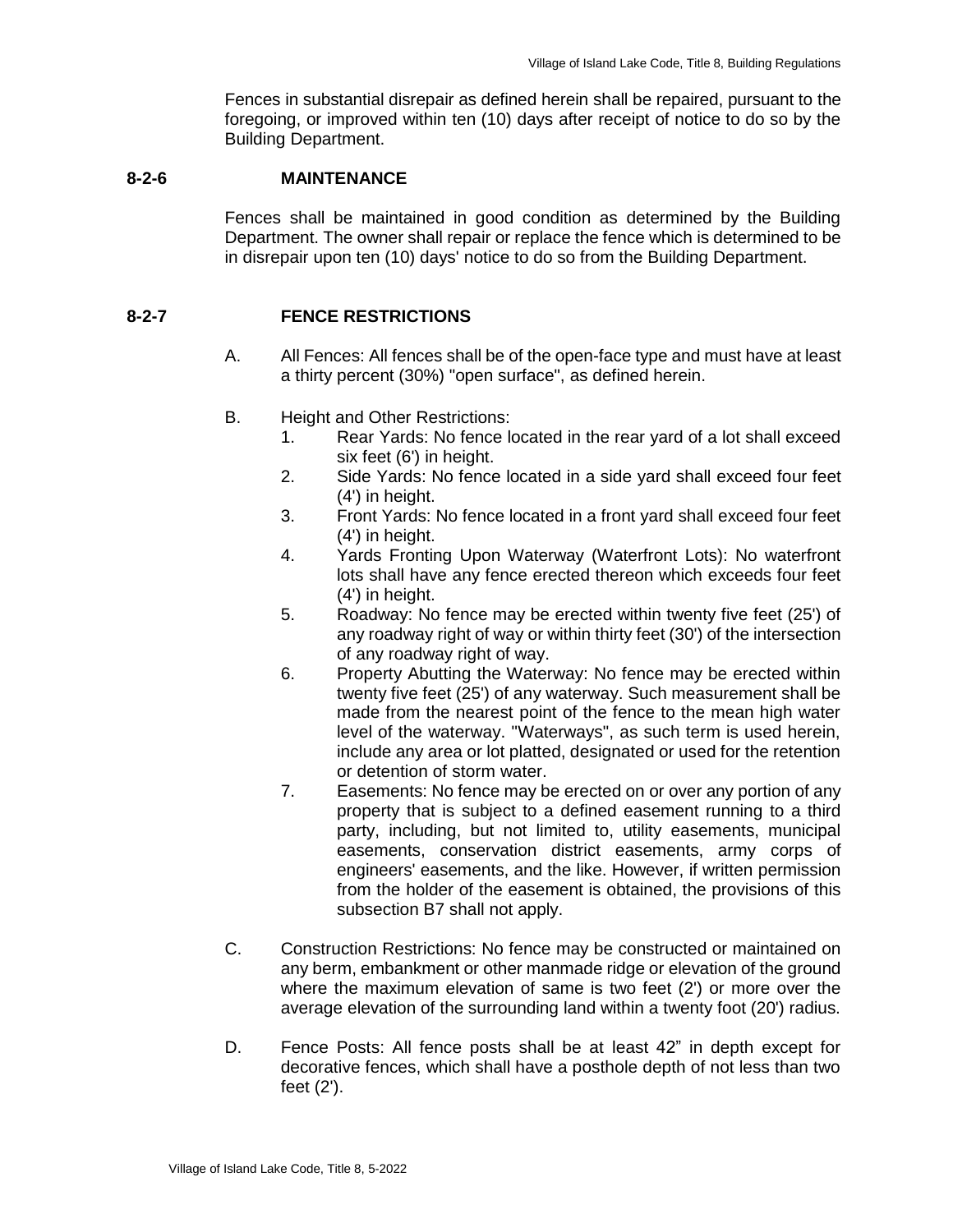Fences in substantial disrepair as defined herein shall be repaired, pursuant to the foregoing, or improved within ten (10) days after receipt of notice to do so by the Building Department.

## 8-2-6 MAINTENANCE

Fences shall be maintained in good condition as determined by the Building Department. The owner shall repair or replace the fence which is determined to be in disrepair upon ten (10) days' notice to do so from the Building Department.

## 8-2-7 FENCE RESTRICTIONS

A. All Fences: All fences shall be of the open-face type and must have at least a thirty percent (30%) "open surface", as defined herein.

B. Height and Other Restrictions:
   1. Rear Yards: No fence located in the rear yard of a lot shall exceed six feet (6') in height.
   2. Side Yards: No fence located in a side yard shall exceed four feet (4') in height.
   3. Front Yards: No fence located in a front yard shall exceed four feet (4') in height.
   4. Yards Fronting Upon Waterway (Waterfront Lots): No waterfront lots shall have any fence erected thereon which exceeds four feet (4') in height.
   5. Roadway: No fence may be erected within twenty five feet (25') of any roadway right of way or within thirty feet (30') of the intersection of any roadway right of way.
   6. Property Abutting the Waterway: No fence may be erected within twenty five feet (25') of any waterway. Such measurement shall be made from the nearest point of the fence to the mean high water level of the waterway. "Waterways", as such term is used herein, include any area or lot platted, designated or used for the retention or detention of storm water.
   7. Easements: No fence may be erected on or over any portion of any property that is subject to a defined easement running to a third party, including, but not limited to, utility easements, municipal easements, conservation district easements, army corps of engineers' easements, and the like. However, if written permission from the holder of the easement is obtained, the provisions of this subsection B7 shall not apply.

C. Construction Restrictions: No fence may be constructed or maintained on any berm, embankment or other manmade ridge or elevation of the ground where the maximum elevation of same is two feet (2') or more over the average elevation of the surrounding land within a twenty foot (20') radius.

D. Fence Posts: All fence posts shall be at least 42" in depth except for decorative fences, which shall have a posthole depth of not less than two feet (2').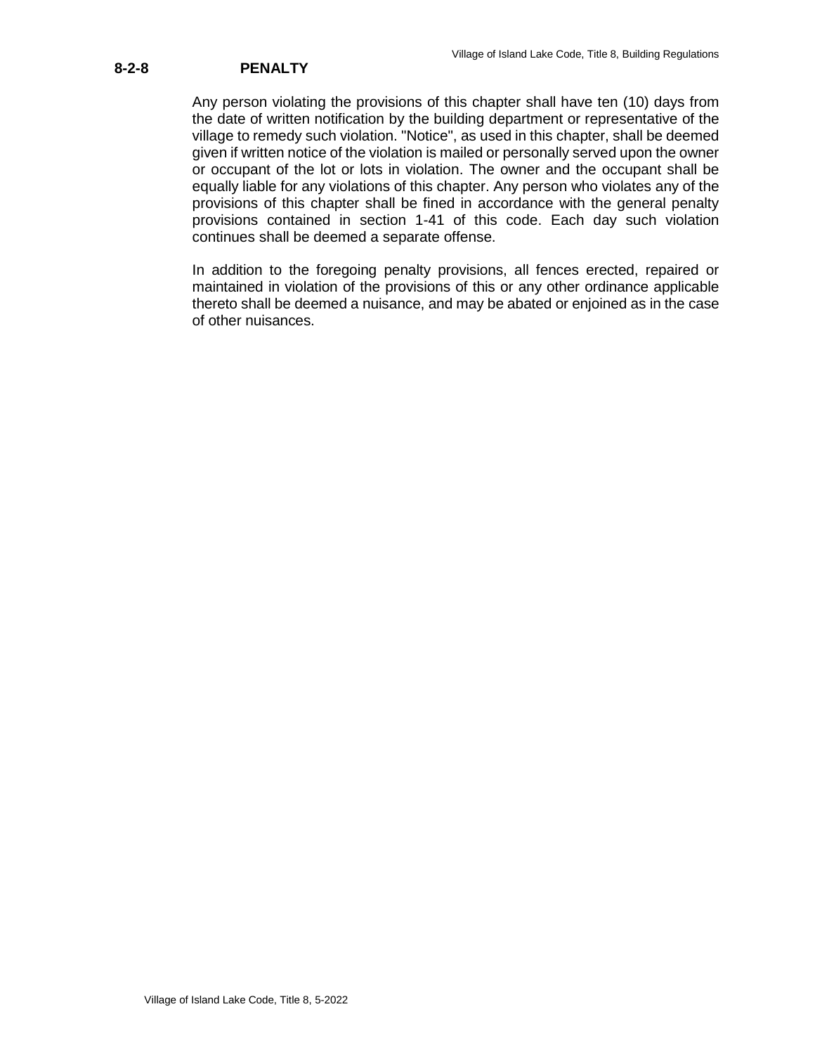## 8-2-8 PENALTY

Any person violating the provisions of this chapter shall have ten (10) days from the date of written notification by the building department or representative of the village to remedy such violation. "Notice", as used in this chapter, shall be deemed given if written notice of the violation is mailed or personally served upon the owner or occupant of the lot or lots in violation. The owner and the occupant shall be equally liable for any violations of this chapter. Any person who violates any of the provisions of this chapter shall be fined in accordance with the general penalty provisions contained in section 1-41 of this code. Each day such violation continues shall be deemed a separate offense.

In addition to the foregoing penalty provisions, all fences erected, repaired or maintained in violation of the provisions of this or any other ordinance applicable thereto shall be deemed a nuisance, and may be abated or enjoined as in the case of other nuisances.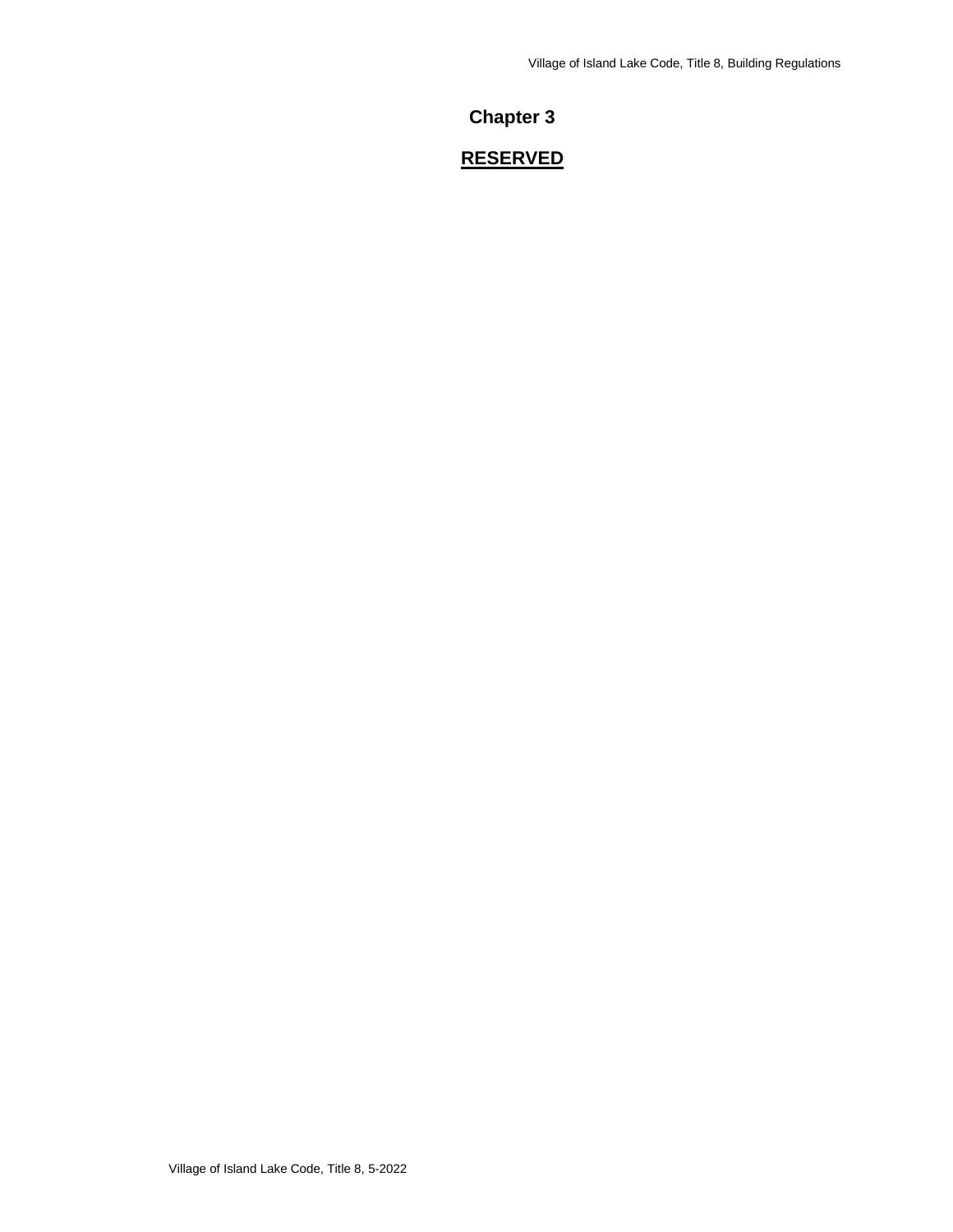# Chapter 3

## RESERVED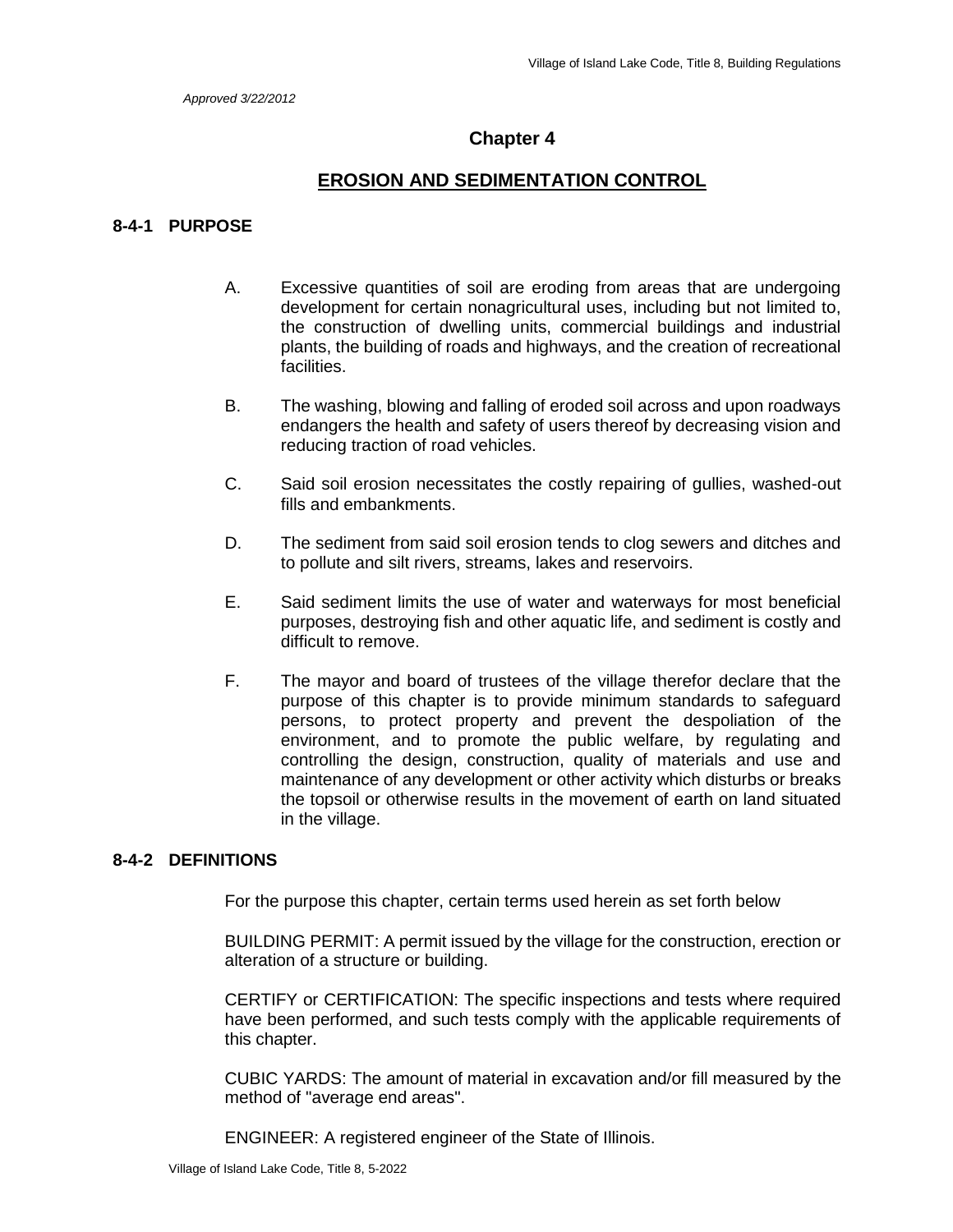*Approved 3/22/2012*

# Chapter 4

## EROSION AND SEDIMENTATION CONTROL

### 8-4-1 PURPOSE

A. Excessive quantities of soil are eroding from areas that are undergoing development for certain nonagricultural uses, including but not limited to, the construction of dwelling units, commercial buildings and industrial plants, the building of roads and highways, and the creation of recreational facilities.

B. The washing, blowing and falling of eroded soil across and upon roadways endangers the health and safety of users thereof by decreasing vision and reducing traction of road vehicles.

C. Said soil erosion necessitates the costly repairing of gullies, washed-out fills and embankments.

D. The sediment from said soil erosion tends to clog sewers and ditches and to pollute and silt rivers, streams, lakes and reservoirs.

E. Said sediment limits the use of water and waterways for most beneficial purposes, destroying fish and other aquatic life, and sediment is costly and difficult to remove.

F. The mayor and board of trustees of the village therefor declare that the purpose of this chapter is to provide minimum standards to safeguard persons, to protect property and prevent the despoliation of the environment, and to promote the public welfare, by regulating and controlling the design, construction, quality of materials and use and maintenance of any development or other activity which disturbs or breaks the topsoil or otherwise results in the movement of earth on land situated in the village.

### 8-4-2 DEFINITIONS

For the purpose this chapter, certain terms used herein as set forth below

BUILDING PERMIT: A permit issued by the village for the construction, erection or alteration of a structure or building.

CERTIFY or CERTIFICATION: The specific inspections and tests where required have been performed, and such tests comply with the applicable requirements of this chapter.

CUBIC YARDS: The amount of material in excavation and/or fill measured by the method of "average end areas".

ENGINEER: A registered engineer of the State of Illinois.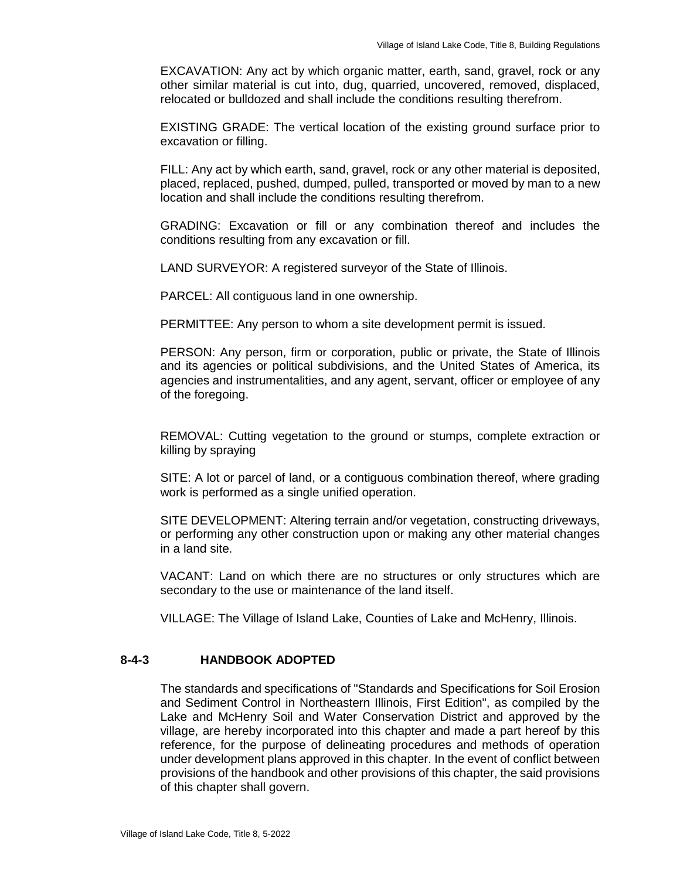EXCAVATION: Any act by which organic matter, earth, sand, gravel, rock or any other similar material is cut into, dug, quarried, uncovered, removed, displaced, relocated or bulldozed and shall include the conditions resulting therefrom.

EXISTING GRADE: The vertical location of the existing ground surface prior to excavation or filling.

FILL: Any act by which earth, sand, gravel, rock or any other material is deposited, placed, replaced, pushed, dumped, pulled, transported or moved by man to a new location and shall include the conditions resulting therefrom.

GRADING: Excavation or fill or any combination thereof and includes the conditions resulting from any excavation or fill.

LAND SURVEYOR: A registered surveyor of the State of Illinois.

PARCEL: All contiguous land in one ownership.

PERMITTEE: Any person to whom a site development permit is issued.

PERSON: Any person, firm or corporation, public or private, the State of Illinois and its agencies or political subdivisions, and the United States of America, its agencies and instrumentalities, and any agent, servant, officer or employee of any of the foregoing.

REMOVAL: Cutting vegetation to the ground or stumps, complete extraction or killing by spraying

SITE: A lot or parcel of land, or a contiguous combination thereof, where grading work is performed as a single unified operation.

SITE DEVELOPMENT: Altering terrain and/or vegetation, constructing driveways, or performing any other construction upon or making any other material changes in a land site.

VACANT: Land on which there are no structures or only structures which are secondary to the use or maintenance of the land itself.

VILLAGE: The Village of Island Lake, Counties of Lake and McHenry, Illinois.

### 8-4-3 HANDBOOK ADOPTED

The standards and specifications of "Standards and Specifications for Soil Erosion and Sediment Control in Northeastern Illinois, First Edition", as compiled by the Lake and McHenry Soil and Water Conservation District and approved by the village, are hereby incorporated into this chapter and made a part hereof by this reference, for the purpose of delineating procedures and methods of operation under development plans approved in this chapter. In the event of conflict between provisions of the handbook and other provisions of this chapter, the said provisions of this chapter shall govern.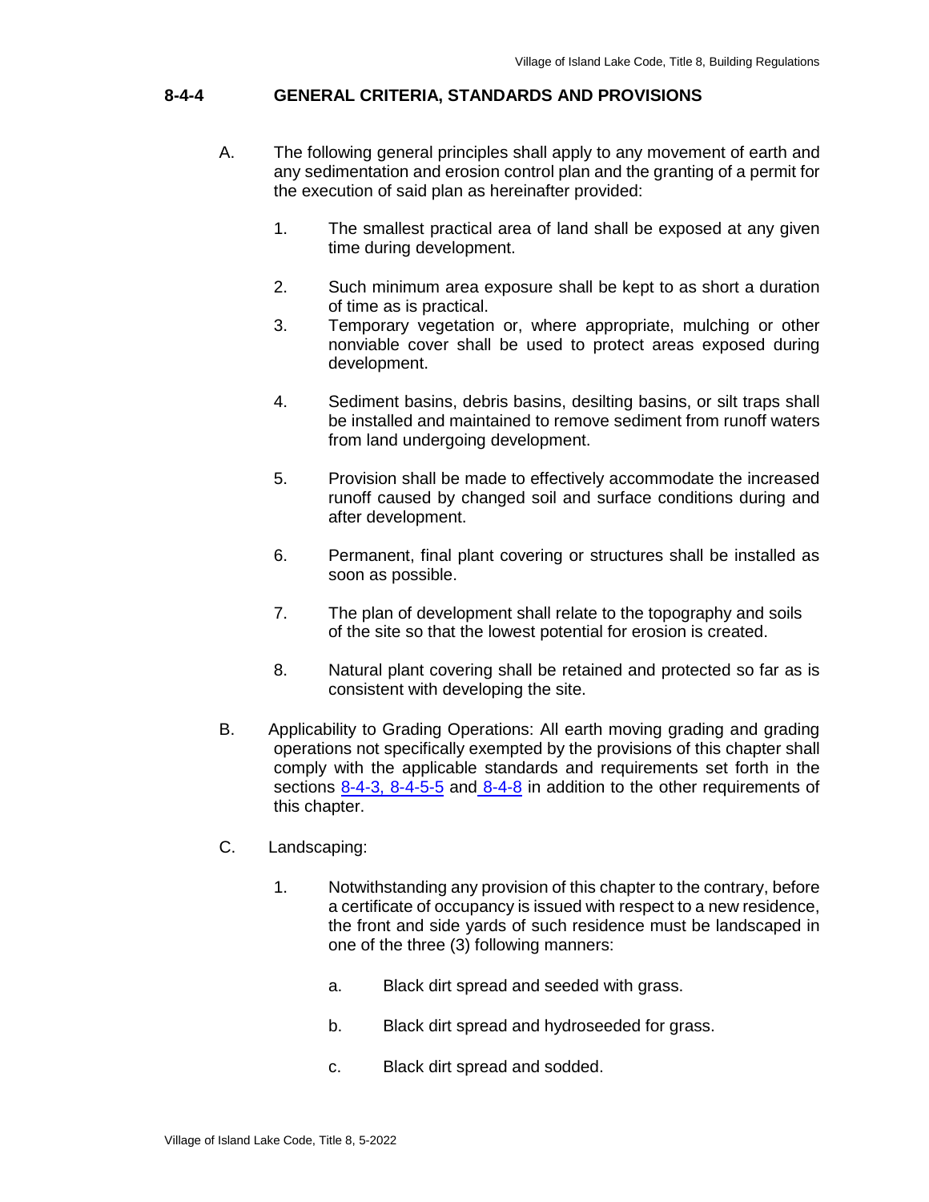## 8-4-4 GENERAL CRITERIA, STANDARDS AND PROVISIONS

A. The following general principles shall apply to any movement of earth and any sedimentation and erosion control plan and the granting of a permit for the execution of said plan as hereinafter provided:

1. The smallest practical area of land shall be exposed at any given time during development.

2. Such minimum area exposure shall be kept to as short a duration of time as is practical.

3. Temporary vegetation or, where appropriate, mulching or other nonviable cover shall be used to protect areas exposed during development.

4. Sediment basins, debris basins, desilting basins, or silt traps shall be installed and maintained to remove sediment from runoff waters from land undergoing development.

5. Provision shall be made to effectively accommodate the increased runoff caused by changed soil and surface conditions during and after development.

6. Permanent, final plant covering or structures shall be installed as soon as possible.

7. The plan of development shall relate to the topography and soils of the site so that the lowest potential for erosion is created.

8. Natural plant covering shall be retained and protected so far as is consistent with developing the site.

B. Applicability to Grading Operations: All earth moving grading and grading operations not specifically exempted by the provisions of this chapter shall comply with the applicable standards and requirements set forth in the sections 8-4-3, 8-4-5-5 and 8-4-8 in addition to the other requirements of this chapter.

C. Landscaping:

1. Notwithstanding any provision of this chapter to the contrary, before a certificate of occupancy is issued with respect to a new residence, the front and side yards of such residence must be landscaped in one of the three (3) following manners:

   a. Black dirt spread and seeded with grass.

   b. Black dirt spread and hydroseeded for grass.

   c. Black dirt spread and sodded.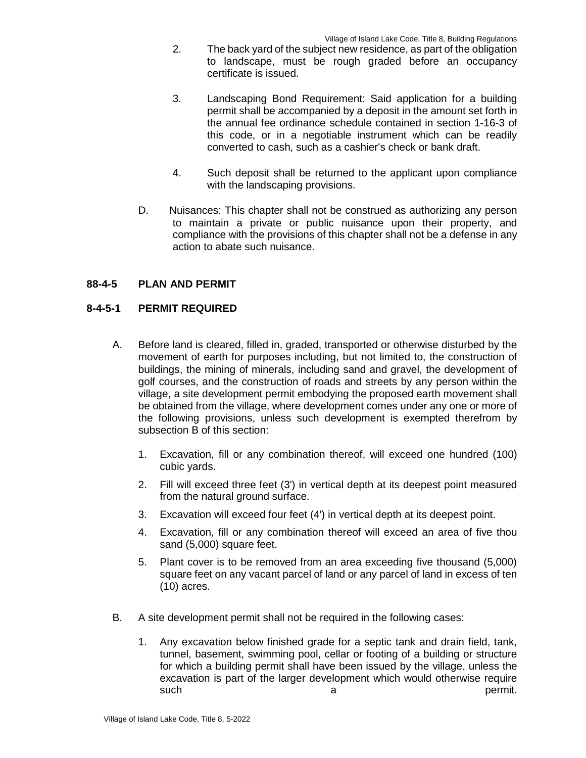2. The back yard of the subject new residence, as part of the obligation to landscape, must be rough graded before an occupancy certificate is issued.

3. Landscaping Bond Requirement: Said application for a building permit shall be accompanied by a deposit in the amount set forth in the annual fee ordinance schedule contained in section 1-16-3 of this code, or in a negotiable instrument which can be readily converted to cash, such as a cashier's check or bank draft.

4. Such deposit shall be returned to the applicant upon compliance with the landscaping provisions.

D. Nuisances: This chapter shall not be construed as authorizing any person to maintain a private or public nuisance upon their property, and compliance with the provisions of this chapter shall not be a defense in any action to abate such nuisance.

**88-4-5 PLAN AND PERMIT**

**8-4-5-1 PERMIT REQUIRED**

A. Before land is cleared, filled in, graded, transported or otherwise disturbed by the movement of earth for purposes including, but not limited to, the construction of buildings, the mining of minerals, including sand and gravel, the development of golf courses, and the construction of roads and streets by any person within the village, a site development permit embodying the proposed earth movement shall be obtained from the village, where development comes under any one or more of the following provisions, unless such development is exempted therefrom by subsection B of this section:

1. Excavation, fill or any combination thereof, will exceed one hundred (100) cubic yards.
2. Fill will exceed three feet (3') in vertical depth at its deepest point measured from the natural ground surface.
3. Excavation will exceed four feet (4') in vertical depth at its deepest point.
4. Excavation, fill or any combination thereof will exceed an area of five thou sand (5,000) square feet.
5. Plant cover is to be removed from an area exceeding five thousand (5,000) square feet on any vacant parcel of land or any parcel of land in excess of ten (10) acres.

B. A site development permit shall not be required in the following cases:

1. Any excavation below finished grade for a septic tank and drain field, tank, tunnel, basement, swimming pool, cellar or footing of a building or structure for which a building permit shall have been issued by the village, unless the excavation is part of the larger development which would otherwise require such a permit.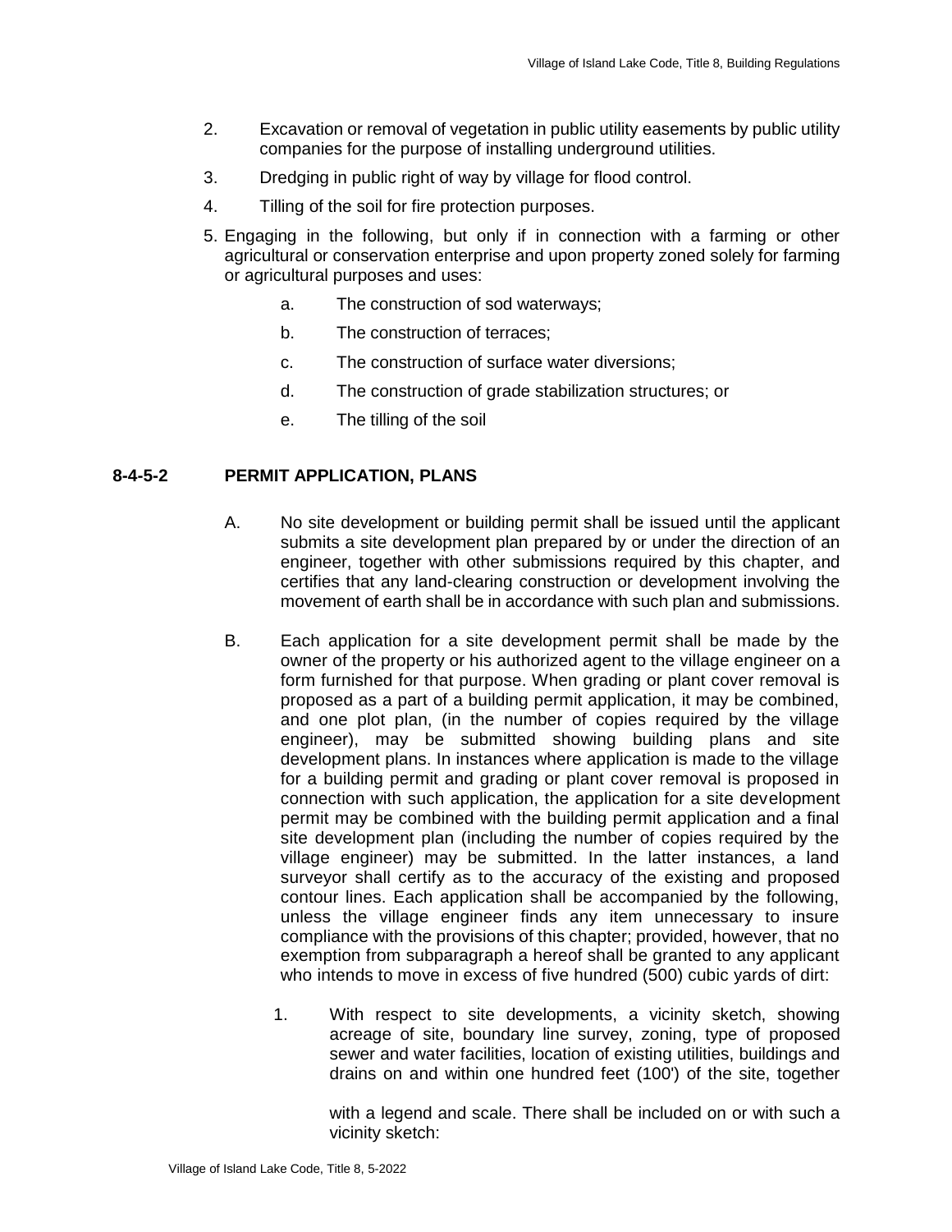2. Excavation or removal of vegetation in public utility easements by public utility companies for the purpose of installing underground utilities.

3. Dredging in public right of way by village for flood control.

4. Tilling of the soil for fire protection purposes.

5. Engaging in the following, but only if in connection with a farming or other agricultural or conservation enterprise and upon property zoned solely for farming or agricultural purposes and uses:

   a. The construction of sod waterways;

   b. The construction of terraces;

   c. The construction of surface water diversions;

   d. The construction of grade stabilization structures; or

   e. The tilling of the soil

### 8-4-5-2 PERMIT APPLICATION, PLANS

A. No site development or building permit shall be issued until the applicant submits a site development plan prepared by or under the direction of an engineer, together with other submissions required by this chapter, and certifies that any land-clearing construction or development involving the movement of earth shall be in accordance with such plan and submissions.

B. Each application for a site development permit shall be made by the owner of the property or his authorized agent to the village engineer on a form furnished for that purpose. When grading or plant cover removal is proposed as a part of a building permit application, it may be combined, and one plot plan, (in the number of copies required by the village engineer), may be submitted showing building plans and site development plans. In instances where application is made to the village for a building permit and grading or plant cover removal is proposed in connection with such application, the application for a site development permit may be combined with the building permit application and a final site development plan (including the number of copies required by the village engineer) may be submitted. In the latter instances, a land surveyor shall certify as to the accuracy of the existing and proposed contour lines. Each application shall be accompanied by the following, unless the village engineer finds any item unnecessary to insure compliance with the provisions of this chapter; provided, however, that no exemption from subparagraph a hereof shall be granted to any applicant who intends to move in excess of five hundred (500) cubic yards of dirt:

   1. With respect to site developments, a vicinity sketch, showing acreage of site, boundary line survey, zoning, type of proposed sewer and water facilities, location of existing utilities, buildings and drains on and within one hundred feet (100') of the site, together with a legend and scale. There shall be included on or with such a vicinity sketch: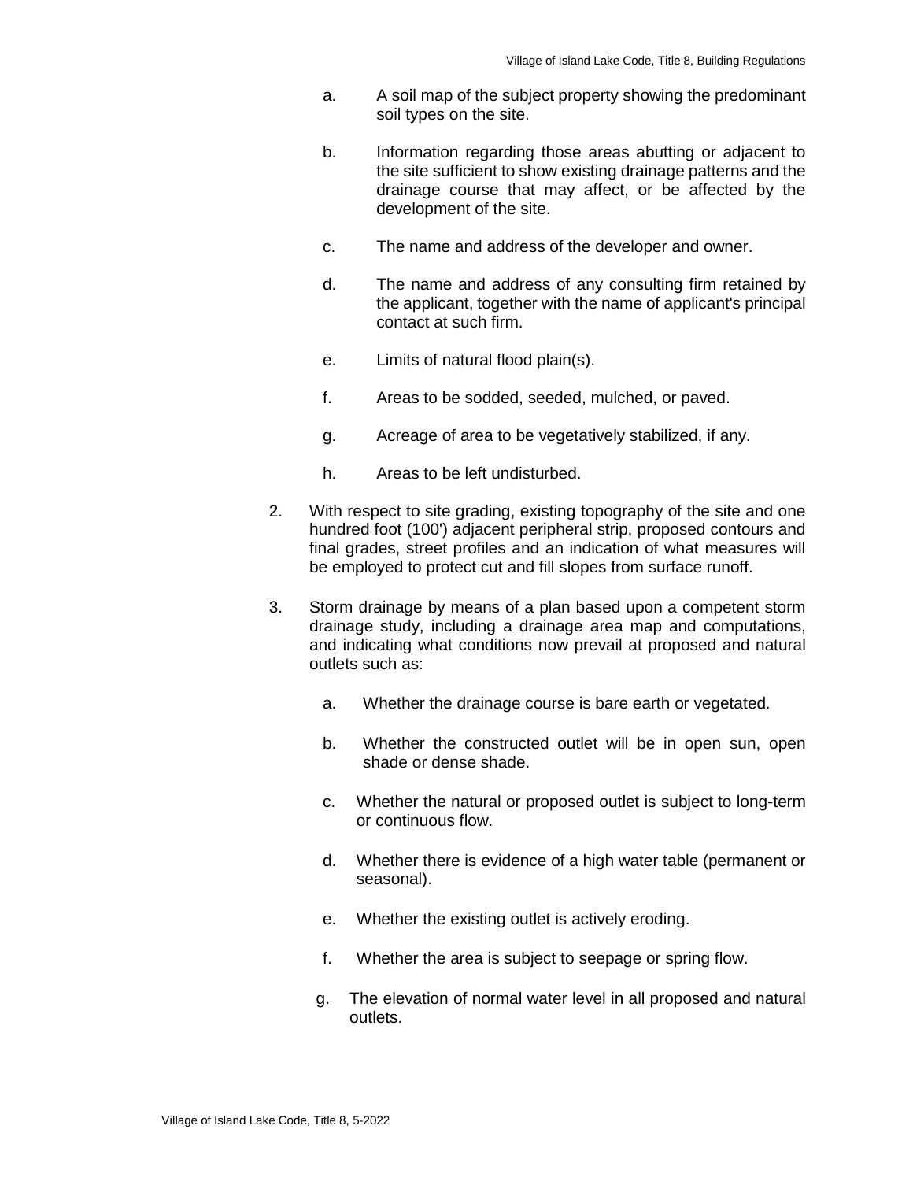a. A soil map of the subject property showing the predominant soil types on the site.

b. Information regarding those areas abutting or adjacent to the site sufficient to show existing drainage patterns and the drainage course that may affect, or be affected by the development of the site.

c. The name and address of the developer and owner.

d. The name and address of any consulting firm retained by the applicant, together with the name of applicant's principal contact at such firm.

e. Limits of natural flood plain(s).

f. Areas to be sodded, seeded, mulched, or paved.

g. Acreage of area to be vegetatively stabilized, if any.

h. Areas to be left undisturbed.

2. With respect to site grading, existing topography of the site and one hundred foot (100') adjacent peripheral strip, proposed contours and final grades, street profiles and an indication of what measures will be employed to protect cut and fill slopes from surface runoff.

3. Storm drainage by means of a plan based upon a competent storm drainage study, including a drainage area map and computations, and indicating what conditions now prevail at proposed and natural outlets such as:

   a. Whether the drainage course is bare earth or vegetated.

   b. Whether the constructed outlet will be in open sun, open shade or dense shade.

   c. Whether the natural or proposed outlet is subject to long-term or continuous flow.

   d. Whether there is evidence of a high water table (permanent or seasonal).

   e. Whether the existing outlet is actively eroding.

   f. Whether the area is subject to seepage or spring flow.

   g. The elevation of normal water level in all proposed and natural outlets.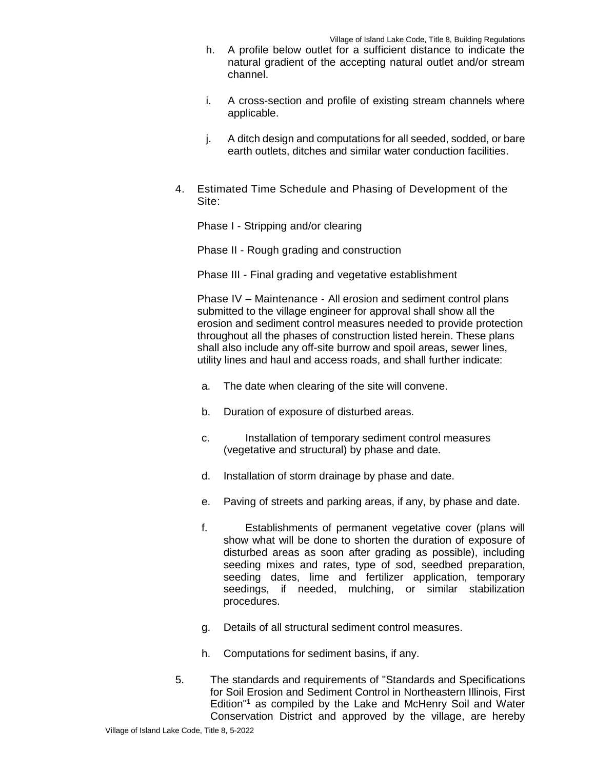h. A profile below outlet for a sufficient distance to indicate the natural gradient of the accepting natural outlet and/or stream channel.

i. A cross-section and profile of existing stream channels where applicable.

j. A ditch design and computations for all seeded, sodded, or bare earth outlets, ditches and similar water conduction facilities.

4. Estimated Time Schedule and Phasing of Development of the Site:

   Phase I - Stripping and/or clearing

   Phase II - Rough grading and construction

   Phase III - Final grading and vegetative establishment

   Phase IV – Maintenance - All erosion and sediment control plans submitted to the village engineer for approval shall show all the erosion and sediment control measures needed to provide protection throughout all the phases of construction listed herein. These plans shall also include any off-site burrow and spoil areas, sewer lines, utility lines and haul and access roads, and shall further indicate:

   a. The date when clearing of the site will convene.

   b. Duration of exposure of disturbed areas.

   c. Installation of temporary sediment control measures (vegetative and structural) by phase and date.

   d. Installation of storm drainage by phase and date.

   e. Paving of streets and parking areas, if any, by phase and date.

   f. Establishments of permanent vegetative cover (plans will show what will be done to shorten the duration of exposure of disturbed areas as soon after grading as possible), including seeding mixes and rates, type of sod, seedbed preparation, seeding dates, lime and fertilizer application, temporary seedings, if needed, mulching, or similar stabilization procedures.

   g. Details of all structural sediment control measures.

   h. Computations for sediment basins, if any.

5. The standards and requirements of "Standards and Specifications for Soil Erosion and Sediment Control in Northeastern Illinois, First Edition"[1] as compiled by the Lake and McHenry Soil and Water Conservation District and approved by the village, are hereby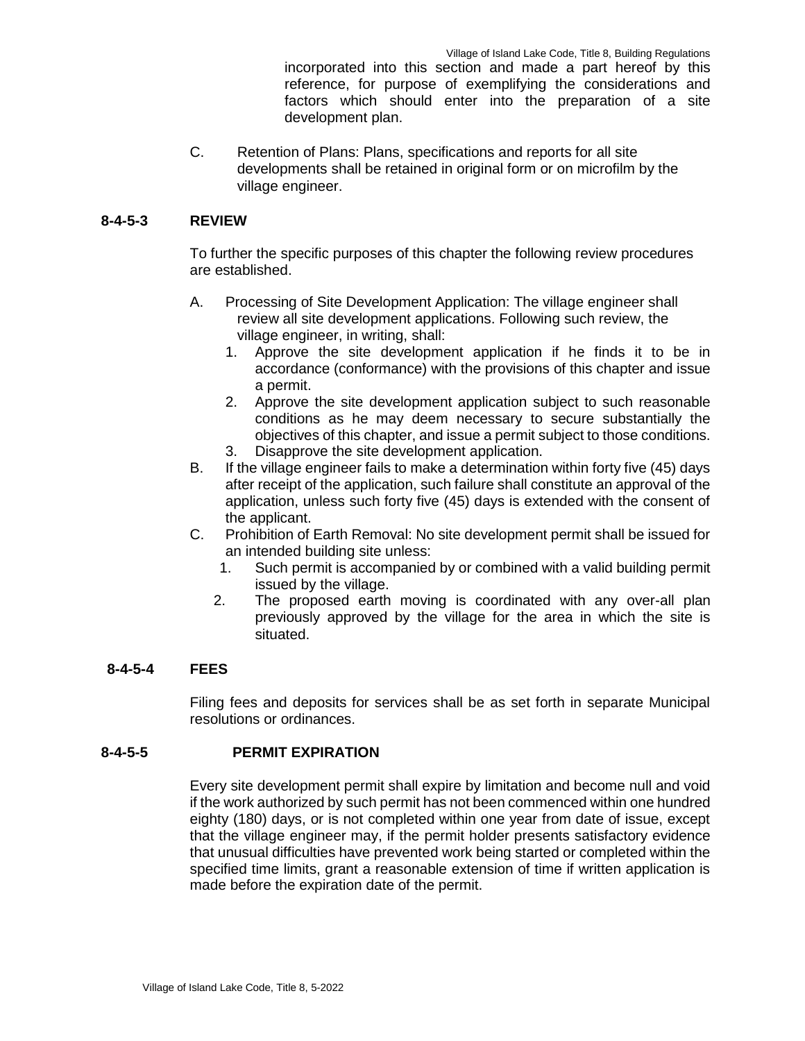incorporated into this section and made a part hereof by this reference, for purpose of exemplifying the considerations and factors which should enter into the preparation of a site development plan.

C. Retention of Plans: Plans, specifications and reports for all site developments shall be retained in original form or on microfilm by the village engineer.

### 8-4-5-3 REVIEW

To further the specific purposes of this chapter the following review procedures are established.

A. Processing of Site Development Application: The village engineer shall review all site development applications. Following such review, the village engineer, in writing, shall:
   1. Approve the site development application if he finds it to be in accordance (conformance) with the provisions of this chapter and issue a permit.
   2. Approve the site development application subject to such reasonable conditions as he may deem necessary to secure substantially the objectives of this chapter, and issue a permit subject to those conditions.
   3. Disapprove the site development application.

B. If the village engineer fails to make a determination within forty five (45) days after receipt of the application, such failure shall constitute an approval of the application, unless such forty five (45) days is extended with the consent of the applicant.

C. Prohibition of Earth Removal: No site development permit shall be issued for an intended building site unless:
   1. Such permit is accompanied by or combined with a valid building permit issued by the village.
   2. The proposed earth moving is coordinated with any over-all plan previously approved by the village for the area in which the site is situated.

### 8-4-5-4 FEES

Filing fees and deposits for services shall be as set forth in separate Municipal resolutions or ordinances.

### 8-4-5-5 PERMIT EXPIRATION

Every site development permit shall expire by limitation and become null and void if the work authorized by such permit has not been commenced within one hundred eighty (180) days, or is not completed within one year from date of issue, except that the village engineer may, if the permit holder presents satisfactory evidence that unusual difficulties have prevented work being started or completed within the specified time limits, grant a reasonable extension of time if written application is made before the expiration date of the permit.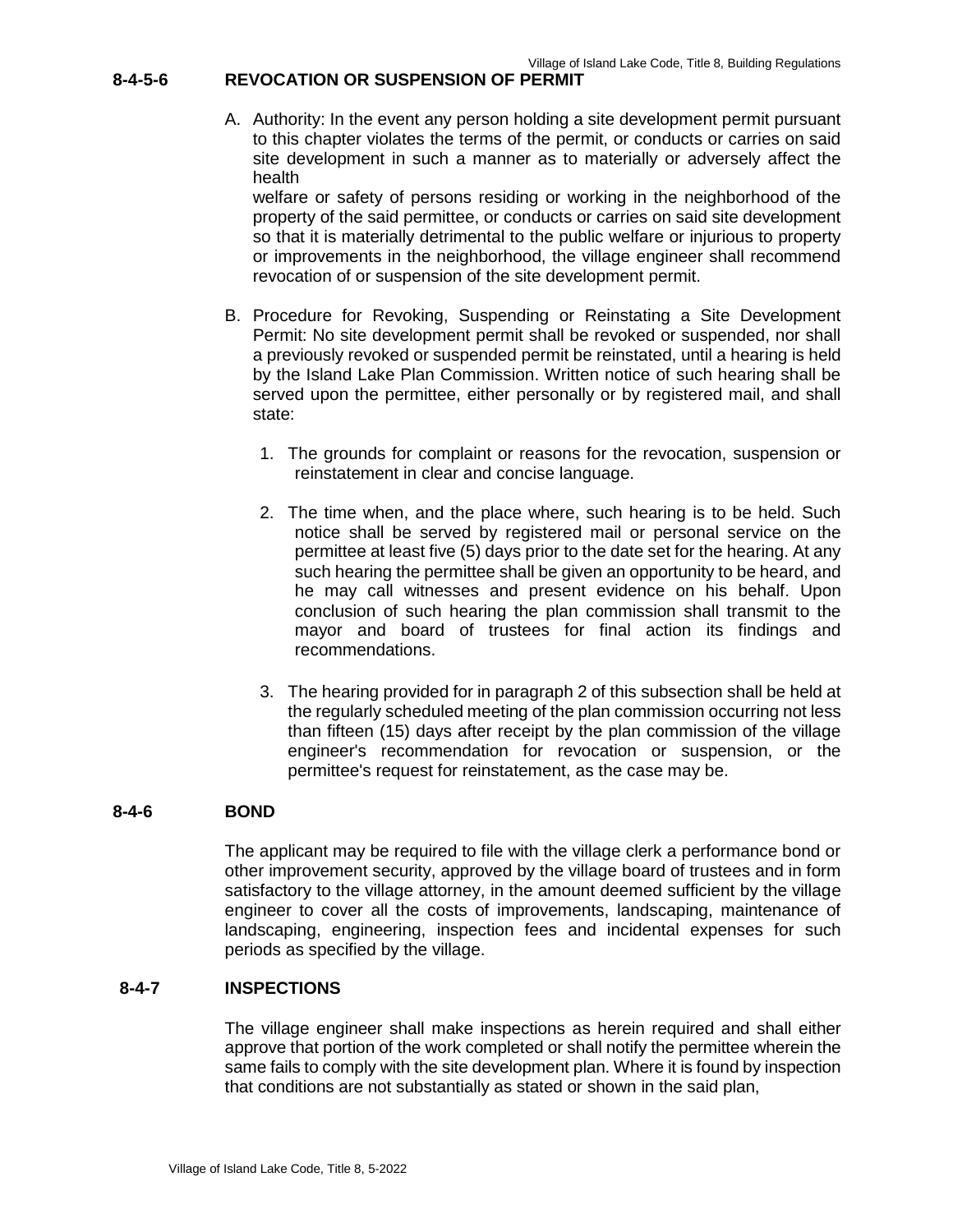## 8-4-5-6 REVOCATION OR SUSPENSION OF PERMIT

A. Authority: In the event any person holding a site development permit pursuant to this chapter violates the terms of the permit, or conducts or carries on said site development in such a manner as to materially or adversely affect the health welfare or safety of persons residing or working in the neighborhood of the property of the said permittee, or conducts or carries on said site development so that it is materially detrimental to the public welfare or injurious to property or improvements in the neighborhood, the village engineer shall recommend revocation of or suspension of the site development permit.

B. Procedure for Revoking, Suspending or Reinstating a Site Development Permit: No site development permit shall be revoked or suspended, nor shall a previously revoked or suspended permit be reinstated, until a hearing is held by the Island Lake Plan Commission. Written notice of such hearing shall be served upon the permittee, either personally or by registered mail, and shall state:

1. The grounds for complaint or reasons for the revocation, suspension or reinstatement in clear and concise language.

2. The time when, and the place where, such hearing is to be held. Such notice shall be served by registered mail or personal service on the permittee at least five (5) days prior to the date set for the hearing. At any such hearing the permittee shall be given an opportunity to be heard, and he may call witnesses and present evidence on his behalf. Upon conclusion of such hearing the plan commission shall transmit to the mayor and board of trustees for final action its findings and recommendations.

3. The hearing provided for in paragraph 2 of this subsection shall be held at the regularly scheduled meeting of the plan commission occurring not less than fifteen (15) days after receipt by the plan commission of the village engineer's recommendation for revocation or suspension, or the permittee's request for reinstatement, as the case may be.

## 8-4-6 BOND

The applicant may be required to file with the village clerk a performance bond or other improvement security, approved by the village board of trustees and in form satisfactory to the village attorney, in the amount deemed sufficient by the village engineer to cover all the costs of improvements, landscaping, maintenance of landscaping, engineering, inspection fees and incidental expenses for such periods as specified by the village.

## 8-4-7 INSPECTIONS

The village engineer shall make inspections as herein required and shall either approve that portion of the work completed or shall notify the permittee wherein the same fails to comply with the site development plan. Where it is found by inspection that conditions are not substantially as stated or shown in the said plan,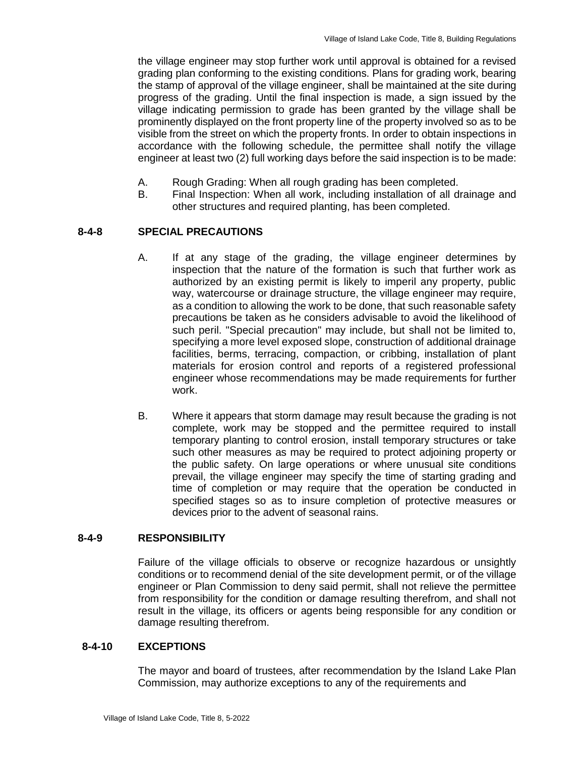the village engineer may stop further work until approval is obtained for a revised grading plan conforming to the existing conditions. Plans for grading work, bearing the stamp of approval of the village engineer, shall be maintained at the site during progress of the grading. Until the final inspection is made, a sign issued by the village indicating permission to grade has been granted by the village shall be prominently displayed on the front property line of the property involved so as to be visible from the street on which the property fronts. In order to obtain inspections in accordance with the following schedule, the permittee shall notify the village engineer at least two (2) full working days before the said inspection is to be made:

A. Rough Grading: When all rough grading has been completed.
B. Final Inspection: When all work, including installation of all drainage and other structures and required planting, has been completed.

## 8-4-8 SPECIAL PRECAUTIONS

A. If at any stage of the grading, the village engineer determines by inspection that the nature of the formation is such that further work as authorized by an existing permit is likely to imperil any property, public way, watercourse or drainage structure, the village engineer may require, as a condition to allowing the work to be done, that such reasonable safety precautions be taken as he considers advisable to avoid the likelihood of such peril. "Special precaution" may include, but shall not be limited to, specifying a more level exposed slope, construction of additional drainage facilities, berms, terracing, compaction, or cribbing, installation of plant materials for erosion control and reports of a registered professional engineer whose recommendations may be made requirements for further work.

B. Where it appears that storm damage may result because the grading is not complete, work may be stopped and the permittee required to install temporary planting to control erosion, install temporary structures or take such other measures as may be required to protect adjoining property or the public safety. On large operations or where unusual site conditions prevail, the village engineer may specify the time of starting grading and time of completion or may require that the operation be conducted in specified stages so as to insure completion of protective measures or devices prior to the advent of seasonal rains.

## 8-4-9 RESPONSIBILITY

Failure of the village officials to observe or recognize hazardous or unsightly conditions or to recommend denial of the site development permit, or of the village engineer or Plan Commission to deny said permit, shall not relieve the permittee from responsibility for the condition or damage resulting therefrom, and shall not result in the village, its officers or agents being responsible for any condition or damage resulting therefrom.

## 8-4-10 EXCEPTIONS

The mayor and board of trustees, after recommendation by the Island Lake Plan Commission, may authorize exceptions to any of the requirements and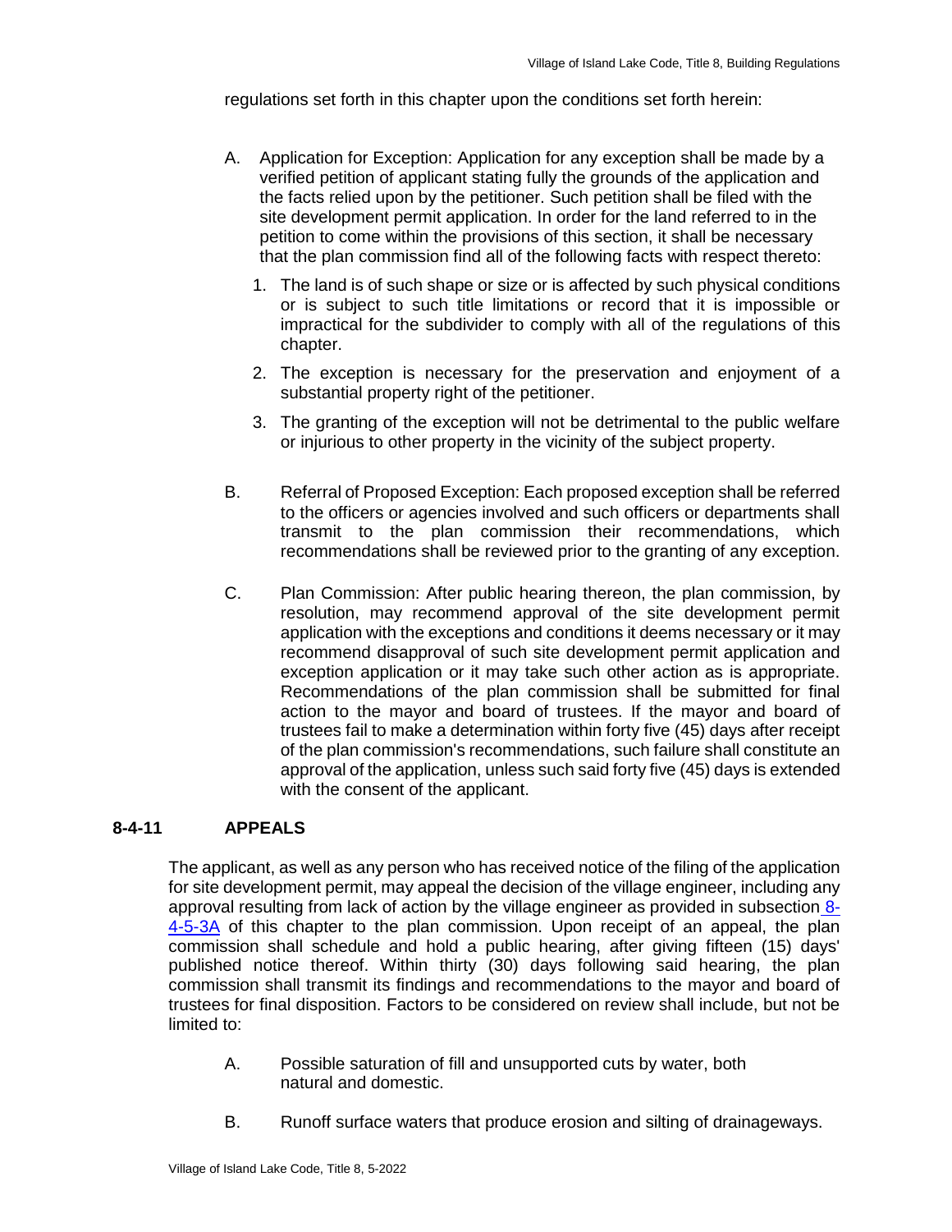regulations set forth in this chapter upon the conditions set forth herein:

A. Application for Exception: Application for any exception shall be made by a verified petition of applicant stating fully the grounds of the application and the facts relied upon by the petitioner. Such petition shall be filed with the site development permit application. In order for the land referred to in the petition to come within the provisions of this section, it shall be necessary that the plan commission find all of the following facts with respect thereto:

   1. The land is of such shape or size or is affected by such physical conditions or is subject to such title limitations or record that it is impossible or impractical for the subdivider to comply with all of the regulations of this chapter.

   2. The exception is necessary for the preservation and enjoyment of a substantial property right of the petitioner.

   3. The granting of the exception will not be detrimental to the public welfare or injurious to other property in the vicinity of the subject property.

B. Referral of Proposed Exception: Each proposed exception shall be referred to the officers or agencies involved and such officers or departments shall transmit to the plan commission their recommendations, which recommendations shall be reviewed prior to the granting of any exception.

C. Plan Commission: After public hearing thereon, the plan commission, by resolution, may recommend approval of the site development permit application with the exceptions and conditions it deems necessary or it may recommend disapproval of such site development permit application and exception application or it may take such other action as is appropriate. Recommendations of the plan commission shall be submitted for final action to the mayor and board of trustees. If the mayor and board of trustees fail to make a determination within forty five (45) days after receipt of the plan commission's recommendations, such failure shall constitute an approval of the application, unless such said forty five (45) days is extended with the consent of the applicant.

## 8-4-11 APPEALS

The applicant, as well as any person who has received notice of the filing of the application for site development permit, may appeal the decision of the village engineer, including any approval resulting from lack of action by the village engineer as provided in subsection 8-4-5-3A of this chapter to the plan commission. Upon receipt of an appeal, the plan commission shall schedule and hold a public hearing, after giving fifteen (15) days' published notice thereof. Within thirty (30) days following said hearing, the plan commission shall transmit its findings and recommendations to the mayor and board of trustees for final disposition. Factors to be considered on review shall include, but not be limited to:

A. Possible saturation of fill and unsupported cuts by water, both natural and domestic.

B. Runoff surface waters that produce erosion and silting of drainageways.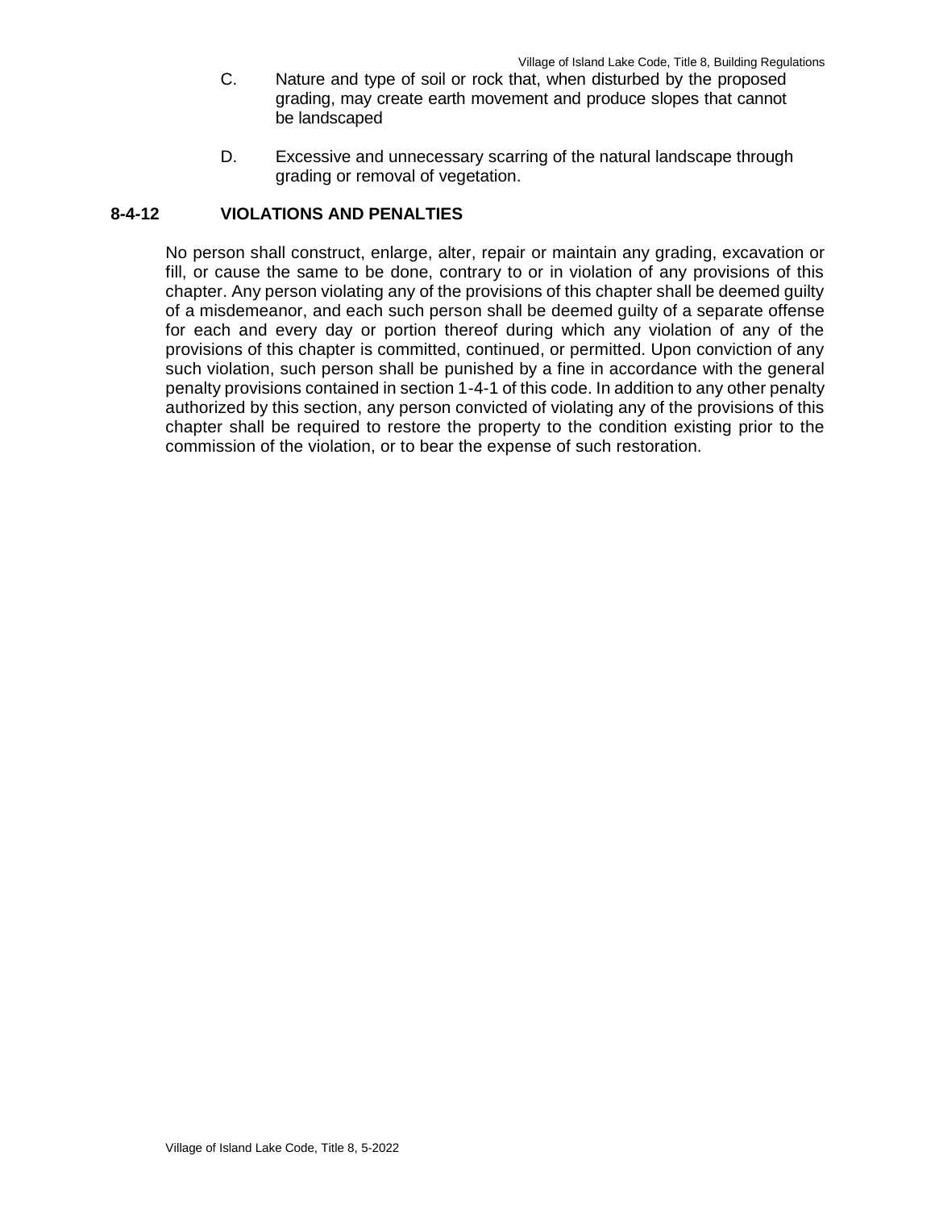C. Nature and type of soil or rock that, when disturbed by the proposed grading, may create earth movement and produce slopes that cannot be landscaped

D. Excessive and unnecessary scarring of the natural landscape through grading or removal of vegetation.

### 8-4-12 VIOLATIONS AND PENALTIES

No person shall construct, enlarge, alter, repair or maintain any grading, excavation or fill, or cause the same to be done, contrary to or in violation of any provisions of this chapter. Any person violating any of the provisions of this chapter shall be deemed guilty of a misdemeanor, and each such person shall be deemed guilty of a separate offense for each and every day or portion thereof during which any violation of any of the provisions of this chapter is committed, continued, or permitted. Upon conviction of any such violation, such person shall be punished by a fine in accordance with the general penalty provisions contained in section 1-4-1 of this code. In addition to any other penalty authorized by this section, any person convicted of violating any of the provisions of this chapter shall be required to restore the property to the condition existing prior to the commission of the violation, or to bear the expense of such restoration.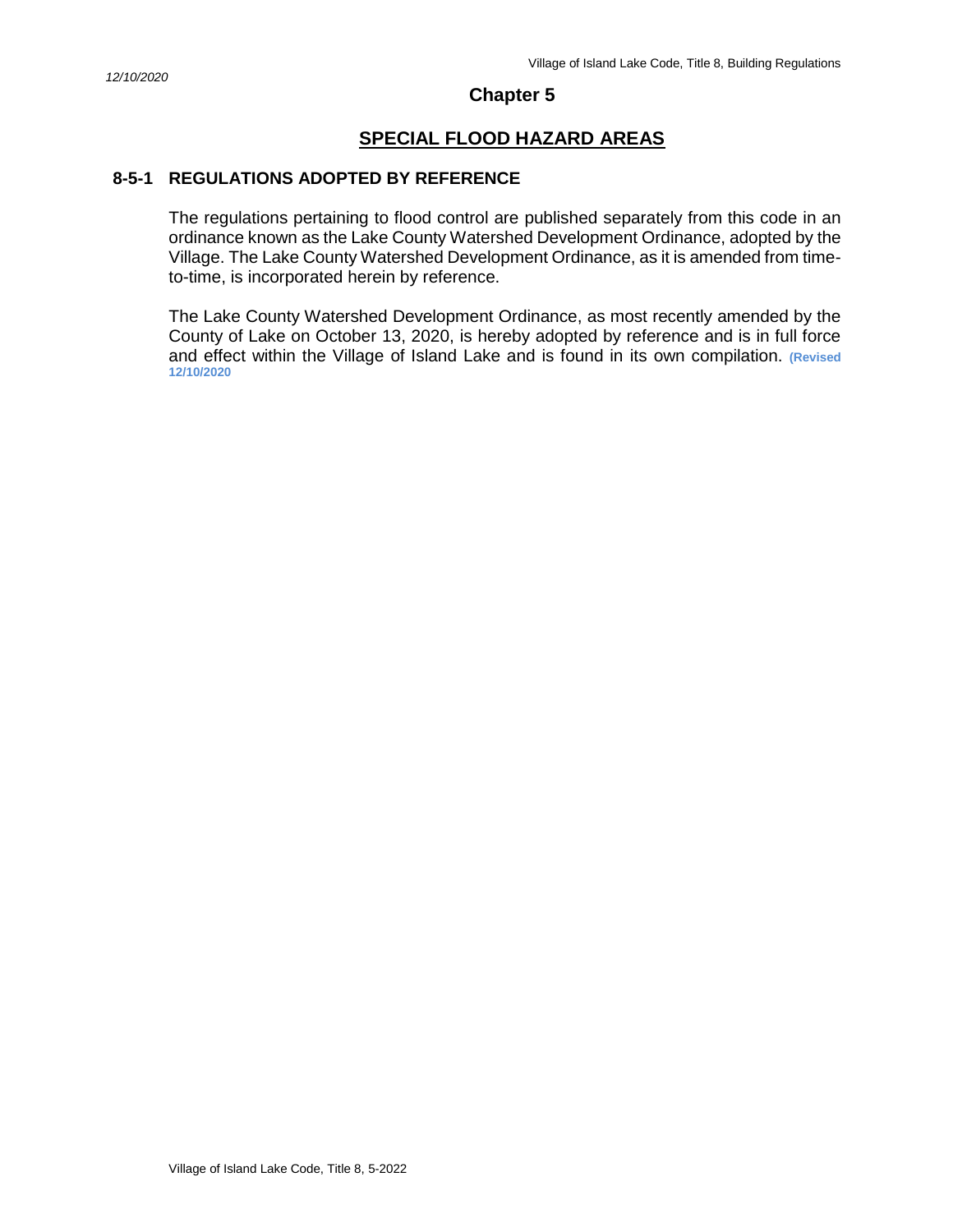# Chapter 5

## SPECIAL FLOOD HAZARD AREAS

### 8-5-1 REGULATIONS ADOPTED BY REFERENCE

The regulations pertaining to flood control are published separately from this code in an ordinance known as the Lake County Watershed Development Ordinance, adopted by the Village. The Lake County Watershed Development Ordinance, as it is amended from time-to-time, is incorporated herein by reference.

The Lake County Watershed Development Ordinance, as most recently amended by the County of Lake on October 13, 2020, is hereby adopted by reference and is in full force and effect within the Village of Island Lake and is found in its own compilation. **(Revised 12/10/2020**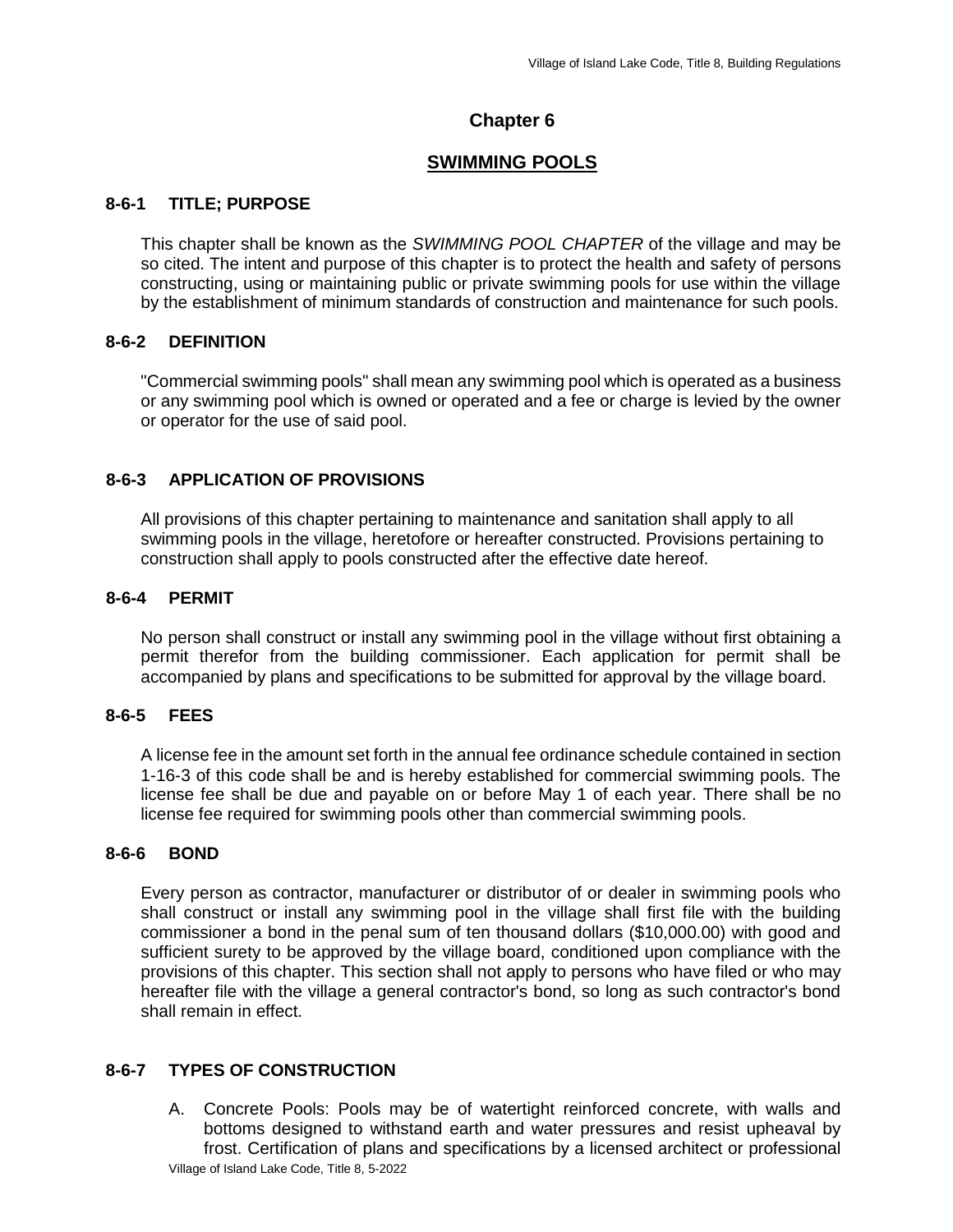# Chapter 6

## SWIMMING POOLS

### 8-6-1 TITLE; PURPOSE

This chapter shall be known as the *SWIMMING POOL CHAPTER* of the village and may be so cited. The intent and purpose of this chapter is to protect the health and safety of persons constructing, using or maintaining public or private swimming pools for use within the village by the establishment of minimum standards of construction and maintenance for such pools.

### 8-6-2 DEFINITION

"Commercial swimming pools" shall mean any swimming pool which is operated as a business or any swimming pool which is owned or operated and a fee or charge is levied by the owner or operator for the use of said pool.

### 8-6-3 APPLICATION OF PROVISIONS

All provisions of this chapter pertaining to maintenance and sanitation shall apply to all swimming pools in the village, heretofore or hereafter constructed. Provisions pertaining to construction shall apply to pools constructed after the effective date hereof.

### 8-6-4 PERMIT

No person shall construct or install any swimming pool in the village without first obtaining a permit therefor from the building commissioner. Each application for permit shall be accompanied by plans and specifications to be submitted for approval by the village board.

### 8-6-5 FEES

A license fee in the amount set forth in the annual fee ordinance schedule contained in section 1-16-3 of this code shall be and is hereby established for commercial swimming pools. The license fee shall be due and payable on or before May 1 of each year. There shall be no license fee required for swimming pools other than commercial swimming pools.

### 8-6-6 BOND

Every person as contractor, manufacturer or distributor of or dealer in swimming pools who shall construct or install any swimming pool in the village shall first file with the building commissioner a bond in the penal sum of ten thousand dollars ($10,000.00) with good and sufficient surety to be approved by the village board, conditioned upon compliance with the provisions of this chapter. This section shall not apply to persons who have filed or who may hereafter file with the village a general contractor's bond, so long as such contractor's bond shall remain in effect.

### 8-6-7 TYPES OF CONSTRUCTION

A. Concrete Pools: Pools may be of watertight reinforced concrete, with walls and bottoms designed to withstand earth and water pressures and resist upheaval by frost. Certification of plans and specifications by a licensed architect or professional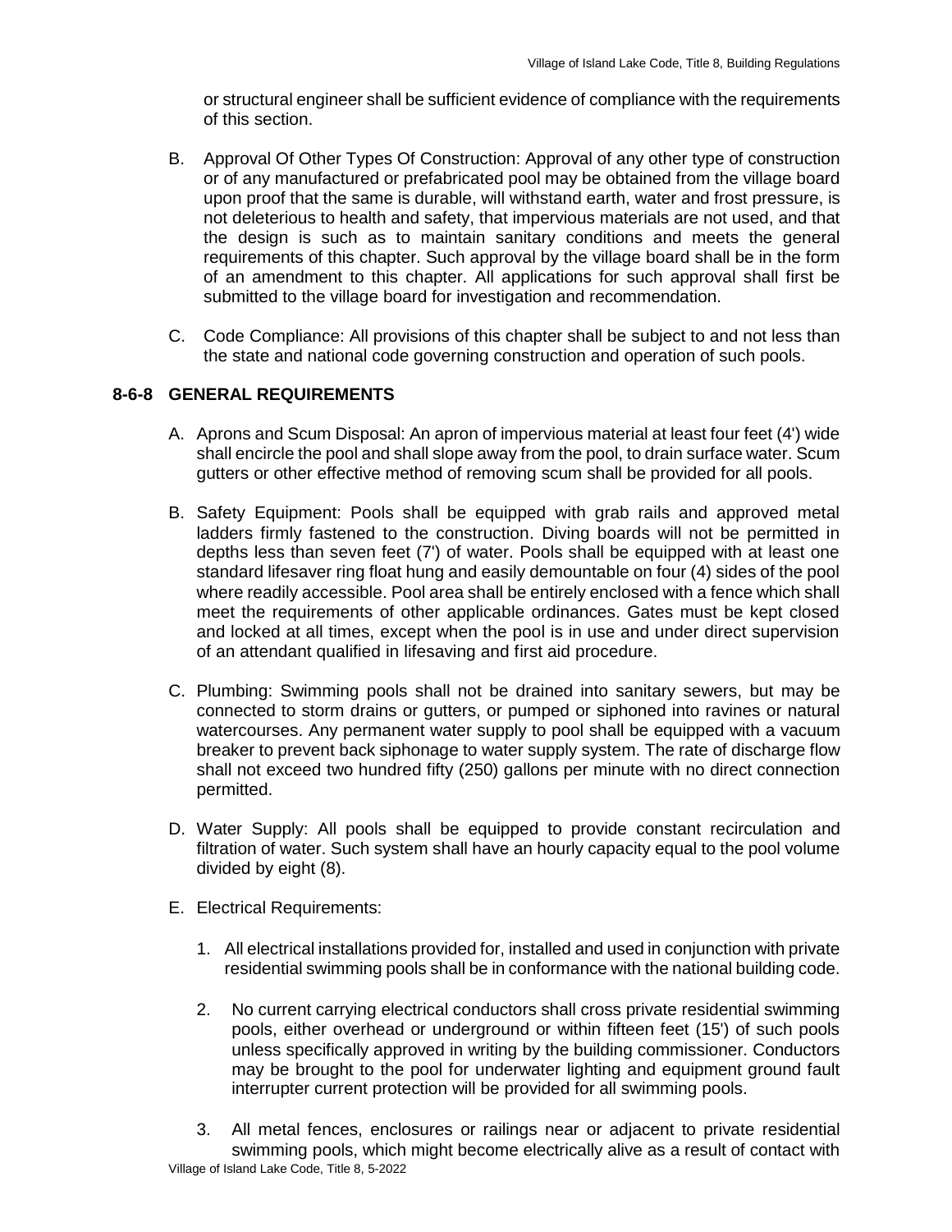or structural engineer shall be sufficient evidence of compliance with the requirements of this section.

B. Approval Of Other Types Of Construction: Approval of any other type of construction or of any manufactured or prefabricated pool may be obtained from the village board upon proof that the same is durable, will withstand earth, water and frost pressure, is not deleterious to health and safety, that impervious materials are not used, and that the design is such as to maintain sanitary conditions and meets the general requirements of this chapter. Such approval by the village board shall be in the form of an amendment to this chapter. All applications for such approval shall first be submitted to the village board for investigation and recommendation.

C. Code Compliance: All provisions of this chapter shall be subject to and not less than the state and national code governing construction and operation of such pools.

### 8-6-8 GENERAL REQUIREMENTS

A. Aprons and Scum Disposal: An apron of impervious material at least four feet (4') wide shall encircle the pool and shall slope away from the pool, to drain surface water. Scum gutters or other effective method of removing scum shall be provided for all pools.

B. Safety Equipment: Pools shall be equipped with grab rails and approved metal ladders firmly fastened to the construction. Diving boards will not be permitted in depths less than seven feet (7') of water. Pools shall be equipped with at least one standard lifesaver ring float hung and easily demountable on four (4) sides of the pool where readily accessible. Pool area shall be entirely enclosed with a fence which shall meet the requirements of other applicable ordinances. Gates must be kept closed and locked at all times, except when the pool is in use and under direct supervision of an attendant qualified in lifesaving and first aid procedure.

C. Plumbing: Swimming pools shall not be drained into sanitary sewers, but may be connected to storm drains or gutters, or pumped or siphoned into ravines or natural watercourses. Any permanent water supply to pool shall be equipped with a vacuum breaker to prevent back siphonage to water supply system. The rate of discharge flow shall not exceed two hundred fifty (250) gallons per minute with no direct connection permitted.

D. Water Supply: All pools shall be equipped to provide constant recirculation and filtration of water. Such system shall have an hourly capacity equal to the pool volume divided by eight (8).

E. Electrical Requirements:

1. All electrical installations provided for, installed and used in conjunction with private residential swimming pools shall be in conformance with the national building code.

2. No current carrying electrical conductors shall cross private residential swimming pools, either overhead or underground or within fifteen feet (15') of such pools unless specifically approved in writing by the building commissioner. Conductors may be brought to the pool for underwater lighting and equipment ground fault interrupter current protection will be provided for all swimming pools.

3. All metal fences, enclosures or railings near or adjacent to private residential swimming pools, which might become electrically alive as a result of contact with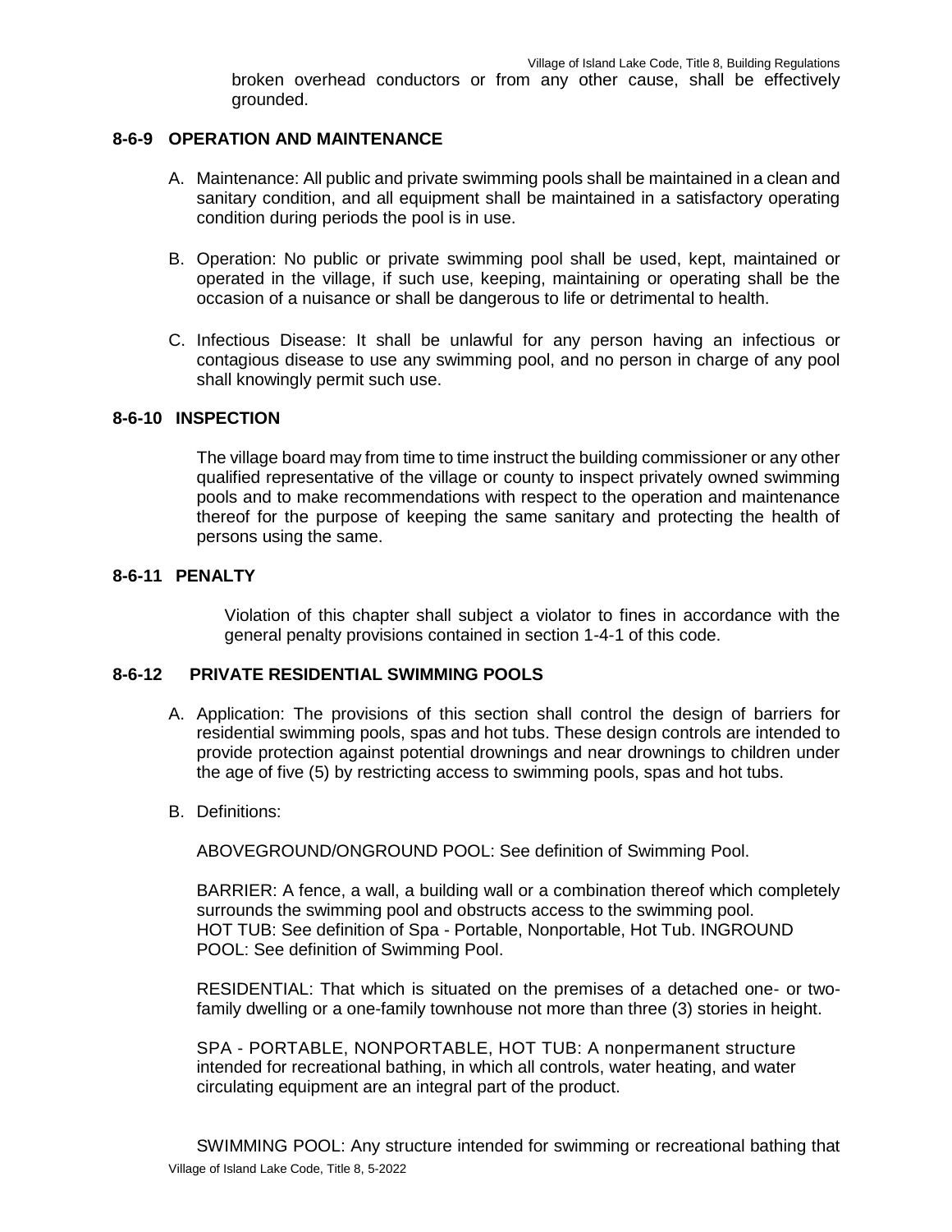broken overhead conductors or from any other cause, shall be effectively grounded.

### 8-6-9 OPERATION AND MAINTENANCE

A. Maintenance: All public and private swimming pools shall be maintained in a clean and sanitary condition, and all equipment shall be maintained in a satisfactory operating condition during periods the pool is in use.

B. Operation: No public or private swimming pool shall be used, kept, maintained or operated in the village, if such use, keeping, maintaining or operating shall be the occasion of a nuisance or shall be dangerous to life or detrimental to health.

C. Infectious Disease: It shall be unlawful for any person having an infectious or contagious disease to use any swimming pool, and no person in charge of any pool shall knowingly permit such use.

### 8-6-10 INSPECTION

The village board may from time to time instruct the building commissioner or any other qualified representative of the village or county to inspect privately owned swimming pools and to make recommendations with respect to the operation and maintenance thereof for the purpose of keeping the same sanitary and protecting the health of persons using the same.

### 8-6-11 PENALTY

Violation of this chapter shall subject a violator to fines in accordance with the general penalty provisions contained in section 1-4-1 of this code.

### 8-6-12 PRIVATE RESIDENTIAL SWIMMING POOLS

A. Application: The provisions of this section shall control the design of barriers for residential swimming pools, spas and hot tubs. These design controls are intended to provide protection against potential drownings and near drownings to children under the age of five (5) by restricting access to swimming pools, spas and hot tubs.

B. Definitions:

ABOVEGROUND/ONGROUND POOL: See definition of Swimming Pool.

BARRIER: A fence, a wall, a building wall or a combination thereof which completely surrounds the swimming pool and obstructs access to the swimming pool.
HOT TUB: See definition of Spa - Portable, Nonportable, Hot Tub. INGROUND POOL: See definition of Swimming Pool.

RESIDENTIAL: That which is situated on the premises of a detached one- or two-family dwelling or a one-family townhouse not more than three (3) stories in height.

SPA - PORTABLE, NONPORTABLE, HOT TUB: A nonpermanent structure intended for recreational bathing, in which all controls, water heating, and water circulating equipment are an integral part of the product.

SWIMMING POOL: Any structure intended for swimming or recreational bathing that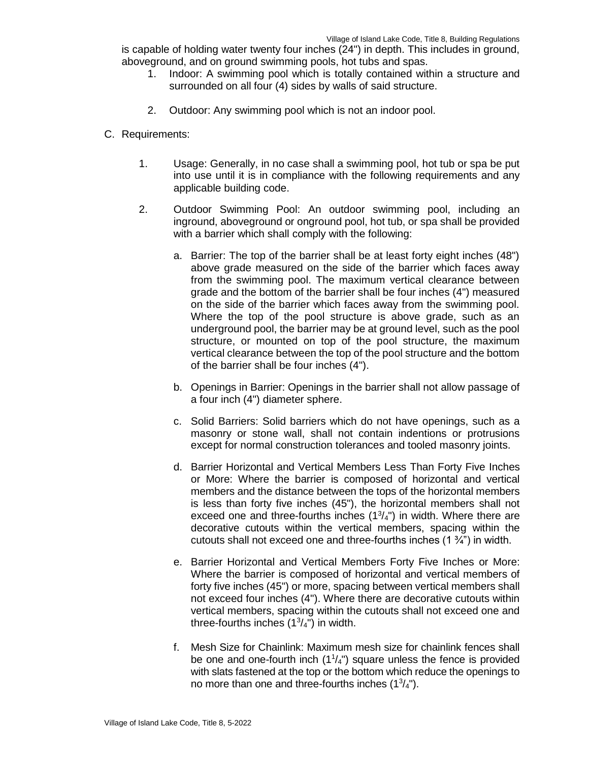is capable of holding water twenty four inches (24") in depth. This includes in ground, aboveground, and on ground swimming pools, hot tubs and spas.

1. Indoor: A swimming pool which is totally contained within a structure and surrounded on all four (4) sides by walls of said structure.

2. Outdoor: Any swimming pool which is not an indoor pool.

C. Requirements:

1. Usage: Generally, in no case shall a swimming pool, hot tub or spa be put into use until it is in compliance with the following requirements and any applicable building code.

2. Outdoor Swimming Pool: An outdoor swimming pool, including an inground, aboveground or onground pool, hot tub, or spa shall be provided with a barrier which shall comply with the following:

   a. Barrier: The top of the barrier shall be at least forty eight inches (48") above grade measured on the side of the barrier which faces away from the swimming pool. The maximum vertical clearance between grade and the bottom of the barrier shall be four inches (4") measured on the side of the barrier which faces away from the swimming pool. Where the top of the pool structure is above grade, such as an underground pool, the barrier may be at ground level, such as the pool structure, or mounted on top of the pool structure, the maximum vertical clearance between the top of the pool structure and the bottom of the barrier shall be four inches (4").

   b. Openings in Barrier: Openings in the barrier shall not allow passage of a four inch (4") diameter sphere.

   c. Solid Barriers: Solid barriers which do not have openings, such as a masonry or stone wall, shall not contain indentions or protrusions except for normal construction tolerances and tooled masonry joints.

   d. Barrier Horizontal and Vertical Members Less Than Forty Five Inches or More: Where the barrier is composed of horizontal and vertical members and the distance between the tops of the horizontal members is less than forty five inches (45"), the horizontal members shall not exceed one and three-fourths inches (1¾") in width. Where there are decorative cutouts within the vertical members, spacing within the cutouts shall not exceed one and three-fourths inches (1 ¾") in width.

   e. Barrier Horizontal and Vertical Members Forty Five Inches or More: Where the barrier is composed of horizontal and vertical members of forty five inches (45") or more, spacing between vertical members shall not exceed four inches (4"). Where there are decorative cutouts within vertical members, spacing within the cutouts shall not exceed one and three-fourths inches (1¾") in width.

   f. Mesh Size for Chainlink: Maximum mesh size for chainlink fences shall be one and one-fourth inch (1¼") square unless the fence is provided with slats fastened at the top or the bottom which reduce the openings to no more than one and three-fourths inches (1¾").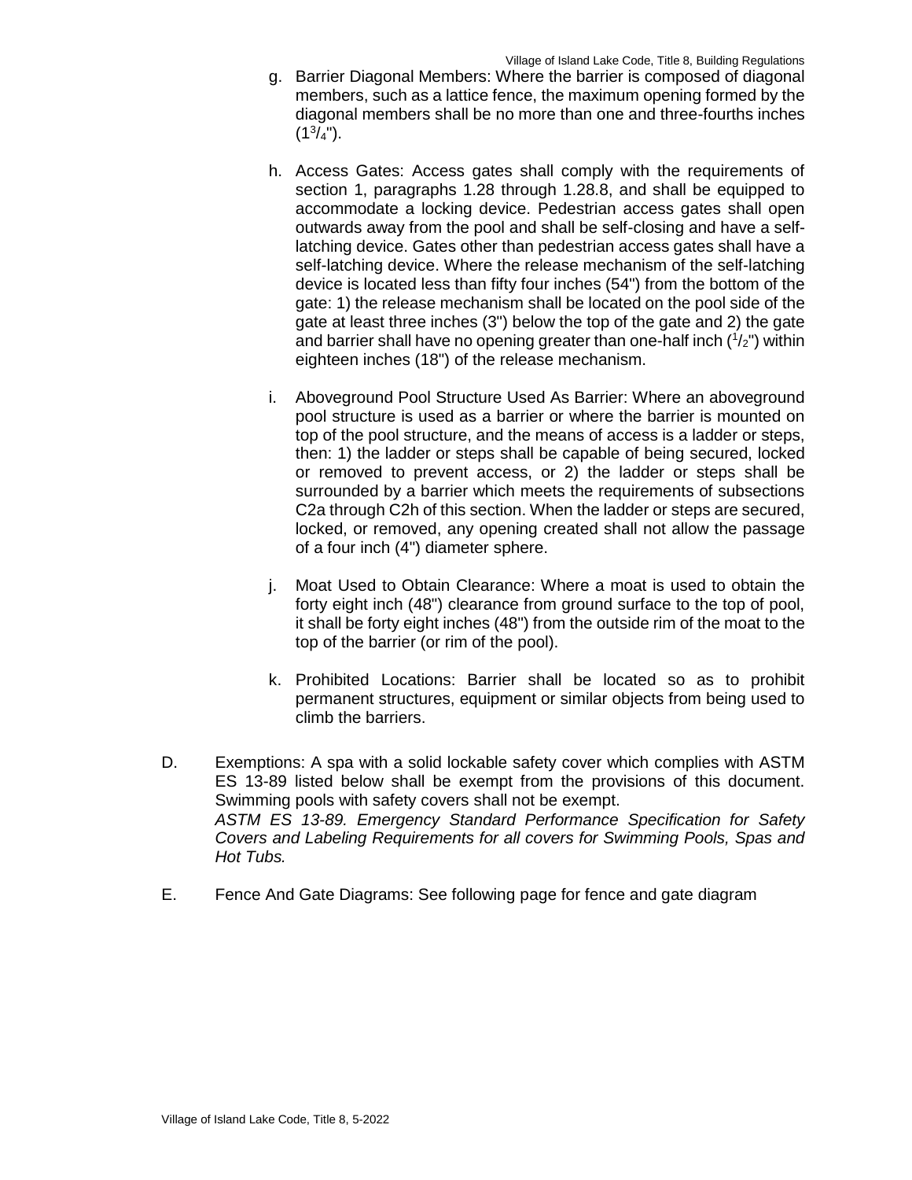g. Barrier Diagonal Members: Where the barrier is composed of diagonal members, such as a lattice fence, the maximum opening formed by the diagonal members shall be no more than one and three-fourths inches ($1^{3}/_{4}$").

h. Access Gates: Access gates shall comply with the requirements of section 1, paragraphs 1.28 through 1.28.8, and shall be equipped to accommodate a locking device. Pedestrian access gates shall open outwards away from the pool and shall be self-closing and have a self-latching device. Gates other than pedestrian access gates shall have a self-latching device. Where the release mechanism of the self-latching device is located less than fifty four inches (54") from the bottom of the gate: 1) the release mechanism shall be located on the pool side of the gate at least three inches (3") below the top of the gate and 2) the gate and barrier shall have no opening greater than one-half inch ($^{1}/_{2}$") within eighteen inches (18") of the release mechanism.

i. Aboveground Pool Structure Used As Barrier: Where an aboveground pool structure is used as a barrier or where the barrier is mounted on top of the pool structure, and the means of access is a ladder or steps, then: 1) the ladder or steps shall be capable of being secured, locked or removed to prevent access, or 2) the ladder or steps shall be surrounded by a barrier which meets the requirements of subsections C2a through C2h of this section. When the ladder or steps are secured, locked, or removed, any opening created shall not allow the passage of a four inch (4") diameter sphere.

j. Moat Used to Obtain Clearance: Where a moat is used to obtain the forty eight inch (48") clearance from ground surface to the top of pool, it shall be forty eight inches (48") from the outside rim of the moat to the top of the barrier (or rim of the pool).

k. Prohibited Locations: Barrier shall be located so as to prohibit permanent structures, equipment or similar objects from being used to climb the barriers.

D. Exemptions: A spa with a solid lockable safety cover which complies with ASTM ES 13-89 listed below shall be exempt from the provisions of this document. Swimming pools with safety covers shall not be exempt.
*ASTM ES 13-89. Emergency Standard Performance Specification for Safety Covers and Labeling Requirements for all covers for Swimming Pools, Spas and Hot Tubs.*

E. Fence And Gate Diagrams: See following page for fence and gate diagram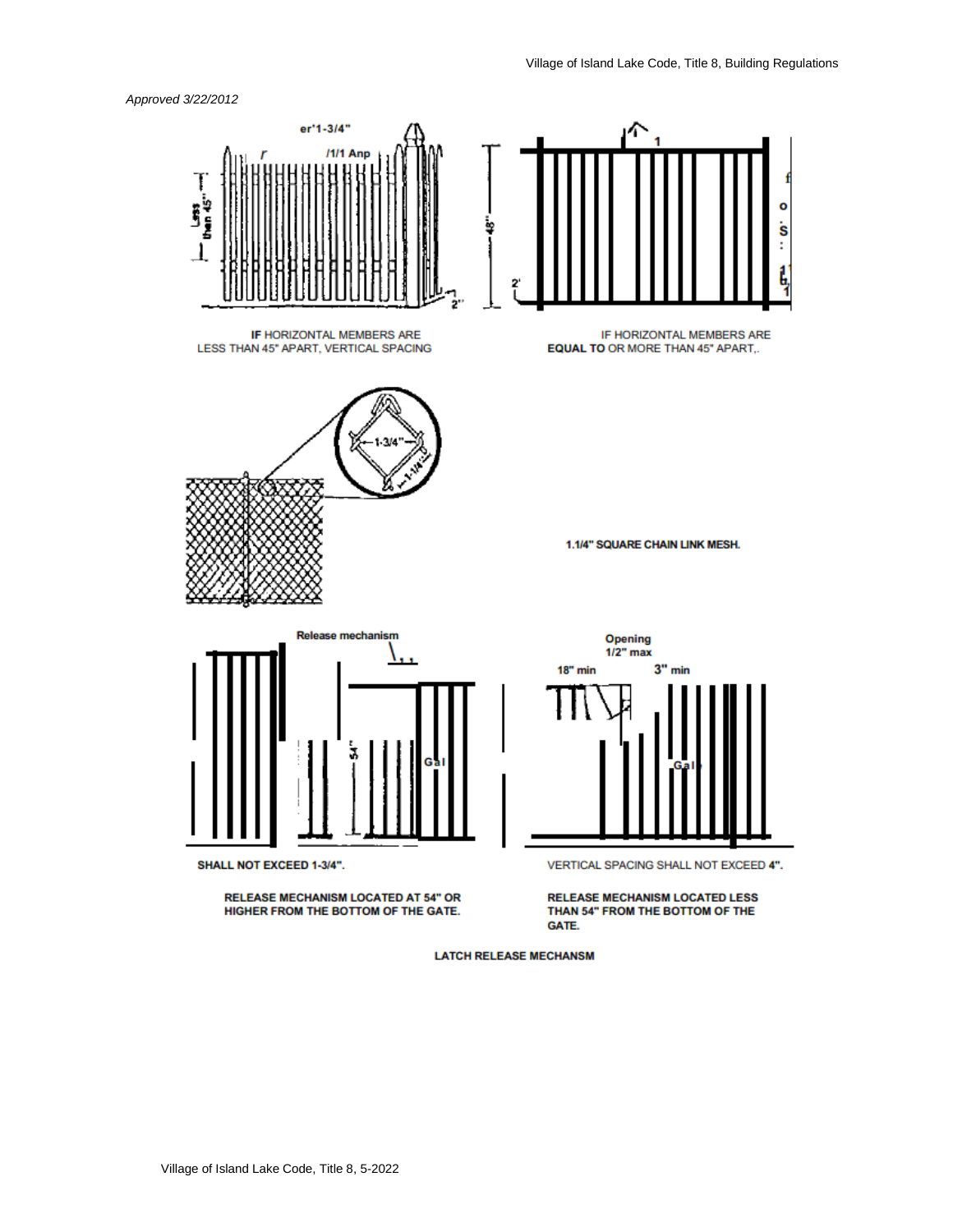*Approved 3/22/2012*

IF HORIZONTAL MEMBERS ARE LESS THAN 45" APART, VERTICAL SPACING SHALL NOT EXCEED 1-3/4".

IF HORIZONTAL MEMBERS ARE EQUAL TO OR MORE THAN 45" APART, VERTICAL SPACING SHALL NOT EXCEED 4".

1.1/4" SQUARE CHAIN LINK MESH.

RELEASE MECHANISM LOCATED AT 54" OR HIGHER FROM THE BOTTOM OF THE GATE.

RELEASE MECHANISM LOCATED LESS THAN 54" FROM THE BOTTOM OF THE GATE.

LATCH RELEASE MECHANSM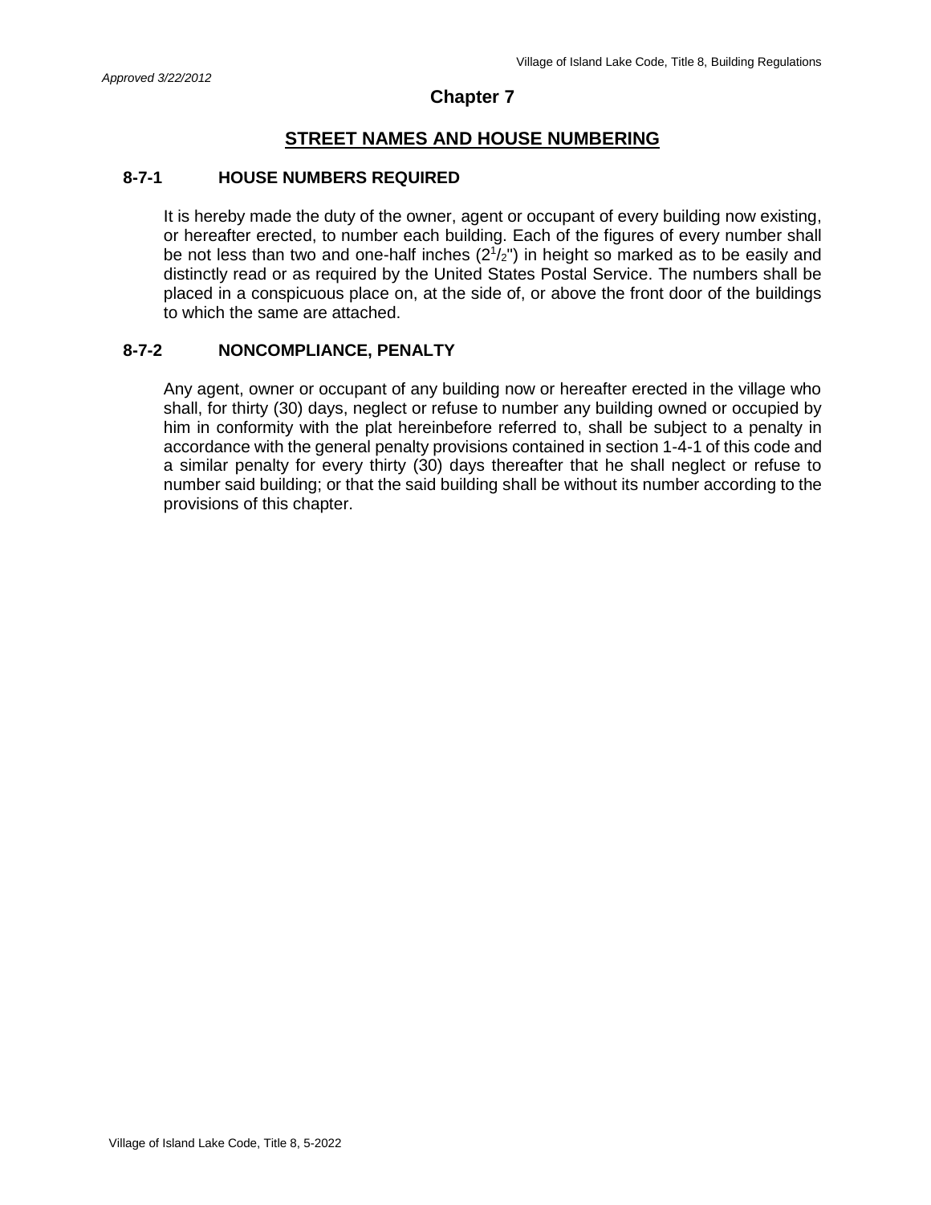*Approved 3/22/2012*

# Chapter 7

## STREET NAMES AND HOUSE NUMBERING

### 8-7-1 HOUSE NUMBERS REQUIRED

It is hereby made the duty of the owner, agent or occupant of every building now existing, or hereafter erected, to number each building. Each of the figures of every number shall be not less than two and one-half inches ($2^1/_2$") in height so marked as to be easily and distinctly read or as required by the United States Postal Service. The numbers shall be placed in a conspicuous place on, at the side of, or above the front door of the buildings to which the same are attached.

### 8-7-2 NONCOMPLIANCE, PENALTY

Any agent, owner or occupant of any building now or hereafter erected in the village who shall, for thirty (30) days, neglect or refuse to number any building owned or occupied by him in conformity with the plat hereinbefore referred to, shall be subject to a penalty in accordance with the general penalty provisions contained in section 1-4-1 of this code and a similar penalty for every thirty (30) days thereafter that he shall neglect or refuse to number said building; or that the said building shall be without its number according to the provisions of this chapter.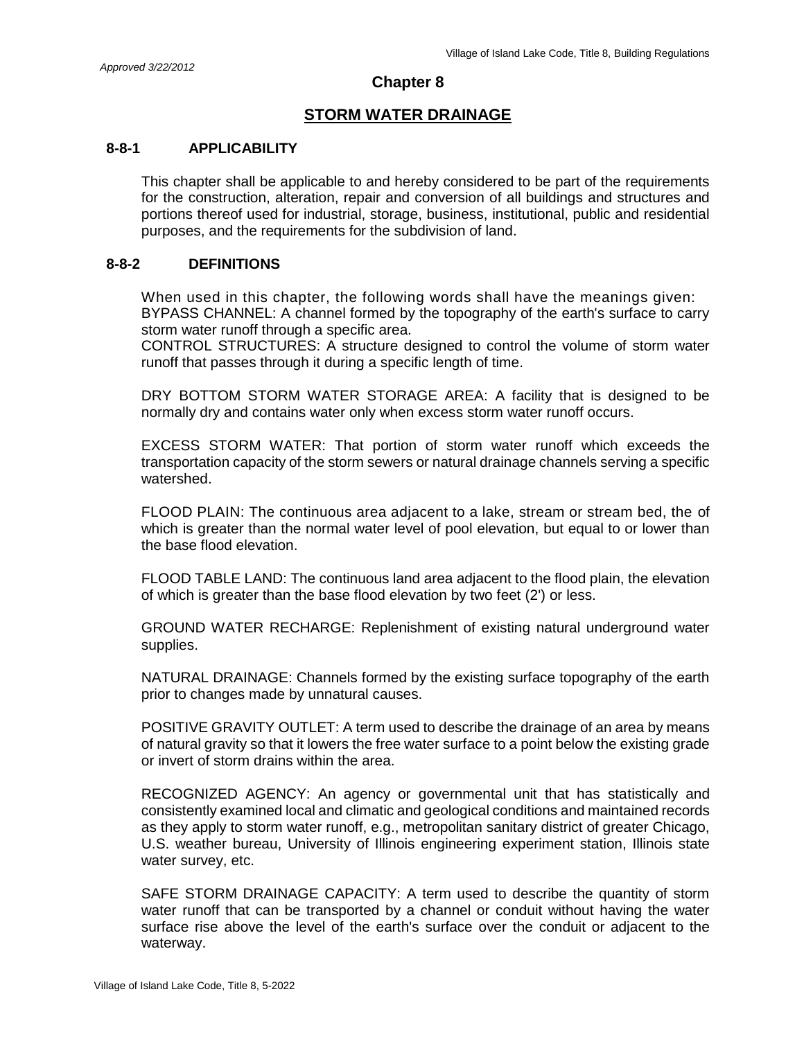*Approved 3/22/2012*

# Chapter 8

## STORM WATER DRAINAGE

### 8-8-1 APPLICABILITY

This chapter shall be applicable to and hereby considered to be part of the requirements for the construction, alteration, repair and conversion of all buildings and structures and portions thereof used for industrial, storage, business, institutional, public and residential purposes, and the requirements for the subdivision of land.

### 8-8-2 DEFINITIONS

When used in this chapter, the following words shall have the meanings given:
BYPASS CHANNEL: A channel formed by the topography of the earth's surface to carry storm water runoff through a specific area.
CONTROL STRUCTURES: A structure designed to control the volume of storm water runoff that passes through it during a specific length of time.

DRY BOTTOM STORM WATER STORAGE AREA: A facility that is designed to be normally dry and contains water only when excess storm water runoff occurs.

EXCESS STORM WATER: That portion of storm water runoff which exceeds the transportation capacity of the storm sewers or natural drainage channels serving a specific watershed.

FLOOD PLAIN: The continuous area adjacent to a lake, stream or stream bed, the of which is greater than the normal water level of pool elevation, but equal to or lower than the base flood elevation.

FLOOD TABLE LAND: The continuous land area adjacent to the flood plain, the elevation of which is greater than the base flood elevation by two feet (2') or less.

GROUND WATER RECHARGE: Replenishment of existing natural underground water supplies.

NATURAL DRAINAGE: Channels formed by the existing surface topography of the earth prior to changes made by unnatural causes.

POSITIVE GRAVITY OUTLET: A term used to describe the drainage of an area by means of natural gravity so that it lowers the free water surface to a point below the existing grade or invert of storm drains within the area.

RECOGNIZED AGENCY: An agency or governmental unit that has statistically and consistently examined local and climatic and geological conditions and maintained records as they apply to storm water runoff, e.g., metropolitan sanitary district of greater Chicago, U.S. weather bureau, University of Illinois engineering experiment station, Illinois state water survey, etc.

SAFE STORM DRAINAGE CAPACITY: A term used to describe the quantity of storm water runoff that can be transported by a channel or conduit without having the water surface rise above the level of the earth's surface over the conduit or adjacent to the waterway.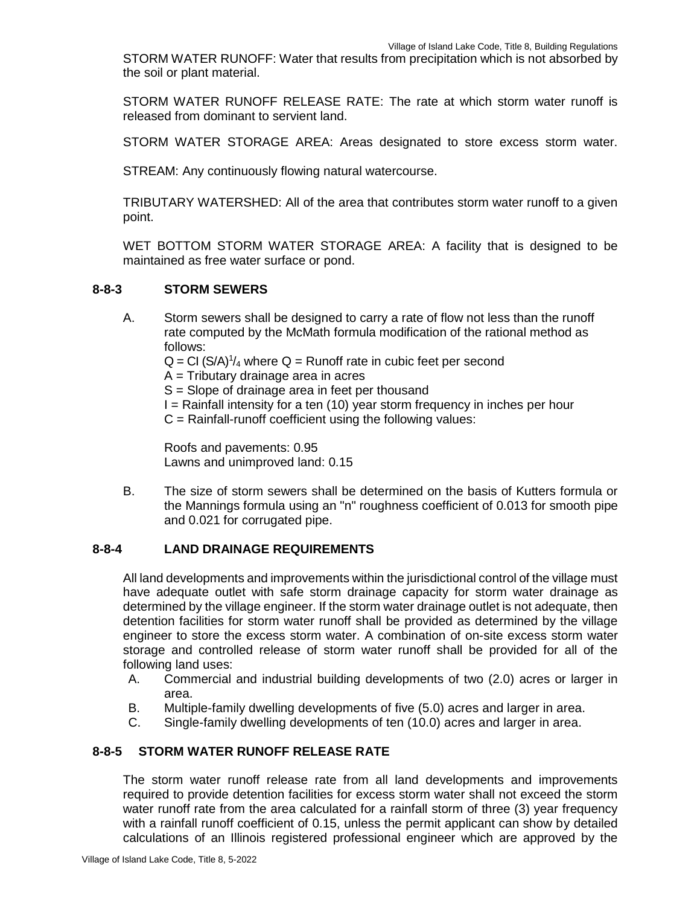STORM WATER RUNOFF: Water that results from precipitation which is not absorbed by the soil or plant material.

STORM WATER RUNOFF RELEASE RATE: The rate at which storm water runoff is released from dominant to servient land.

STORM WATER STORAGE AREA: Areas designated to store excess storm water.

STREAM: Any continuously flowing natural watercourse.

TRIBUTARY WATERSHED: All of the area that contributes storm water runoff to a given point.

WET BOTTOM STORM WATER STORAGE AREA: A facility that is designed to be maintained as free water surface or pond.

## 8-8-3 STORM SEWERS

A. Storm sewers shall be designed to carry a rate of flow not less than the runoff rate computed by the McMath formula modification of the rational method as follows:

$Q = CI\,(S/A)^{1/4}$ where Q = Runoff rate in cubic feet per second
A = Tributary drainage area in acres
S = Slope of drainage area in feet per thousand
I = Rainfall intensity for a ten (10) year storm frequency in inches per hour
C = Rainfall-runoff coefficient using the following values:

Roofs and pavements: 0.95
Lawns and unimproved land: 0.15

B. The size of storm sewers shall be determined on the basis of Kutters formula or the Mannings formula using an "n" roughness coefficient of 0.013 for smooth pipe and 0.021 for corrugated pipe.

## 8-8-4 LAND DRAINAGE REQUIREMENTS

All land developments and improvements within the jurisdictional control of the village must have adequate outlet with safe storm drainage capacity for storm water drainage as determined by the village engineer. If the storm water drainage outlet is not adequate, then detention facilities for storm water runoff shall be provided as determined by the village engineer to store the excess storm water. A combination of on-site excess storm water storage and controlled release of storm water runoff shall be provided for all of the following land uses:

A. Commercial and industrial building developments of two (2.0) acres or larger in area.
B. Multiple-family dwelling developments of five (5.0) acres and larger in area.
C. Single-family dwelling developments of ten (10.0) acres and larger in area.

## 8-8-5 STORM WATER RUNOFF RELEASE RATE

The storm water runoff release rate from all land developments and improvements required to provide detention facilities for excess storm water shall not exceed the storm water runoff rate from the area calculated for a rainfall storm of three (3) year frequency with a rainfall runoff coefficient of 0.15, unless the permit applicant can show by detailed calculations of an Illinois registered professional engineer which are approved by the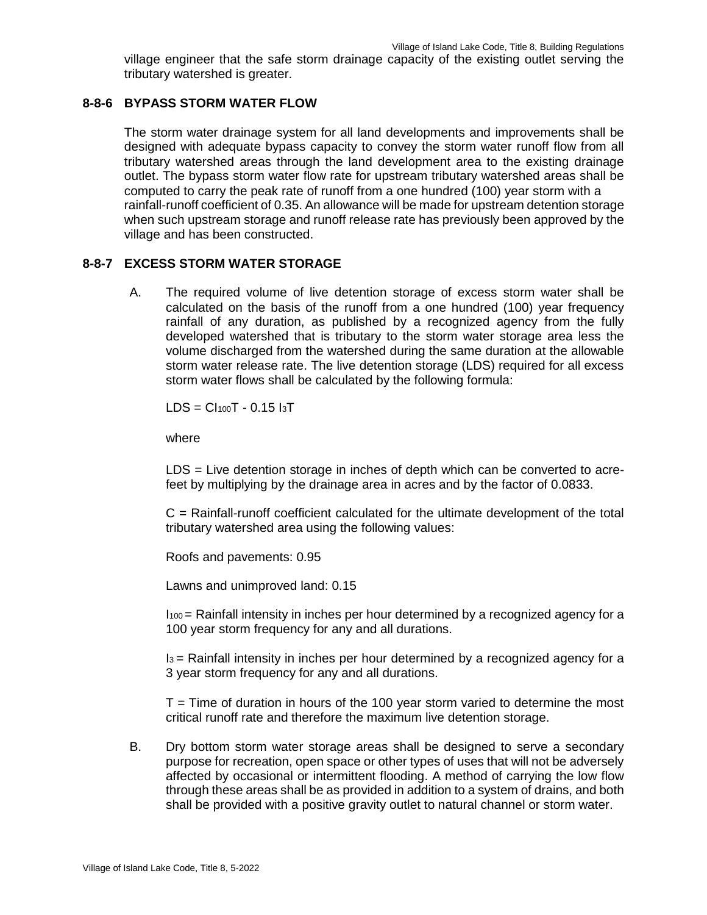village engineer that the safe storm drainage capacity of the existing outlet serving the tributary watershed is greater.

### 8-8-6 BYPASS STORM WATER FLOW

The storm water drainage system for all land developments and improvements shall be designed with adequate bypass capacity to convey the storm water runoff flow from all tributary watershed areas through the land development area to the existing drainage outlet. The bypass storm water flow rate for upstream tributary watershed areas shall be computed to carry the peak rate of runoff from a one hundred (100) year storm with a rainfall-runoff coefficient of 0.35. An allowance will be made for upstream detention storage when such upstream storage and runoff release rate has previously been approved by the village and has been constructed.

### 8-8-7 EXCESS STORM WATER STORAGE

A. The required volume of live detention storage of excess storm water shall be calculated on the basis of the runoff from a one hundred (100) year frequency rainfall of any duration, as published by a recognized agency from the fully developed watershed that is tributary to the storm water storage area less the volume discharged from the watershed during the same duration at the allowable storm water release rate. The live detention storage (LDS) required for all excess storm water flows shall be calculated by the following formula:

$$LDS = CI_{100}T - 0.15\ I_{3}T$$

where

LDS = Live detention storage in inches of depth which can be converted to acre-feet by multiplying by the drainage area in acres and by the factor of 0.0833.

C = Rainfall-runoff coefficient calculated for the ultimate development of the total tributary watershed area using the following values:

Roofs and pavements: 0.95

Lawns and unimproved land: 0.15

$I_{100}$ = Rainfall intensity in inches per hour determined by a recognized agency for a 100 year storm frequency for any and all durations.

$I_{3}$ = Rainfall intensity in inches per hour determined by a recognized agency for a 3 year storm frequency for any and all durations.

T = Time of duration in hours of the 100 year storm varied to determine the most critical runoff rate and therefore the maximum live detention storage.

B. Dry bottom storm water storage areas shall be designed to serve a secondary purpose for recreation, open space or other types of uses that will not be adversely affected by occasional or intermittent flooding. A method of carrying the low flow through these areas shall be as provided in addition to a system of drains, and both shall be provided with a positive gravity outlet to natural channel or storm water.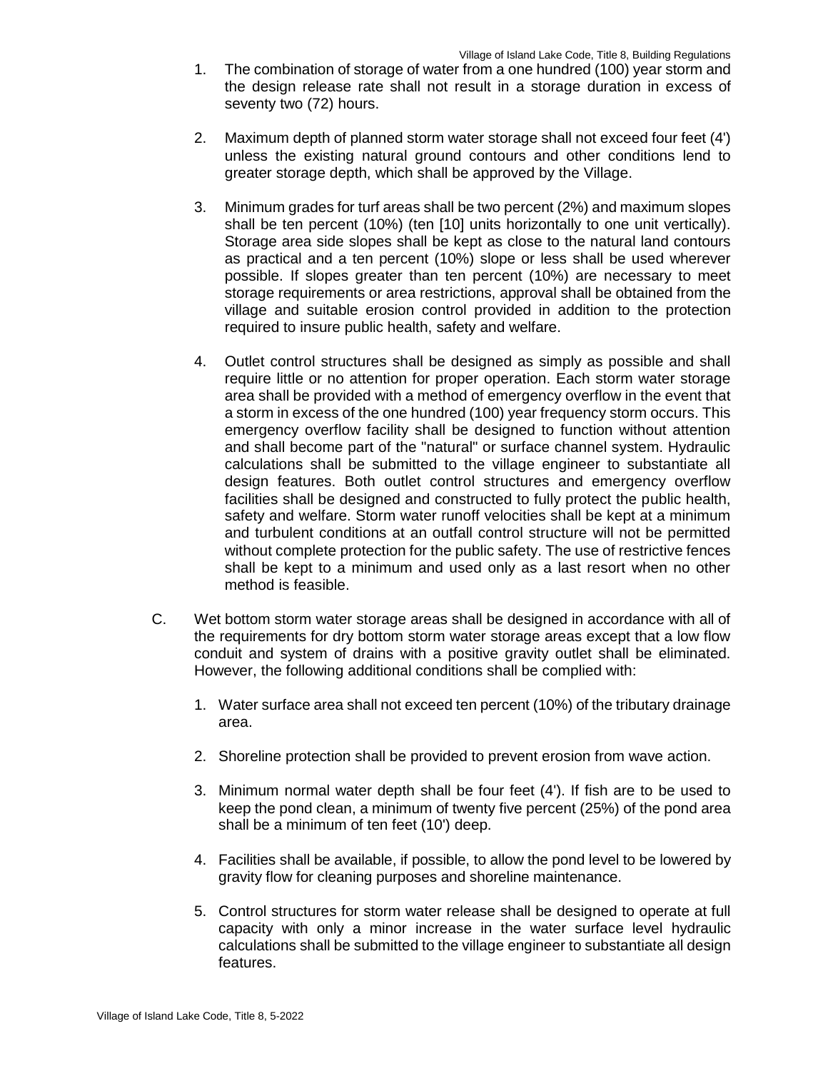1. The combination of storage of water from a one hundred (100) year storm and the design release rate shall not result in a storage duration in excess of seventy two (72) hours.

2. Maximum depth of planned storm water storage shall not exceed four feet (4') unless the existing natural ground contours and other conditions lend to greater storage depth, which shall be approved by the Village.

3. Minimum grades for turf areas shall be two percent (2%) and maximum slopes shall be ten percent (10%) (ten [10] units horizontally to one unit vertically). Storage area side slopes shall be kept as close to the natural land contours as practical and a ten percent (10%) slope or less shall be used wherever possible. If slopes greater than ten percent (10%) are necessary to meet storage requirements or area restrictions, approval shall be obtained from the village and suitable erosion control provided in addition to the protection required to insure public health, safety and welfare.

4. Outlet control structures shall be designed as simply as possible and shall require little or no attention for proper operation. Each storm water storage area shall be provided with a method of emergency overflow in the event that a storm in excess of the one hundred (100) year frequency storm occurs. This emergency overflow facility shall be designed to function without attention and shall become part of the "natural" or surface channel system. Hydraulic calculations shall be submitted to the village engineer to substantiate all design features. Both outlet control structures and emergency overflow facilities shall be designed and constructed to fully protect the public health, safety and welfare. Storm water runoff velocities shall be kept at a minimum and turbulent conditions at an outfall control structure will not be permitted without complete protection for the public safety. The use of restrictive fences shall be kept to a minimum and used only as a last resort when no other method is feasible.

C. Wet bottom storm water storage areas shall be designed in accordance with all of the requirements for dry bottom storm water storage areas except that a low flow conduit and system of drains with a positive gravity outlet shall be eliminated. However, the following additional conditions shall be complied with:

   1. Water surface area shall not exceed ten percent (10%) of the tributary drainage area.

   2. Shoreline protection shall be provided to prevent erosion from wave action.

   3. Minimum normal water depth shall be four feet (4'). If fish are to be used to keep the pond clean, a minimum of twenty five percent (25%) of the pond area shall be a minimum of ten feet (10') deep.

   4. Facilities shall be available, if possible, to allow the pond level to be lowered by gravity flow for cleaning purposes and shoreline maintenance.

   5. Control structures for storm water release shall be designed to operate at full capacity with only a minor increase in the water surface level hydraulic calculations shall be submitted to the village engineer to substantiate all design features.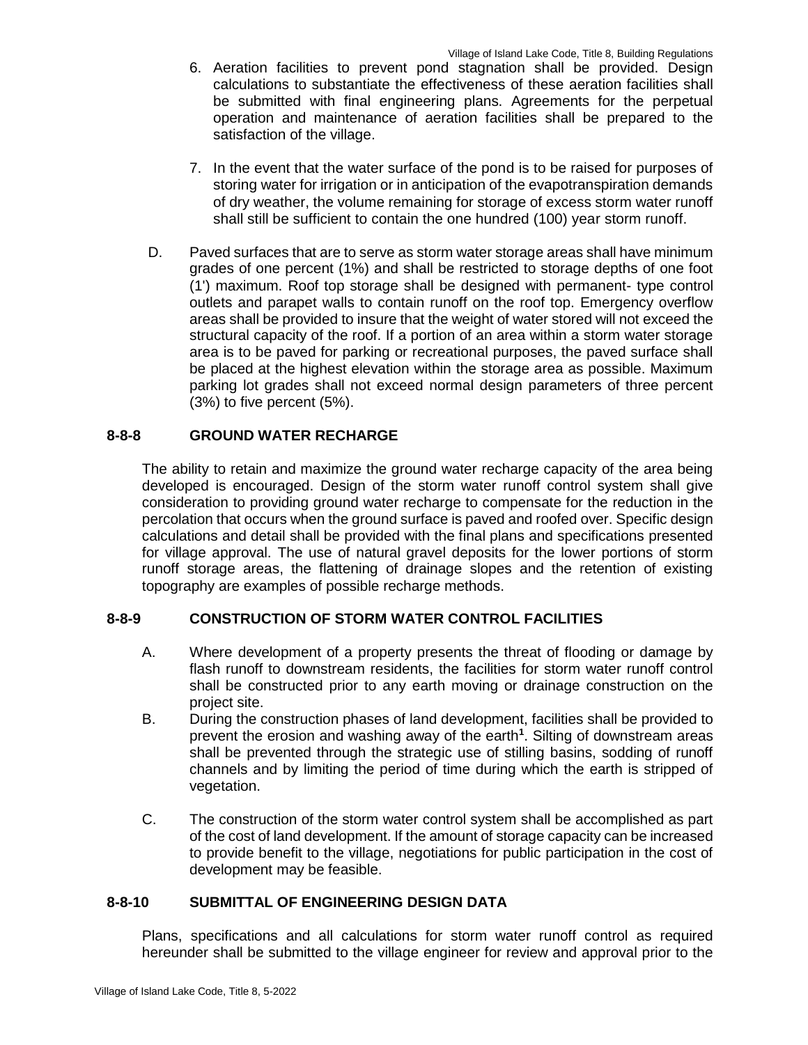6. Aeration facilities to prevent pond stagnation shall be provided. Design calculations to substantiate the effectiveness of these aeration facilities shall be submitted with final engineering plans. Agreements for the perpetual operation and maintenance of aeration facilities shall be prepared to the satisfaction of the village.

7. In the event that the water surface of the pond is to be raised for purposes of storing water for irrigation or in anticipation of the evapotranspiration demands of dry weather, the volume remaining for storage of excess storm water runoff shall still be sufficient to contain the one hundred (100) year storm runoff.

D. Paved surfaces that are to serve as storm water storage areas shall have minimum grades of one percent (1%) and shall be restricted to storage depths of one foot (1') maximum. Roof top storage shall be designed with permanent- type control outlets and parapet walls to contain runoff on the roof top. Emergency overflow areas shall be provided to insure that the weight of water stored will not exceed the structural capacity of the roof. If a portion of an area within a storm water storage area is to be paved for parking or recreational purposes, the paved surface shall be placed at the highest elevation within the storage area as possible. Maximum parking lot grades shall not exceed normal design parameters of three percent (3%) to five percent (5%).

## 8-8-8 GROUND WATER RECHARGE

The ability to retain and maximize the ground water recharge capacity of the area being developed is encouraged. Design of the storm water runoff control system shall give consideration to providing ground water recharge to compensate for the reduction in the percolation that occurs when the ground surface is paved and roofed over. Specific design calculations and detail shall be provided with the final plans and specifications presented for village approval. The use of natural gravel deposits for the lower portions of storm runoff storage areas, the flattening of drainage slopes and the retention of existing topography are examples of possible recharge methods.

## 8-8-9 CONSTRUCTION OF STORM WATER CONTROL FACILITIES

A. Where development of a property presents the threat of flooding or damage by flash runoff to downstream residents, the facilities for storm water runoff control shall be constructed prior to any earth moving or drainage construction on the project site.

B. During the construction phases of land development, facilities shall be provided to prevent the erosion and washing away of the earth[1]. Silting of downstream areas shall be prevented through the strategic use of stilling basins, sodding of runoff channels and by limiting the period of time during which the earth is stripped of vegetation.

C. The construction of the storm water control system shall be accomplished as part of the cost of land development. If the amount of storage capacity can be increased to provide benefit to the village, negotiations for public participation in the cost of development may be feasible.

## 8-8-10 SUBMITTAL OF ENGINEERING DESIGN DATA

Plans, specifications and all calculations for storm water runoff control as required hereunder shall be submitted to the village engineer for review and approval prior to the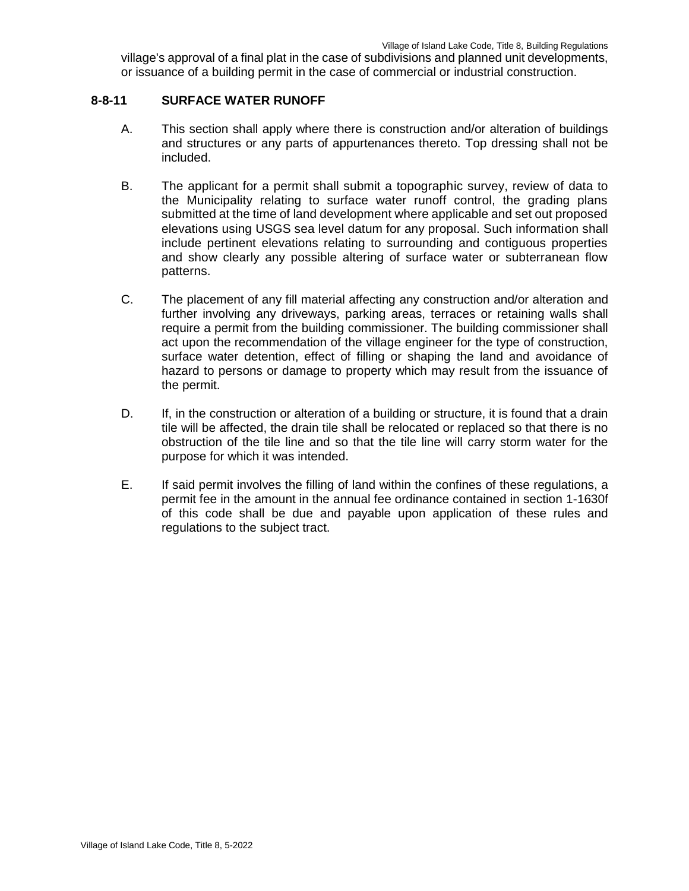village's approval of a final plat in the case of subdivisions and planned unit developments, or issuance of a building permit in the case of commercial or industrial construction.

### 8-8-11 SURFACE WATER RUNOFF

A. This section shall apply where there is construction and/or alteration of buildings and structures or any parts of appurtenances thereto. Top dressing shall not be included.

B. The applicant for a permit shall submit a topographic survey, review of data to the Municipality relating to surface water runoff control, the grading plans submitted at the time of land development where applicable and set out proposed elevations using USGS sea level datum for any proposal. Such information shall include pertinent elevations relating to surrounding and contiguous properties and show clearly any possible altering of surface water or subterranean flow patterns.

C. The placement of any fill material affecting any construction and/or alteration and further involving any driveways, parking areas, terraces or retaining walls shall require a permit from the building commissioner. The building commissioner shall act upon the recommendation of the village engineer for the type of construction, surface water detention, effect of filling or shaping the land and avoidance of hazard to persons or damage to property which may result from the issuance of the permit.

D. If, in the construction or alteration of a building or structure, it is found that a drain tile will be affected, the drain tile shall be relocated or replaced so that there is no obstruction of the tile line and so that the tile line will carry storm water for the purpose for which it was intended.

E. If said permit involves the filling of land within the confines of these regulations, a permit fee in the amount in the annual fee ordinance contained in section 1-1630f of this code shall be due and payable upon application of these rules and regulations to the subject tract.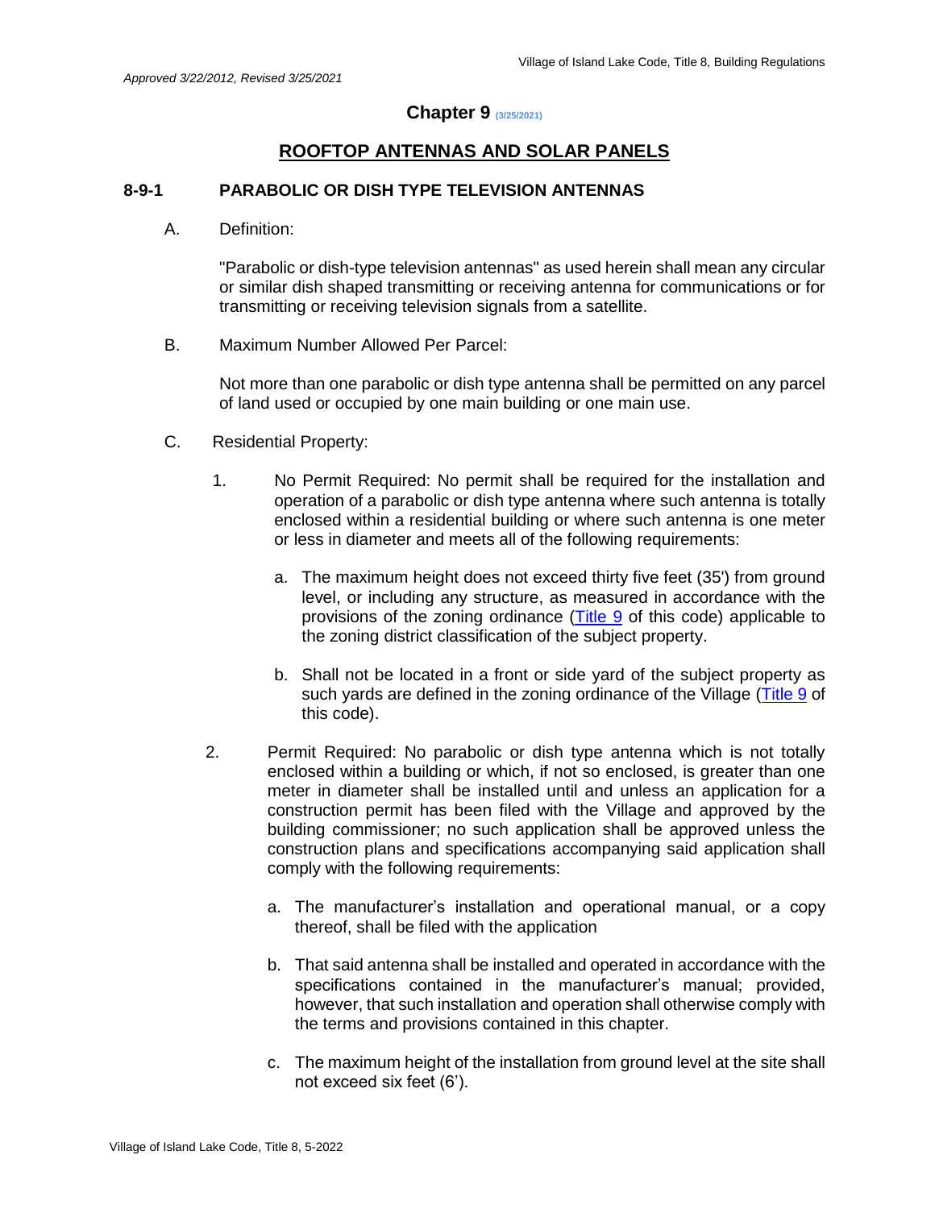*Approved 3/22/2012, Revised 3/25/2021*

## Chapter 9 (3/25/2021)

## ROOFTOP ANTENNAS AND SOLAR PANELS

### 8-9-1 PARABOLIC OR DISH TYPE TELEVISION ANTENNAS

A. Definition:

"Parabolic or dish-type television antennas" as used herein shall mean any circular or similar dish shaped transmitting or receiving antenna for communications or for transmitting or receiving television signals from a satellite.

B. Maximum Number Allowed Per Parcel:

Not more than one parabolic or dish type antenna shall be permitted on any parcel of land used or occupied by one main building or one main use.

C. Residential Property:

1. No Permit Required: No permit shall be required for the installation and operation of a parabolic or dish type antenna where such antenna is totally enclosed within a residential building or where such antenna is one meter or less in diameter and meets all of the following requirements:

   a. The maximum height does not exceed thirty five feet (35') from ground level, or including any structure, as measured in accordance with the provisions of the zoning ordinance (Title 9 of this code) applicable to the zoning district classification of the subject property.

   b. Shall not be located in a front or side yard of the subject property as such yards are defined in the zoning ordinance of the Village (Title 9 of this code).

2. Permit Required: No parabolic or dish type antenna which is not totally enclosed within a building or which, if not so enclosed, is greater than one meter in diameter shall be installed until and unless an application for a construction permit has been filed with the Village and approved by the building commissioner; no such application shall be approved unless the construction plans and specifications accompanying said application shall comply with the following requirements:

   a. The manufacturer's installation and operational manual, or a copy thereof, shall be filed with the application

   b. That said antenna shall be installed and operated in accordance with the specifications contained in the manufacturer's manual; provided, however, that such installation and operation shall otherwise comply with the terms and provisions contained in this chapter.

   c. The maximum height of the installation from ground level at the site shall not exceed six feet (6').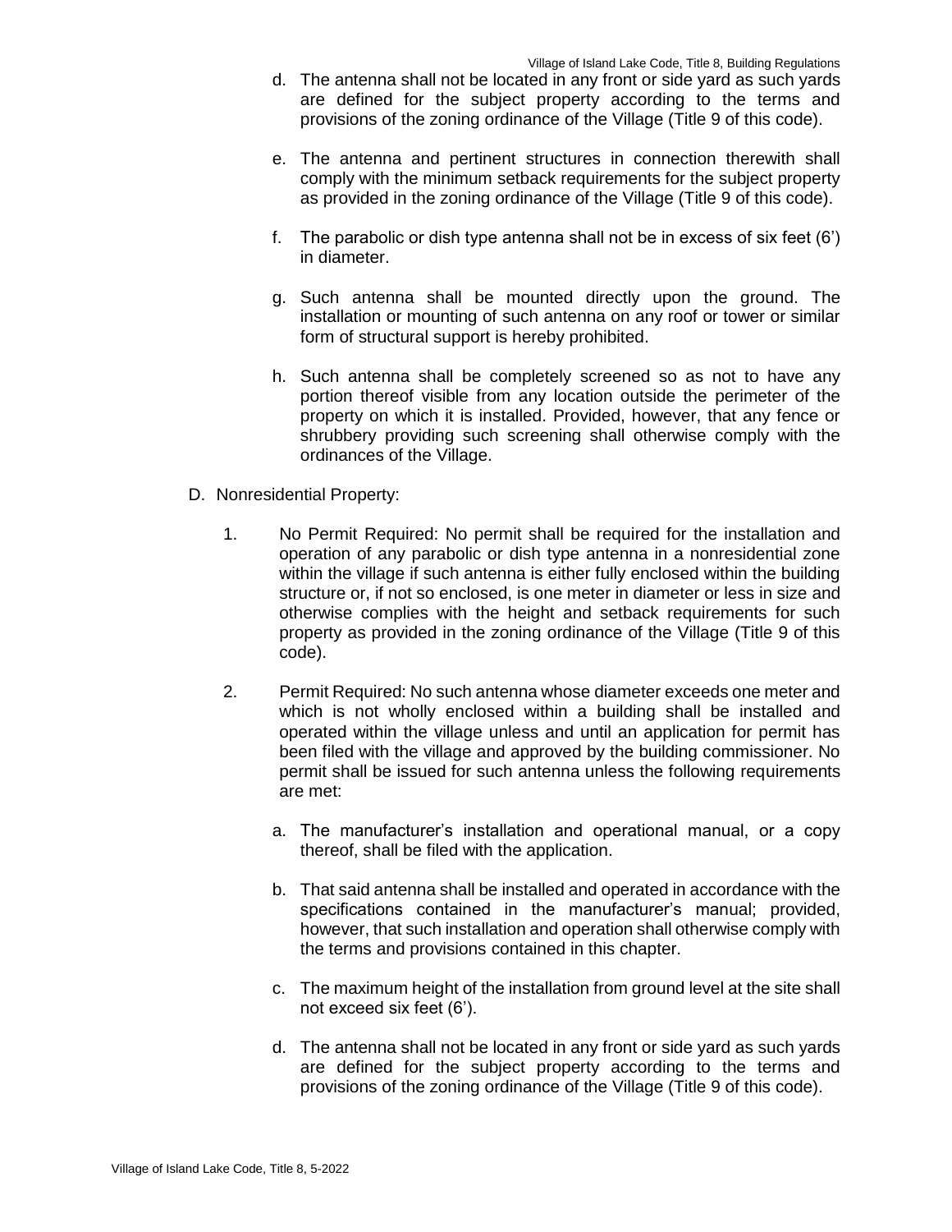d. The antenna shall not be located in any front or side yard as such yards are defined for the subject property according to the terms and provisions of the zoning ordinance of the Village (Title 9 of this code).

e. The antenna and pertinent structures in connection therewith shall comply with the minimum setback requirements for the subject property as provided in the zoning ordinance of the Village (Title 9 of this code).

f. The parabolic or dish type antenna shall not be in excess of six feet (6') in diameter.

g. Such antenna shall be mounted directly upon the ground. The installation or mounting of such antenna on any roof or tower or similar form of structural support is hereby prohibited.

h. Such antenna shall be completely screened so as not to have any portion thereof visible from any location outside the perimeter of the property on which it is installed. Provided, however, that any fence or shrubbery providing such screening shall otherwise comply with the ordinances of the Village.

D. Nonresidential Property:

1. No Permit Required: No permit shall be required for the installation and operation of any parabolic or dish type antenna in a nonresidential zone within the village if such antenna is either fully enclosed within the building structure or, if not so enclosed, is one meter in diameter or less in size and otherwise complies with the height and setback requirements for such property as provided in the zoning ordinance of the Village (Title 9 of this code).

2. Permit Required: No such antenna whose diameter exceeds one meter and which is not wholly enclosed within a building shall be installed and operated within the village unless and until an application for permit has been filed with the village and approved by the building commissioner. No permit shall be issued for such antenna unless the following requirements are met:

   a. The manufacturer's installation and operational manual, or a copy thereof, shall be filed with the application.

   b. That said antenna shall be installed and operated in accordance with the specifications contained in the manufacturer's manual; provided, however, that such installation and operation shall otherwise comply with the terms and provisions contained in this chapter.

   c. The maximum height of the installation from ground level at the site shall not exceed six feet (6').

   d. The antenna shall not be located in any front or side yard as such yards are defined for the subject property according to the terms and provisions of the zoning ordinance of the Village (Title 9 of this code).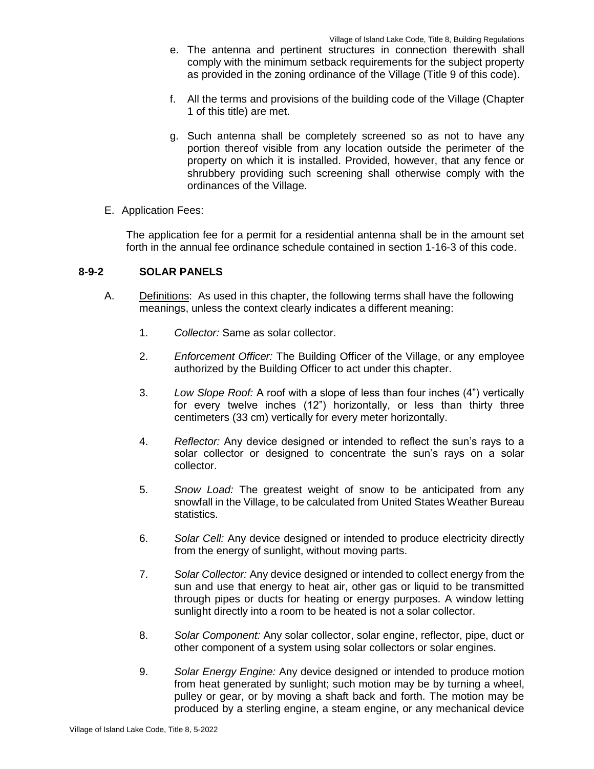e. The antenna and pertinent structures in connection therewith shall comply with the minimum setback requirements for the subject property as provided in the zoning ordinance of the Village (Title 9 of this code).

f. All the terms and provisions of the building code of the Village (Chapter 1 of this title) are met.

g. Such antenna shall be completely screened so as not to have any portion thereof visible from any location outside the perimeter of the property on which it is installed. Provided, however, that any fence or shrubbery providing such screening shall otherwise comply with the ordinances of the Village.

E. Application Fees:

The application fee for a permit for a residential antenna shall be in the amount set forth in the annual fee ordinance schedule contained in section 1-16-3 of this code.

## 8-9-2 SOLAR PANELS

A. Definitions: As used in this chapter, the following terms shall have the following meanings, unless the context clearly indicates a different meaning:

1. *Collector:* Same as solar collector.

2. *Enforcement Officer:* The Building Officer of the Village, or any employee authorized by the Building Officer to act under this chapter.

3. *Low Slope Roof:* A roof with a slope of less than four inches (4") vertically for every twelve inches (12") horizontally, or less than thirty three centimeters (33 cm) vertically for every meter horizontally.

4. *Reflector:* Any device designed or intended to reflect the sun's rays to a solar collector or designed to concentrate the sun's rays on a solar collector.

5. *Snow Load:* The greatest weight of snow to be anticipated from any snowfall in the Village, to be calculated from United States Weather Bureau statistics.

6. *Solar Cell:* Any device designed or intended to produce electricity directly from the energy of sunlight, without moving parts.

7. *Solar Collector:* Any device designed or intended to collect energy from the sun and use that energy to heat air, other gas or liquid to be transmitted through pipes or ducts for heating or energy purposes. A window letting sunlight directly into a room to be heated is not a solar collector.

8. *Solar Component:* Any solar collector, solar engine, reflector, pipe, duct or other component of a system using solar collectors or solar engines.

9. *Solar Energy Engine:* Any device designed or intended to produce motion from heat generated by sunlight; such motion may be by turning a wheel, pulley or gear, or by moving a shaft back and forth. The motion may be produced by a sterling engine, a steam engine, or any mechanical device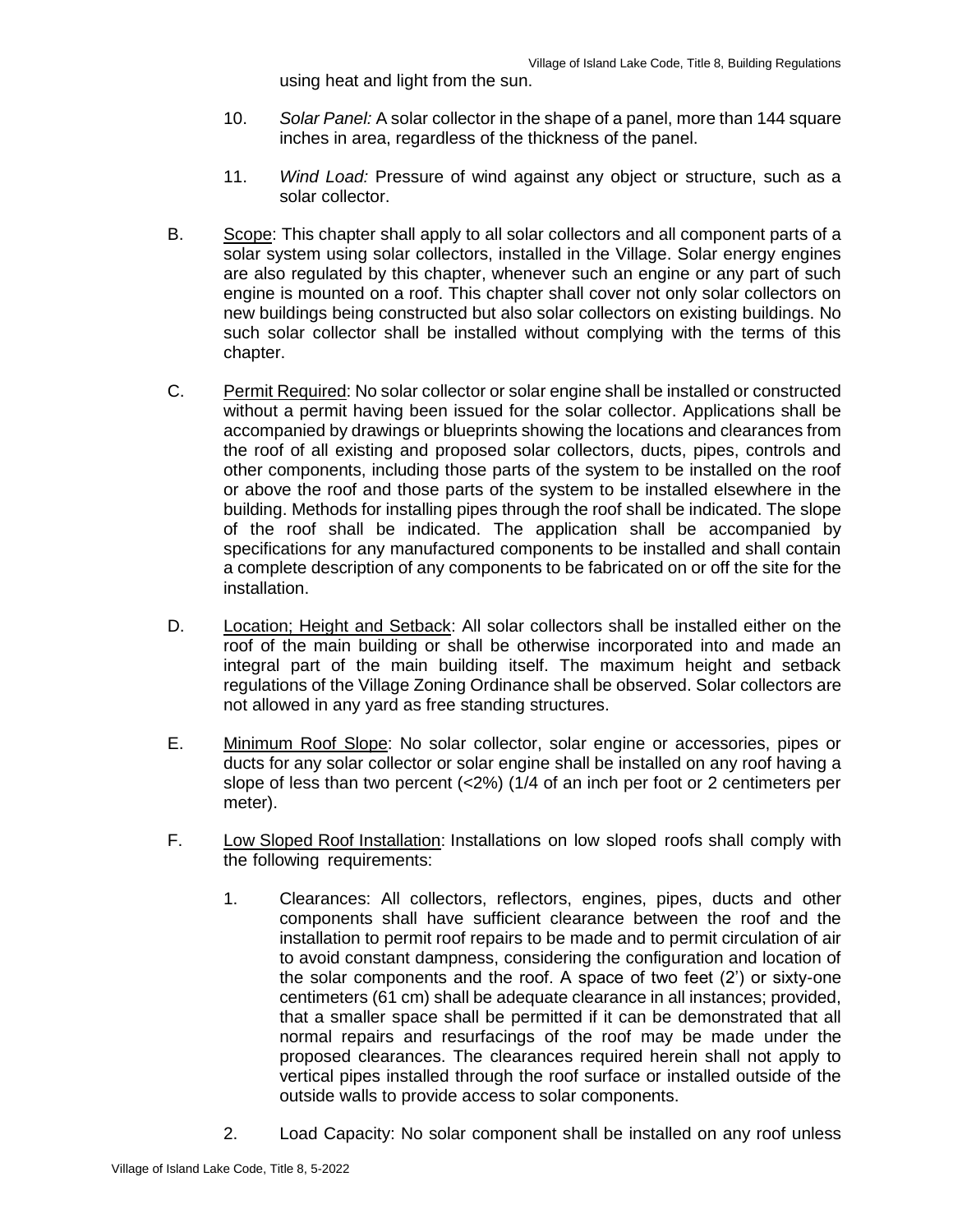using heat and light from the sun.

10. *Solar Panel:* A solar collector in the shape of a panel, more than 144 square inches in area, regardless of the thickness of the panel.

11. *Wind Load:* Pressure of wind against any object or structure, such as a solar collector.

B. Scope: This chapter shall apply to all solar collectors and all component parts of a solar system using solar collectors, installed in the Village. Solar energy engines are also regulated by this chapter, whenever such an engine or any part of such engine is mounted on a roof. This chapter shall cover not only solar collectors on new buildings being constructed but also solar collectors on existing buildings. No such solar collector shall be installed without complying with the terms of this chapter.

C. Permit Required: No solar collector or solar engine shall be installed or constructed without a permit having been issued for the solar collector. Applications shall be accompanied by drawings or blueprints showing the locations and clearances from the roof of all existing and proposed solar collectors, ducts, pipes, controls and other components, including those parts of the system to be installed on the roof or above the roof and those parts of the system to be installed elsewhere in the building. Methods for installing pipes through the roof shall be indicated. The slope of the roof shall be indicated. The application shall be accompanied by specifications for any manufactured components to be installed and shall contain a complete description of any components to be fabricated on or off the site for the installation.

D. Location; Height and Setback: All solar collectors shall be installed either on the roof of the main building or shall be otherwise incorporated into and made an integral part of the main building itself. The maximum height and setback regulations of the Village Zoning Ordinance shall be observed. Solar collectors are not allowed in any yard as free standing structures.

E. Minimum Roof Slope: No solar collector, solar engine or accessories, pipes or ducts for any solar collector or solar engine shall be installed on any roof having a slope of less than two percent (<2%) (1/4 of an inch per foot or 2 centimeters per meter).

F. Low Sloped Roof Installation: Installations on low sloped roofs shall comply with the following requirements:

1. Clearances: All collectors, reflectors, engines, pipes, ducts and other components shall have sufficient clearance between the roof and the installation to permit roof repairs to be made and to permit circulation of air to avoid constant dampness, considering the configuration and location of the solar components and the roof. A space of two feet (2') or sixty-one centimeters (61 cm) shall be adequate clearance in all instances; provided, that a smaller space shall be permitted if it can be demonstrated that all normal repairs and resurfacings of the roof may be made under the proposed clearances. The clearances required herein shall not apply to vertical pipes installed through the roof surface or installed outside of the outside walls to provide access to solar components.

2. Load Capacity: No solar component shall be installed on any roof unless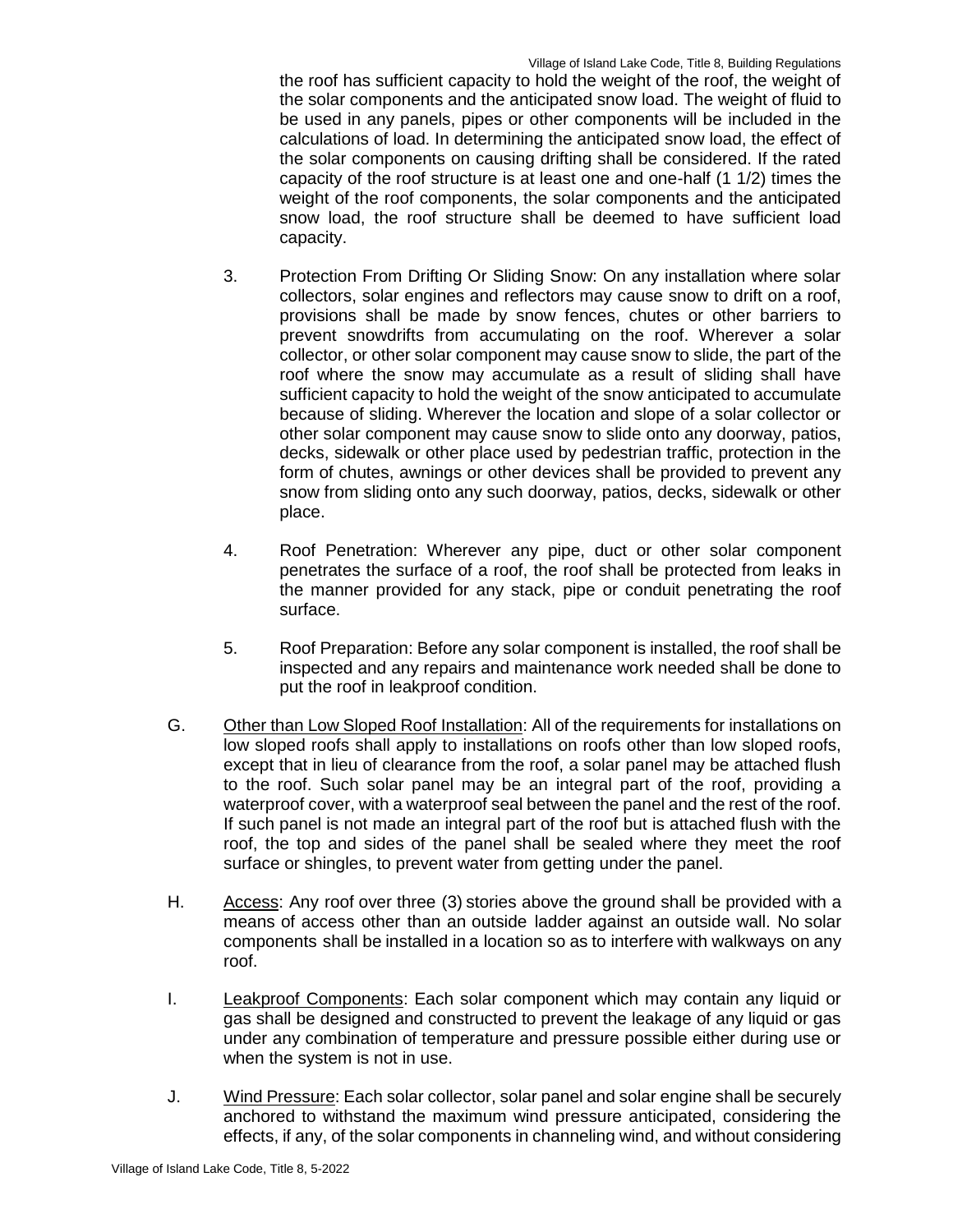the roof has sufficient capacity to hold the weight of the roof, the weight of the solar components and the anticipated snow load. The weight of fluid to be used in any panels, pipes or other components will be included in the calculations of load. In determining the anticipated snow load, the effect of the solar components on causing drifting shall be considered. If the rated capacity of the roof structure is at least one and one-half (1 1/2) times the weight of the roof components, the solar components and the anticipated snow load, the roof structure shall be deemed to have sufficient load capacity.

3. Protection From Drifting Or Sliding Snow: On any installation where solar collectors, solar engines and reflectors may cause snow to drift on a roof, provisions shall be made by snow fences, chutes or other barriers to prevent snowdrifts from accumulating on the roof. Wherever a solar collector, or other solar component may cause snow to slide, the part of the roof where the snow may accumulate as a result of sliding shall have sufficient capacity to hold the weight of the snow anticipated to accumulate because of sliding. Wherever the location and slope of a solar collector or other solar component may cause snow to slide onto any doorway, patios, decks, sidewalk or other place used by pedestrian traffic, protection in the form of chutes, awnings or other devices shall be provided to prevent any snow from sliding onto any such doorway, patios, decks, sidewalk or other place.

4. Roof Penetration: Wherever any pipe, duct or other solar component penetrates the surface of a roof, the roof shall be protected from leaks in the manner provided for any stack, pipe or conduit penetrating the roof surface.

5. Roof Preparation: Before any solar component is installed, the roof shall be inspected and any repairs and maintenance work needed shall be done to put the roof in leakproof condition.

G. Other than Low Sloped Roof Installation: All of the requirements for installations on low sloped roofs shall apply to installations on roofs other than low sloped roofs, except that in lieu of clearance from the roof, a solar panel may be attached flush to the roof. Such solar panel may be an integral part of the roof, providing a waterproof cover, with a waterproof seal between the panel and the rest of the roof. If such panel is not made an integral part of the roof but is attached flush with the roof, the top and sides of the panel shall be sealed where they meet the roof surface or shingles, to prevent water from getting under the panel.

H. Access: Any roof over three (3) stories above the ground shall be provided with a means of access other than an outside ladder against an outside wall. No solar components shall be installed in a location so as to interfere with walkways on any roof.

I. Leakproof Components: Each solar component which may contain any liquid or gas shall be designed and constructed to prevent the leakage of any liquid or gas under any combination of temperature and pressure possible either during use or when the system is not in use.

J. Wind Pressure: Each solar collector, solar panel and solar engine shall be securely anchored to withstand the maximum wind pressure anticipated, considering the effects, if any, of the solar components in channeling wind, and without considering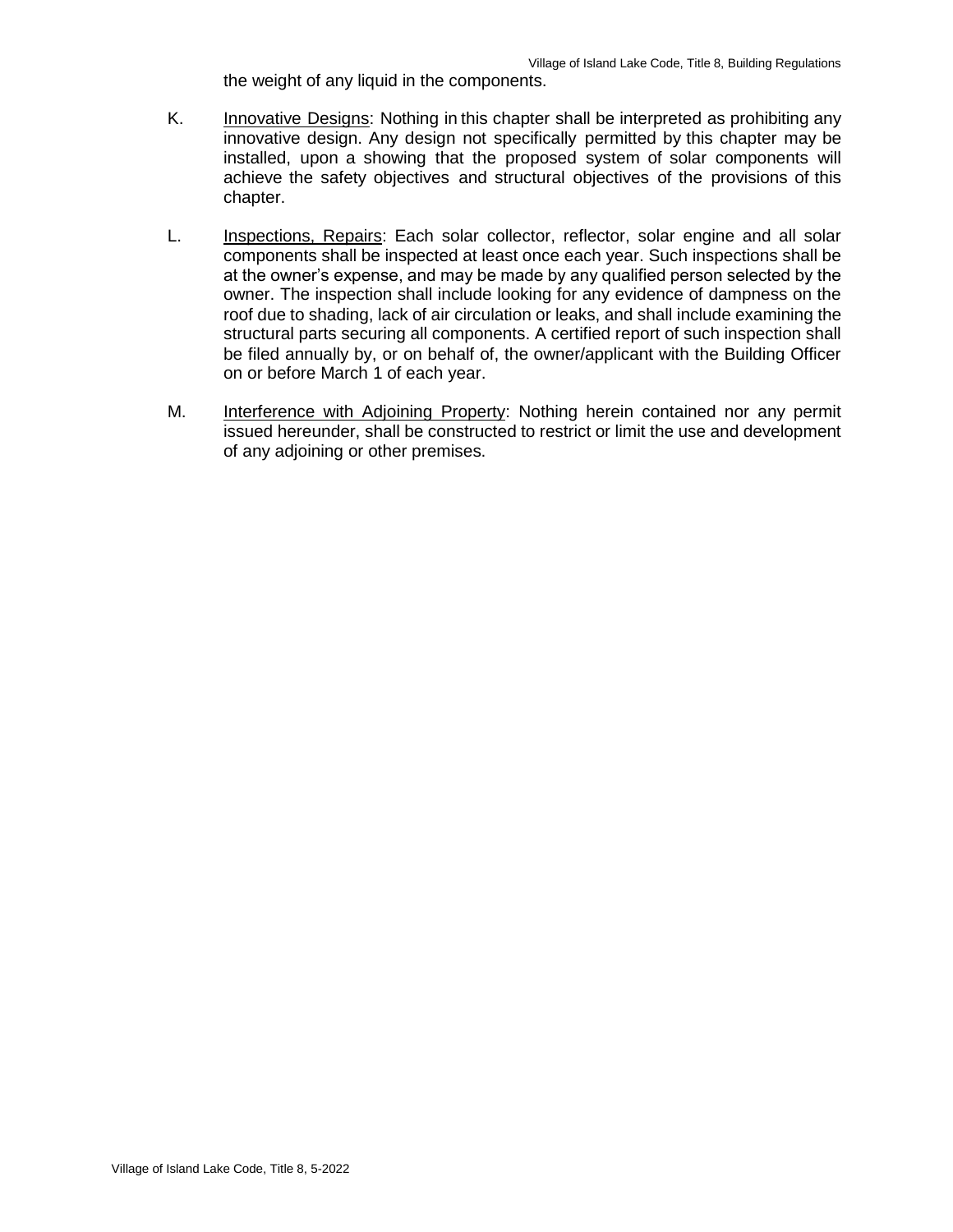the weight of any liquid in the components.

K. Innovative Designs: Nothing in this chapter shall be interpreted as prohibiting any innovative design. Any design not specifically permitted by this chapter may be installed, upon a showing that the proposed system of solar components will achieve the safety objectives and structural objectives of the provisions of this chapter.

L. Inspections, Repairs: Each solar collector, reflector, solar engine and all solar components shall be inspected at least once each year. Such inspections shall be at the owner's expense, and may be made by any qualified person selected by the owner. The inspection shall include looking for any evidence of dampness on the roof due to shading, lack of air circulation or leaks, and shall include examining the structural parts securing all components. A certified report of such inspection shall be filed annually by, or on behalf of, the owner/applicant with the Building Officer on or before March 1 of each year.

M. Interference with Adjoining Property: Nothing herein contained nor any permit issued hereunder, shall be constructed to restrict or limit the use and development of any adjoining or other premises.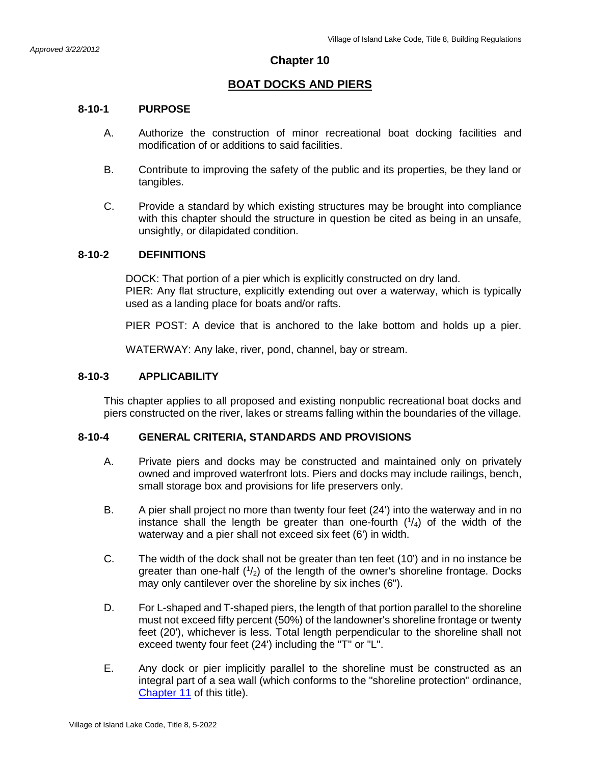*Approved 3/22/2012*

# Chapter 10

## BOAT DOCKS AND PIERS

### 8-10-1 PURPOSE

A. Authorize the construction of minor recreational boat docking facilities and modification of or additions to said facilities.

B. Contribute to improving the safety of the public and its properties, be they land or tangibles.

C. Provide a standard by which existing structures may be brought into compliance with this chapter should the structure in question be cited as being in an unsafe, unsightly, or dilapidated condition.

### 8-10-2 DEFINITIONS

DOCK: That portion of a pier which is explicitly constructed on dry land.
PIER: Any flat structure, explicitly extending out over a waterway, which is typically used as a landing place for boats and/or rafts.

PIER POST: A device that is anchored to the lake bottom and holds up a pier.

WATERWAY: Any lake, river, pond, channel, bay or stream.

### 8-10-3 APPLICABILITY

This chapter applies to all proposed and existing nonpublic recreational boat docks and piers constructed on the river, lakes or streams falling within the boundaries of the village.

### 8-10-4 GENERAL CRITERIA, STANDARDS AND PROVISIONS

A. Private piers and docks may be constructed and maintained only on privately owned and improved waterfront lots. Piers and docks may include railings, bench, small storage box and provisions for life preservers only.

B. A pier shall project no more than twenty four feet (24') into the waterway and in no instance shall the length be greater than one-fourth ($^1/_4$) of the width of the waterway and a pier shall not exceed six feet (6') in width.

C. The width of the dock shall not be greater than ten feet (10') and in no instance be greater than one-half ($^1/_2$) of the length of the owner's shoreline frontage. Docks may only cantilever over the shoreline by six inches (6").

D. For L-shaped and T-shaped piers, the length of that portion parallel to the shoreline must not exceed fifty percent (50%) of the landowner's shoreline frontage or twenty feet (20'), whichever is less. Total length perpendicular to the shoreline shall not exceed twenty four feet (24') including the "T" or "L".

E. Any dock or pier implicitly parallel to the shoreline must be constructed as an integral part of a sea wall (which conforms to the "shoreline protection" ordinance, Chapter 11 of this title).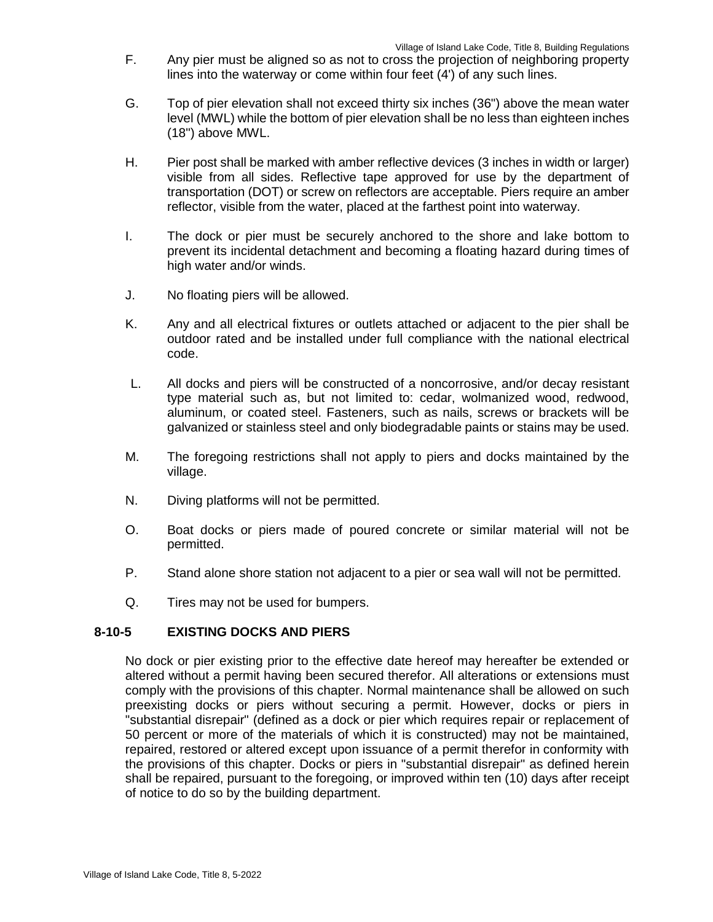F. Any pier must be aligned so as not to cross the projection of neighboring property lines into the waterway or come within four feet (4') of any such lines.

G. Top of pier elevation shall not exceed thirty six inches (36") above the mean water level (MWL) while the bottom of pier elevation shall be no less than eighteen inches (18") above MWL.

H. Pier post shall be marked with amber reflective devices (3 inches in width or larger) visible from all sides. Reflective tape approved for use by the department of transportation (DOT) or screw on reflectors are acceptable. Piers require an amber reflector, visible from the water, placed at the farthest point into waterway.

I. The dock or pier must be securely anchored to the shore and lake bottom to prevent its incidental detachment and becoming a floating hazard during times of high water and/or winds.

J. No floating piers will be allowed.

K. Any and all electrical fixtures or outlets attached or adjacent to the pier shall be outdoor rated and be installed under full compliance with the national electrical code.

L. All docks and piers will be constructed of a noncorrosive, and/or decay resistant type material such as, but not limited to: cedar, wolmanized wood, redwood, aluminum, or coated steel. Fasteners, such as nails, screws or brackets will be galvanized or stainless steel and only biodegradable paints or stains may be used.

M. The foregoing restrictions shall not apply to piers and docks maintained by the village.

N. Diving platforms will not be permitted.

O. Boat docks or piers made of poured concrete or similar material will not be permitted.

P. Stand alone shore station not adjacent to a pier or sea wall will not be permitted.

Q. Tires may not be used for bumpers.

### 8-10-5 EXISTING DOCKS AND PIERS

No dock or pier existing prior to the effective date hereof may hereafter be extended or altered without a permit having been secured therefor. All alterations or extensions must comply with the provisions of this chapter. Normal maintenance shall be allowed on such preexisting docks or piers without securing a permit. However, docks or piers in "substantial disrepair" (defined as a dock or pier which requires repair or replacement of 50 percent or more of the materials of which it is constructed) may not be maintained, repaired, restored or altered except upon issuance of a permit therefor in conformity with the provisions of this chapter. Docks or piers in "substantial disrepair" as defined herein shall be repaired, pursuant to the foregoing, or improved within ten (10) days after receipt of notice to do so by the building department.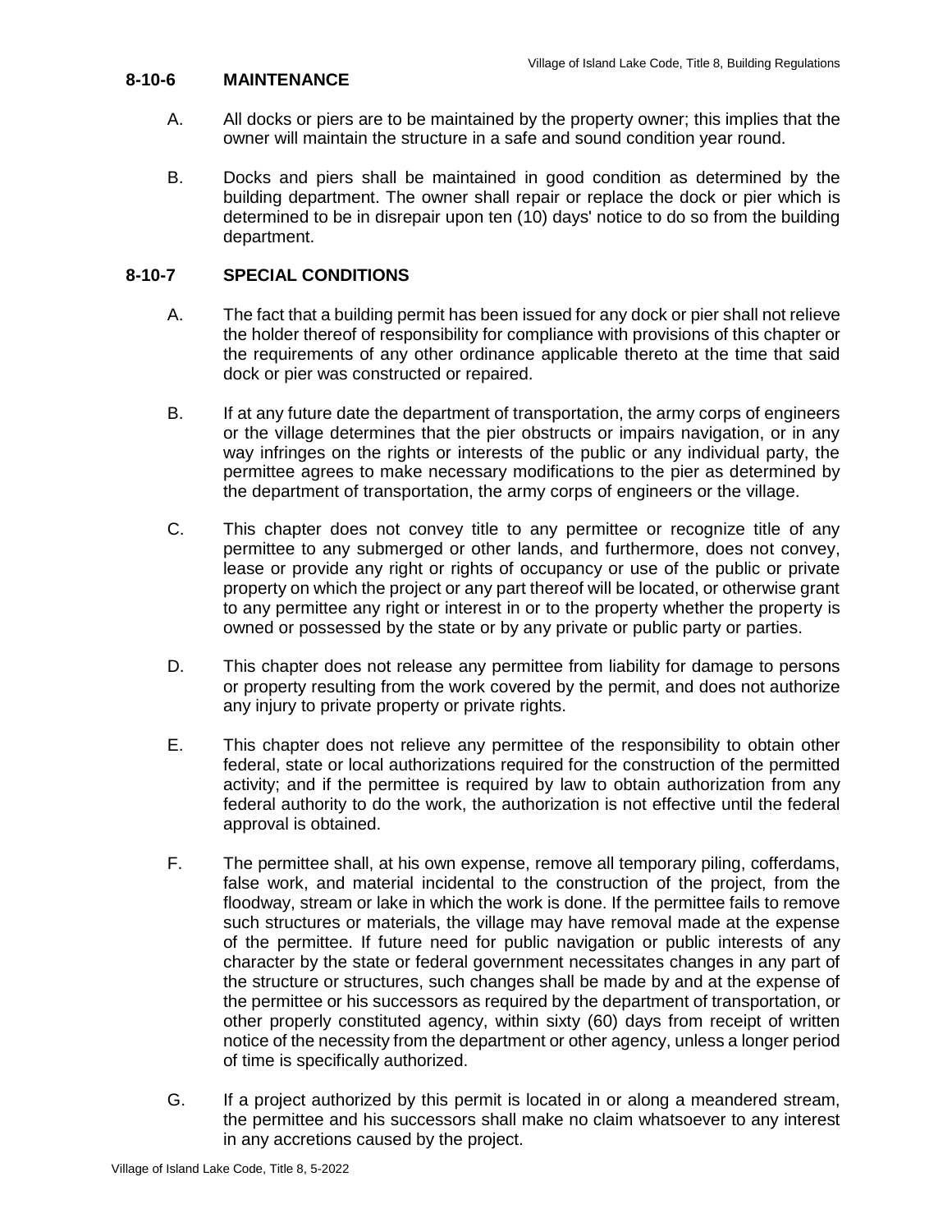## 8-10-6 MAINTENANCE

A. All docks or piers are to be maintained by the property owner; this implies that the owner will maintain the structure in a safe and sound condition year round.

B. Docks and piers shall be maintained in good condition as determined by the building department. The owner shall repair or replace the dock or pier which is determined to be in disrepair upon ten (10) days' notice to do so from the building department.

## 8-10-7 SPECIAL CONDITIONS

A. The fact that a building permit has been issued for any dock or pier shall not relieve the holder thereof of responsibility for compliance with provisions of this chapter or the requirements of any other ordinance applicable thereto at the time that said dock or pier was constructed or repaired.

B. If at any future date the department of transportation, the army corps of engineers or the village determines that the pier obstructs or impairs navigation, or in any way infringes on the rights or interests of the public or any individual party, the permittee agrees to make necessary modifications to the pier as determined by the department of transportation, the army corps of engineers or the village.

C. This chapter does not convey title to any permittee or recognize title of any permittee to any submerged or other lands, and furthermore, does not convey, lease or provide any right or rights of occupancy or use of the public or private property on which the project or any part thereof will be located, or otherwise grant to any permittee any right or interest in or to the property whether the property is owned or possessed by the state or by any private or public party or parties.

D. This chapter does not release any permittee from liability for damage to persons or property resulting from the work covered by the permit, and does not authorize any injury to private property or private rights.

E. This chapter does not relieve any permittee of the responsibility to obtain other federal, state or local authorizations required for the construction of the permitted activity; and if the permittee is required by law to obtain authorization from any federal authority to do the work, the authorization is not effective until the federal approval is obtained.

F. The permittee shall, at his own expense, remove all temporary piling, cofferdams, false work, and material incidental to the construction of the project, from the floodway, stream or lake in which the work is done. If the permittee fails to remove such structures or materials, the village may have removal made at the expense of the permittee. If future need for public navigation or public interests of any character by the state or federal government necessitates changes in any part of the structure or structures, such changes shall be made by and at the expense of the permittee or his successors as required by the department of transportation, or other properly constituted agency, within sixty (60) days from receipt of written notice of the necessity from the department or other agency, unless a longer period of time is specifically authorized.

G. If a project authorized by this permit is located in or along a meandered stream, the permittee and his successors shall make no claim whatsoever to any interest in any accretions caused by the project.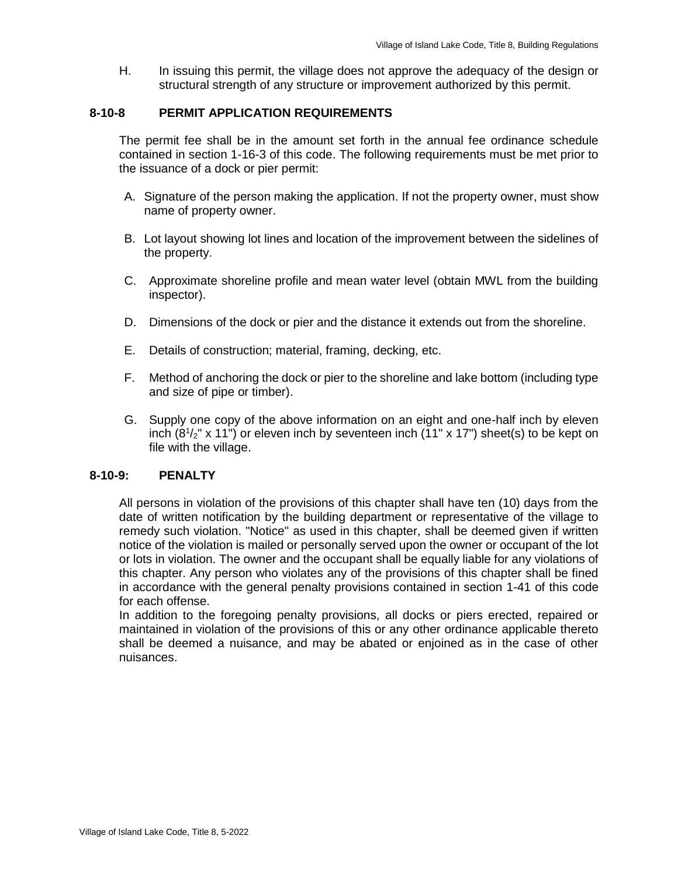H. In issuing this permit, the village does not approve the adequacy of the design or structural strength of any structure or improvement authorized by this permit.

## 8-10-8 PERMIT APPLICATION REQUIREMENTS

The permit fee shall be in the amount set forth in the annual fee ordinance schedule contained in section 1-16-3 of this code. The following requirements must be met prior to the issuance of a dock or pier permit:

A. Signature of the person making the application. If not the property owner, must show name of property owner.

B. Lot layout showing lot lines and location of the improvement between the sidelines of the property.

C. Approximate shoreline profile and mean water level (obtain MWL from the building inspector).

D. Dimensions of the dock or pier and the distance it extends out from the shoreline.

E. Details of construction; material, framing, decking, etc.

F. Method of anchoring the dock or pier to the shoreline and lake bottom (including type and size of pipe or timber).

G. Supply one copy of the above information on an eight and one-half inch by eleven inch ($8^1/_2$" x 11") or eleven inch by seventeen inch (11" x 17") sheet(s) to be kept on file with the village.

## 8-10-9: PENALTY

All persons in violation of the provisions of this chapter shall have ten (10) days from the date of written notification by the building department or representative of the village to remedy such violation. "Notice" as used in this chapter, shall be deemed given if written notice of the violation is mailed or personally served upon the owner or occupant of the lot or lots in violation. The owner and the occupant shall be equally liable for any violations of this chapter. Any person who violates any of the provisions of this chapter shall be fined in accordance with the general penalty provisions contained in section 1-41 of this code for each offense.

In addition to the foregoing penalty provisions, all docks or piers erected, repaired or maintained in violation of the provisions of this or any other ordinance applicable thereto shall be deemed a nuisance, and may be abated or enjoined as in the case of other nuisances.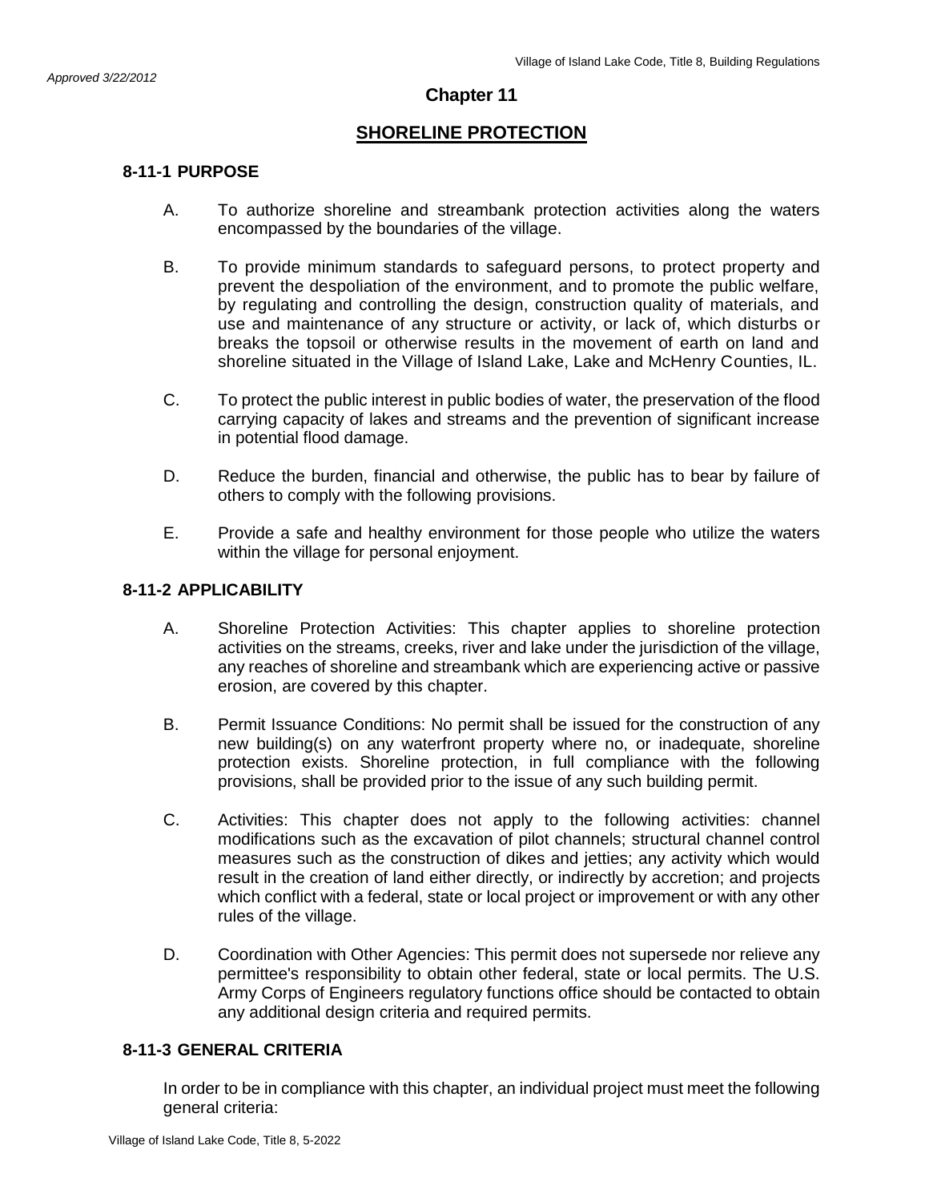# Chapter 11

## SHORELINE PROTECTION

### 8-11-1 PURPOSE

A. To authorize shoreline and streambank protection activities along the waters encompassed by the boundaries of the village.

B. To provide minimum standards to safeguard persons, to protect property and prevent the despoliation of the environment, and to promote the public welfare, by regulating and controlling the design, construction quality of materials, and use and maintenance of any structure or activity, or lack of, which disturbs or breaks the topsoil or otherwise results in the movement of earth on land and shoreline situated in the Village of Island Lake, Lake and McHenry Counties, IL.

C. To protect the public interest in public bodies of water, the preservation of the flood carrying capacity of lakes and streams and the prevention of significant increase in potential flood damage.

D. Reduce the burden, financial and otherwise, the public has to bear by failure of others to comply with the following provisions.

E. Provide a safe and healthy environment for those people who utilize the waters within the village for personal enjoyment.

### 8-11-2 APPLICABILITY

A. Shoreline Protection Activities: This chapter applies to shoreline protection activities on the streams, creeks, river and lake under the jurisdiction of the village, any reaches of shoreline and streambank which are experiencing active or passive erosion, are covered by this chapter.

B. Permit Issuance Conditions: No permit shall be issued for the construction of any new building(s) on any waterfront property where no, or inadequate, shoreline protection exists. Shoreline protection, in full compliance with the following provisions, shall be provided prior to the issue of any such building permit.

C. Activities: This chapter does not apply to the following activities: channel modifications such as the excavation of pilot channels; structural channel control measures such as the construction of dikes and jetties; any activity which would result in the creation of land either directly, or indirectly by accretion; and projects which conflict with a federal, state or local project or improvement or with any other rules of the village.

D. Coordination with Other Agencies: This permit does not supersede nor relieve any permittee's responsibility to obtain other federal, state or local permits. The U.S. Army Corps of Engineers regulatory functions office should be contacted to obtain any additional design criteria and required permits.

### 8-11-3 GENERAL CRITERIA

In order to be in compliance with this chapter, an individual project must meet the following general criteria: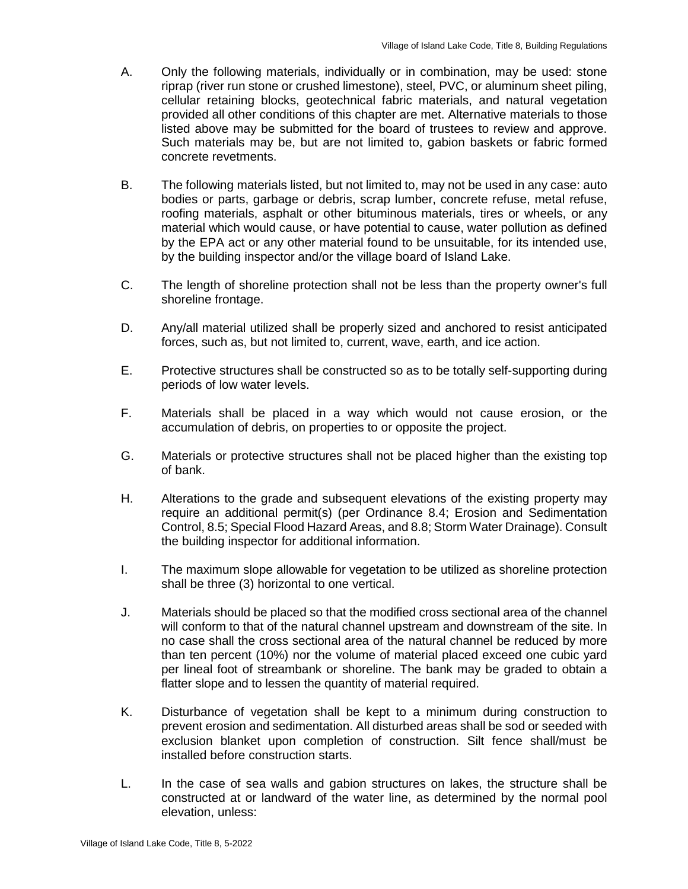A. Only the following materials, individually or in combination, may be used: stone riprap (river run stone or crushed limestone), steel, PVC, or aluminum sheet piling, cellular retaining blocks, geotechnical fabric materials, and natural vegetation provided all other conditions of this chapter are met. Alternative materials to those listed above may be submitted for the board of trustees to review and approve. Such materials may be, but are not limited to, gabion baskets or fabric formed concrete revetments.

B. The following materials listed, but not limited to, may not be used in any case: auto bodies or parts, garbage or debris, scrap lumber, concrete refuse, metal refuse, roofing materials, asphalt or other bituminous materials, tires or wheels, or any material which would cause, or have potential to cause, water pollution as defined by the EPA act or any other material found to be unsuitable, for its intended use, by the building inspector and/or the village board of Island Lake.

C. The length of shoreline protection shall not be less than the property owner's full shoreline frontage.

D. Any/all material utilized shall be properly sized and anchored to resist anticipated forces, such as, but not limited to, current, wave, earth, and ice action.

E. Protective structures shall be constructed so as to be totally self-supporting during periods of low water levels.

F. Materials shall be placed in a way which would not cause erosion, or the accumulation of debris, on properties to or opposite the project.

G. Materials or protective structures shall not be placed higher than the existing top of bank.

H. Alterations to the grade and subsequent elevations of the existing property may require an additional permit(s) (per Ordinance 8.4; Erosion and Sedimentation Control, 8.5; Special Flood Hazard Areas, and 8.8; Storm Water Drainage). Consult the building inspector for additional information.

I. The maximum slope allowable for vegetation to be utilized as shoreline protection shall be three (3) horizontal to one vertical.

J. Materials should be placed so that the modified cross sectional area of the channel will conform to that of the natural channel upstream and downstream of the site. In no case shall the cross sectional area of the natural channel be reduced by more than ten percent (10%) nor the volume of material placed exceed one cubic yard per lineal foot of streambank or shoreline. The bank may be graded to obtain a flatter slope and to lessen the quantity of material required.

K. Disturbance of vegetation shall be kept to a minimum during construction to prevent erosion and sedimentation. All disturbed areas shall be sod or seeded with exclusion blanket upon completion of construction. Silt fence shall/must be installed before construction starts.

L. In the case of sea walls and gabion structures on lakes, the structure shall be constructed at or landward of the water line, as determined by the normal pool elevation, unless: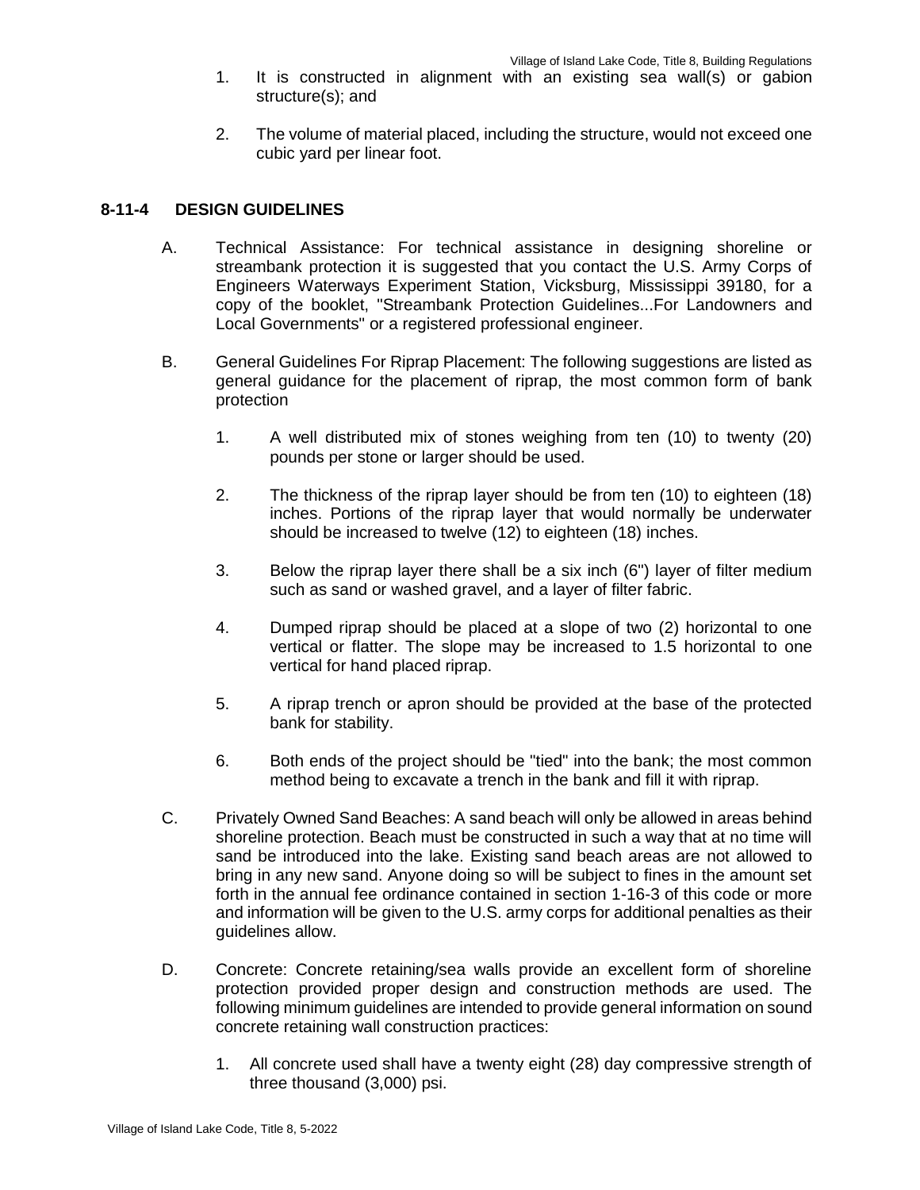1. It is constructed in alignment with an existing sea wall(s) or gabion structure(s); and

2. The volume of material placed, including the structure, would not exceed one cubic yard per linear foot.

## 8-11-4 DESIGN GUIDELINES

A. Technical Assistance: For technical assistance in designing shoreline or streambank protection it is suggested that you contact the U.S. Army Corps of Engineers Waterways Experiment Station, Vicksburg, Mississippi 39180, for a copy of the booklet, "Streambank Protection Guidelines...For Landowners and Local Governments" or a registered professional engineer.

B. General Guidelines For Riprap Placement: The following suggestions are listed as general guidance for the placement of riprap, the most common form of bank protection

   1. A well distributed mix of stones weighing from ten (10) to twenty (20) pounds per stone or larger should be used.

   2. The thickness of the riprap layer should be from ten (10) to eighteen (18) inches. Portions of the riprap layer that would normally be underwater should be increased to twelve (12) to eighteen (18) inches.

   3. Below the riprap layer there shall be a six inch (6") layer of filter medium such as sand or washed gravel, and a layer of filter fabric.

   4. Dumped riprap should be placed at a slope of two (2) horizontal to one vertical or flatter. The slope may be increased to 1.5 horizontal to one vertical for hand placed riprap.

   5. A riprap trench or apron should be provided at the base of the protected bank for stability.

   6. Both ends of the project should be "tied" into the bank; the most common method being to excavate a trench in the bank and fill it with riprap.

C. Privately Owned Sand Beaches: A sand beach will only be allowed in areas behind shoreline protection. Beach must be constructed in such a way that at no time will sand be introduced into the lake. Existing sand beach areas are not allowed to bring in any new sand. Anyone doing so will be subject to fines in the amount set forth in the annual fee ordinance contained in section 1-16-3 of this code or more and information will be given to the U.S. army corps for additional penalties as their guidelines allow.

D. Concrete: Concrete retaining/sea walls provide an excellent form of shoreline protection provided proper design and construction methods are used. The following minimum guidelines are intended to provide general information on sound concrete retaining wall construction practices:

   1. All concrete used shall have a twenty eight (28) day compressive strength of three thousand (3,000) psi.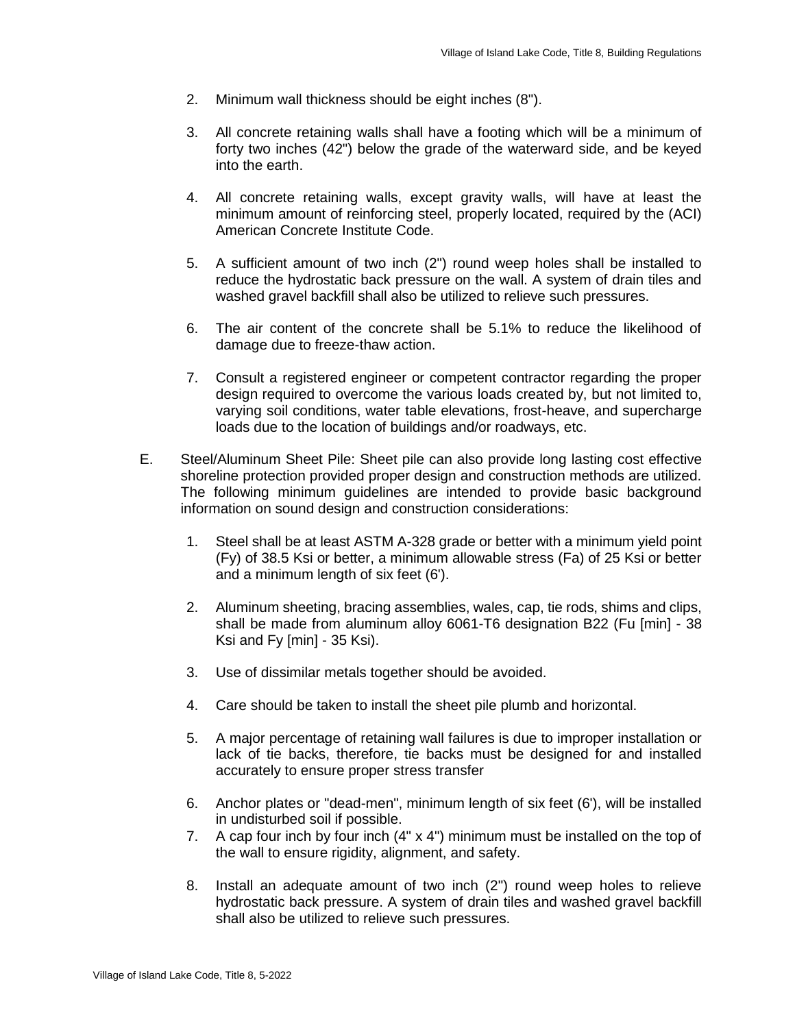2. Minimum wall thickness should be eight inches (8").

3. All concrete retaining walls shall have a footing which will be a minimum of forty two inches (42") below the grade of the waterward side, and be keyed into the earth.

4. All concrete retaining walls, except gravity walls, will have at least the minimum amount of reinforcing steel, properly located, required by the (ACI) American Concrete Institute Code.

5. A sufficient amount of two inch (2") round weep holes shall be installed to reduce the hydrostatic back pressure on the wall. A system of drain tiles and washed gravel backfill shall also be utilized to relieve such pressures.

6. The air content of the concrete shall be 5.1% to reduce the likelihood of damage due to freeze-thaw action.

7. Consult a registered engineer or competent contractor regarding the proper design required to overcome the various loads created by, but not limited to, varying soil conditions, water table elevations, frost-heave, and supercharge loads due to the location of buildings and/or roadways, etc.

E. Steel/Aluminum Sheet Pile: Sheet pile can also provide long lasting cost effective shoreline protection provided proper design and construction methods are utilized. The following minimum guidelines are intended to provide basic background information on sound design and construction considerations:

1. Steel shall be at least ASTM A-328 grade or better with a minimum yield point (Fy) of 38.5 Ksi or better, a minimum allowable stress (Fa) of 25 Ksi or better and a minimum length of six feet (6').

2. Aluminum sheeting, bracing assemblies, wales, cap, tie rods, shims and clips, shall be made from aluminum alloy 6061-T6 designation B22 (Fu [min] - 38 Ksi and Fy [min] - 35 Ksi).

3. Use of dissimilar metals together should be avoided.

4. Care should be taken to install the sheet pile plumb and horizontal.

5. A major percentage of retaining wall failures is due to improper installation or lack of tie backs, therefore, tie backs must be designed for and installed accurately to ensure proper stress transfer

6. Anchor plates or "dead-men", minimum length of six feet (6'), will be installed in undisturbed soil if possible.

7. A cap four inch by four inch (4" x 4") minimum must be installed on the top of the wall to ensure rigidity, alignment, and safety.

8. Install an adequate amount of two inch (2") round weep holes to relieve hydrostatic back pressure. A system of drain tiles and washed gravel backfill shall also be utilized to relieve such pressures.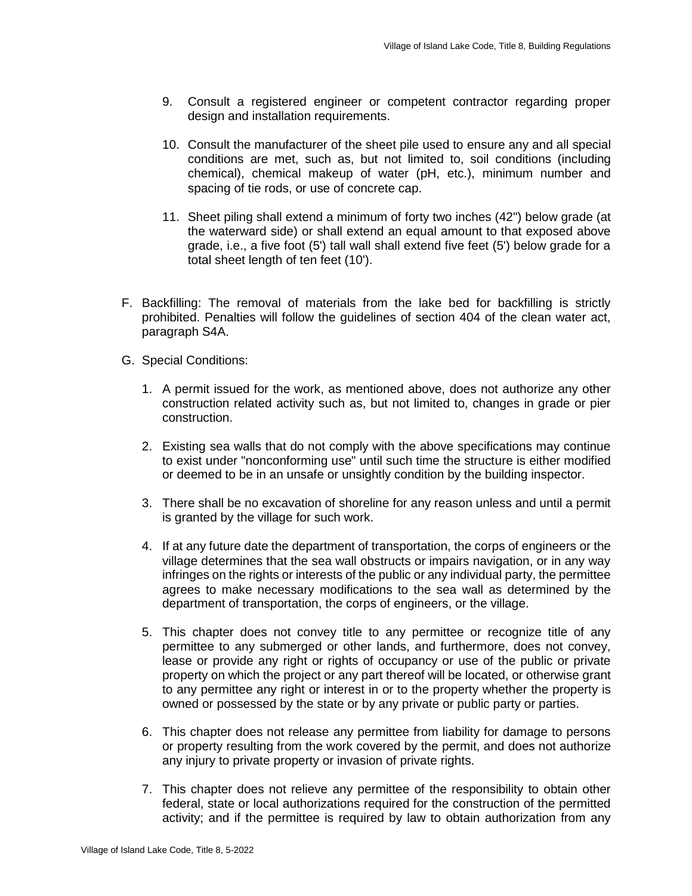9. Consult a registered engineer or competent contractor regarding proper design and installation requirements.

10. Consult the manufacturer of the sheet pile used to ensure any and all special conditions are met, such as, but not limited to, soil conditions (including chemical), chemical makeup of water (pH, etc.), minimum number and spacing of tie rods, or use of concrete cap.

11. Sheet piling shall extend a minimum of forty two inches (42") below grade (at the waterward side) or shall extend an equal amount to that exposed above grade, i.e., a five foot (5') tall wall shall extend five feet (5') below grade for a total sheet length of ten feet (10').

F. Backfilling: The removal of materials from the lake bed for backfilling is strictly prohibited. Penalties will follow the guidelines of section 404 of the clean water act, paragraph S4A.

G. Special Conditions:

1. A permit issued for the work, as mentioned above, does not authorize any other construction related activity such as, but not limited to, changes in grade or pier construction.

2. Existing sea walls that do not comply with the above specifications may continue to exist under "nonconforming use" until such time the structure is either modified or deemed to be in an unsafe or unsightly condition by the building inspector.

3. There shall be no excavation of shoreline for any reason unless and until a permit is granted by the village for such work.

4. If at any future date the department of transportation, the corps of engineers or the village determines that the sea wall obstructs or impairs navigation, or in any way infringes on the rights or interests of the public or any individual party, the permittee agrees to make necessary modifications to the sea wall as determined by the department of transportation, the corps of engineers, or the village.

5. This chapter does not convey title to any permittee or recognize title of any permittee to any submerged or other lands, and furthermore, does not convey, lease or provide any right or rights of occupancy or use of the public or private property on which the project or any part thereof will be located, or otherwise grant to any permittee any right or interest in or to the property whether the property is owned or possessed by the state or by any private or public party or parties.

6. This chapter does not release any permittee from liability for damage to persons or property resulting from the work covered by the permit, and does not authorize any injury to private property or invasion of private rights.

7. This chapter does not relieve any permittee of the responsibility to obtain other federal, state or local authorizations required for the construction of the permitted activity; and if the permittee is required by law to obtain authorization from any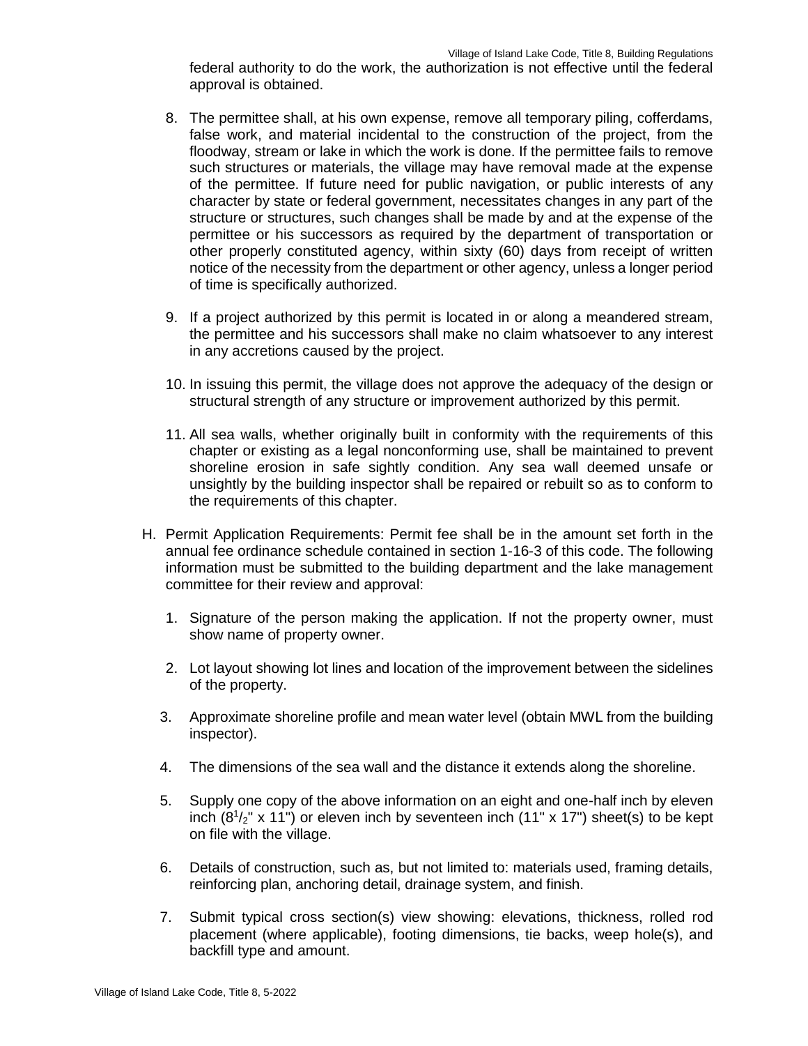federal authority to do the work, the authorization is not effective until the federal approval is obtained.

8. The permittee shall, at his own expense, remove all temporary piling, cofferdams, false work, and material incidental to the construction of the project, from the floodway, stream or lake in which the work is done. If the permittee fails to remove such structures or materials, the village may have removal made at the expense of the permittee. If future need for public navigation, or public interests of any character by state or federal government, necessitates changes in any part of the structure or structures, such changes shall be made by and at the expense of the permittee or his successors as required by the department of transportation or other properly constituted agency, within sixty (60) days from receipt of written notice of the necessity from the department or other agency, unless a longer period of time is specifically authorized.

9. If a project authorized by this permit is located in or along a meandered stream, the permittee and his successors shall make no claim whatsoever to any interest in any accretions caused by the project.

10. In issuing this permit, the village does not approve the adequacy of the design or structural strength of any structure or improvement authorized by this permit.

11. All sea walls, whether originally built in conformity with the requirements of this chapter or existing as a legal nonconforming use, shall be maintained to prevent shoreline erosion in safe sightly condition. Any sea wall deemed unsafe or unsightly by the building inspector shall be repaired or rebuilt so as to conform to the requirements of this chapter.

H. Permit Application Requirements: Permit fee shall be in the amount set forth in the annual fee ordinance schedule contained in section 1-16-3 of this code. The following information must be submitted to the building department and the lake management committee for their review and approval:

1. Signature of the person making the application. If not the property owner, must show name of property owner.

2. Lot layout showing lot lines and location of the improvement between the sidelines of the property.

3. Approximate shoreline profile and mean water level (obtain MWL from the building inspector).

4. The dimensions of the sea wall and the distance it extends along the shoreline.

5. Supply one copy of the above information on an eight and one-half inch by eleven inch (8 1/2" x 11") or eleven inch by seventeen inch (11" x 17") sheet(s) to be kept on file with the village.

6. Details of construction, such as, but not limited to: materials used, framing details, reinforcing plan, anchoring detail, drainage system, and finish.

7. Submit typical cross section(s) view showing: elevations, thickness, rolled rod placement (where applicable), footing dimensions, tie backs, weep hole(s), and backfill type and amount.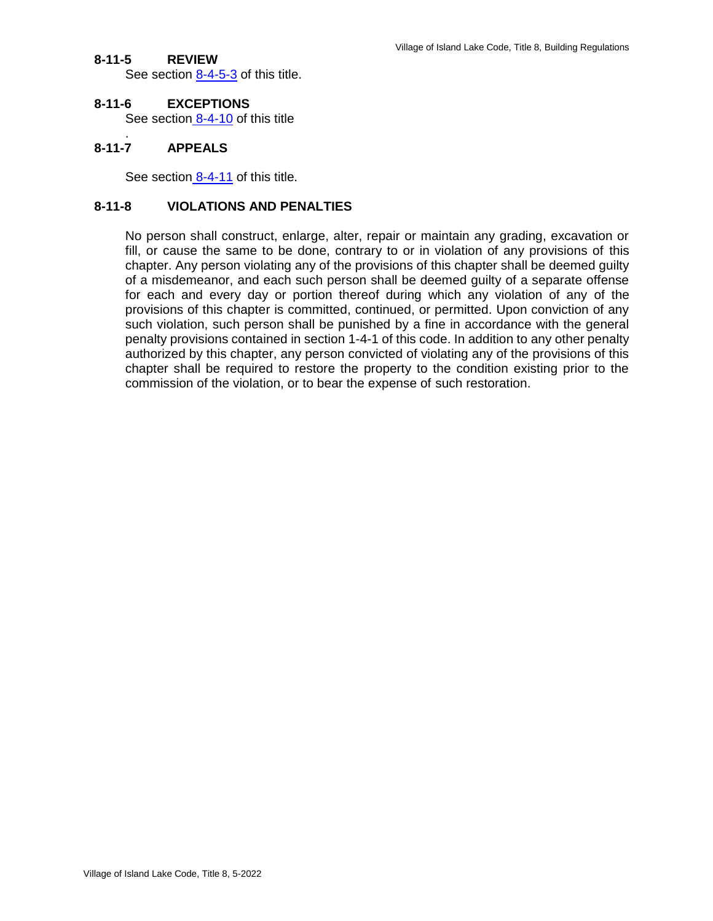### 8-11-5 REVIEW

See section 8-4-5-3 of this title.

### 8-11-6 EXCEPTIONS

See section 8-4-10 of this title

.

### 8-11-7 APPEALS

See section 8-4-11 of this title.

### 8-11-8 VIOLATIONS AND PENALTIES

No person shall construct, enlarge, alter, repair or maintain any grading, excavation or fill, or cause the same to be done, contrary to or in violation of any provisions of this chapter. Any person violating any of the provisions of this chapter shall be deemed guilty of a misdemeanor, and each such person shall be deemed guilty of a separate offense for each and every day or portion thereof during which any violation of any of the provisions of this chapter is committed, continued, or permitted. Upon conviction of any such violation, such person shall be punished by a fine in accordance with the general penalty provisions contained in section 1-4-1 of this code. In addition to any other penalty authorized by this chapter, any person convicted of violating any of the provisions of this chapter shall be required to restore the property to the condition existing prior to the commission of the violation, or to bear the expense of such restoration.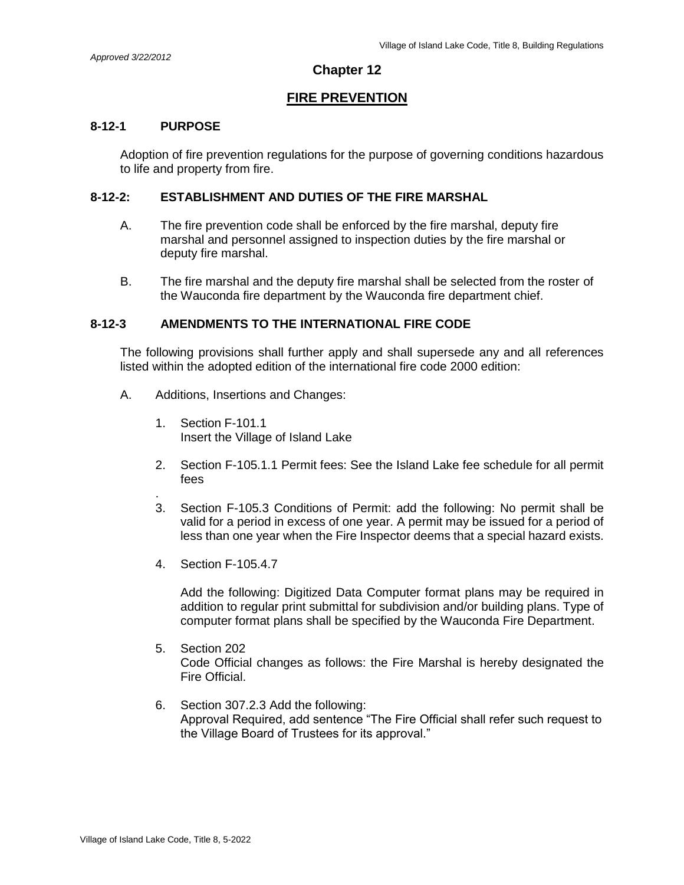*Approved 3/22/2012*

## Chapter 12

## FIRE PREVENTION

### 8-12-1 PURPOSE

Adoption of fire prevention regulations for the purpose of governing conditions hazardous to life and property from fire.

### 8-12-2: ESTABLISHMENT AND DUTIES OF THE FIRE MARSHAL

A. The fire prevention code shall be enforced by the fire marshal, deputy fire marshal and personnel assigned to inspection duties by the fire marshal or deputy fire marshal.

B. The fire marshal and the deputy fire marshal shall be selected from the roster of the Wauconda fire department by the Wauconda fire department chief.

### 8-12-3 AMENDMENTS TO THE INTERNATIONAL FIRE CODE

The following provisions shall further apply and shall supersede any and all references listed within the adopted edition of the international fire code 2000 edition:

A. Additions, Insertions and Changes:

1. Section F-101.1
   Insert the Village of Island Lake

2. Section F-105.1.1 Permit fees: See the Island Lake fee schedule for all permit fees
   .
3. Section F-105.3 Conditions of Permit: add the following: No permit shall be valid for a period in excess of one year. A permit may be issued for a period of less than one year when the Fire Inspector deems that a special hazard exists.

4. Section F-105.4.7

   Add the following: Digitized Data Computer format plans may be required in addition to regular print submittal for subdivision and/or building plans. Type of computer format plans shall be specified by the Wauconda Fire Department.

5. Section 202
   Code Official changes as follows: the Fire Marshal is hereby designated the Fire Official.

6. Section 307.2.3 Add the following:
   Approval Required, add sentence "The Fire Official shall refer such request to the Village Board of Trustees for its approval."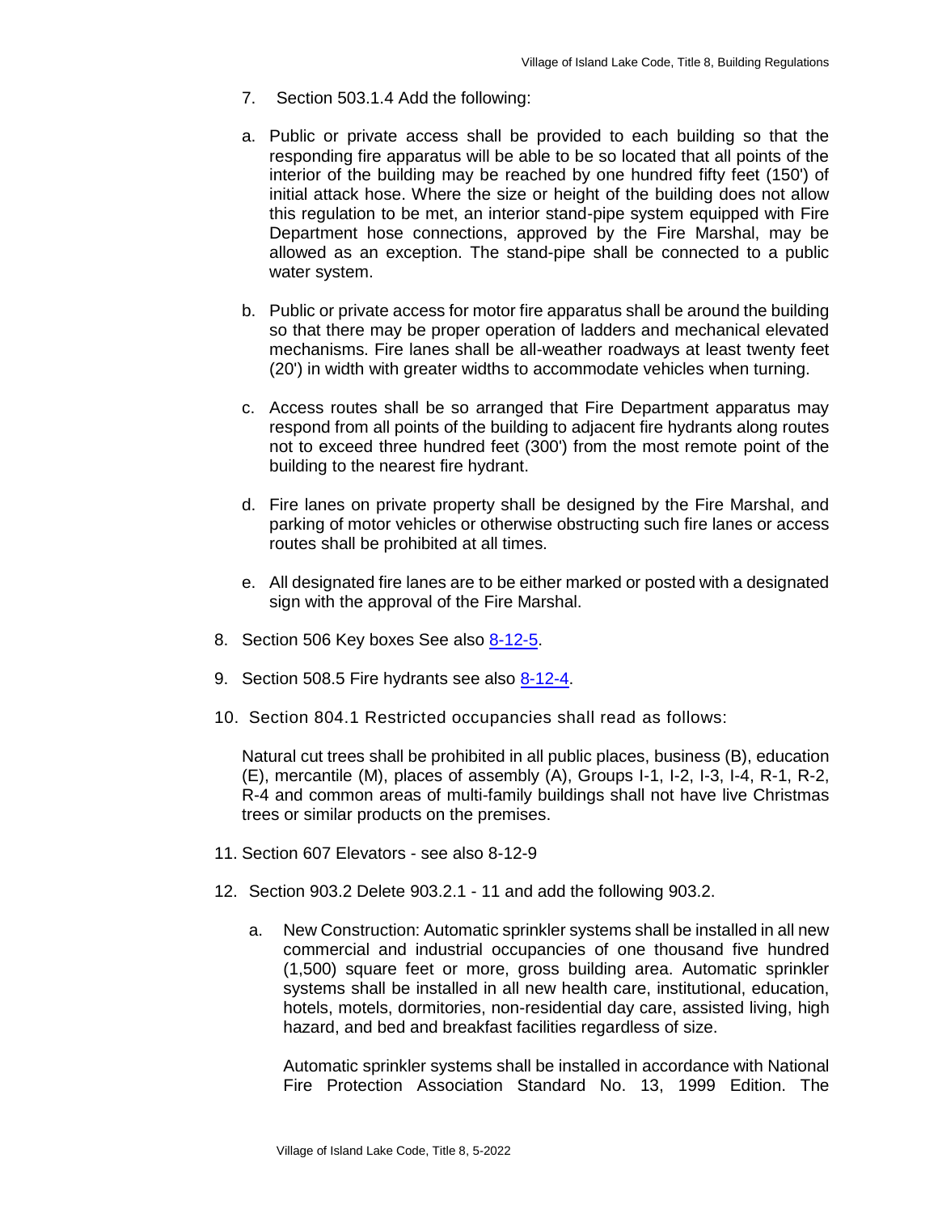7. Section 503.1.4 Add the following:

a. Public or private access shall be provided to each building so that the responding fire apparatus will be able to be so located that all points of the interior of the building may be reached by one hundred fifty feet (150') of initial attack hose. Where the size or height of the building does not allow this regulation to be met, an interior stand-pipe system equipped with Fire Department hose connections, approved by the Fire Marshal, may be allowed as an exception. The stand-pipe shall be connected to a public water system.

b. Public or private access for motor fire apparatus shall be around the building so that there may be proper operation of ladders and mechanical elevated mechanisms. Fire lanes shall be all-weather roadways at least twenty feet (20') in width with greater widths to accommodate vehicles when turning.

c. Access routes shall be so arranged that Fire Department apparatus may respond from all points of the building to adjacent fire hydrants along routes not to exceed three hundred feet (300') from the most remote point of the building to the nearest fire hydrant.

d. Fire lanes on private property shall be designed by the Fire Marshal, and parking of motor vehicles or otherwise obstructing such fire lanes or access routes shall be prohibited at all times.

e. All designated fire lanes are to be either marked or posted with a designated sign with the approval of the Fire Marshal.

8. Section 506 Key boxes See also 8-12-5.

9. Section 508.5 Fire hydrants see also 8-12-4.

10. Section 804.1 Restricted occupancies shall read as follows:

    Natural cut trees shall be prohibited in all public places, business (B), education (E), mercantile (M), places of assembly (A), Groups I-1, I-2, I-3, I-4, R-1, R-2, R-4 and common areas of multi-family buildings shall not have live Christmas trees or similar products on the premises.

11. Section 607 Elevators - see also 8-12-9

12. Section 903.2 Delete 903.2.1 - 11 and add the following 903.2.

    a. New Construction: Automatic sprinkler systems shall be installed in all new commercial and industrial occupancies of one thousand five hundred (1,500) square feet or more, gross building area. Automatic sprinkler systems shall be installed in all new health care, institutional, education, hotels, motels, dormitories, non-residential day care, assisted living, high hazard, and bed and breakfast facilities regardless of size.

       Automatic sprinkler systems shall be installed in accordance with National Fire Protection Association Standard No. 13, 1999 Edition. The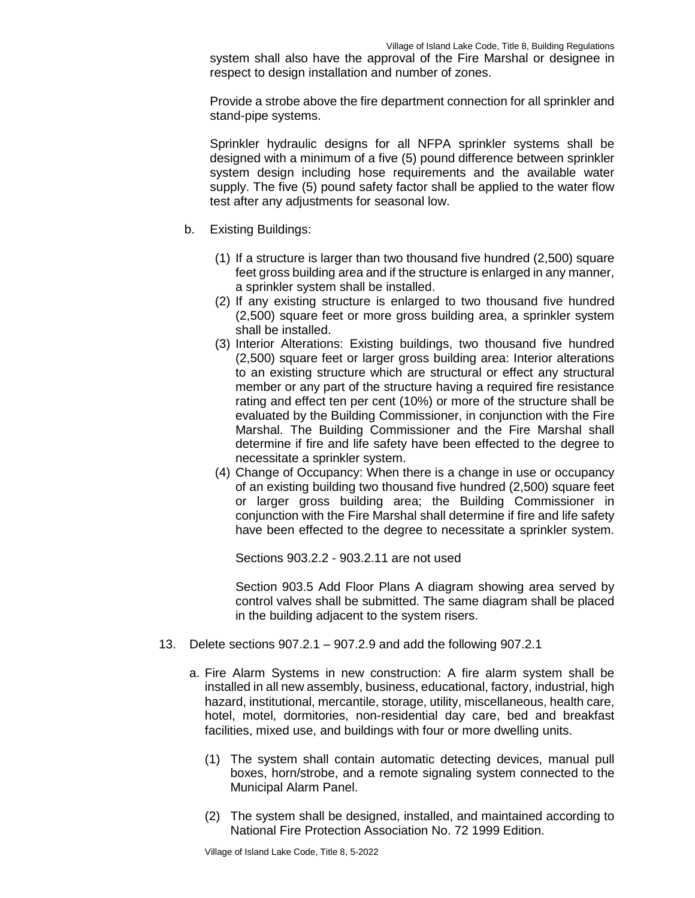system shall also have the approval of the Fire Marshal or designee in respect to design installation and number of zones.

Provide a strobe above the fire department connection for all sprinkler and stand-pipe systems.

Sprinkler hydraulic designs for all NFPA sprinkler systems shall be designed with a minimum of a five (5) pound difference between sprinkler system design including hose requirements and the available water supply. The five (5) pound safety factor shall be applied to the water flow test after any adjustments for seasonal low.

b. Existing Buildings:

(1) If a structure is larger than two thousand five hundred (2,500) square feet gross building area and if the structure is enlarged in any manner, a sprinkler system shall be installed.
(2) If any existing structure is enlarged to two thousand five hundred (2,500) square feet or more gross building area, a sprinkler system shall be installed.
(3) Interior Alterations: Existing buildings, two thousand five hundred (2,500) square feet or larger gross building area: Interior alterations to an existing structure which are structural or effect any structural member or any part of the structure having a required fire resistance rating and effect ten per cent (10%) or more of the structure shall be evaluated by the Building Commissioner, in conjunction with the Fire Marshal. The Building Commissioner and the Fire Marshal shall determine if fire and life safety have been effected to the degree to necessitate a sprinkler system.
(4) Change of Occupancy: When there is a change in use or occupancy of an existing building two thousand five hundred (2,500) square feet or larger gross building area; the Building Commissioner in conjunction with the Fire Marshal shall determine if fire and life safety have been effected to the degree to necessitate a sprinkler system.

Sections 903.2.2 - 903.2.11 are not used

Section 903.5 Add Floor Plans A diagram showing area served by control valves shall be submitted. The same diagram shall be placed in the building adjacent to the system risers.

13. Delete sections 907.2.1 – 907.2.9 and add the following 907.2.1

a. Fire Alarm Systems in new construction: A fire alarm system shall be installed in all new assembly, business, educational, factory, industrial, high hazard, institutional, mercantile, storage, utility, miscellaneous, health care, hotel, motel, dormitories, non-residential day care, bed and breakfast facilities, mixed use, and buildings with four or more dwelling units.

(1) The system shall contain automatic detecting devices, manual pull boxes, horn/strobe, and a remote signaling system connected to the Municipal Alarm Panel.

(2) The system shall be designed, installed, and maintained according to National Fire Protection Association No. 72 1999 Edition.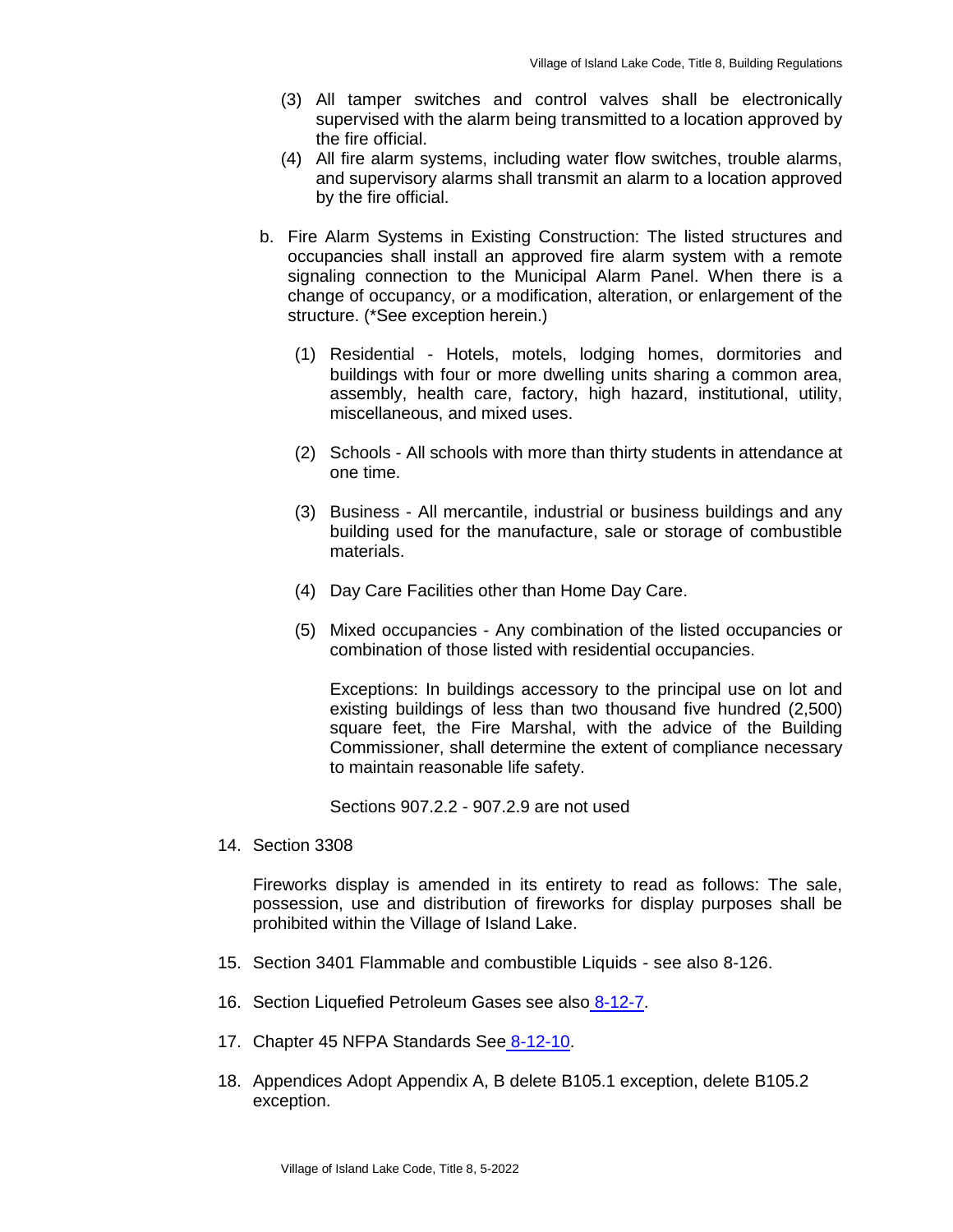(3) All tamper switches and control valves shall be electronically supervised with the alarm being transmitted to a location approved by the fire official.

(4) All fire alarm systems, including water flow switches, trouble alarms, and supervisory alarms shall transmit an alarm to a location approved by the fire official.

b. Fire Alarm Systems in Existing Construction: The listed structures and occupancies shall install an approved fire alarm system with a remote signaling connection to the Municipal Alarm Panel. When there is a change of occupancy, or a modification, alteration, or enlargement of the structure. (*See exception herein.)

   (1) Residential - Hotels, motels, lodging homes, dormitories and buildings with four or more dwelling units sharing a common area, assembly, health care, factory, high hazard, institutional, utility, miscellaneous, and mixed uses.

   (2) Schools - All schools with more than thirty students in attendance at one time.

   (3) Business - All mercantile, industrial or business buildings and any building used for the manufacture, sale or storage of combustible materials.

   (4) Day Care Facilities other than Home Day Care.

   (5) Mixed occupancies - Any combination of the listed occupancies or combination of those listed with residential occupancies.

   Exceptions: In buildings accessory to the principal use on lot and existing buildings of less than two thousand five hundred (2,500) square feet, the Fire Marshal, with the advice of the Building Commissioner, shall determine the extent of compliance necessary to maintain reasonable life safety.

   Sections 907.2.2 - 907.2.9 are not used

14. Section 3308

    Fireworks display is amended in its entirety to read as follows: The sale, possession, use and distribution of fireworks for display purposes shall be prohibited within the Village of Island Lake.

15. Section 3401 Flammable and combustible Liquids - see also 8-126.

16. Section Liquefied Petroleum Gases see also 8-12-7.

17. Chapter 45 NFPA Standards See 8-12-10.

18. Appendices Adopt Appendix A, B delete B105.1 exception, delete B105.2 exception.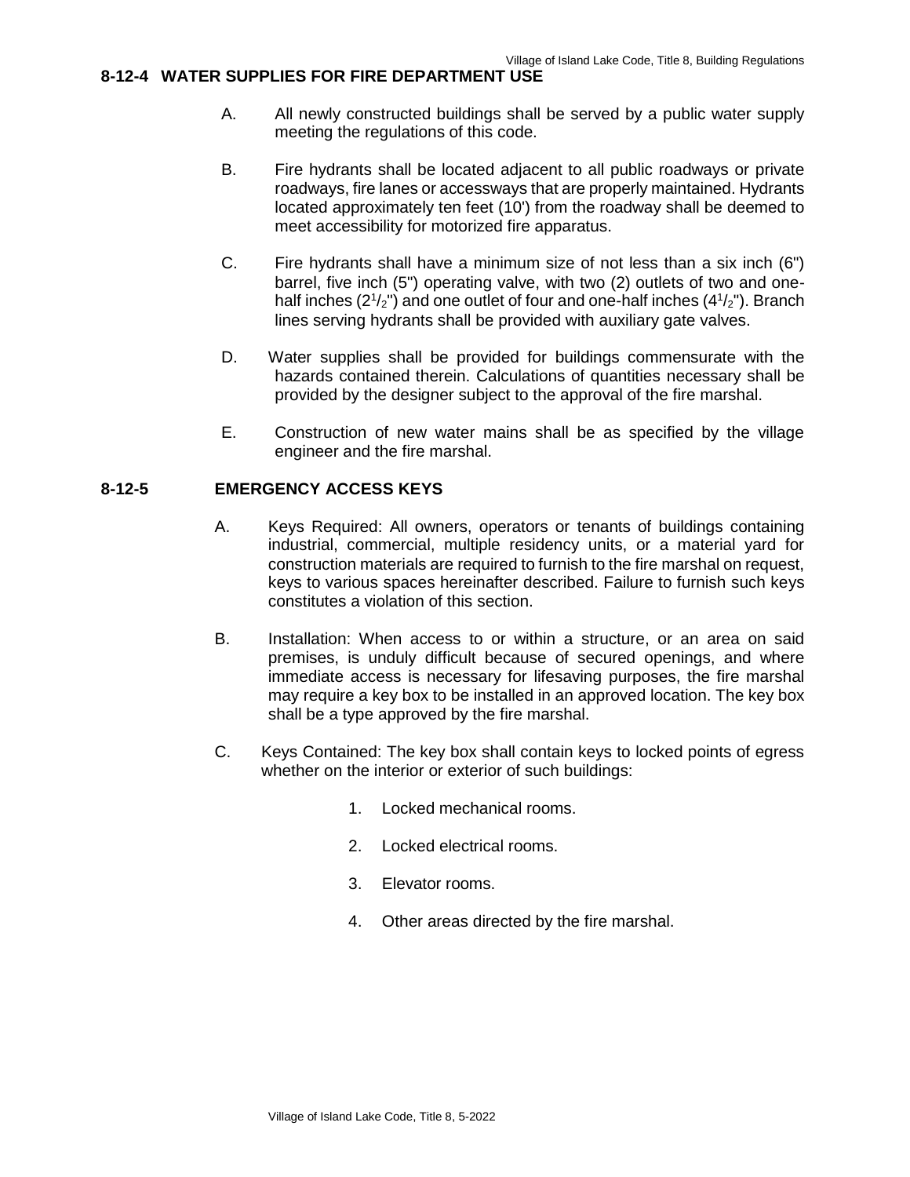## 8-12-4 WATER SUPPLIES FOR FIRE DEPARTMENT USE

A. All newly constructed buildings shall be served by a public water supply meeting the regulations of this code.

B. Fire hydrants shall be located adjacent to all public roadways or private roadways, fire lanes or accessways that are properly maintained. Hydrants located approximately ten feet (10') from the roadway shall be deemed to meet accessibility for motorized fire apparatus.

C. Fire hydrants shall have a minimum size of not less than a six inch (6") barrel, five inch (5") operating valve, with two (2) outlets of two and one-half inches ($2^1/_2$") and one outlet of four and one-half inches ($4^1/_2$"). Branch lines serving hydrants shall be provided with auxiliary gate valves.

D. Water supplies shall be provided for buildings commensurate with the hazards contained therein. Calculations of quantities necessary shall be provided by the designer subject to the approval of the fire marshal.

E. Construction of new water mains shall be as specified by the village engineer and the fire marshal.

## 8-12-5 EMERGENCY ACCESS KEYS

A. Keys Required: All owners, operators or tenants of buildings containing industrial, commercial, multiple residency units, or a material yard for construction materials are required to furnish to the fire marshal on request, keys to various spaces hereinafter described. Failure to furnish such keys constitutes a violation of this section.

B. Installation: When access to or within a structure, or an area on said premises, is unduly difficult because of secured openings, and where immediate access is necessary for lifesaving purposes, the fire marshal may require a key box to be installed in an approved location. The key box shall be a type approved by the fire marshal.

C. Keys Contained: The key box shall contain keys to locked points of egress whether on the interior or exterior of such buildings:

1. Locked mechanical rooms.
2. Locked electrical rooms.
3. Elevator rooms.
4. Other areas directed by the fire marshal.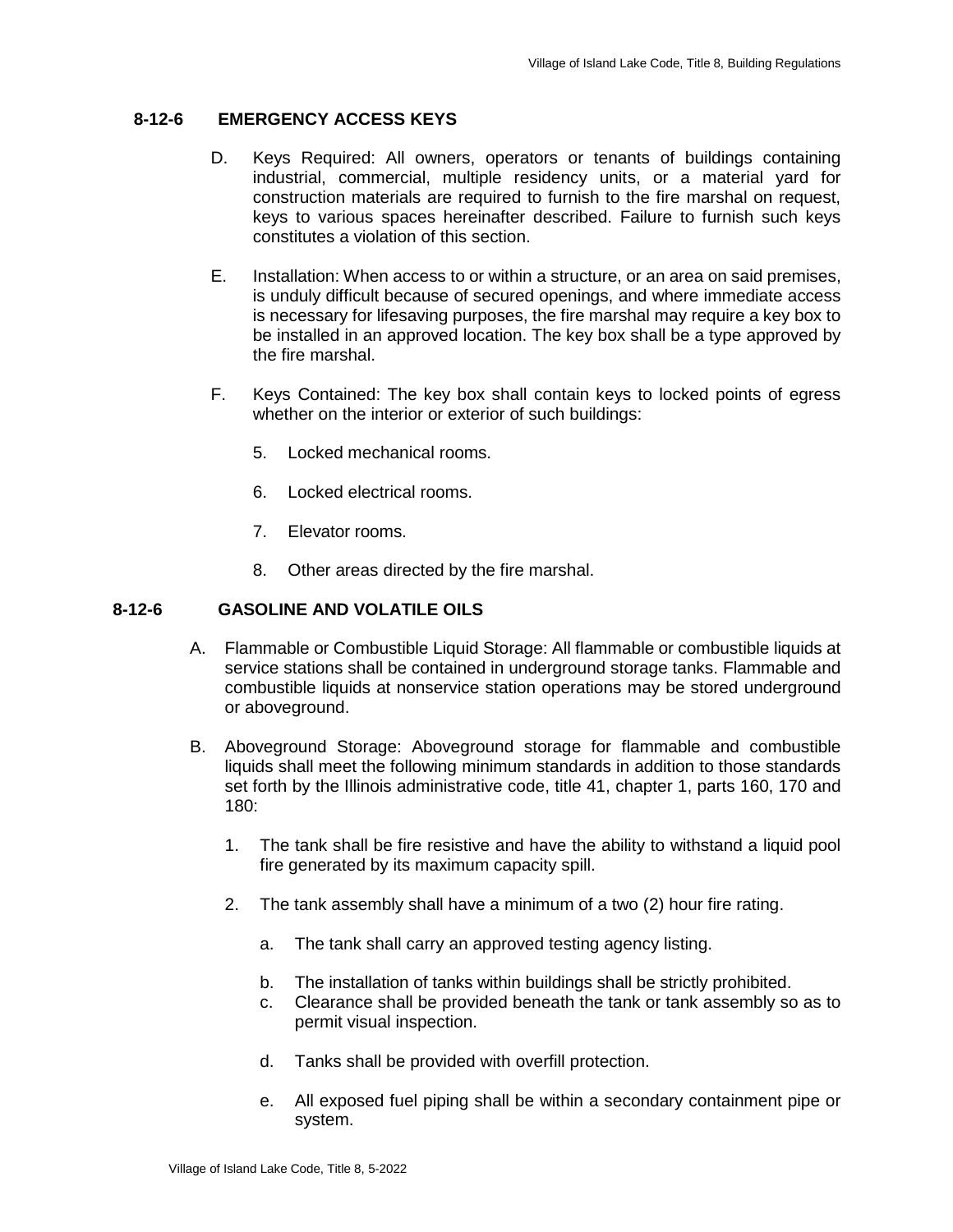## 8-12-6 EMERGENCY ACCESS KEYS

D. Keys Required: All owners, operators or tenants of buildings containing industrial, commercial, multiple residency units, or a material yard for construction materials are required to furnish to the fire marshal on request, keys to various spaces hereinafter described. Failure to furnish such keys constitutes a violation of this section.

E. Installation: When access to or within a structure, or an area on said premises, is unduly difficult because of secured openings, and where immediate access is necessary for lifesaving purposes, the fire marshal may require a key box to be installed in an approved location. The key box shall be a type approved by the fire marshal.

F. Keys Contained: The key box shall contain keys to locked points of egress whether on the interior or exterior of such buildings:

5. Locked mechanical rooms.

6. Locked electrical rooms.

7. Elevator rooms.

8. Other areas directed by the fire marshal.

## 8-12-6 GASOLINE AND VOLATILE OILS

A. Flammable or Combustible Liquid Storage: All flammable or combustible liquids at service stations shall be contained in underground storage tanks. Flammable and combustible liquids at nonservice station operations may be stored underground or aboveground.

B. Aboveground Storage: Aboveground storage for flammable and combustible liquids shall meet the following minimum standards in addition to those standards set forth by the Illinois administrative code, title 41, chapter 1, parts 160, 170 and 180:

1. The tank shall be fire resistive and have the ability to withstand a liquid pool fire generated by its maximum capacity spill.

2. The tank assembly shall have a minimum of a two (2) hour fire rating.

   a. The tank shall carry an approved testing agency listing.

   b. The installation of tanks within buildings shall be strictly prohibited.

   c. Clearance shall be provided beneath the tank or tank assembly so as to permit visual inspection.

   d. Tanks shall be provided with overfill protection.

   e. All exposed fuel piping shall be within a secondary containment pipe or system.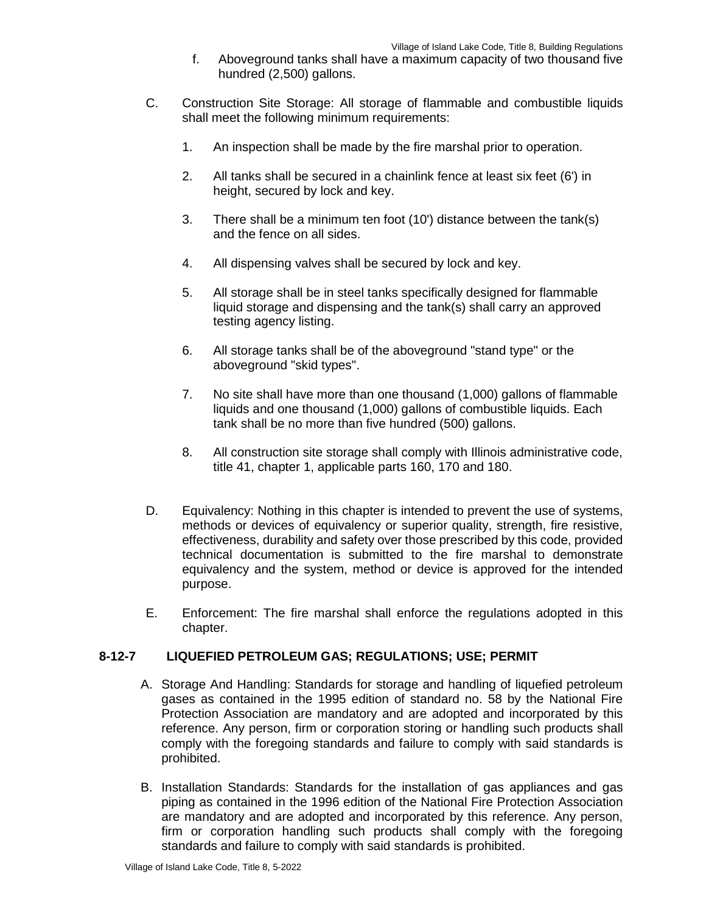f. Aboveground tanks shall have a maximum capacity of two thousand five hundred (2,500) gallons.

C. Construction Site Storage: All storage of flammable and combustible liquids shall meet the following minimum requirements:

   1. An inspection shall be made by the fire marshal prior to operation.

   2. All tanks shall be secured in a chainlink fence at least six feet (6') in height, secured by lock and key.

   3. There shall be a minimum ten foot (10') distance between the tank(s) and the fence on all sides.

   4. All dispensing valves shall be secured by lock and key.

   5. All storage shall be in steel tanks specifically designed for flammable liquid storage and dispensing and the tank(s) shall carry an approved testing agency listing.

   6. All storage tanks shall be of the aboveground "stand type" or the aboveground "skid types".

   7. No site shall have more than one thousand (1,000) gallons of flammable liquids and one thousand (1,000) gallons of combustible liquids. Each tank shall be no more than five hundred (500) gallons.

   8. All construction site storage shall comply with Illinois administrative code, title 41, chapter 1, applicable parts 160, 170 and 180.

D. Equivalency: Nothing in this chapter is intended to prevent the use of systems, methods or devices of equivalency or superior quality, strength, fire resistive, effectiveness, durability and safety over those prescribed by this code, provided technical documentation is submitted to the fire marshal to demonstrate equivalency and the system, method or device is approved for the intended purpose.

E. Enforcement: The fire marshal shall enforce the regulations adopted in this chapter.

## 8-12-7 LIQUEFIED PETROLEUM GAS; REGULATIONS; USE; PERMIT

A. Storage And Handling: Standards for storage and handling of liquefied petroleum gases as contained in the 1995 edition of standard no. 58 by the National Fire Protection Association are mandatory and are adopted and incorporated by this reference. Any person, firm or corporation storing or handling such products shall comply with the foregoing standards and failure to comply with said standards is prohibited.

B. Installation Standards: Standards for the installation of gas appliances and gas piping as contained in the 1996 edition of the National Fire Protection Association are mandatory and are adopted and incorporated by this reference. Any person, firm or corporation handling such products shall comply with the foregoing standards and failure to comply with said standards is prohibited.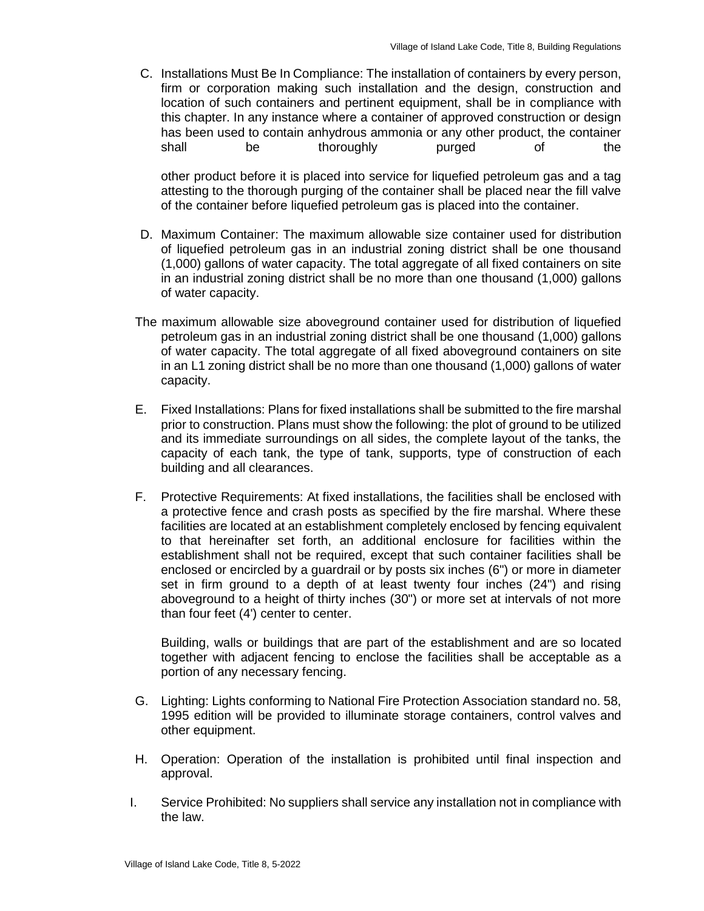C. Installations Must Be In Compliance: The installation of containers by every person, firm or corporation making such installation and the design, construction and location of such containers and pertinent equipment, shall be in compliance with this chapter. In any instance where a container of approved construction or design has been used to contain anhydrous ammonia or any other product, the container shall be thoroughly purged of the other product before it is placed into service for liquefied petroleum gas and a tag attesting to the thorough purging of the container shall be placed near the fill valve of the container before liquefied petroleum gas is placed into the container.

D. Maximum Container: The maximum allowable size container used for distribution of liquefied petroleum gas in an industrial zoning district shall be one thousand (1,000) gallons of water capacity. The total aggregate of all fixed containers on site in an industrial zoning district shall be no more than one thousand (1,000) gallons of water capacity.

The maximum allowable size aboveground container used for distribution of liquefied petroleum gas in an industrial zoning district shall be one thousand (1,000) gallons of water capacity. The total aggregate of all fixed aboveground containers on site in an L1 zoning district shall be no more than one thousand (1,000) gallons of water capacity.

E. Fixed Installations: Plans for fixed installations shall be submitted to the fire marshal prior to construction. Plans must show the following: the plot of ground to be utilized and its immediate surroundings on all sides, the complete layout of the tanks, the capacity of each tank, the type of tank, supports, type of construction of each building and all clearances.

F. Protective Requirements: At fixed installations, the facilities shall be enclosed with a protective fence and crash posts as specified by the fire marshal. Where these facilities are located at an establishment completely enclosed by fencing equivalent to that hereinafter set forth, an additional enclosure for facilities within the establishment shall not be required, except that such container facilities shall be enclosed or encircled by a guardrail or by posts six inches (6") or more in diameter set in firm ground to a depth of at least twenty four inches (24") and rising aboveground to a height of thirty inches (30") or more set at intervals of not more than four feet (4') center to center.

   Building, walls or buildings that are part of the establishment and are so located together with adjacent fencing to enclose the facilities shall be acceptable as a portion of any necessary fencing.

G. Lighting: Lights conforming to National Fire Protection Association standard no. 58, 1995 edition will be provided to illuminate storage containers, control valves and other equipment.

H. Operation: Operation of the installation is prohibited until final inspection and approval.

I. Service Prohibited: No suppliers shall service any installation not in compliance with the law.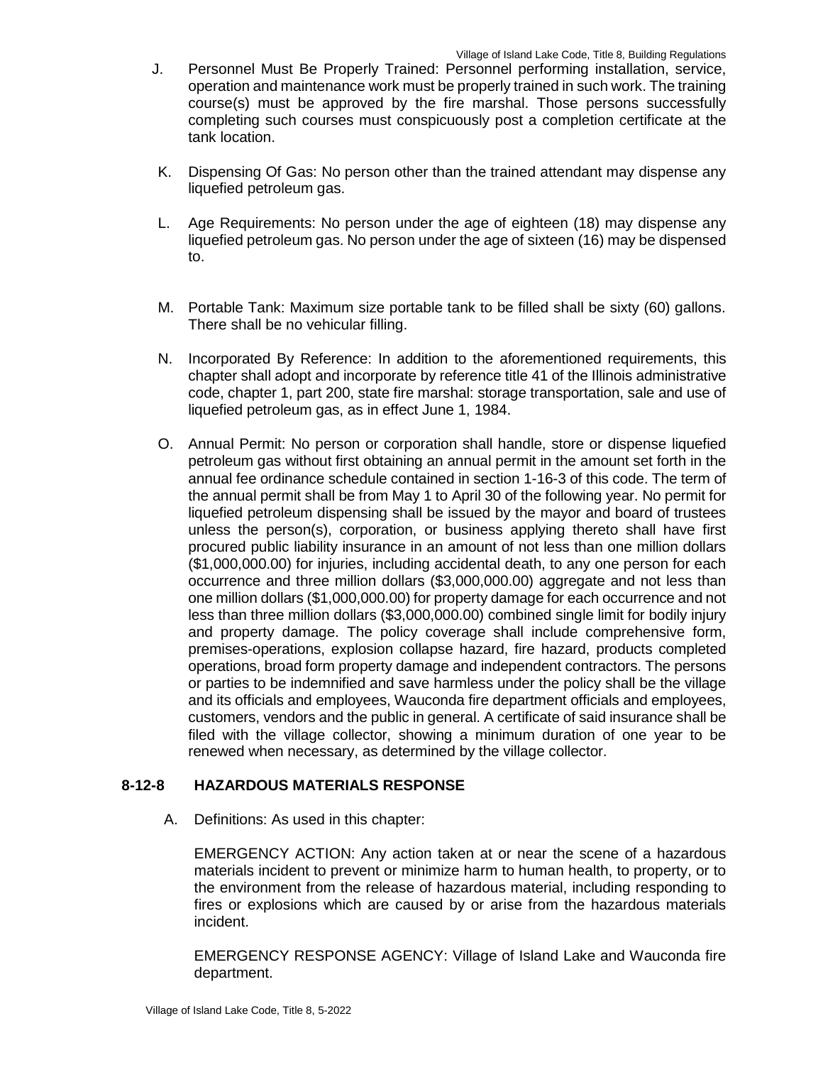J. Personnel Must Be Properly Trained: Personnel performing installation, service, operation and maintenance work must be properly trained in such work. The training course(s) must be approved by the fire marshal. Those persons successfully completing such courses must conspicuously post a completion certificate at the tank location.

K. Dispensing Of Gas: No person other than the trained attendant may dispense any liquefied petroleum gas.

L. Age Requirements: No person under the age of eighteen (18) may dispense any liquefied petroleum gas. No person under the age of sixteen (16) may be dispensed to.

M. Portable Tank: Maximum size portable tank to be filled shall be sixty (60) gallons. There shall be no vehicular filling.

N. Incorporated By Reference: In addition to the aforementioned requirements, this chapter shall adopt and incorporate by reference title 41 of the Illinois administrative code, chapter 1, part 200, state fire marshal: storage transportation, sale and use of liquefied petroleum gas, as in effect June 1, 1984.

O. Annual Permit: No person or corporation shall handle, store or dispense liquefied petroleum gas without first obtaining an annual permit in the amount set forth in the annual fee ordinance schedule contained in section 1-16-3 of this code. The term of the annual permit shall be from May 1 to April 30 of the following year. No permit for liquefied petroleum dispensing shall be issued by the mayor and board of trustees unless the person(s), corporation, or business applying thereto shall have first procured public liability insurance in an amount of not less than one million dollars ($1,000,000.00) for injuries, including accidental death, to any one person for each occurrence and three million dollars ($3,000,000.00) aggregate and not less than one million dollars ($1,000,000.00) for property damage for each occurrence and not less than three million dollars ($3,000,000.00) combined single limit for bodily injury and property damage. The policy coverage shall include comprehensive form, premises-operations, explosion collapse hazard, fire hazard, products completed operations, broad form property damage and independent contractors. The persons or parties to be indemnified and save harmless under the policy shall be the village and its officials and employees, Wauconda fire department officials and employees, customers, vendors and the public in general. A certificate of said insurance shall be filed with the village collector, showing a minimum duration of one year to be renewed when necessary, as determined by the village collector.

### 8-12-8 HAZARDOUS MATERIALS RESPONSE

A. Definitions: As used in this chapter:

EMERGENCY ACTION: Any action taken at or near the scene of a hazardous materials incident to prevent or minimize harm to human health, to property, or to the environment from the release of hazardous material, including responding to fires or explosions which are caused by or arise from the hazardous materials incident.

EMERGENCY RESPONSE AGENCY: Village of Island Lake and Wauconda fire department.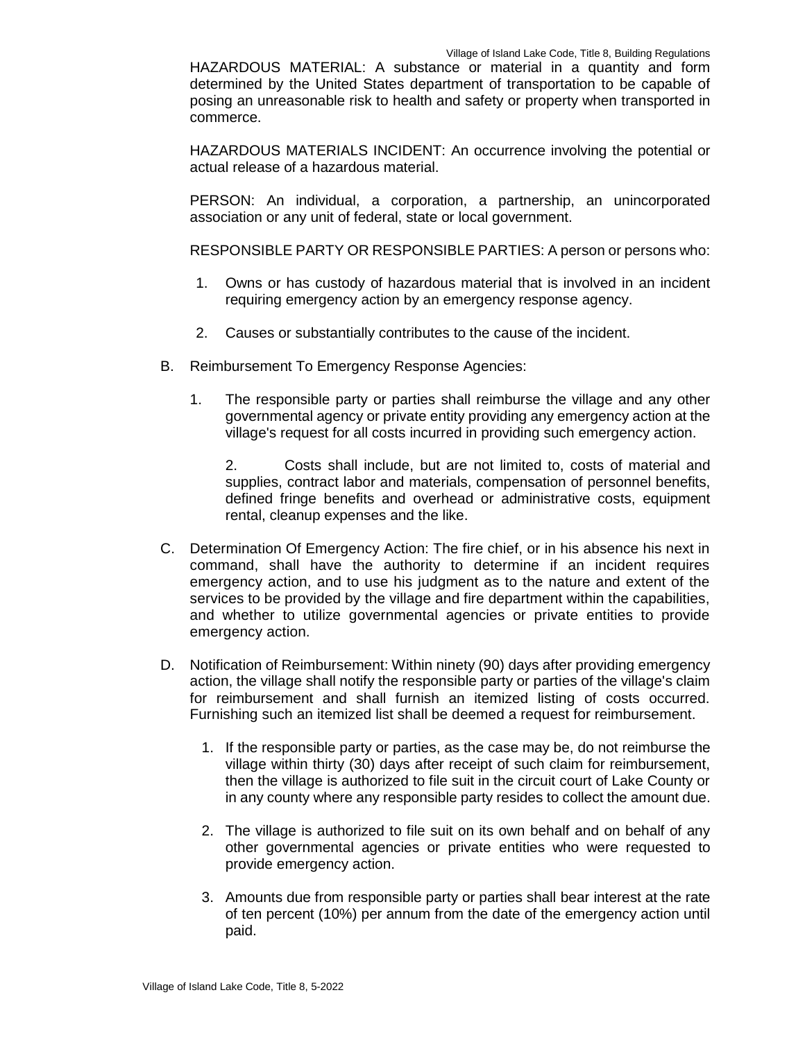HAZARDOUS MATERIAL: A substance or material in a quantity and form determined by the United States department of transportation to be capable of posing an unreasonable risk to health and safety or property when transported in commerce.

HAZARDOUS MATERIALS INCIDENT: An occurrence involving the potential or actual release of a hazardous material.

PERSON: An individual, a corporation, a partnership, an unincorporated association or any unit of federal, state or local government.

RESPONSIBLE PARTY OR RESPONSIBLE PARTIES: A person or persons who:

1. Owns or has custody of hazardous material that is involved in an incident requiring emergency action by an emergency response agency.

2. Causes or substantially contributes to the cause of the incident.

B. Reimbursement To Emergency Response Agencies:

1. The responsible party or parties shall reimburse the village and any other governmental agency or private entity providing any emergency action at the village's request for all costs incurred in providing such emergency action.

2. Costs shall include, but are not limited to, costs of material and supplies, contract labor and materials, compensation of personnel benefits, defined fringe benefits and overhead or administrative costs, equipment rental, cleanup expenses and the like.

C. Determination Of Emergency Action: The fire chief, or in his absence his next in command, shall have the authority to determine if an incident requires emergency action, and to use his judgment as to the nature and extent of the services to be provided by the village and fire department within the capabilities, and whether to utilize governmental agencies or private entities to provide emergency action.

D. Notification of Reimbursement: Within ninety (90) days after providing emergency action, the village shall notify the responsible party or parties of the village's claim for reimbursement and shall furnish an itemized listing of costs occurred. Furnishing such an itemized list shall be deemed a request for reimbursement.

1. If the responsible party or parties, as the case may be, do not reimburse the village within thirty (30) days after receipt of such claim for reimbursement, then the village is authorized to file suit in the circuit court of Lake County or in any county where any responsible party resides to collect the amount due.

2. The village is authorized to file suit on its own behalf and on behalf of any other governmental agencies or private entities who were requested to provide emergency action.

3. Amounts due from responsible party or parties shall bear interest at the rate of ten percent (10%) per annum from the date of the emergency action until paid.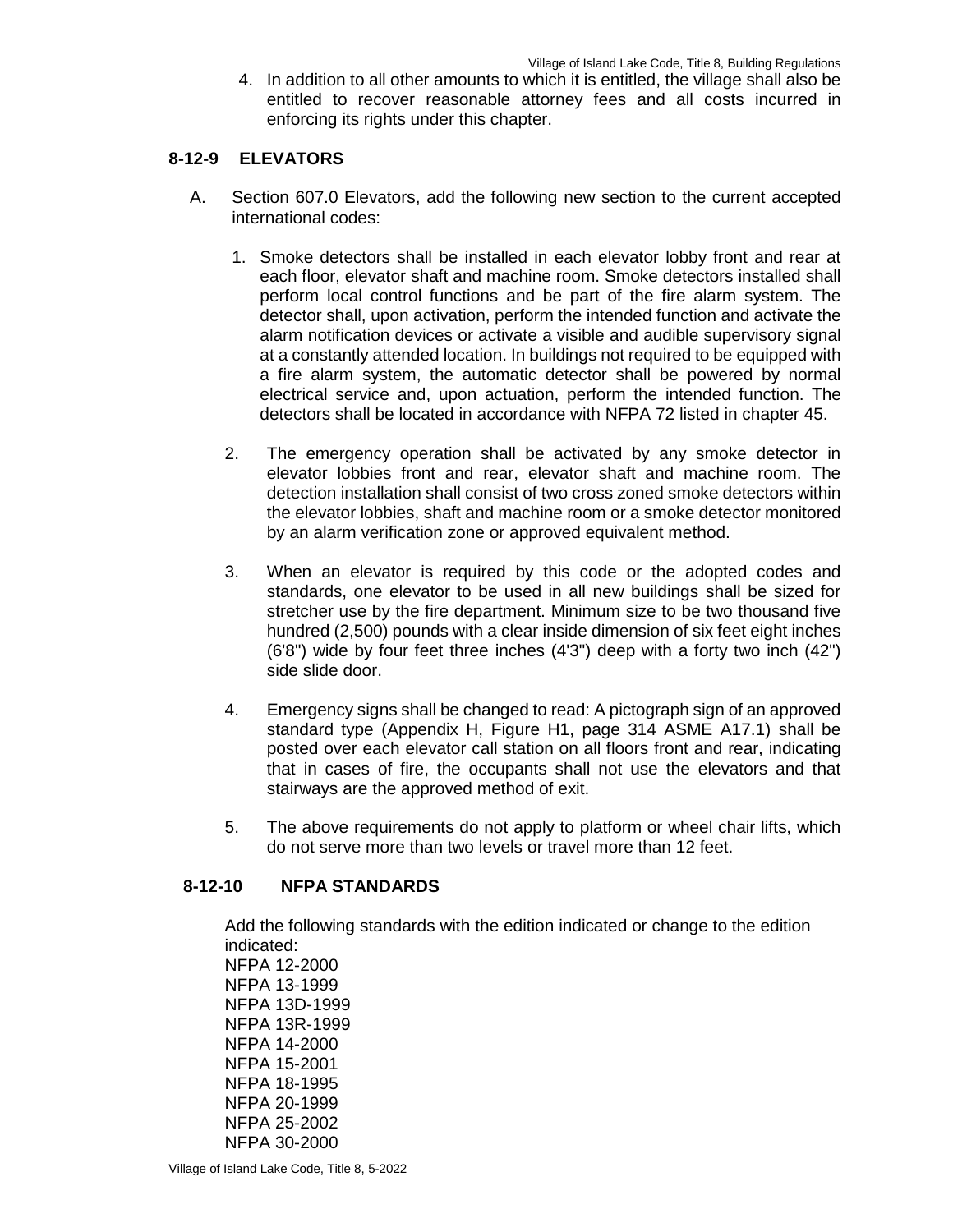4. In addition to all other amounts to which it is entitled, the village shall also be entitled to recover reasonable attorney fees and all costs incurred in enforcing its rights under this chapter.

## 8-12-9 ELEVATORS

A. Section 607.0 Elevators, add the following new section to the current accepted international codes:

1. Smoke detectors shall be installed in each elevator lobby front and rear at each floor, elevator shaft and machine room. Smoke detectors installed shall perform local control functions and be part of the fire alarm system. The detector shall, upon activation, perform the intended function and activate the alarm notification devices or activate a visible and audible supervisory signal at a constantly attended location. In buildings not required to be equipped with a fire alarm system, the automatic detector shall be powered by normal electrical service and, upon actuation, perform the intended function. The detectors shall be located in accordance with NFPA 72 listed in chapter 45.

2. The emergency operation shall be activated by any smoke detector in elevator lobbies front and rear, elevator shaft and machine room. The detection installation shall consist of two cross zoned smoke detectors within the elevator lobbies, shaft and machine room or a smoke detector monitored by an alarm verification zone or approved equivalent method.

3. When an elevator is required by this code or the adopted codes and standards, one elevator to be used in all new buildings shall be sized for stretcher use by the fire department. Minimum size to be two thousand five hundred (2,500) pounds with a clear inside dimension of six feet eight inches (6'8") wide by four feet three inches (4'3") deep with a forty two inch (42") side slide door.

4. Emergency signs shall be changed to read: A pictograph sign of an approved standard type (Appendix H, Figure H1, page 314 ASME A17.1) shall be posted over each elevator call station on all floors front and rear, indicating that in cases of fire, the occupants shall not use the elevators and that stairways are the approved method of exit.

5. The above requirements do not apply to platform or wheel chair lifts, which do not serve more than two levels or travel more than 12 feet.

## 8-12-10 NFPA STANDARDS

Add the following standards with the edition indicated or change to the edition indicated:

NFPA 12-2000
NFPA 13-1999
NFPA 13D-1999
NFPA 13R-1999
NFPA 14-2000
NFPA 15-2001
NFPA 18-1995
NFPA 20-1999
NFPA 25-2002
NFPA 30-2000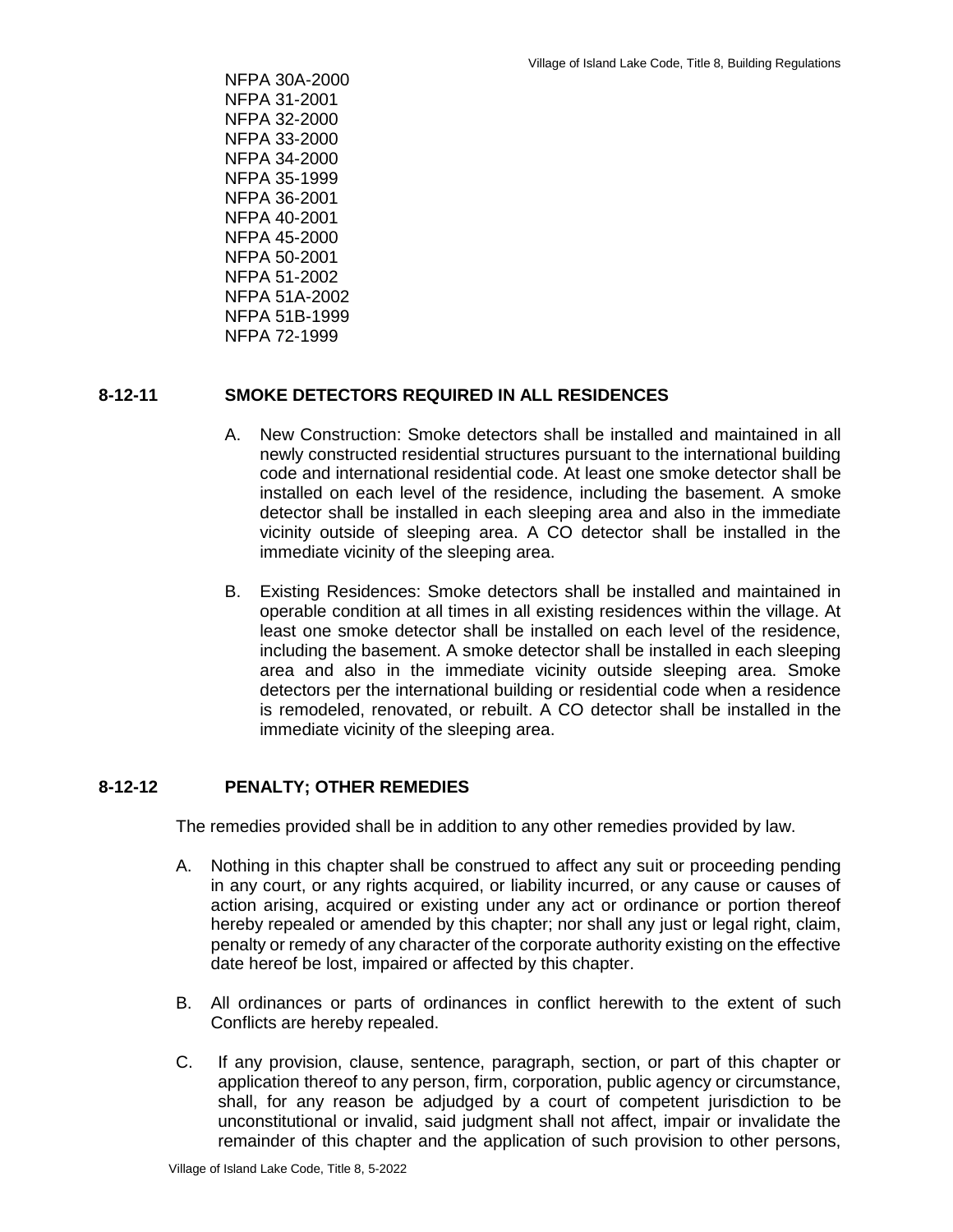NFPA 30A-2000
NFPA 31-2001
NFPA 32-2000
NFPA 33-2000
NFPA 34-2000
NFPA 35-1999
NFPA 36-2001
NFPA 40-2001
NFPA 45-2000
NFPA 50-2001
NFPA 51-2002
NFPA 51A-2002
NFPA 51B-1999
NFPA 72-1999

### 8-12-11 SMOKE DETECTORS REQUIRED IN ALL RESIDENCES

A. New Construction: Smoke detectors shall be installed and maintained in all newly constructed residential structures pursuant to the international building code and international residential code. At least one smoke detector shall be installed on each level of the residence, including the basement. A smoke detector shall be installed in each sleeping area and also in the immediate vicinity outside of sleeping area. A CO detector shall be installed in the immediate vicinity of the sleeping area.

B. Existing Residences: Smoke detectors shall be installed and maintained in operable condition at all times in all existing residences within the village. At least one smoke detector shall be installed on each level of the residence, including the basement. A smoke detector shall be installed in each sleeping area and also in the immediate vicinity outside sleeping area. Smoke detectors per the international building or residential code when a residence is remodeled, renovated, or rebuilt. A CO detector shall be installed in the immediate vicinity of the sleeping area.

### 8-12-12 PENALTY; OTHER REMEDIES

The remedies provided shall be in addition to any other remedies provided by law.

A. Nothing in this chapter shall be construed to affect any suit or proceeding pending in any court, or any rights acquired, or liability incurred, or any cause or causes of action arising, acquired or existing under any act or ordinance or portion thereof hereby repealed or amended by this chapter; nor shall any just or legal right, claim, penalty or remedy of any character of the corporate authority existing on the effective date hereof be lost, impaired or affected by this chapter.

B. All ordinances or parts of ordinances in conflict herewith to the extent of such Conflicts are hereby repealed.

C. If any provision, clause, sentence, paragraph, section, or part of this chapter or application thereof to any person, firm, corporation, public agency or circumstance, shall, for any reason be adjudged by a court of competent jurisdiction to be unconstitutional or invalid, said judgment shall not affect, impair or invalidate the remainder of this chapter and the application of such provision to other persons,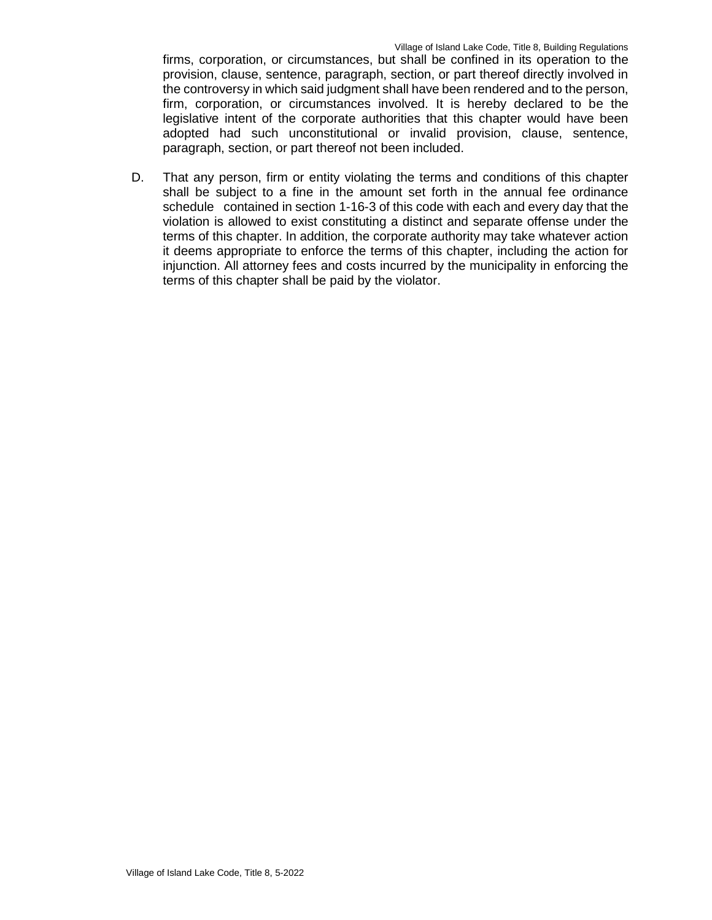firms, corporation, or circumstances, but shall be confined in its operation to the provision, clause, sentence, paragraph, section, or part thereof directly involved in the controversy in which said judgment shall have been rendered and to the person, firm, corporation, or circumstances involved. It is hereby declared to be the legislative intent of the corporate authorities that this chapter would have been adopted had such unconstitutional or invalid provision, clause, sentence, paragraph, section, or part thereof not been included.

D. That any person, firm or entity violating the terms and conditions of this chapter shall be subject to a fine in the amount set forth in the annual fee ordinance schedule contained in section 1-16-3 of this code with each and every day that the violation is allowed to exist constituting a distinct and separate offense under the terms of this chapter. In addition, the corporate authority may take whatever action it deems appropriate to enforce the terms of this chapter, including the action for injunction. All attorney fees and costs incurred by the municipality in enforcing the terms of this chapter shall be paid by the violator.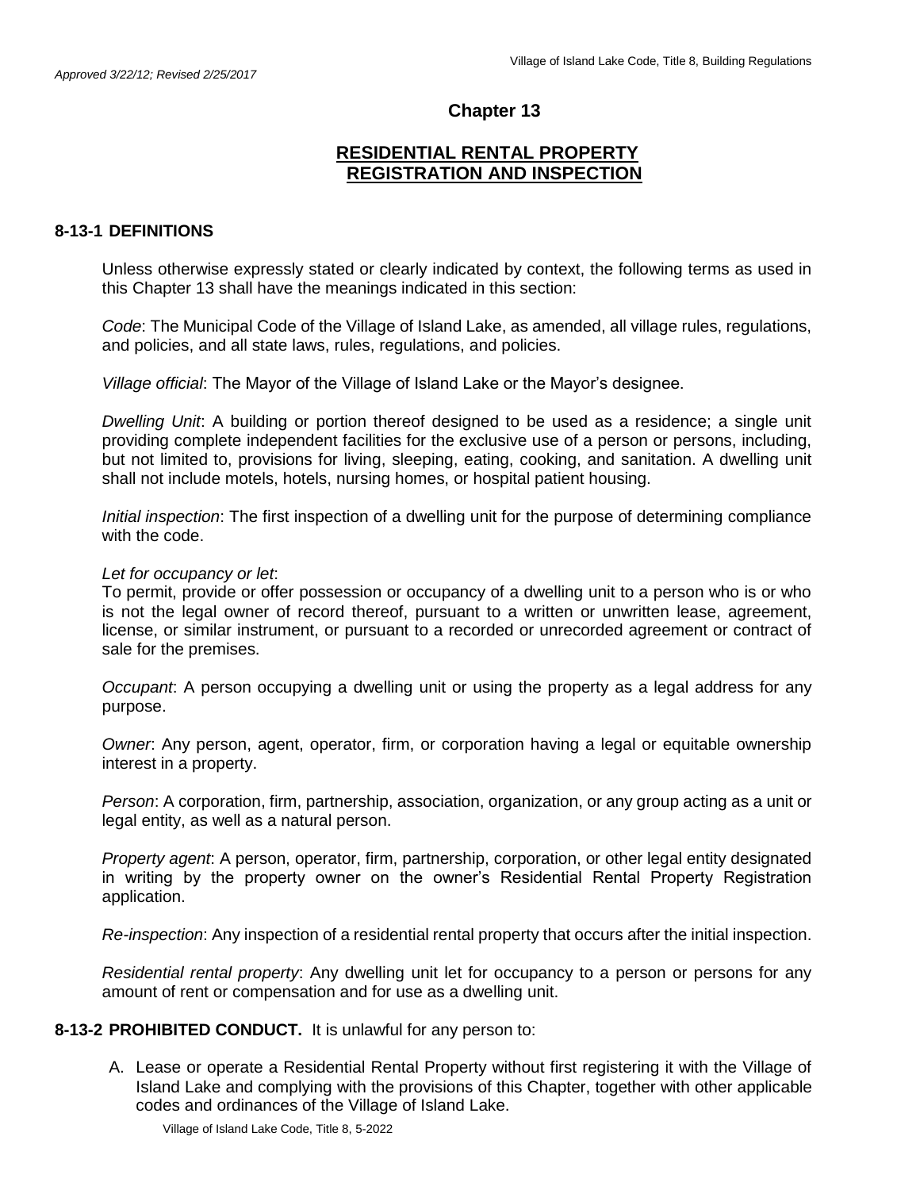*Approved 3/22/12; Revised 2/25/2017*

## Chapter 13

## RESIDENTIAL RENTAL PROPERTY REGISTRATION AND INSPECTION

### 8-13-1 DEFINITIONS

Unless otherwise expressly stated or clearly indicated by context, the following terms as used in this Chapter 13 shall have the meanings indicated in this section:

*Code*: The Municipal Code of the Village of Island Lake, as amended, all village rules, regulations, and policies, and all state laws, rules, regulations, and policies.

*Village official*: The Mayor of the Village of Island Lake or the Mayor's designee.

*Dwelling Unit*: A building or portion thereof designed to be used as a residence; a single unit providing complete independent facilities for the exclusive use of a person or persons, including, but not limited to, provisions for living, sleeping, eating, cooking, and sanitation. A dwelling unit shall not include motels, hotels, nursing homes, or hospital patient housing.

*Initial inspection*: The first inspection of a dwelling unit for the purpose of determining compliance with the code.

*Let for occupancy or let*:
To permit, provide or offer possession or occupancy of a dwelling unit to a person who is or who is not the legal owner of record thereof, pursuant to a written or unwritten lease, agreement, license, or similar instrument, or pursuant to a recorded or unrecorded agreement or contract of sale for the premises.

*Occupant*: A person occupying a dwelling unit or using the property as a legal address for any purpose.

*Owner*: Any person, agent, operator, firm, or corporation having a legal or equitable ownership interest in a property.

*Person*: A corporation, firm, partnership, association, organization, or any group acting as a unit or legal entity, as well as a natural person.

*Property agent*: A person, operator, firm, partnership, corporation, or other legal entity designated in writing by the property owner on the owner's Residential Rental Property Registration application.

*Re-inspection*: Any inspection of a residential rental property that occurs after the initial inspection.

*Residential rental property*: Any dwelling unit let for occupancy to a person or persons for any amount of rent or compensation and for use as a dwelling unit.

### 8-13-2 PROHIBITED CONDUCT.

It is unlawful for any person to:

A. Lease or operate a Residential Rental Property without first registering it with the Village of Island Lake and complying with the provisions of this Chapter, together with other applicable codes and ordinances of the Village of Island Lake.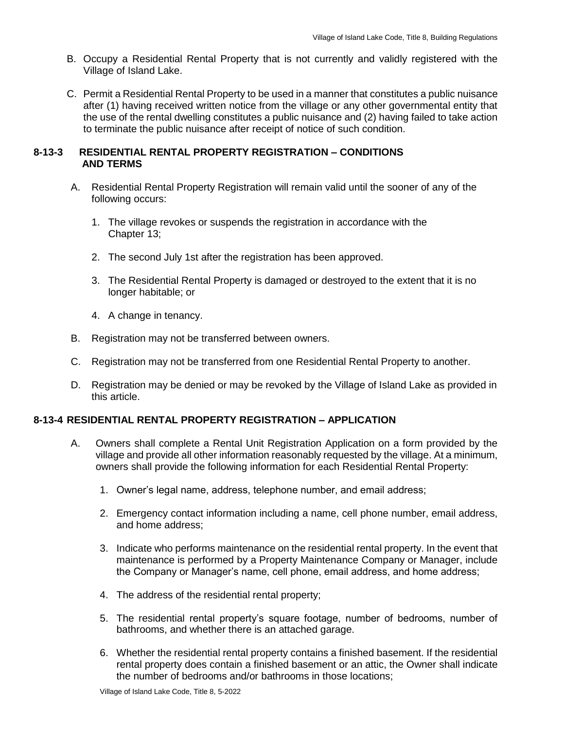B. Occupy a Residential Rental Property that is not currently and validly registered with the Village of Island Lake.

C. Permit a Residential Rental Property to be used in a manner that constitutes a public nuisance after (1) having received written notice from the village or any other governmental entity that the use of the rental dwelling constitutes a public nuisance and (2) having failed to take action to terminate the public nuisance after receipt of notice of such condition.

### 8-13-3 RESIDENTIAL RENTAL PROPERTY REGISTRATION – CONDITIONS AND TERMS

A. Residential Rental Property Registration will remain valid until the sooner of any of the following occurs:

1. The village revokes or suspends the registration in accordance with the Chapter 13;

2. The second July 1st after the registration has been approved.

3. The Residential Rental Property is damaged or destroyed to the extent that it is no longer habitable; or

4. A change in tenancy.

B. Registration may not be transferred between owners.

C. Registration may not be transferred from one Residential Rental Property to another.

D. Registration may be denied or may be revoked by the Village of Island Lake as provided in this article.

### 8-13-4 RESIDENTIAL RENTAL PROPERTY REGISTRATION – APPLICATION

A. Owners shall complete a Rental Unit Registration Application on a form provided by the village and provide all other information reasonably requested by the village. At a minimum, owners shall provide the following information for each Residential Rental Property:

1. Owner's legal name, address, telephone number, and email address;

2. Emergency contact information including a name, cell phone number, email address, and home address;

3. Indicate who performs maintenance on the residential rental property. In the event that maintenance is performed by a Property Maintenance Company or Manager, include the Company or Manager's name, cell phone, email address, and home address;

4. The address of the residential rental property;

5. The residential rental property's square footage, number of bedrooms, number of bathrooms, and whether there is an attached garage.

6. Whether the residential rental property contains a finished basement. If the residential rental property does contain a finished basement or an attic, the Owner shall indicate the number of bedrooms and/or bathrooms in those locations;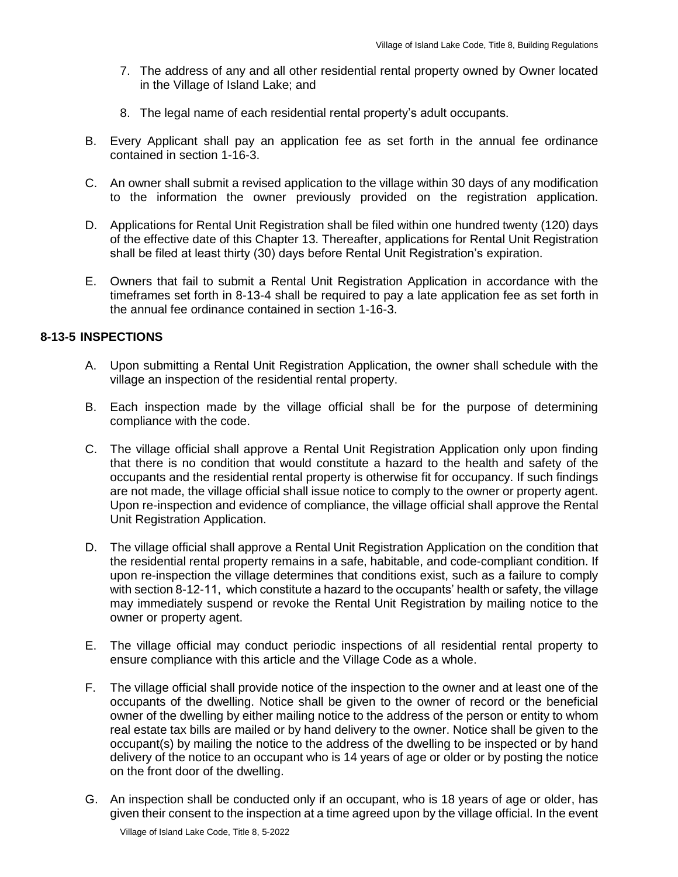7. The address of any and all other residential rental property owned by Owner located in the Village of Island Lake; and

8. The legal name of each residential rental property's adult occupants.

B. Every Applicant shall pay an application fee as set forth in the annual fee ordinance contained in section 1-16-3.

C. An owner shall submit a revised application to the village within 30 days of any modification to the information the owner previously provided on the registration application.

D. Applications for Rental Unit Registration shall be filed within one hundred twenty (120) days of the effective date of this Chapter 13. Thereafter, applications for Rental Unit Registration shall be filed at least thirty (30) days before Rental Unit Registration's expiration.

E. Owners that fail to submit a Rental Unit Registration Application in accordance with the timeframes set forth in 8-13-4 shall be required to pay a late application fee as set forth in the annual fee ordinance contained in section 1-16-3.

**8-13-5 INSPECTIONS**

A. Upon submitting a Rental Unit Registration Application, the owner shall schedule with the village an inspection of the residential rental property.

B. Each inspection made by the village official shall be for the purpose of determining compliance with the code.

C. The village official shall approve a Rental Unit Registration Application only upon finding that there is no condition that would constitute a hazard to the health and safety of the occupants and the residential rental property is otherwise fit for occupancy. If such findings are not made, the village official shall issue notice to comply to the owner or property agent. Upon re-inspection and evidence of compliance, the village official shall approve the Rental Unit Registration Application.

D. The village official shall approve a Rental Unit Registration Application on the condition that the residential rental property remains in a safe, habitable, and code-compliant condition. If upon re-inspection the village determines that conditions exist, such as a failure to comply with section 8-12-11, which constitute a hazard to the occupants' health or safety, the village may immediately suspend or revoke the Rental Unit Registration by mailing notice to the owner or property agent.

E. The village official may conduct periodic inspections of all residential rental property to ensure compliance with this article and the Village Code as a whole.

F. The village official shall provide notice of the inspection to the owner and at least one of the occupants of the dwelling. Notice shall be given to the owner of record or the beneficial owner of the dwelling by either mailing notice to the address of the person or entity to whom real estate tax bills are mailed or by hand delivery to the owner. Notice shall be given to the occupant(s) by mailing the notice to the address of the dwelling to be inspected or by hand delivery of the notice to an occupant who is 14 years of age or older or by posting the notice on the front door of the dwelling.

G. An inspection shall be conducted only if an occupant, who is 18 years of age or older, has given their consent to the inspection at a time agreed upon by the village official. In the event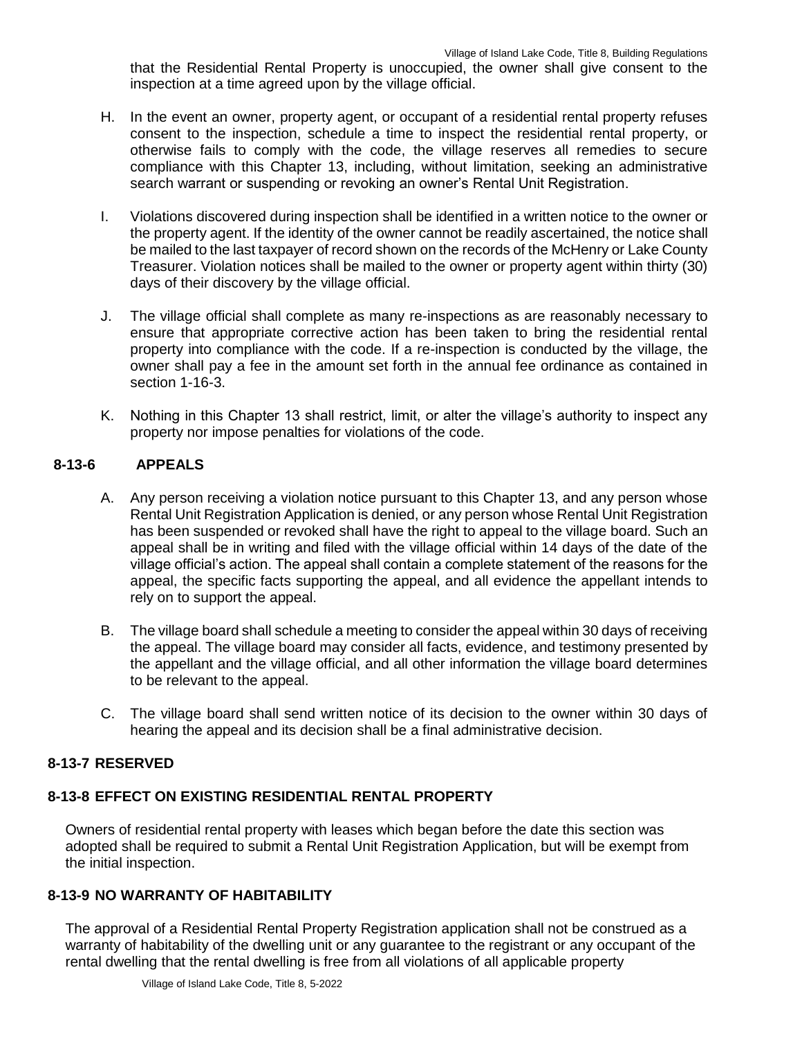that the Residential Rental Property is unoccupied, the owner shall give consent to the inspection at a time agreed upon by the village official.

H. In the event an owner, property agent, or occupant of a residential rental property refuses consent to the inspection, schedule a time to inspect the residential rental property, or otherwise fails to comply with the code, the village reserves all remedies to secure compliance with this Chapter 13, including, without limitation, seeking an administrative search warrant or suspending or revoking an owner's Rental Unit Registration.

I. Violations discovered during inspection shall be identified in a written notice to the owner or the property agent. If the identity of the owner cannot be readily ascertained, the notice shall be mailed to the last taxpayer of record shown on the records of the McHenry or Lake County Treasurer. Violation notices shall be mailed to the owner or property agent within thirty (30) days of their discovery by the village official.

J. The village official shall complete as many re-inspections as are reasonably necessary to ensure that appropriate corrective action has been taken to bring the residential rental property into compliance with the code. If a re-inspection is conducted by the village, the owner shall pay a fee in the amount set forth in the annual fee ordinance as contained in section 1-16-3.

K. Nothing in this Chapter 13 shall restrict, limit, or alter the village's authority to inspect any property nor impose penalties for violations of the code.

## 8-13-6 APPEALS

A. Any person receiving a violation notice pursuant to this Chapter 13, and any person whose Rental Unit Registration Application is denied, or any person whose Rental Unit Registration has been suspended or revoked shall have the right to appeal to the village board. Such an appeal shall be in writing and filed with the village official within 14 days of the date of the village official's action. The appeal shall contain a complete statement of the reasons for the appeal, the specific facts supporting the appeal, and all evidence the appellant intends to rely on to support the appeal.

B. The village board shall schedule a meeting to consider the appeal within 30 days of receiving the appeal. The village board may consider all facts, evidence, and testimony presented by the appellant and the village official, and all other information the village board determines to be relevant to the appeal.

C. The village board shall send written notice of its decision to the owner within 30 days of hearing the appeal and its decision shall be a final administrative decision.

## 8-13-7 RESERVED

## 8-13-8 EFFECT ON EXISTING RESIDENTIAL RENTAL PROPERTY

Owners of residential rental property with leases which began before the date this section was adopted shall be required to submit a Rental Unit Registration Application, but will be exempt from the initial inspection.

## 8-13-9 NO WARRANTY OF HABITABILITY

The approval of a Residential Rental Property Registration application shall not be construed as a warranty of habitability of the dwelling unit or any guarantee to the registrant or any occupant of the rental dwelling that the rental dwelling is free from all violations of all applicable property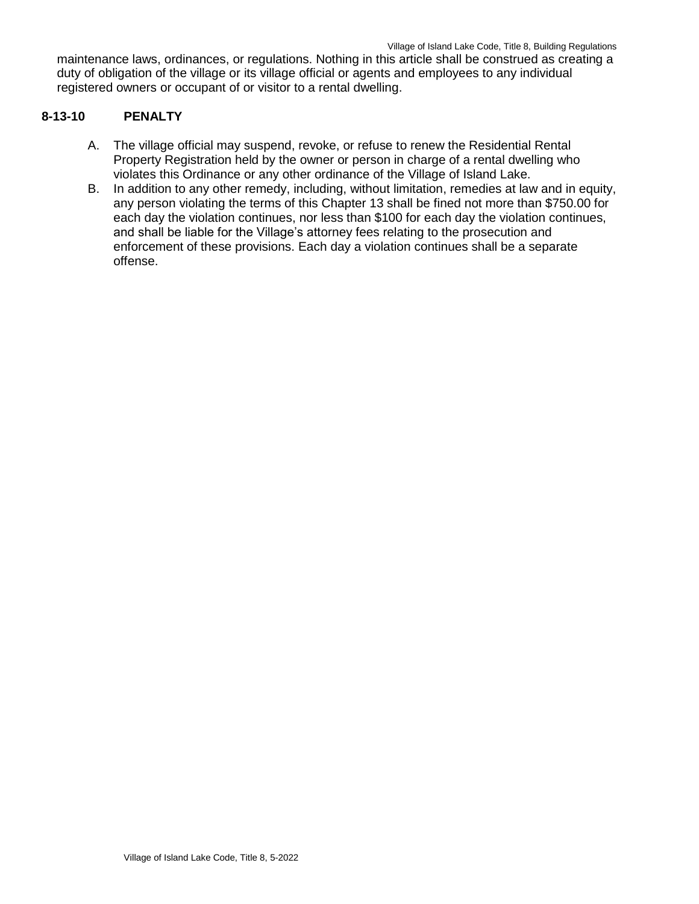maintenance laws, ordinances, or regulations. Nothing in this article shall be construed as creating a duty of obligation of the village or its village official or agents and employees to any individual registered owners or occupant of or visitor to a rental dwelling.

### 8-13-10 PENALTY

A. The village official may suspend, revoke, or refuse to renew the Residential Rental Property Registration held by the owner or person in charge of a rental dwelling who violates this Ordinance or any other ordinance of the Village of Island Lake.

B. In addition to any other remedy, including, without limitation, remedies at law and in equity, any person violating the terms of this Chapter 13 shall be fined not more than $750.00 for each day the violation continues, nor less than $100 for each day the violation continues, and shall be liable for the Village's attorney fees relating to the prosecution and enforcement of these provisions. Each day a violation continues shall be a separate offense.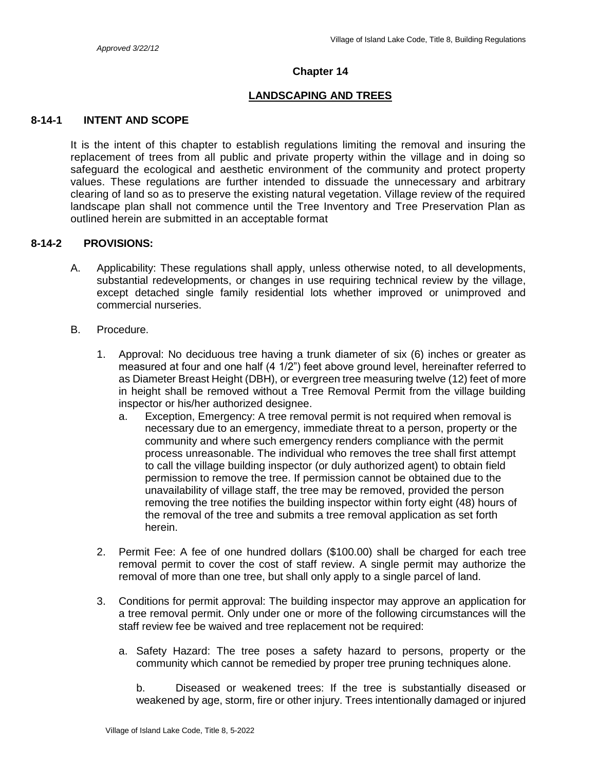*Approved 3/22/12*

## Chapter 14

## LANDSCAPING AND TREES

### 8-14-1 INTENT AND SCOPE

It is the intent of this chapter to establish regulations limiting the removal and insuring the replacement of trees from all public and private property within the village and in doing so safeguard the ecological and aesthetic environment of the community and protect property values. These regulations are further intended to dissuade the unnecessary and arbitrary clearing of land so as to preserve the existing natural vegetation. Village review of the required landscape plan shall not commence until the Tree Inventory and Tree Preservation Plan as outlined herein are submitted in an acceptable format

### 8-14-2 PROVISIONS:

A. Applicability: These regulations shall apply, unless otherwise noted, to all developments, substantial redevelopments, or changes in use requiring technical review by the village, except detached single family residential lots whether improved or unimproved and commercial nurseries.

B. Procedure.

1. Approval: No deciduous tree having a trunk diameter of six (6) inches or greater as measured at four and one half (4 1/2") feet above ground level, hereinafter referred to as Diameter Breast Height (DBH), or evergreen tree measuring twelve (12) feet of more in height shall be removed without a Tree Removal Permit from the village building inspector or his/her authorized designee.
   a. Exception, Emergency: A tree removal permit is not required when removal is necessary due to an emergency, immediate threat to a person, property or the community and where such emergency renders compliance with the permit process unreasonable. The individual who removes the tree shall first attempt to call the village building inspector (or duly authorized agent) to obtain field permission to remove the tree. If permission cannot be obtained due to the unavailability of village staff, the tree may be removed, provided the person removing the tree notifies the building inspector within forty eight (48) hours of the removal of the tree and submits a tree removal application as set forth herein.

2. Permit Fee: A fee of one hundred dollars ($100.00) shall be charged for each tree removal permit to cover the cost of staff review. A single permit may authorize the removal of more than one tree, but shall only apply to a single parcel of land.

3. Conditions for permit approval: The building inspector may approve an application for a tree removal permit. Only under one or more of the following circumstances will the staff review fee be waived and tree replacement not be required:

   a. Safety Hazard: The tree poses a safety hazard to persons, property or the community which cannot be remedied by proper tree pruning techniques alone.

   b. Diseased or weakened trees: If the tree is substantially diseased or weakened by age, storm, fire or other injury. Trees intentionally damaged or injured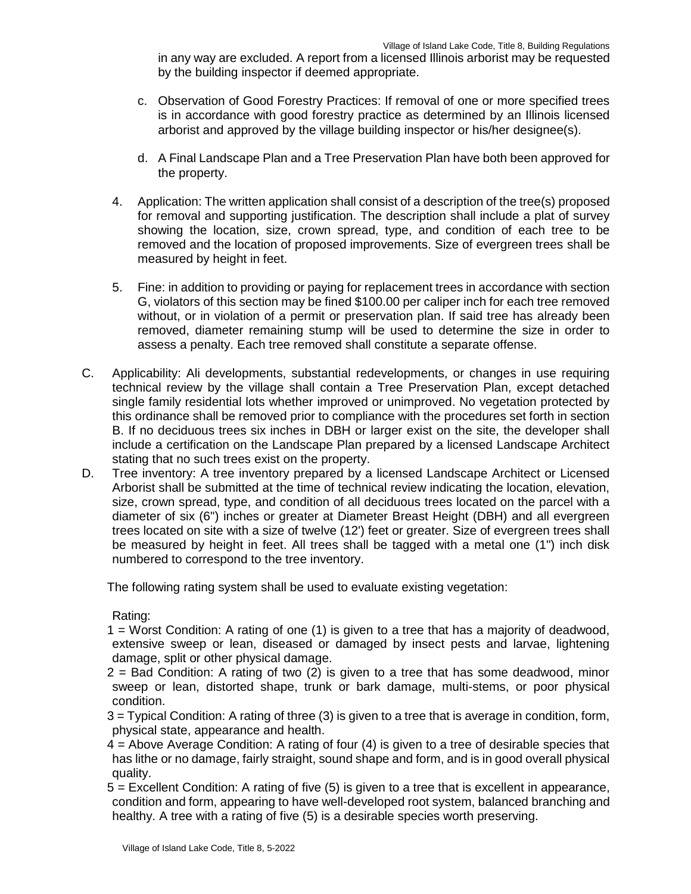in any way are excluded. A report from a licensed Illinois arborist may be requested by the building inspector if deemed appropriate.

   c. Observation of Good Forestry Practices: If removal of one or more specified trees is in accordance with good forestry practice as determined by an Illinois licensed arborist and approved by the village building inspector or his/her designee(s).

   d. A Final Landscape Plan and a Tree Preservation Plan have both been approved for the property.

4. Application: The written application shall consist of a description of the tree(s) proposed for removal and supporting justification. The description shall include a plat of survey showing the location, size, crown spread, type, and condition of each tree to be removed and the location of proposed improvements. Size of evergreen trees shall be measured by height in feet.

5. Fine: in addition to providing or paying for replacement trees in accordance with section G, violators of this section may be fined $100.00 per caliper inch for each tree removed without, or in violation of a permit or preservation plan. If said tree has already been removed, diameter remaining stump will be used to determine the size in order to assess a penalty. Each tree removed shall constitute a separate offense.

C. Applicability: Ali developments, substantial redevelopments, or changes in use requiring technical review by the village shall contain a Tree Preservation Plan, except detached single family residential lots whether improved or unimproved. No vegetation protected by this ordinance shall be removed prior to compliance with the procedures set forth in section B. If no deciduous trees six inches in DBH or larger exist on the site, the developer shall include a certification on the Landscape Plan prepared by a licensed Landscape Architect stating that no such trees exist on the property.

D. Tree inventory: A tree inventory prepared by a licensed Landscape Architect or Licensed Arborist shall be submitted at the time of technical review indicating the location, elevation, size, crown spread, type, and condition of all deciduous trees located on the parcel with a diameter of six (6") inches or greater at Diameter Breast Height (DBH) and all evergreen trees located on site with a size of twelve (12') feet or greater. Size of evergreen trees shall be measured by height in feet. All trees shall be tagged with a metal one (1") inch disk numbered to correspond to the tree inventory.

   The following rating system shall be used to evaluate existing vegetation:

   Rating:

   1 = Worst Condition: A rating of one (1) is given to a tree that has a majority of deadwood, extensive sweep or lean, diseased or damaged by insect pests and larvae, lightening damage, split or other physical damage.

   2 = Bad Condition: A rating of two (2) is given to a tree that has some deadwood, minor sweep or lean, distorted shape, trunk or bark damage, multi-stems, or poor physical condition.

   3 = Typical Condition: A rating of three (3) is given to a tree that is average in condition, form, physical state, appearance and health.

   4 = Above Average Condition: A rating of four (4) is given to a tree of desirable species that has lithe or no damage, fairly straight, sound shape and form, and is in good overall physical quality.

   5 = Excellent Condition: A rating of five (5) is given to a tree that is excellent in appearance, condition and form, appearing to have well-developed root system, balanced branching and healthy. A tree with a rating of five (5) is a desirable species worth preserving.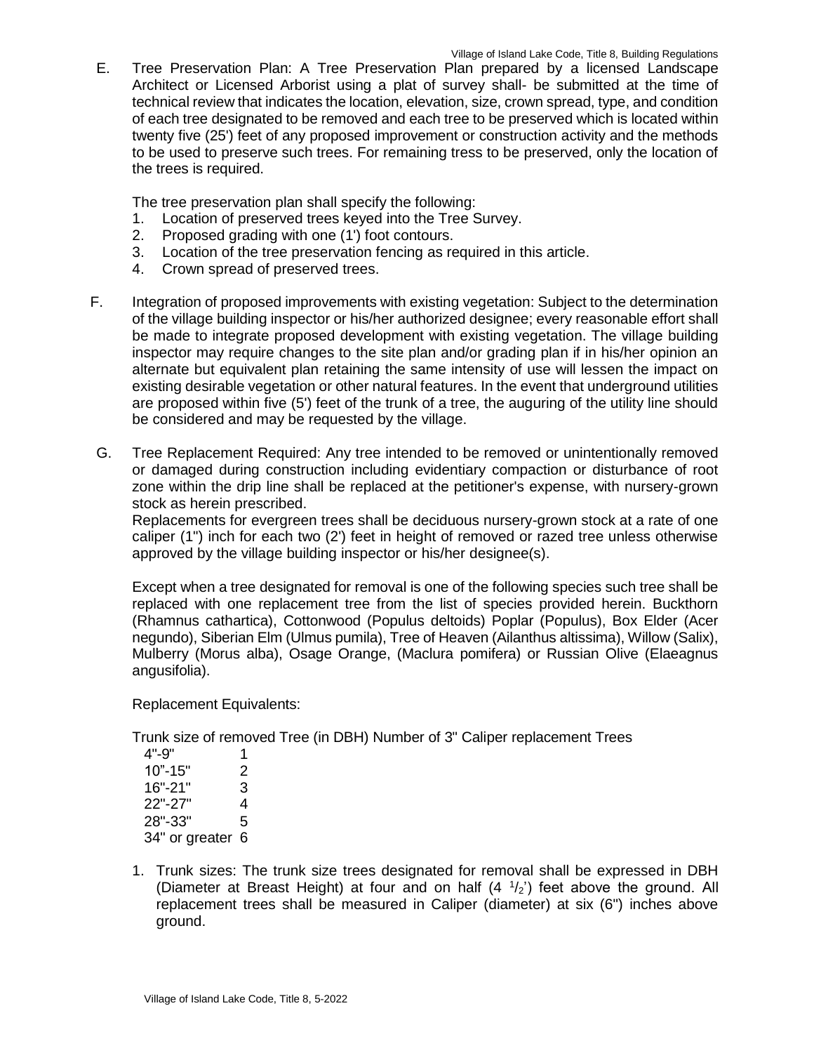E. Tree Preservation Plan: A Tree Preservation Plan prepared by a licensed Landscape Architect or Licensed Arborist using a plat of survey shall- be submitted at the time of technical review that indicates the location, elevation, size, crown spread, type, and condition of each tree designated to be removed and each tree to be preserved which is located within twenty five (25') feet of any proposed improvement or construction activity and the methods to be used to preserve such trees. For remaining tress to be preserved, only the location of the trees is required.

   The tree preservation plan shall specify the following:
   1. Location of preserved trees keyed into the Tree Survey.
   2. Proposed grading with one (1') foot contours.
   3. Location of the tree preservation fencing as required in this article.
   4. Crown spread of preserved trees.

F. Integration of proposed improvements with existing vegetation: Subject to the determination of the village building inspector or his/her authorized designee; every reasonable effort shall be made to integrate proposed development with existing vegetation. The village building inspector may require changes to the site plan and/or grading plan if in his/her opinion an alternate but equivalent plan retaining the same intensity of use will lessen the impact on existing desirable vegetation or other natural features. In the event that underground utilities are proposed within five (5') feet of the trunk of a tree, the auguring of the utility line should be considered and may be requested by the village.

G. Tree Replacement Required: Any tree intended to be removed or unintentionally removed or damaged during construction including evidentiary compaction or disturbance of root zone within the drip line shall be replaced at the petitioner's expense, with nursery-grown stock as herein prescribed.
   Replacements for evergreen trees shall be deciduous nursery-grown stock at a rate of one caliper (1'') inch for each two (2') feet in height of removed or razed tree unless otherwise approved by the village building inspector or his/her designee(s).

   Except when a tree designated for removal is one of the following species such tree shall be replaced with one replacement tree from the list of species provided herein. Buckthorn (Rhamnus cathartica), Cottonwood (Populus deltoids) Poplar (Populus), Box Elder (Acer negundo), Siberian Elm (Ulmus pumila), Tree of Heaven (Ailanthus altissima), Willow (Salix), Mulberry (Morus alba), Osage Orange, (Maclura pomifera) or Russian Olive (Elaeagnus angusifolia).

   Replacement Equivalents:

| Trunk size of removed Tree (in DBH) | Number of 3" Caliper replacement Trees |
|---|---|
| 4"-9" | 1 |
| 10"-15" | 2 |
| 16"-21" | 3 |
| 22"-27" | 4 |
| 28"-33" | 5 |
| 34" or greater | 6 |

   1. Trunk sizes: The trunk size trees designated for removal shall be expressed in DBH (Diameter at Breast Height) at four and on half (4 1/2') feet above the ground. All replacement trees shall be measured in Caliper (diameter) at six (6") inches above ground.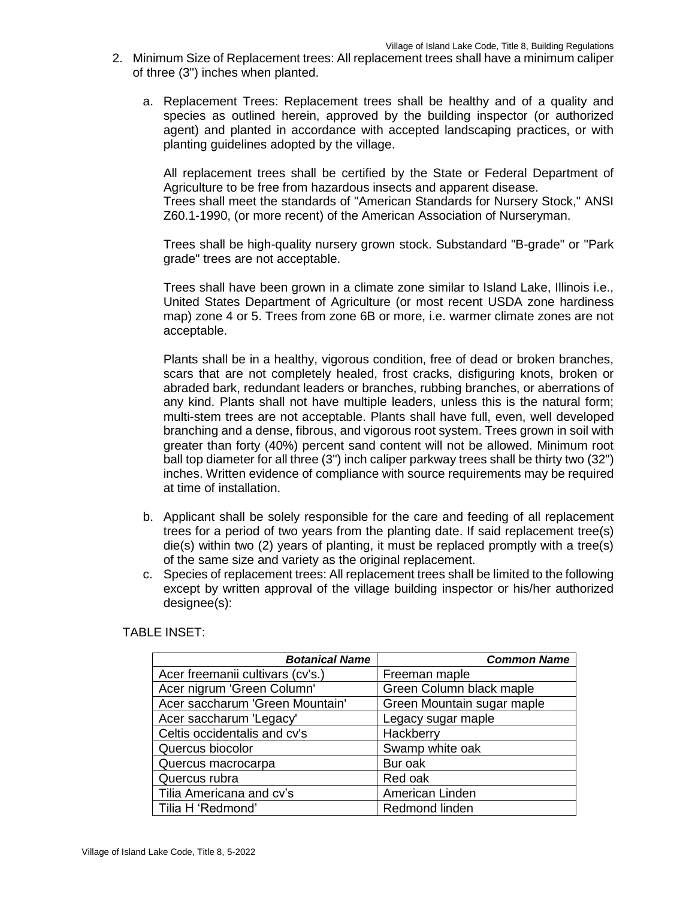2. Minimum Size of Replacement trees: All replacement trees shall have a minimum caliper of three (3") inches when planted.

   a. Replacement Trees: Replacement trees shall be healthy and of a quality and species as outlined herein, approved by the building inspector (or authorized agent) and planted in accordance with accepted landscaping practices, or with planting guidelines adopted by the village.

      All replacement trees shall be certified by the State or Federal Department of Agriculture to be free from hazardous insects and apparent disease.
      Trees shall meet the standards of "American Standards for Nursery Stock," ANSI Z60.1-1990, (or more recent) of the American Association of Nurseryman.

      Trees shall be high-quality nursery grown stock. Substandard "B-grade" or "Park grade" trees are not acceptable.

      Trees shall have been grown in a climate zone similar to Island Lake, Illinois i.e., United States Department of Agriculture (or most recent USDA zone hardiness map) zone 4 or 5. Trees from zone 6B or more, i.e. warmer climate zones are not acceptable.

      Plants shall be in a healthy, vigorous condition, free of dead or broken branches, scars that are not completely healed, frost cracks, disfiguring knots, broken or abraded bark, redundant leaders or branches, rubbing branches, or aberrations of any kind. Plants shall not have multiple leaders, unless this is the natural form; multi-stem trees are not acceptable. Plants shall have full, even, well developed branching and a dense, fibrous, and vigorous root system. Trees grown in soil with greater than forty (40%) percent sand content will not be allowed. Minimum root ball top diameter for all three (3") inch caliper parkway trees shall be thirty two (32") inches. Written evidence of compliance with source requirements may be required at time of installation.

   b. Applicant shall be solely responsible for the care and feeding of all replacement trees for a period of two years from the planting date. If said replacement tree(s) die(s) within two (2) years of planting, it must be replaced promptly with a tree(s) of the same size and variety as the original replacement.
   c. Species of replacement trees: All replacement trees shall be limited to the following except by written approval of the village building inspector or his/her authorized designee(s):

TABLE INSET:

| ***Botanical Name*** | ***Common Name*** |
|---|---|
| Acer freemanii cultivars (cv's.) | Freeman maple |
| Acer nigrum 'Green Column' | Green Column black maple |
| Acer saccharum 'Green Mountain' | Green Mountain sugar maple |
| Acer saccharum 'Legacy' | Legacy sugar maple |
| Celtis occidentalis and cv's | Hackberry |
| Quercus biocolor | Swamp white oak |
| Quercus macrocarpa | Bur oak |
| Quercus rubra | Red oak |
| Tilia Americana and cv's | American Linden |
| Tilia H 'Redmond' | Redmond linden |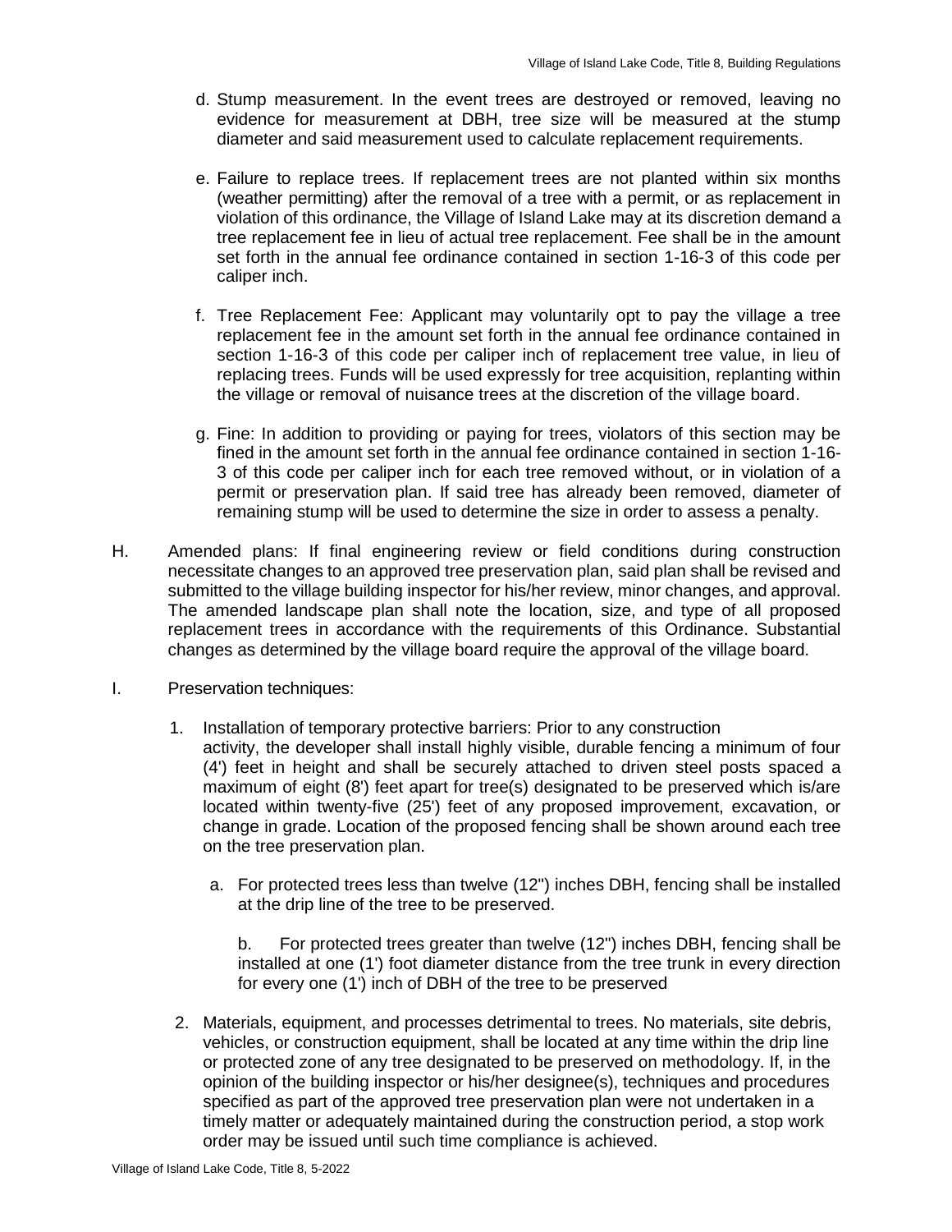d. Stump measurement. In the event trees are destroyed or removed, leaving no evidence for measurement at DBH, tree size will be measured at the stump diameter and said measurement used to calculate replacement requirements.

e. Failure to replace trees. If replacement trees are not planted within six months (weather permitting) after the removal of a tree with a permit, or as replacement in violation of this ordinance, the Village of Island Lake may at its discretion demand a tree replacement fee in lieu of actual tree replacement. Fee shall be in the amount set forth in the annual fee ordinance contained in section 1-16-3 of this code per caliper inch.

f. Tree Replacement Fee: Applicant may voluntarily opt to pay the village a tree replacement fee in the amount set forth in the annual fee ordinance contained in section 1-16-3 of this code per caliper inch of replacement tree value, in lieu of replacing trees. Funds will be used expressly for tree acquisition, replanting within the village or removal of nuisance trees at the discretion of the village board.

g. Fine: In addition to providing or paying for trees, violators of this section may be fined in the amount set forth in the annual fee ordinance contained in section 1-16-3 of this code per caliper inch for each tree removed without, or in violation of a permit or preservation plan. If said tree has already been removed, diameter of remaining stump will be used to determine the size in order to assess a penalty.

H. Amended plans: If final engineering review or field conditions during construction necessitate changes to an approved tree preservation plan, said plan shall be revised and submitted to the village building inspector for his/her review, minor changes, and approval. The amended landscape plan shall note the location, size, and type of all proposed replacement trees in accordance with the requirements of this Ordinance. Substantial changes as determined by the village board require the approval of the village board.

I. Preservation techniques:

1. Installation of temporary protective barriers: Prior to any construction activity, the developer shall install highly visible, durable fencing a minimum of four (4') feet in height and shall be securely attached to driven steel posts spaced a maximum of eight (8') feet apart for tree(s) designated to be preserved which is/are located within twenty-five (25') feet of any proposed improvement, excavation, or change in grade. Location of the proposed fencing shall be shown around each tree on the tree preservation plan.

   a. For protected trees less than twelve (12") inches DBH, fencing shall be installed at the drip line of the tree to be preserved.

   b. For protected trees greater than twelve (12") inches DBH, fencing shall be installed at one (1') foot diameter distance from the tree trunk in every direction for every one (1') inch of DBH of the tree to be preserved

2. Materials, equipment, and processes detrimental to trees. No materials, site debris, vehicles, or construction equipment, shall be located at any time within the drip line or protected zone of any tree designated to be preserved on methodology. If, in the opinion of the building inspector or his/her designee(s), techniques and procedures specified as part of the approved tree preservation plan were not undertaken in a timely matter or adequately maintained during the construction period, a stop work order may be issued until such time compliance is achieved.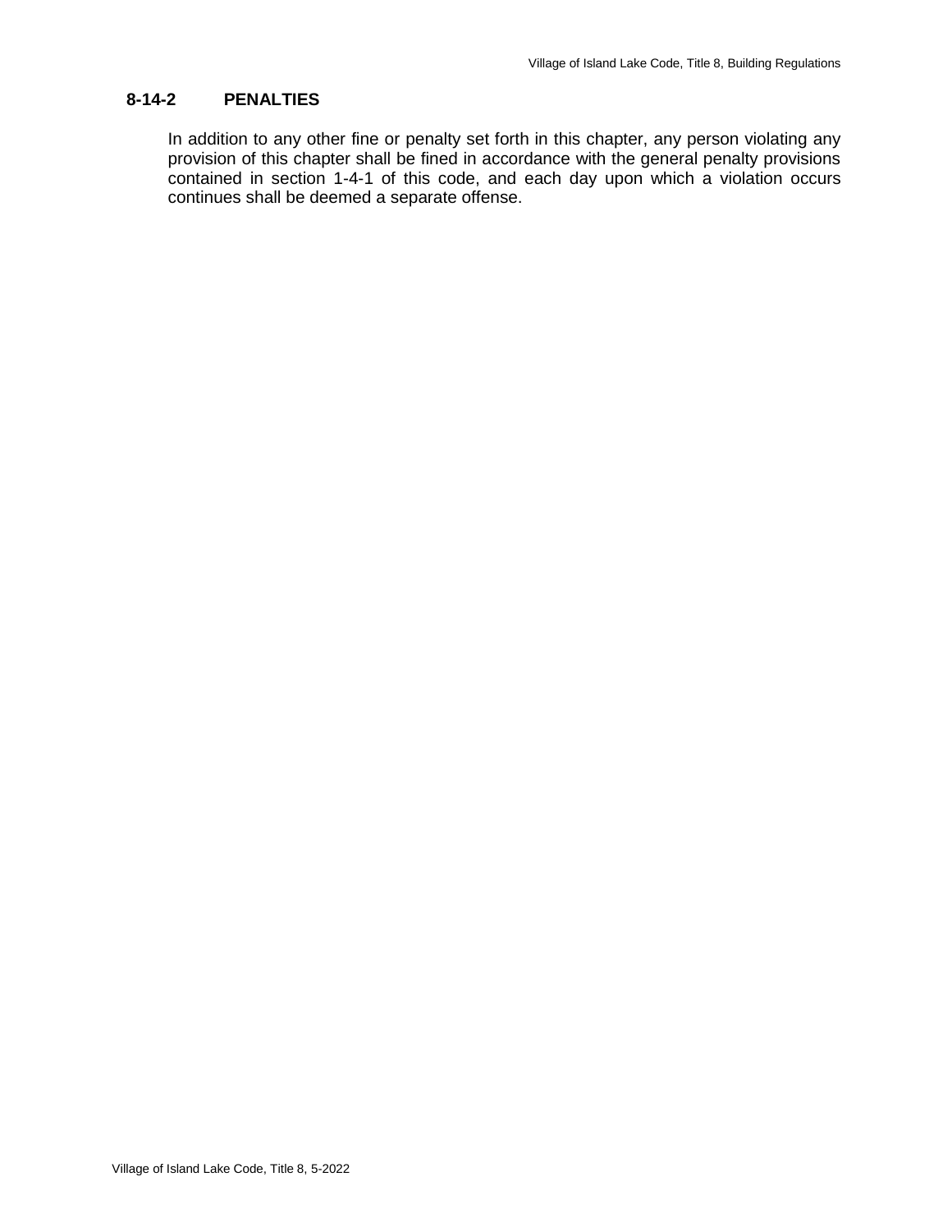### 8-14-2 PENALTIES

In addition to any other fine or penalty set forth in this chapter, any person violating any provision of this chapter shall be fined in accordance with the general penalty provisions contained in section 1-4-1 of this code, and each day upon which a violation occurs continues shall be deemed a separate offense.